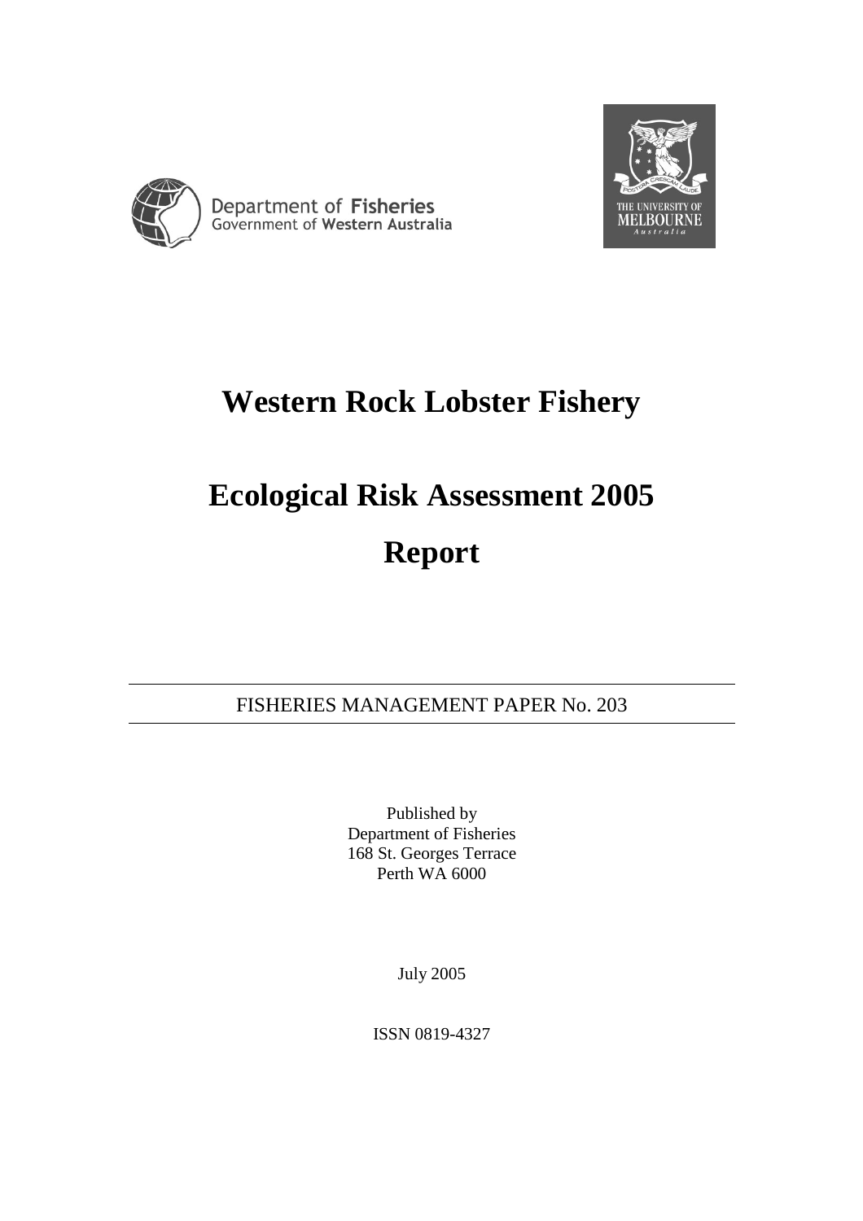Department of Fisheries
Government of Western Australia

THE UNIVERSITY OF MELBOURNE
Australia

# Western Rock Lobster Fishery

# Ecological Risk Assessment 2005

# Report

FISHERIES MANAGEMENT PAPER No. 203

Published by
Department of Fisheries
168 St. Georges Terrace
Perth WA 6000

July 2005

ISSN 0819-4327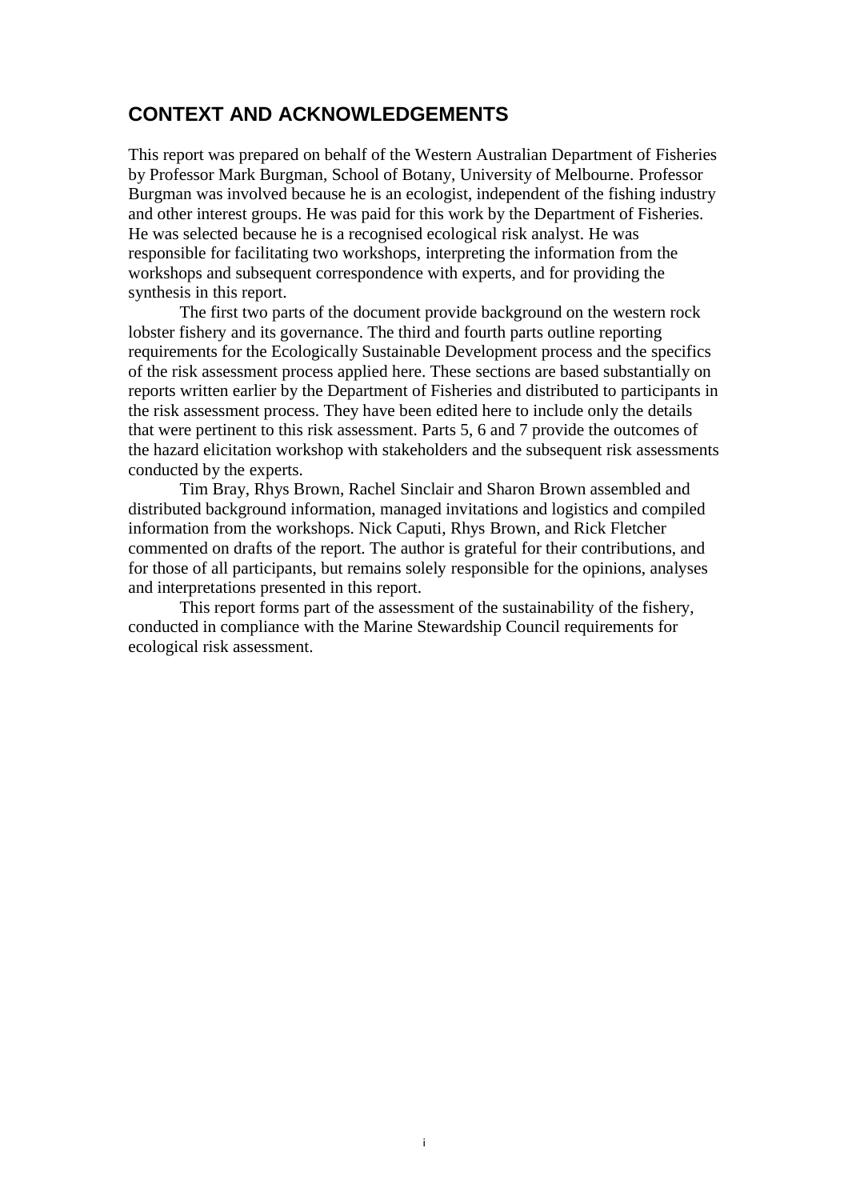## CONTEXT AND ACKNOWLEDGEMENTS

This report was prepared on behalf of the Western Australian Department of Fisheries by Professor Mark Burgman, School of Botany, University of Melbourne. Professor Burgman was involved because he is an ecologist, independent of the fishing industry and other interest groups. He was paid for this work by the Department of Fisheries. He was selected because he is a recognised ecological risk analyst. He was responsible for facilitating two workshops, interpreting the information from the workshops and subsequent correspondence with experts, and for providing the synthesis in this report.

The first two parts of the document provide background on the western rock lobster fishery and its governance. The third and fourth parts outline reporting requirements for the Ecologically Sustainable Development process and the specifics of the risk assessment process applied here. These sections are based substantially on reports written earlier by the Department of Fisheries and distributed to participants in the risk assessment process. They have been edited here to include only the details that were pertinent to this risk assessment. Parts 5, 6 and 7 provide the outcomes of the hazard elicitation workshop with stakeholders and the subsequent risk assessments conducted by the experts.

Tim Bray, Rhys Brown, Rachel Sinclair and Sharon Brown assembled and distributed background information, managed invitations and logistics and compiled information from the workshops. Nick Caputi, Rhys Brown, and Rick Fletcher commented on drafts of the report. The author is grateful for their contributions, and for those of all participants, but remains solely responsible for the opinions, analyses and interpretations presented in this report.

This report forms part of the assessment of the sustainability of the fishery, conducted in compliance with the Marine Stewardship Council requirements for ecological risk assessment.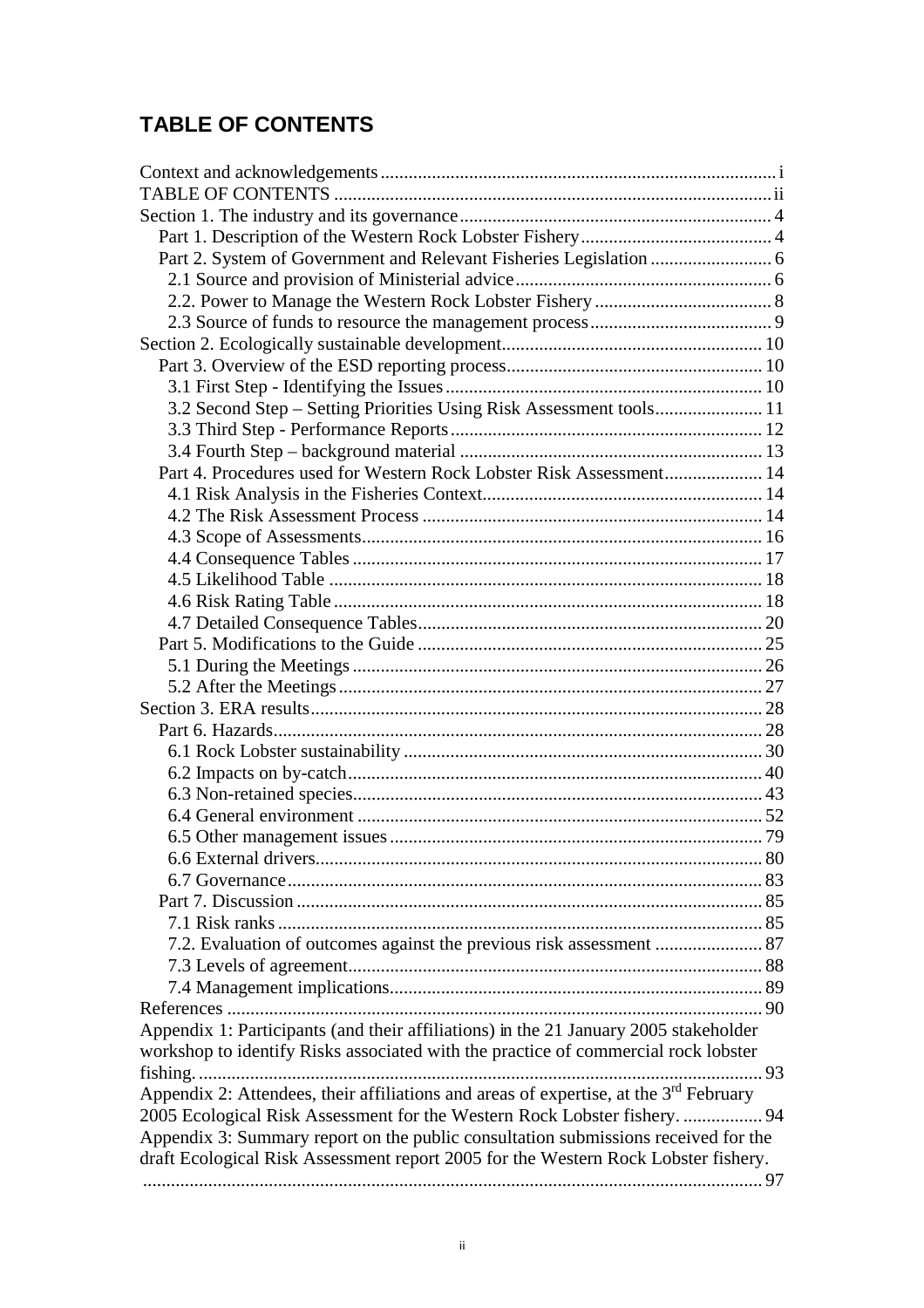# TABLE OF CONTENTS

Context and acknowledgements ....................................................................................i
TABLE OF CONTENTS ..............................................................................................ii
Section 1. The industry and its governance ................................................................... 4
  Part 1. Description of the Western Rock Lobster Fishery ......................................... 4
  Part 2. System of Government and Relevant Fisheries Legislation .......................... 6
    2.1 Source and provision of Ministerial advice ....................................................... 6
    2.2. Power to Manage the Western Rock Lobster Fishery ...................................... 8
    2.3 Source of funds to resource the management process ....................................... 9
Section 2. Ecologically sustainable development ........................................................ 10
  Part 3. Overview of the ESD reporting process ....................................................... 10
    3.1 First Step - Identifying the Issues .................................................................... 10
    3.2 Second Step – Setting Priorities Using Risk Assessment tools ....................... 11
    3.3 Third Step - Performance Reports ................................................................... 12
    3.4 Fourth Step – background material ................................................................. 13
  Part 4. Procedures used for Western Rock Lobster Risk Assessment ..................... 14
    4.1 Risk Analysis in the Fisheries Context ............................................................ 14
    4.2 The Risk Assessment Process ......................................................................... 14
    4.3 Scope of Assessments ...................................................................................... 16
    4.4 Consequence Tables ........................................................................................ 17
    4.5 Likelihood Table ............................................................................................. 18
    4.6 Risk Rating Table ............................................................................................ 18
    4.7 Detailed Consequence Tables .......................................................................... 20
  Part 5. Modifications to the Guide .......................................................................... 25
    5.1 During the Meetings ........................................................................................ 26
    5.2 After the Meetings ........................................................................................... 27
Section 3. ERA results ................................................................................................. 28
  Part 6. Hazards ......................................................................................................... 28
    6.1 Rock Lobster sustainability ............................................................................. 30
    6.2 Impacts on by-catch ......................................................................................... 40
    6.3 Non-retained species ........................................................................................ 43
    6.4 General environment ....................................................................................... 52
    6.5 Other management issues ................................................................................ 79
    6.6 External drivers ................................................................................................ 80
    6.7 Governance ...................................................................................................... 83
  Part 7. Discussion .................................................................................................... 85
    7.1 Risk ranks ........................................................................................................ 85
    7.2. Evaluation of outcomes against the previous risk assessment ........................ 87
    7.3 Levels of agreement ......................................................................................... 88
    7.4 Management implications ................................................................................ 89
References ................................................................................................................... 90
Appendix 1: Participants (and their affiliations) in the 21 January 2005 stakeholder workshop to identify Risks associated with the practice of commercial rock lobster fishing. ......................................................................................................................... 93
Appendix 2: Attendees, their affiliations and areas of expertise, at the 3rd February 2005 Ecological Risk Assessment for the Western Rock Lobster fishery. ................. 94
Appendix 3: Summary report on the public consultation submissions received for the draft Ecological Risk Assessment report 2005 for the Western Rock Lobster fishery. ..................................................................................................................................... 97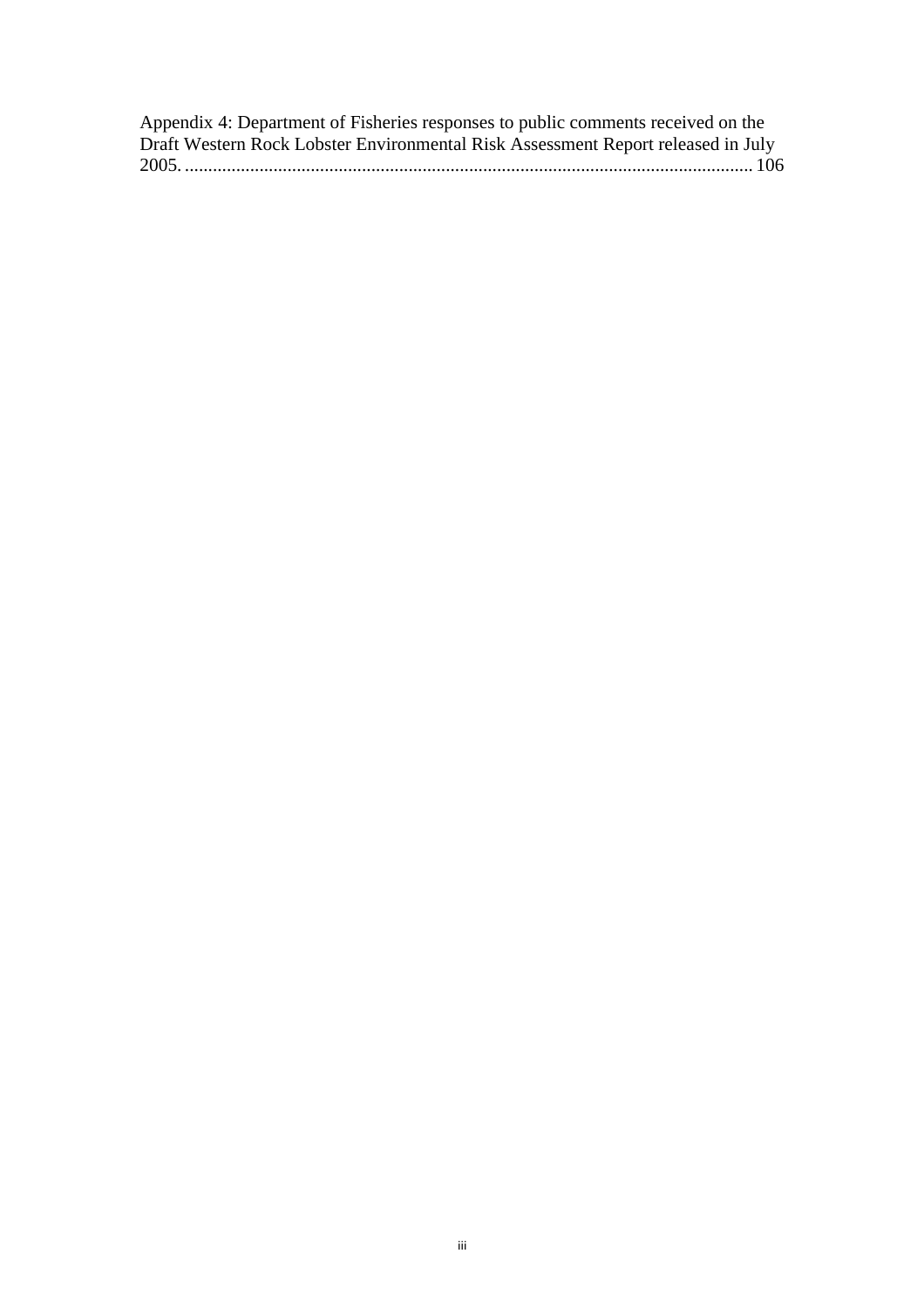Appendix 4: Department of Fisheries responses to public comments received on the Draft Western Rock Lobster Environmental Risk Assessment Report released in July 2005. .......................................................................................................................... 106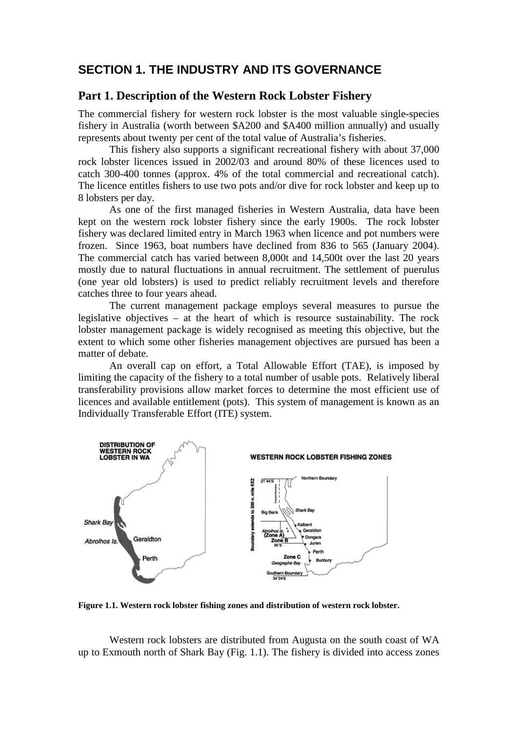## SECTION 1. THE INDUSTRY AND ITS GOVERNANCE

### Part 1. Description of the Western Rock Lobster Fishery

The commercial fishery for western rock lobster is the most valuable single-species fishery in Australia (worth between $A200 and $A400 million annually) and usually represents about twenty per cent of the total value of Australia's fisheries.

This fishery also supports a significant recreational fishery with about 37,000 rock lobster licences issued in 2002/03 and around 80% of these licences used to catch 300-400 tonnes (approx. 4% of the total commercial and recreational catch). The licence entitles fishers to use two pots and/or dive for rock lobster and keep up to 8 lobsters per day.

As one of the first managed fisheries in Western Australia, data have been kept on the western rock lobster fishery since the early 1900s. The rock lobster fishery was declared limited entry in March 1963 when licence and pot numbers were frozen. Since 1963, boat numbers have declined from 836 to 565 (January 2004). The commercial catch has varied between 8,000t and 14,500t over the last 20 years mostly due to natural fluctuations in annual recruitment. The settlement of puerulus (one year old lobsters) is used to predict reliably recruitment levels and therefore catches three to four years ahead.

The current management package employs several measures to pursue the legislative objectives – at the heart of which is resource sustainability. The rock lobster management package is widely recognised as meeting this objective, but the extent to which some other fisheries management objectives are pursued has been a matter of debate.

An overall cap on effort, a Total Allowable Effort (TAE), is imposed by limiting the capacity of the fishery to a total number of usable pots. Relatively liberal transferability provisions allow market forces to determine the most efficient use of licences and available entitlement (pots). This system of management is known as an Individually Transferable Effort (ITE) system.

**Figure 1.1. Western rock lobster fishing zones and distribution of western rock lobster.**

Western rock lobsters are distributed from Augusta on the south coast of WA up to Exmouth north of Shark Bay (Fig. 1.1). The fishery is divided into access zones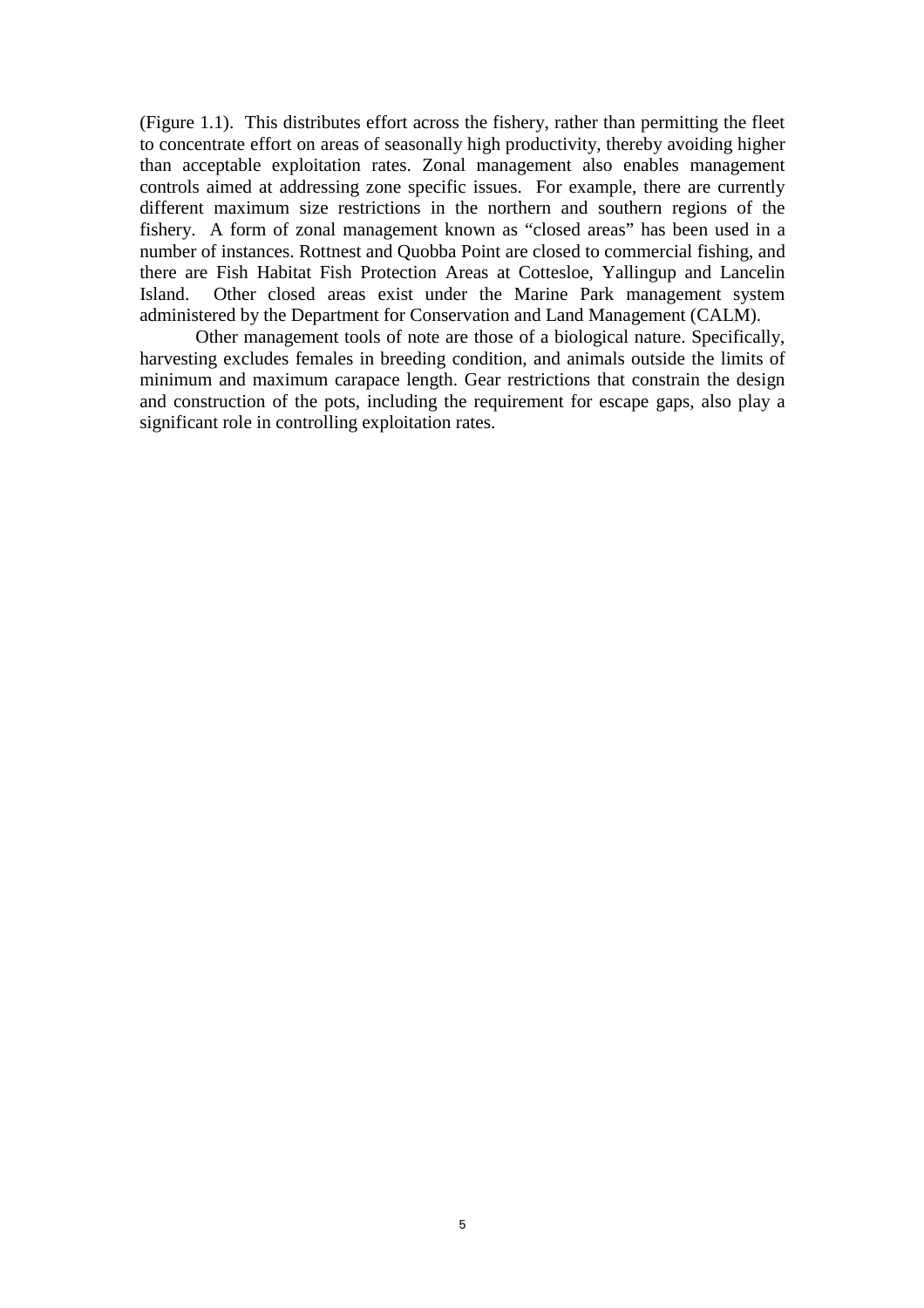(Figure 1.1). This distributes effort across the fishery, rather than permitting the fleet to concentrate effort on areas of seasonally high productivity, thereby avoiding higher than acceptable exploitation rates. Zonal management also enables management controls aimed at addressing zone specific issues. For example, there are currently different maximum size restrictions in the northern and southern regions of the fishery. A form of zonal management known as "closed areas" has been used in a number of instances. Rottnest and Quobba Point are closed to commercial fishing, and there are Fish Habitat Fish Protection Areas at Cottesloe, Yallingup and Lancelin Island. Other closed areas exist under the Marine Park management system administered by the Department for Conservation and Land Management (CALM).

Other management tools of note are those of a biological nature. Specifically, harvesting excludes females in breeding condition, and animals outside the limits of minimum and maximum carapace length. Gear restrictions that constrain the design and construction of the pots, including the requirement for escape gaps, also play a significant role in controlling exploitation rates.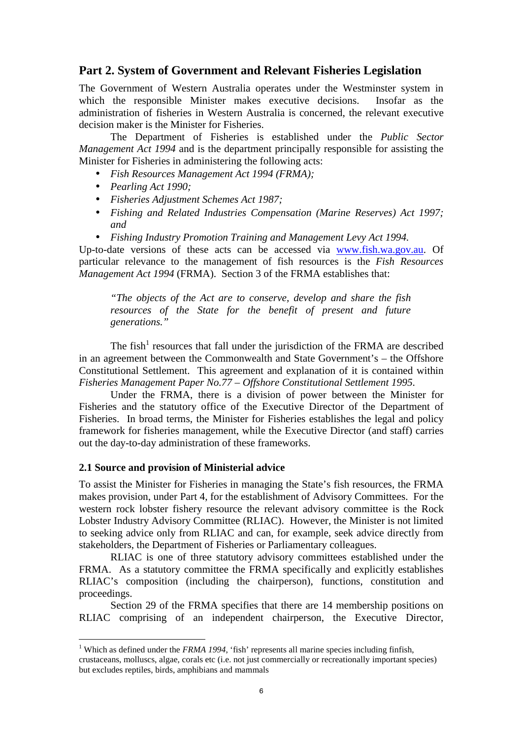## Part 2. System of Government and Relevant Fisheries Legislation

The Government of Western Australia operates under the Westminster system in which the responsible Minister makes executive decisions. Insofar as the administration of fisheries in Western Australia is concerned, the relevant executive decision maker is the Minister for Fisheries.

The Department of Fisheries is established under the *Public Sector Management Act 1994* and is the department principally responsible for assisting the Minister for Fisheries in administering the following acts:

- *Fish Resources Management Act 1994 (FRMA);*
- *Pearling Act 1990;*
- *Fisheries Adjustment Schemes Act 1987;*
- *Fishing and Related Industries Compensation (Marine Reserves) Act 1997; and*
- *Fishing Industry Promotion Training and Management Levy Act 1994.*

Up-to-date versions of these acts can be accessed via www.fish.wa.gov.au. Of particular relevance to the management of fish resources is the *Fish Resources Management Act 1994* (FRMA). Section 3 of the FRMA establishes that:

> *"The objects of the Act are to conserve, develop and share the fish resources of the State for the benefit of present and future generations."*

The fish[1] resources that fall under the jurisdiction of the FRMA are described in an agreement between the Commonwealth and State Government's – the Offshore Constitutional Settlement. This agreement and explanation of it is contained within *Fisheries Management Paper No.77 – Offshore Constitutional Settlement 1995*.

Under the FRMA, there is a division of power between the Minister for Fisheries and the statutory office of the Executive Director of the Department of Fisheries. In broad terms, the Minister for Fisheries establishes the legal and policy framework for fisheries management, while the Executive Director (and staff) carries out the day-to-day administration of these frameworks.

### 2.1 Source and provision of Ministerial advice

To assist the Minister for Fisheries in managing the State's fish resources, the FRMA makes provision, under Part 4, for the establishment of Advisory Committees. For the western rock lobster fishery resource the relevant advisory committee is the Rock Lobster Industry Advisory Committee (RLIAC). However, the Minister is not limited to seeking advice only from RLIAC and can, for example, seek advice directly from stakeholders, the Department of Fisheries or Parliamentary colleagues.

RLIAC is one of three statutory advisory committees established under the FRMA. As a statutory committee the FRMA specifically and explicitly establishes RLIAC's composition (including the chairperson), functions, constitution and proceedings.

Section 29 of the FRMA specifies that there are 14 membership positions on RLIAC comprising of an independent chairperson, the Executive Director,

---

[1] Which as defined under the *FRMA 1994*, 'fish' represents all marine species including finfish, crustaceans, molluscs, algae, corals etc (i.e. not just commercially or recreationally important species) but excludes reptiles, birds, amphibians and mammals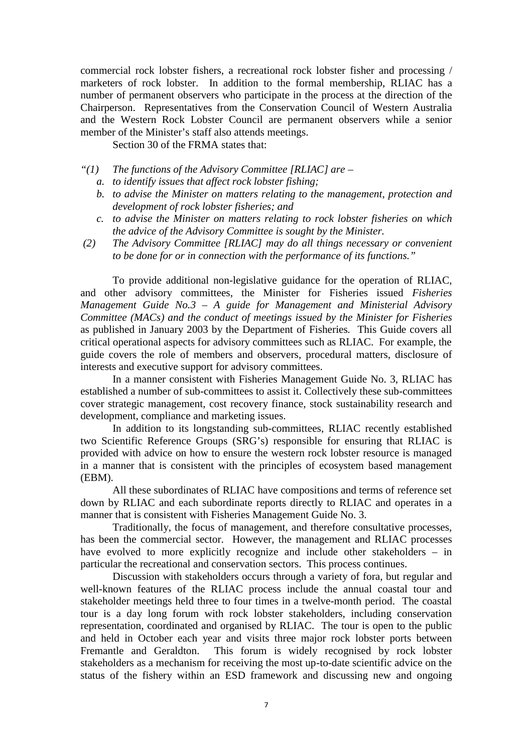commercial rock lobster fishers, a recreational rock lobster fisher and processing / marketers of rock lobster. In addition to the formal membership, RLIAC has a number of permanent observers who participate in the process at the direction of the Chairperson. Representatives from the Conservation Council of Western Australia and the Western Rock Lobster Council are permanent observers while a senior member of the Minister's staff also attends meetings.

Section 30 of the FRMA states that:

*"(1) The functions of the Advisory Committee [RLIAC] are –*

*a. to identify issues that affect rock lobster fishing;*

*b. to advise the Minister on matters relating to the management, protection and development of rock lobster fisheries; and*

*c. to advise the Minister on matters relating to rock lobster fisheries on which the advice of the Advisory Committee is sought by the Minister.*

*(2) The Advisory Committee [RLIAC] may do all things necessary or convenient to be done for or in connection with the performance of its functions."*

To provide additional non-legislative guidance for the operation of RLIAC, and other advisory committees, the Minister for Fisheries issued *Fisheries Management Guide No.3 – A guide for Management and Ministerial Advisory Committee (MACs) and the conduct of meetings issued by the Minister for Fisheries* as published in January 2003 by the Department of Fisheries. This Guide covers all critical operational aspects for advisory committees such as RLIAC. For example, the guide covers the role of members and observers, procedural matters, disclosure of interests and executive support for advisory committees.

In a manner consistent with Fisheries Management Guide No. 3, RLIAC has established a number of sub-committees to assist it. Collectively these sub-committees cover strategic management, cost recovery finance, stock sustainability research and development, compliance and marketing issues.

In addition to its longstanding sub-committees, RLIAC recently established two Scientific Reference Groups (SRG's) responsible for ensuring that RLIAC is provided with advice on how to ensure the western rock lobster resource is managed in a manner that is consistent with the principles of ecosystem based management (EBM).

All these subordinates of RLIAC have compositions and terms of reference set down by RLIAC and each subordinate reports directly to RLIAC and operates in a manner that is consistent with Fisheries Management Guide No. 3.

Traditionally, the focus of management, and therefore consultative processes, has been the commercial sector. However, the management and RLIAC processes have evolved to more explicitly recognize and include other stakeholders – in particular the recreational and conservation sectors. This process continues.

Discussion with stakeholders occurs through a variety of fora, but regular and well-known features of the RLIAC process include the annual coastal tour and stakeholder meetings held three to four times in a twelve-month period. The coastal tour is a day long forum with rock lobster stakeholders, including conservation representation, coordinated and organised by RLIAC. The tour is open to the public and held in October each year and visits three major rock lobster ports between Fremantle and Geraldton. This forum is widely recognised by rock lobster stakeholders as a mechanism for receiving the most up-to-date scientific advice on the status of the fishery within an ESD framework and discussing new and ongoing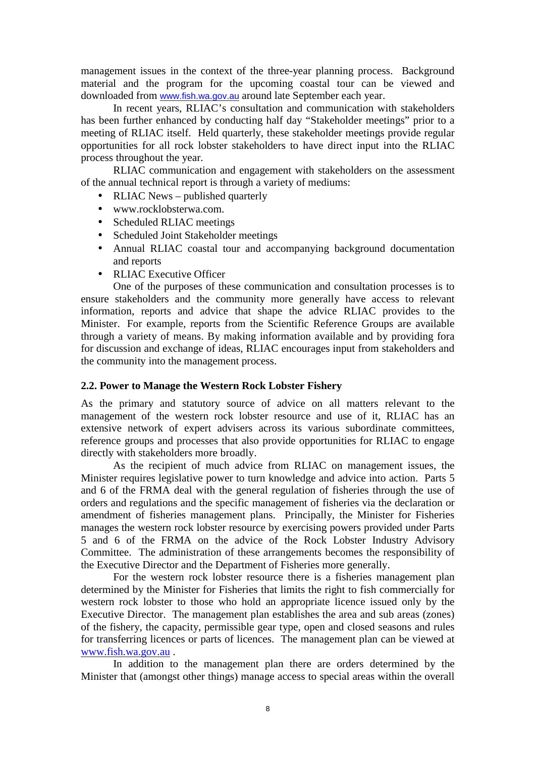management issues in the context of the three-year planning process. Background material and the program for the upcoming coastal tour can be viewed and downloaded from www.fish.wa.gov.au around late September each year.

In recent years, RLIAC's consultation and communication with stakeholders has been further enhanced by conducting half day "Stakeholder meetings" prior to a meeting of RLIAC itself. Held quarterly, these stakeholder meetings provide regular opportunities for all rock lobster stakeholders to have direct input into the RLIAC process throughout the year.

RLIAC communication and engagement with stakeholders on the assessment of the annual technical report is through a variety of mediums:

- RLIAC News – published quarterly
- www.rocklobsterwa.com.
- Scheduled RLIAC meetings
- Scheduled Joint Stakeholder meetings
- Annual RLIAC coastal tour and accompanying background documentation and reports
- RLIAC Executive Officer

One of the purposes of these communication and consultation processes is to ensure stakeholders and the community more generally have access to relevant information, reports and advice that shape the advice RLIAC provides to the Minister. For example, reports from the Scientific Reference Groups are available through a variety of means. By making information available and by providing fora for discussion and exchange of ideas, RLIAC encourages input from stakeholders and the community into the management process.

## 2.2. Power to Manage the Western Rock Lobster Fishery

As the primary and statutory source of advice on all matters relevant to the management of the western rock lobster resource and use of it, RLIAC has an extensive network of expert advisers across its various subordinate committees, reference groups and processes that also provide opportunities for RLIAC to engage directly with stakeholders more broadly.

As the recipient of much advice from RLIAC on management issues, the Minister requires legislative power to turn knowledge and advice into action. Parts 5 and 6 of the FRMA deal with the general regulation of fisheries through the use of orders and regulations and the specific management of fisheries via the declaration or amendment of fisheries management plans. Principally, the Minister for Fisheries manages the western rock lobster resource by exercising powers provided under Parts 5 and 6 of the FRMA on the advice of the Rock Lobster Industry Advisory Committee. The administration of these arrangements becomes the responsibility of the Executive Director and the Department of Fisheries more generally.

For the western rock lobster resource there is a fisheries management plan determined by the Minister for Fisheries that limits the right to fish commercially for western rock lobster to those who hold an appropriate licence issued only by the Executive Director. The management plan establishes the area and sub areas (zones) of the fishery, the capacity, permissible gear type, open and closed seasons and rules for transferring licences or parts of licences. The management plan can be viewed at www.fish.wa.gov.au .

In addition to the management plan there are orders determined by the Minister that (amongst other things) manage access to special areas within the overall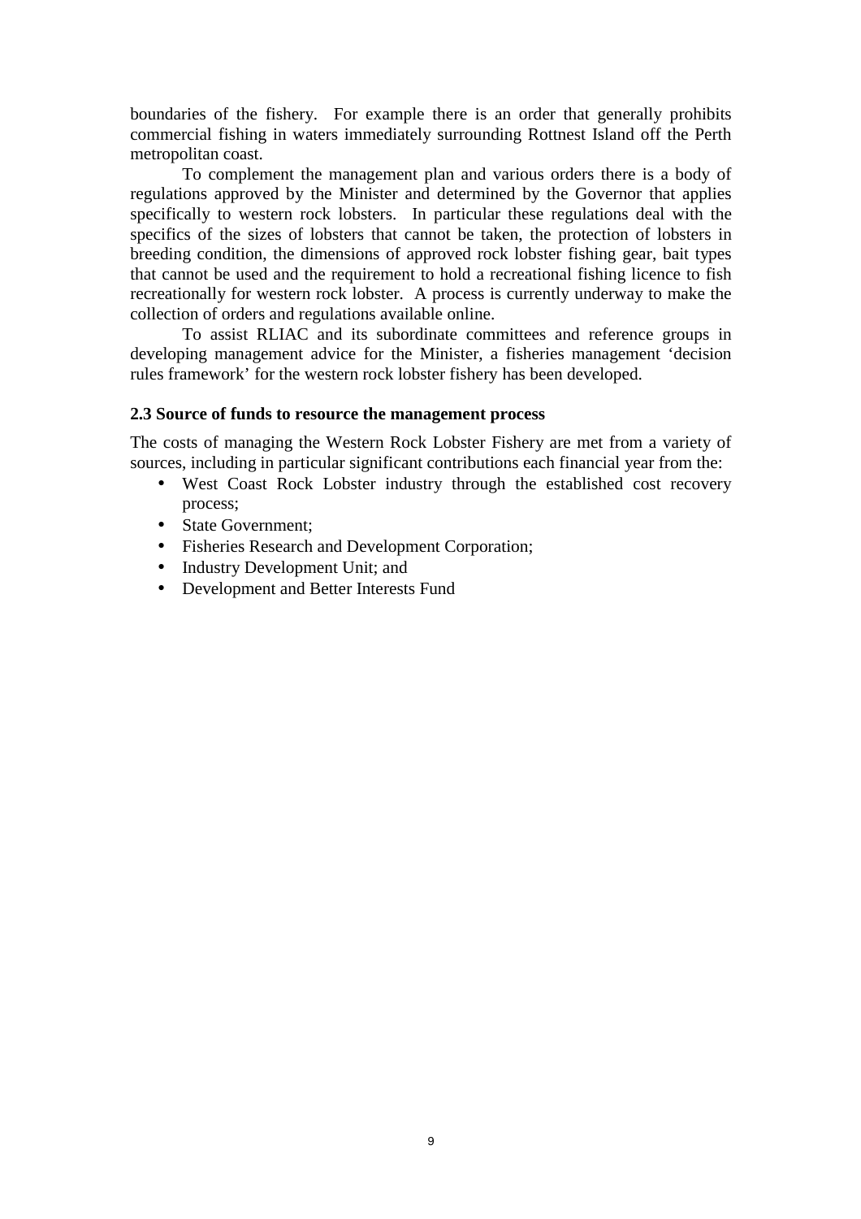boundaries of the fishery. For example there is an order that generally prohibits commercial fishing in waters immediately surrounding Rottnest Island off the Perth metropolitan coast.

To complement the management plan and various orders there is a body of regulations approved by the Minister and determined by the Governor that applies specifically to western rock lobsters. In particular these regulations deal with the specifics of the sizes of lobsters that cannot be taken, the protection of lobsters in breeding condition, the dimensions of approved rock lobster fishing gear, bait types that cannot be used and the requirement to hold a recreational fishing licence to fish recreationally for western rock lobster. A process is currently underway to make the collection of orders and regulations available online.

To assist RLIAC and its subordinate committees and reference groups in developing management advice for the Minister, a fisheries management 'decision rules framework' for the western rock lobster fishery has been developed.

### 2.3 Source of funds to resource the management process

The costs of managing the Western Rock Lobster Fishery are met from a variety of sources, including in particular significant contributions each financial year from the:

- West Coast Rock Lobster industry through the established cost recovery process;
- State Government;
- Fisheries Research and Development Corporation;
- Industry Development Unit; and
- Development and Better Interests Fund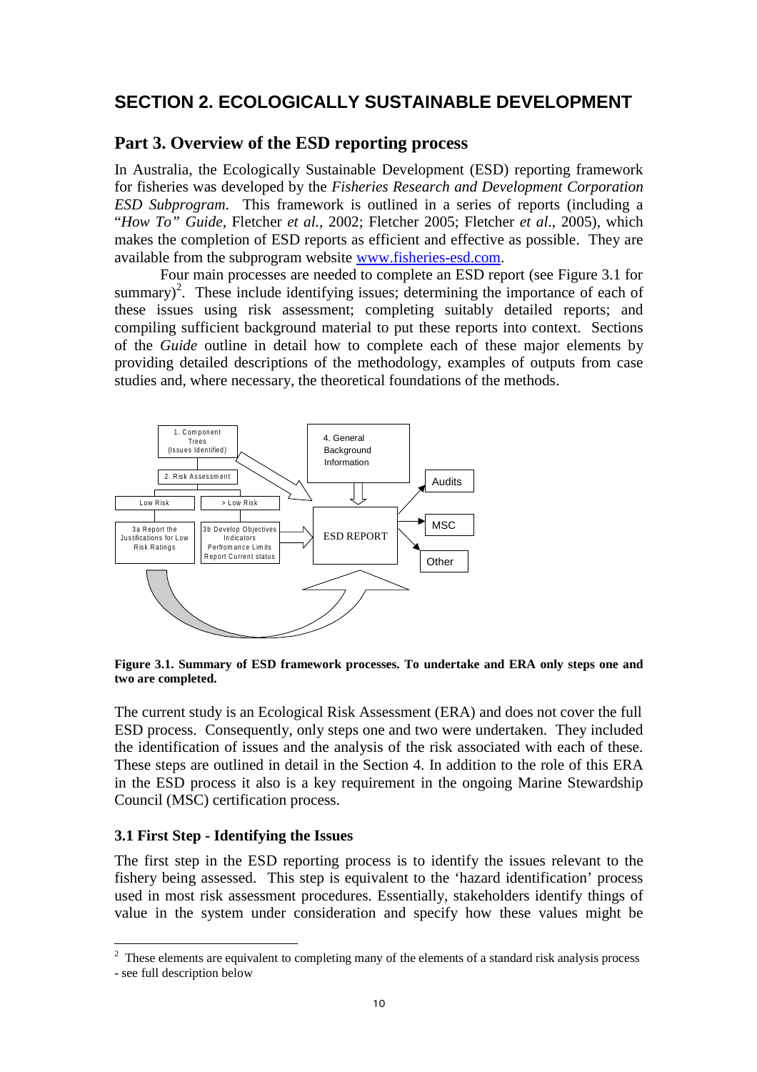# SECTION 2. ECOLOGICALLY SUSTAINABLE DEVELOPMENT

## Part 3. Overview of the ESD reporting process

In Australia, the Ecologically Sustainable Development (ESD) reporting framework for fisheries was developed by the *Fisheries Research and Development Corporation ESD Subprogram*. This framework is outlined in a series of reports (including a "*How To" Guide*, Fletcher *et al.,* 2002; Fletcher 2005; Fletcher *et al*., 2005), which makes the completion of ESD reports as efficient and effective as possible. They are available from the subprogram website www.fisheries-esd.com.

Four main processes are needed to complete an ESD report (see Figure 3.1 for summary)[2]. These include identifying issues; determining the importance of each of these issues using risk assessment; completing suitably detailed reports; and compiling sufficient background material to put these reports into context. Sections of the *Guide* outline in detail how to complete each of these major elements by providing detailed descriptions of the methodology, examples of outputs from case studies and, where necessary, the theoretical foundations of the methods.

**Figure 3.1. Summary of ESD framework processes. To undertake and ERA only steps one and two are completed.**

The current study is an Ecological Risk Assessment (ERA) and does not cover the full ESD process. Consequently, only steps one and two were undertaken. They included the identification of issues and the analysis of the risk associated with each of these. These steps are outlined in detail in the Section 4. In addition to the role of this ERA in the ESD process it also is a key requirement in the ongoing Marine Stewardship Council (MSC) certification process.

### 3.1 First Step - Identifying the Issues

The first step in the ESD reporting process is to identify the issues relevant to the fishery being assessed. This step is equivalent to the 'hazard identification' process used in most risk assessment procedures. Essentially, stakeholders identify things of value in the system under consideration and specify how these values might be

---

[2] These elements are equivalent to completing many of the elements of a standard risk analysis process - see full description below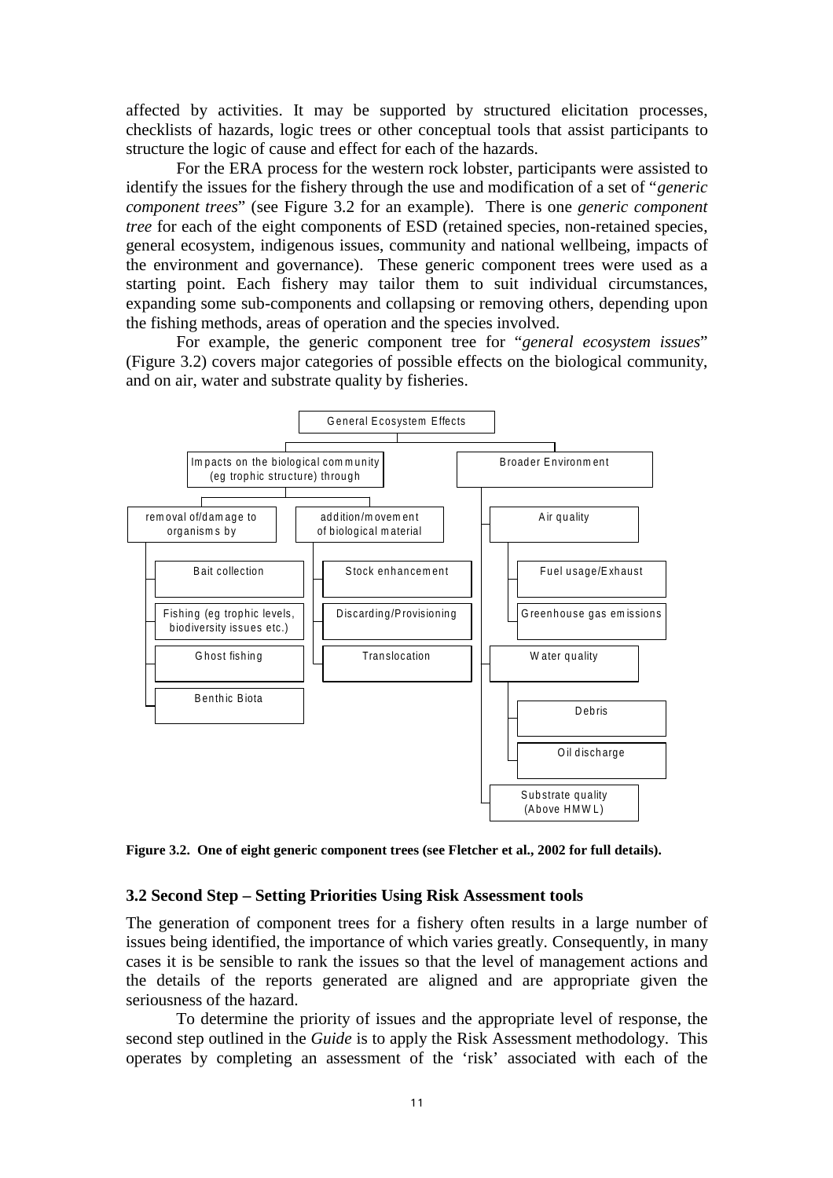affected by activities. It may be supported by structured elicitation processes, checklists of hazards, logic trees or other conceptual tools that assist participants to structure the logic of cause and effect for each of the hazards.

For the ERA process for the western rock lobster, participants were assisted to identify the issues for the fishery through the use and modification of a set of "*generic component trees*" (see Figure 3.2 for an example). There is one *generic component tree* for each of the eight components of ESD (retained species, non-retained species, general ecosystem, indigenous issues, community and national wellbeing, impacts of the environment and governance). These generic component trees were used as a starting point. Each fishery may tailor them to suit individual circumstances, expanding some sub-components and collapsing or removing others, depending upon the fishing methods, areas of operation and the species involved.

For example, the generic component tree for "*general ecosystem issues*" (Figure 3.2) covers major categories of possible effects on the biological community, and on air, water and substrate quality by fisheries.

- General Ecosystem Effects
  - Impacts on the biological community (eg trophic structure) through
    - removal of/damage to organisms by
      - Bait collection
      - Fishing (eg trophic levels, biodiversity issues etc.)
      - Ghost fishing
      - Benthic Biota
    - addition/movement of biological material
      - Stock enhancement
      - Discarding/Provisioning
      - Translocation
  - Broader Environment
    - Air quality
      - Fuel usage/Exhaust
      - Greenhouse gas emissions
    - Water quality
      - Debris
      - Oil discharge
    - Substrate quality (Above HMWL)

**Figure 3.2. One of eight generic component trees (see Fletcher et al., 2002 for full details).**

### 3.2 Second Step – Setting Priorities Using Risk Assessment tools

The generation of component trees for a fishery often results in a large number of issues being identified, the importance of which varies greatly. Consequently, in many cases it is be sensible to rank the issues so that the level of management actions and the details of the reports generated are aligned and are appropriate given the seriousness of the hazard.

To determine the priority of issues and the appropriate level of response, the second step outlined in the *Guide* is to apply the Risk Assessment methodology. This operates by completing an assessment of the 'risk' associated with each of the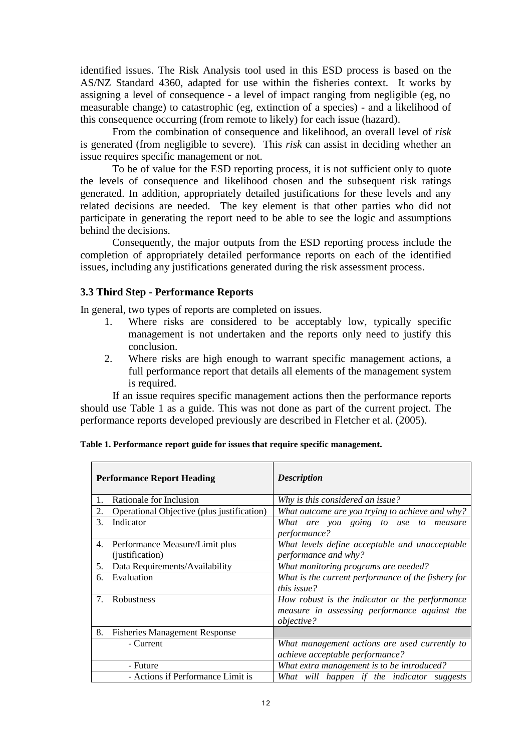identified issues. The Risk Analysis tool used in this ESD process is based on the AS/NZ Standard 4360, adapted for use within the fisheries context. It works by assigning a level of consequence - a level of impact ranging from negligible (eg, no measurable change) to catastrophic (eg, extinction of a species) - and a likelihood of this consequence occurring (from remote to likely) for each issue (hazard).

From the combination of consequence and likelihood, an overall level of *risk* is generated (from negligible to severe). This *risk* can assist in deciding whether an issue requires specific management or not.

To be of value for the ESD reporting process, it is not sufficient only to quote the levels of consequence and likelihood chosen and the subsequent risk ratings generated. In addition, appropriately detailed justifications for these levels and any related decisions are needed. The key element is that other parties who did not participate in generating the report need to be able to see the logic and assumptions behind the decisions.

Consequently, the major outputs from the ESD reporting process include the completion of appropriately detailed performance reports on each of the identified issues, including any justifications generated during the risk assessment process.

### 3.3 Third Step - Performance Reports

In general, two types of reports are completed on issues.

1. Where risks are considered to be acceptably low, typically specific management is not undertaken and the reports only need to justify this conclusion.
2. Where risks are high enough to warrant specific management actions, a full performance report that details all elements of the management system is required.

If an issue requires specific management actions then the performance reports should use Table 1 as a guide. This was not done as part of the current project. The performance reports developed previously are described in Fletcher et al. (2005).

**Table 1. Performance report guide for issues that require specific management.**

| Performance Report Heading | *Description* |
|---|---|
| 1. Rationale for Inclusion | *Why is this considered an issue?* |
| 2. Operational Objective (plus justification) | *What outcome are you trying to achieve and why?* |
| 3. Indicator | *What are you going to use to measure performance?* |
| 4. Performance Measure/Limit plus (justification) | *What levels define acceptable and unacceptable performance and why?* |
| 5. Data Requirements/Availability | *What monitoring programs are needed?* |
| 6. Evaluation | *What is the current performance of the fishery for this issue?* |
| 7. Robustness | *How robust is the indicator or the performance measure in assessing performance against the objective?* |
| 8. Fisheries Management Response | |
| - Current | *What management actions are used currently to achieve acceptable performance?* |
| - Future | *What extra management is to be introduced?* |
| - Actions if Performance Limit is | *What will happen if the indicator suggests* |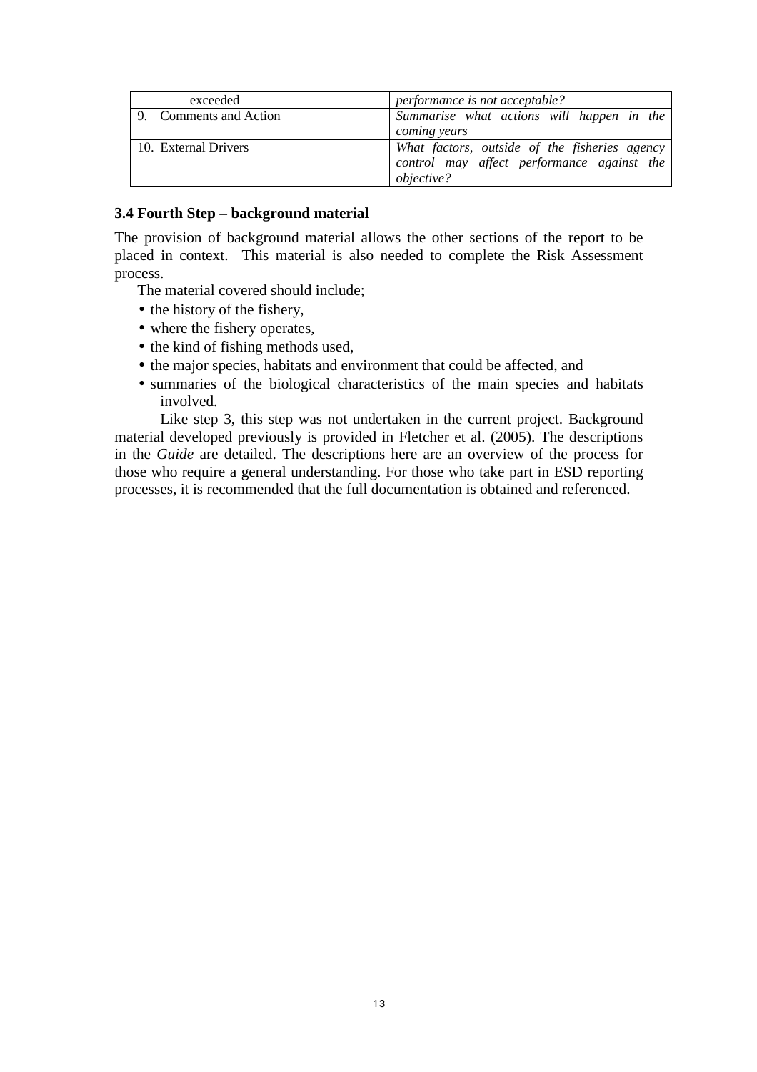| | |
|---|---|
| exceeded | *performance is not acceptable?* |
| 9. Comments and Action | *Summarise what actions will happen in the coming years* |
| 10. External Drivers | *What factors, outside of the fisheries agency control may affect performance against the objective?* |

### 3.4 Fourth Step – background material

The provision of background material allows the other sections of the report to be placed in context. This material is also needed to complete the Risk Assessment process.

The material covered should include;

- the history of the fishery,
- where the fishery operates,
- the kind of fishing methods used,
- the major species, habitats and environment that could be affected, and
- summaries of the biological characteristics of the main species and habitats involved.

Like step 3, this step was not undertaken in the current project. Background material developed previously is provided in Fletcher et al. (2005). The descriptions in the *Guide* are detailed. The descriptions here are an overview of the process for those who require a general understanding. For those who take part in ESD reporting processes, it is recommended that the full documentation is obtained and referenced.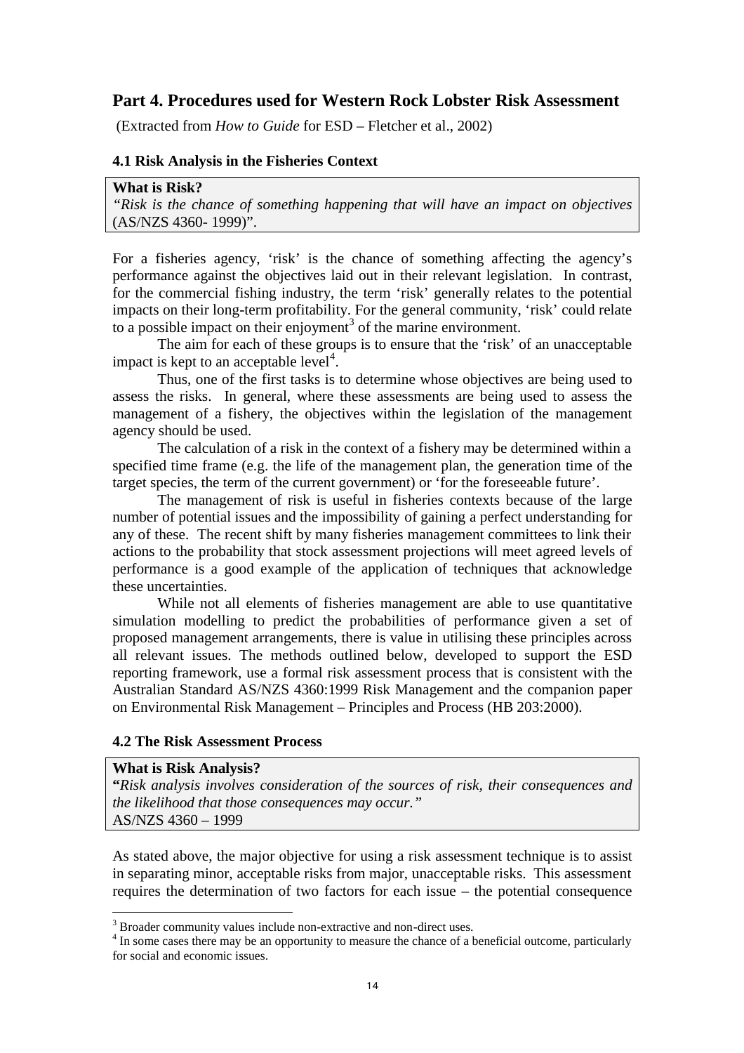## Part 4. Procedures used for Western Rock Lobster Risk Assessment

(Extracted from *How to Guide* for ESD – Fletcher et al., 2002)

### 4.1 Risk Analysis in the Fisheries Context

**What is Risk?**
*"Risk is the chance of something happening that will have an impact on objectives* (AS/NZS 4360- 1999)".

For a fisheries agency, 'risk' is the chance of something affecting the agency's performance against the objectives laid out in their relevant legislation. In contrast, for the commercial fishing industry, the term 'risk' generally relates to the potential impacts on their long-term profitability. For the general community, 'risk' could relate to a possible impact on their enjoyment[3] of the marine environment.

The aim for each of these groups is to ensure that the 'risk' of an unacceptable impact is kept to an acceptable level[4].

Thus, one of the first tasks is to determine whose objectives are being used to assess the risks. In general, where these assessments are being used to assess the management of a fishery, the objectives within the legislation of the management agency should be used.

The calculation of a risk in the context of a fishery may be determined within a specified time frame (e.g. the life of the management plan, the generation time of the target species, the term of the current government) or 'for the foreseeable future'.

The management of risk is useful in fisheries contexts because of the large number of potential issues and the impossibility of gaining a perfect understanding for any of these. The recent shift by many fisheries management committees to link their actions to the probability that stock assessment projections will meet agreed levels of performance is a good example of the application of techniques that acknowledge these uncertainties.

While not all elements of fisheries management are able to use quantitative simulation modelling to predict the probabilities of performance given a set of proposed management arrangements, there is value in utilising these principles across all relevant issues. The methods outlined below, developed to support the ESD reporting framework, use a formal risk assessment process that is consistent with the Australian Standard AS/NZS 4360:1999 Risk Management and the companion paper on Environmental Risk Management – Principles and Process (HB 203:2000).

### 4.2 The Risk Assessment Process

**What is Risk Analysis?**
**"***Risk analysis involves consideration of the sources of risk, their consequences and the likelihood that those consequences may occur."*
AS/NZS 4360 – 1999

As stated above, the major objective for using a risk assessment technique is to assist in separating minor, acceptable risks from major, unacceptable risks. This assessment requires the determination of two factors for each issue – the potential consequence

[3] Broader community values include non-extractive and non-direct uses.

[4] In some cases there may be an opportunity to measure the chance of a beneficial outcome, particularly for social and economic issues.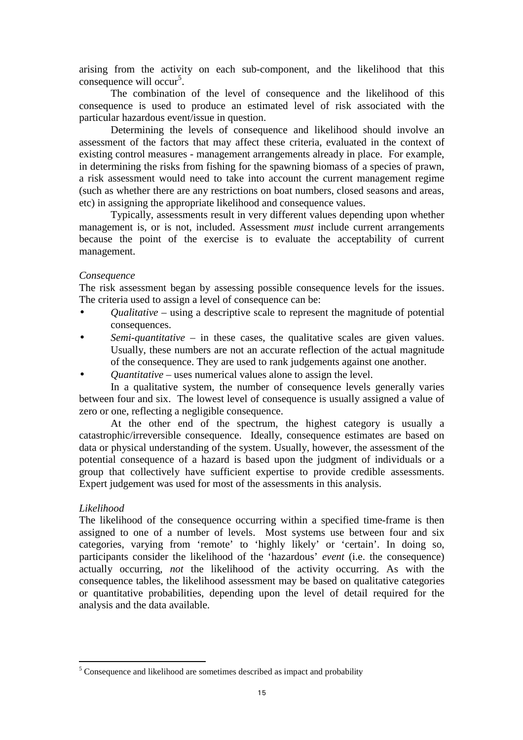arising from the activity on each sub-component, and the likelihood that this consequence will occur[5].

The combination of the level of consequence and the likelihood of this consequence is used to produce an estimated level of risk associated with the particular hazardous event/issue in question.

Determining the levels of consequence and likelihood should involve an assessment of the factors that may affect these criteria, evaluated in the context of existing control measures - management arrangements already in place. For example, in determining the risks from fishing for the spawning biomass of a species of prawn, a risk assessment would need to take into account the current management regime (such as whether there are any restrictions on boat numbers, closed seasons and areas, etc) in assigning the appropriate likelihood and consequence values.

Typically, assessments result in very different values depending upon whether management is, or is not, included. Assessment *must* include current arrangements because the point of the exercise is to evaluate the acceptability of current management.

*Consequence*

The risk assessment began by assessing possible consequence levels for the issues. The criteria used to assign a level of consequence can be:

- *Qualitative* – using a descriptive scale to represent the magnitude of potential consequences.
- *Semi-quantitative* – in these cases, the qualitative scales are given values. Usually, these numbers are not an accurate reflection of the actual magnitude of the consequence. They are used to rank judgements against one another.
- *Quantitative* – uses numerical values alone to assign the level.

In a qualitative system, the number of consequence levels generally varies between four and six. The lowest level of consequence is usually assigned a value of zero or one, reflecting a negligible consequence.

At the other end of the spectrum, the highest category is usually a catastrophic/irreversible consequence. Ideally, consequence estimates are based on data or physical understanding of the system. Usually, however, the assessment of the potential consequence of a hazard is based upon the judgment of individuals or a group that collectively have sufficient expertise to provide credible assessments. Expert judgement was used for most of the assessments in this analysis.

*Likelihood*

The likelihood of the consequence occurring within a specified time-frame is then assigned to one of a number of levels. Most systems use between four and six categories, varying from 'remote' to 'highly likely' or 'certain'. In doing so, participants consider the likelihood of the 'hazardous' *event* (i.e. the consequence) actually occurring, *not* the likelihood of the activity occurring. As with the consequence tables, the likelihood assessment may be based on qualitative categories or quantitative probabilities, depending upon the level of detail required for the analysis and the data available.

---

[5] Consequence and likelihood are sometimes described as impact and probability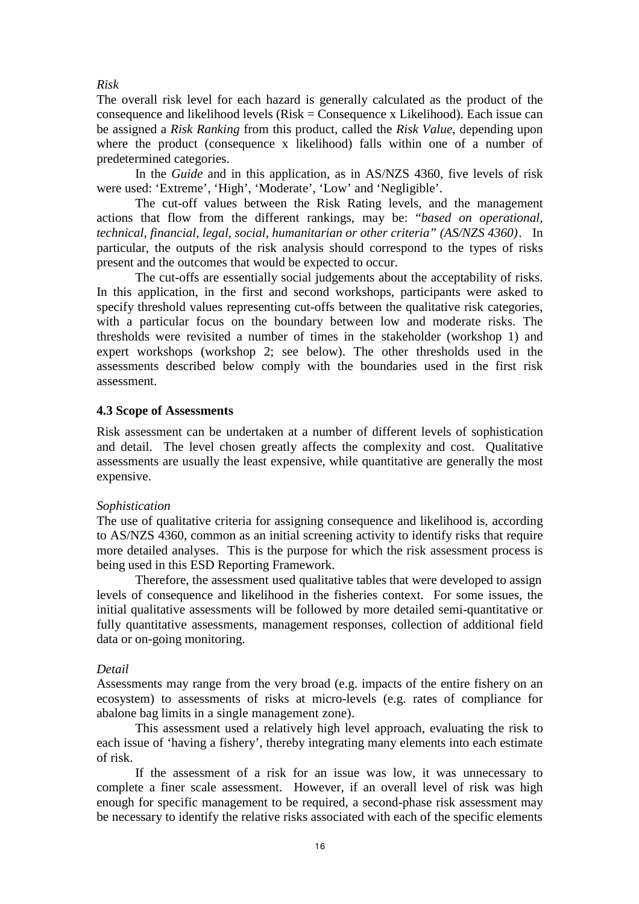*Risk*

The overall risk level for each hazard is generally calculated as the product of the consequence and likelihood levels (Risk = Consequence x Likelihood). Each issue can be assigned a *Risk Ranking* from this product, called the *Risk Value*, depending upon where the product (consequence x likelihood) falls within one of a number of predetermined categories.

In the *Guide* and in this application, as in AS/NZS 4360, five levels of risk were used: 'Extreme', 'High', 'Moderate', 'Low' and 'Negligible'.

The cut-off values between the Risk Rating levels, and the management actions that flow from the different rankings, may be: "*based on operational, technical, financial, legal, social, humanitarian or other criteria" (AS/NZS 4360)*. In particular, the outputs of the risk analysis should correspond to the types of risks present and the outcomes that would be expected to occur.

The cut-offs are essentially social judgements about the acceptability of risks. In this application, in the first and second workshops, participants were asked to specify threshold values representing cut-offs between the qualitative risk categories, with a particular focus on the boundary between low and moderate risks. The thresholds were revisited a number of times in the stakeholder (workshop 1) and expert workshops (workshop 2; see below). The other thresholds used in the assessments described below comply with the boundaries used in the first risk assessment.

### 4.3 Scope of Assessments

Risk assessment can be undertaken at a number of different levels of sophistication and detail. The level chosen greatly affects the complexity and cost. Qualitative assessments are usually the least expensive, while quantitative are generally the most expensive.

*Sophistication*

The use of qualitative criteria for assigning consequence and likelihood is, according to AS/NZS 4360, common as an initial screening activity to identify risks that require more detailed analyses. This is the purpose for which the risk assessment process is being used in this ESD Reporting Framework.

Therefore, the assessment used qualitative tables that were developed to assign levels of consequence and likelihood in the fisheries context. For some issues, the initial qualitative assessments will be followed by more detailed semi-quantitative or fully quantitative assessments, management responses, collection of additional field data or on-going monitoring.

*Detail*

Assessments may range from the very broad (e.g. impacts of the entire fishery on an ecosystem) to assessments of risks at micro-levels (e.g. rates of compliance for abalone bag limits in a single management zone).

This assessment used a relatively high level approach, evaluating the risk to each issue of 'having a fishery', thereby integrating many elements into each estimate of risk.

If the assessment of a risk for an issue was low, it was unnecessary to complete a finer scale assessment. However, if an overall level of risk was high enough for specific management to be required, a second-phase risk assessment may be necessary to identify the relative risks associated with each of the specific elements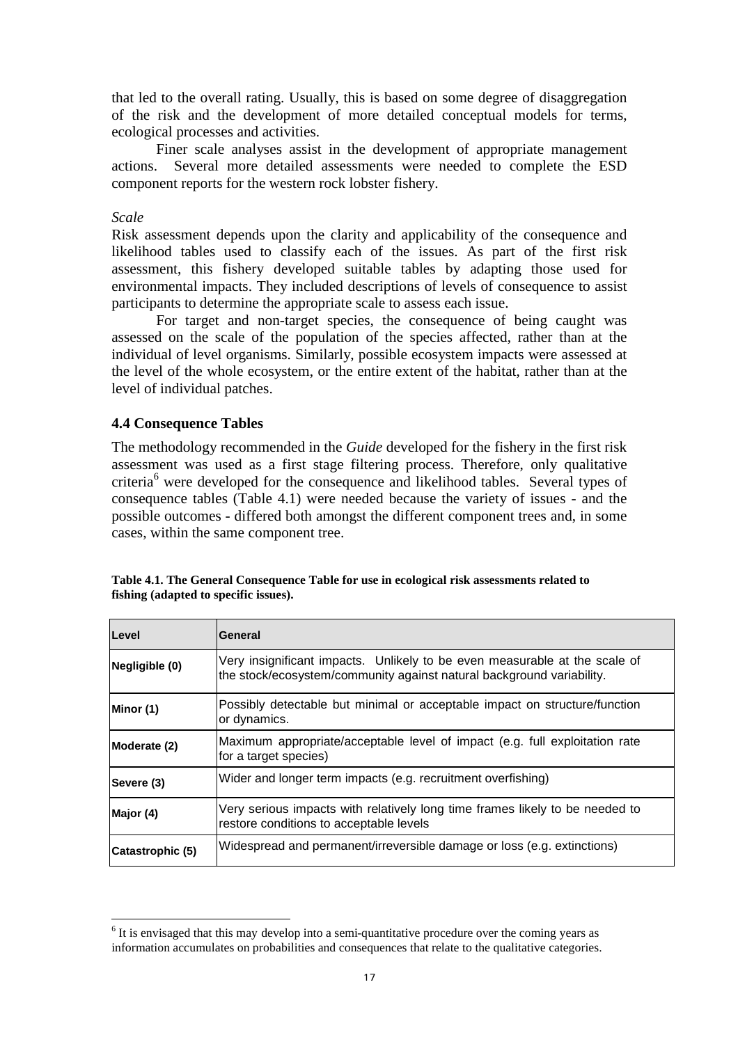that led to the overall rating. Usually, this is based on some degree of disaggregation of the risk and the development of more detailed conceptual models for terms, ecological processes and activities.

Finer scale analyses assist in the development of appropriate management actions. Several more detailed assessments were needed to complete the ESD component reports for the western rock lobster fishery.

*Scale*

Risk assessment depends upon the clarity and applicability of the consequence and likelihood tables used to classify each of the issues. As part of the first risk assessment, this fishery developed suitable tables by adapting those used for environmental impacts. They included descriptions of levels of consequence to assist participants to determine the appropriate scale to assess each issue.

For target and non-target species, the consequence of being caught was assessed on the scale of the population of the species affected, rather than at the individual of level organisms. Similarly, possible ecosystem impacts were assessed at the level of the whole ecosystem, or the entire extent of the habitat, rather than at the level of individual patches.

## 4.4 Consequence Tables

The methodology recommended in the *Guide* developed for the fishery in the first risk assessment was used as a first stage filtering process. Therefore, only qualitative criteria[6] were developed for the consequence and likelihood tables. Several types of consequence tables (Table 4.1) were needed because the variety of issues - and the possible outcomes - differed both amongst the different component trees and, in some cases, within the same component tree.

**Table 4.1. The General Consequence Table for use in ecological risk assessments related to fishing (adapted to specific issues).**

| Level | General |
|---|---|
| Negligible (0) | Very insignificant impacts. Unlikely to be even measurable at the scale of the stock/ecosystem/community against natural background variability. |
| Minor (1) | Possibly detectable but minimal or acceptable impact on structure/function or dynamics. |
| Moderate (2) | Maximum appropriate/acceptable level of impact (e.g. full exploitation rate for a target species) |
| Severe (3) | Wider and longer term impacts (e.g. recruitment overfishing) |
| Major (4) | Very serious impacts with relatively long time frames likely to be needed to restore conditions to acceptable levels |
| Catastrophic (5) | Widespread and permanent/irreversible damage or loss (e.g. extinctions) |

[6] It is envisaged that this may develop into a semi-quantitative procedure over the coming years as information accumulates on probabilities and consequences that relate to the qualitative categories.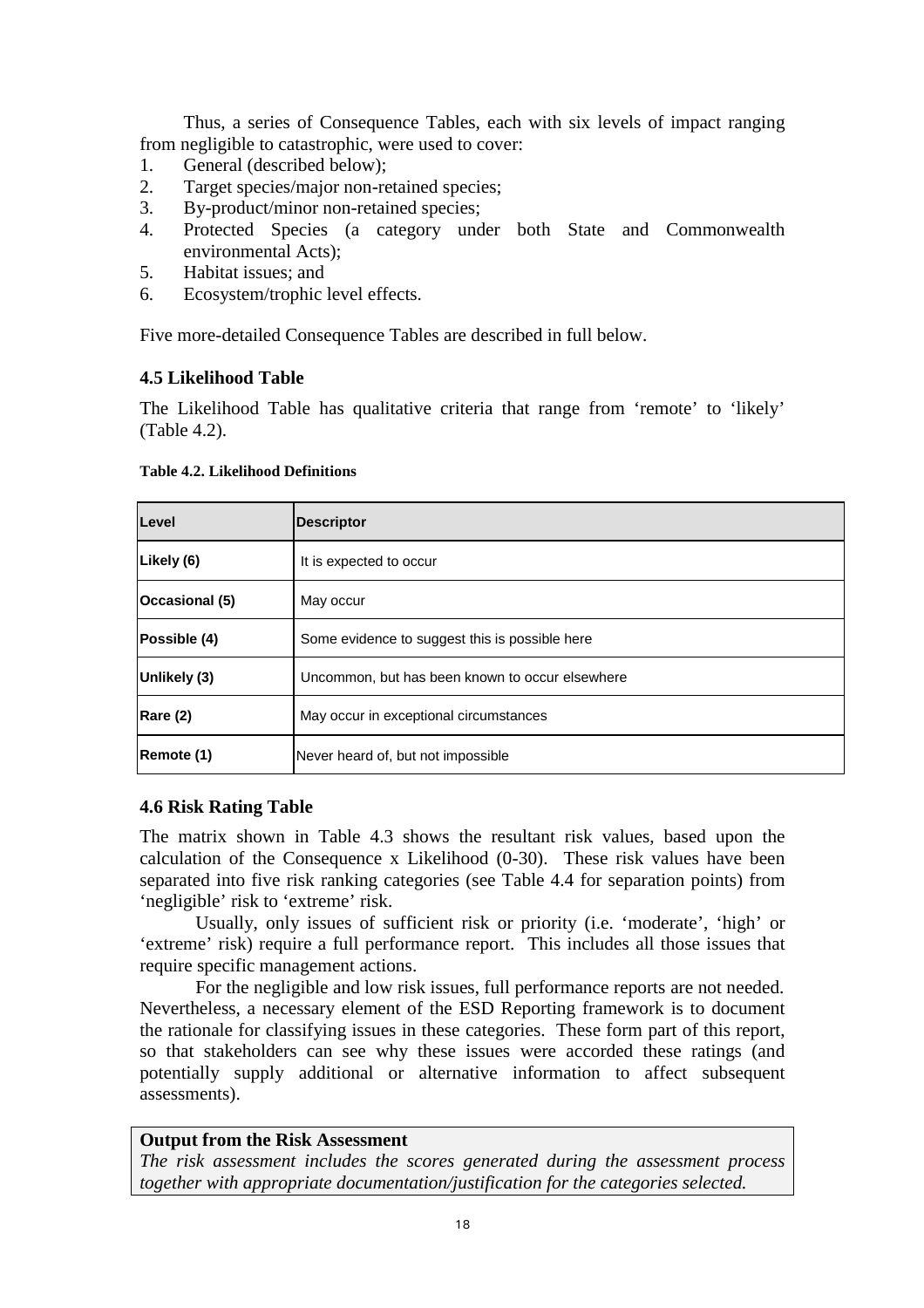Thus, a series of Consequence Tables, each with six levels of impact ranging from negligible to catastrophic, were used to cover:

1. General (described below);
2. Target species/major non-retained species;
3. By-product/minor non-retained species;
4. Protected Species (a category under both State and Commonwealth environmental Acts);
5. Habitat issues; and
6. Ecosystem/trophic level effects.

Five more-detailed Consequence Tables are described in full below.

### 4.5 Likelihood Table

The Likelihood Table has qualitative criteria that range from 'remote' to 'likely' (Table 4.2).

**Table 4.2. Likelihood Definitions**

| Level | Descriptor |
|---|---|
| **Likely (6)** | It is expected to occur |
| **Occasional (5)** | May occur |
| **Possible (4)** | Some evidence to suggest this is possible here |
| **Unlikely (3)** | Uncommon, but has been known to occur elsewhere |
| **Rare (2)** | May occur in exceptional circumstances |
| **Remote (1)** | Never heard of, but not impossible |

### 4.6 Risk Rating Table

The matrix shown in Table 4.3 shows the resultant risk values, based upon the calculation of the Consequence x Likelihood (0-30). These risk values have been separated into five risk ranking categories (see Table 4.4 for separation points) from 'negligible' risk to 'extreme' risk.

Usually, only issues of sufficient risk or priority (i.e. 'moderate', 'high' or 'extreme' risk) require a full performance report. This includes all those issues that require specific management actions.

For the negligible and low risk issues, full performance reports are not needed. Nevertheless, a necessary element of the ESD Reporting framework is to document the rationale for classifying issues in these categories. These form part of this report, so that stakeholders can see why these issues were accorded these ratings (and potentially supply additional or alternative information to affect subsequent assessments).

**Output from the Risk Assessment**

*The risk assessment includes the scores generated during the assessment process together with appropriate documentation/justification for the categories selected.*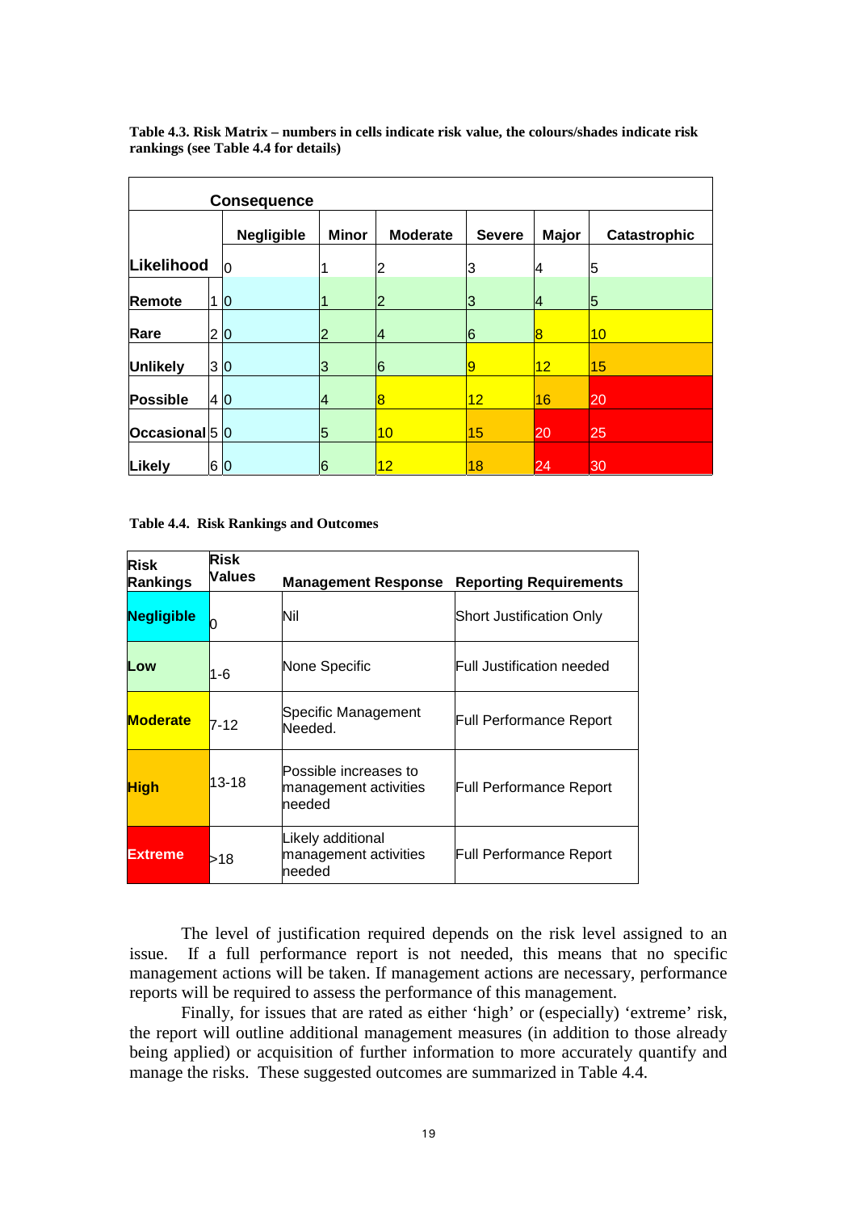**Table 4.3. Risk Matrix – numbers in cells indicate risk value, the colours/shades indicate risk rankings (see Table 4.4 for details)**

| | | **Consequence** | | | | | |
|---|---|---|---|---|---|---|---|
| | | **Negligible** | **Minor** | **Moderate** | **Severe** | **Major** | **Catastrophic** |
| **Likelihood** | | 0 | 1 | 2 | 3 | 4 | 5 |
| **Remote** | 1 | 0 | 1 | 2 | 3 | 4 | 5 |
| **Rare** | 2 | 0 | 2 | 4 | 6 | 8 | 10 |
| **Unlikely** | 3 | 0 | 3 | 6 | 9 | 12 | 15 |
| **Possible** | 4 | 0 | 4 | 8 | 12 | 16 | 20 |
| **Occasional** | 5 | 0 | 5 | 10 | 15 | 20 | 25 |
| **Likely** | 6 | 0 | 6 | 12 | 18 | 24 | 30 |

**Table 4.4. Risk Rankings and Outcomes**

| Risk Rankings | Risk Values | Management Response | Reporting Requirements |
|---|---|---|---|
| **Negligible** | 0 | Nil | Short Justification Only |
| **Low** | 1-6 | None Specific | Full Justification needed |
| **Moderate** | 7-12 | Specific Management Needed. | Full Performance Report |
| **High** | 13-18 | Possible increases to management activities needed | Full Performance Report |
| **Extreme** | >18 | Likely additional management activities needed | Full Performance Report |

The level of justification required depends on the risk level assigned to an issue. If a full performance report is not needed, this means that no specific management actions will be taken. If management actions are necessary, performance reports will be required to assess the performance of this management.

Finally, for issues that are rated as either 'high' or (especially) 'extreme' risk, the report will outline additional management measures (in addition to those already being applied) or acquisition of further information to more accurately quantify and manage the risks. These suggested outcomes are summarized in Table 4.4.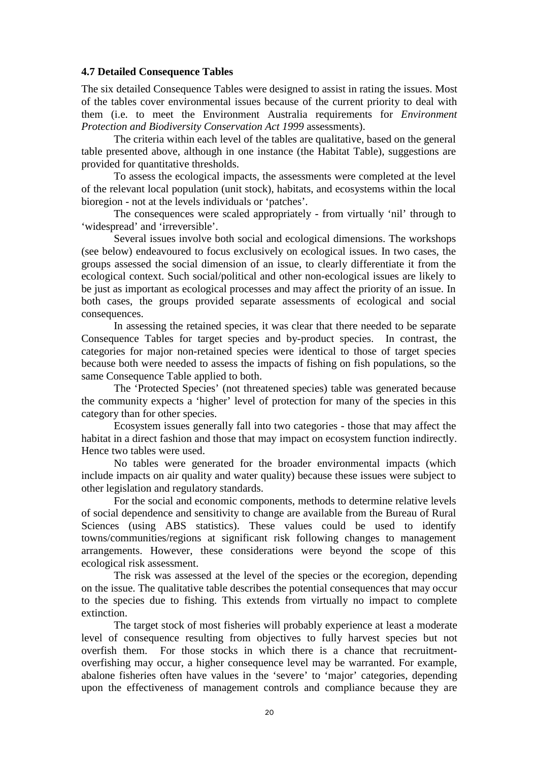### 4.7 Detailed Consequence Tables

The six detailed Consequence Tables were designed to assist in rating the issues. Most of the tables cover environmental issues because of the current priority to deal with them (i.e. to meet the Environment Australia requirements for *Environment Protection and Biodiversity Conservation Act 1999* assessments).

The criteria within each level of the tables are qualitative, based on the general table presented above, although in one instance (the Habitat Table), suggestions are provided for quantitative thresholds.

To assess the ecological impacts, the assessments were completed at the level of the relevant local population (unit stock), habitats, and ecosystems within the local bioregion - not at the levels individuals or 'patches'.

The consequences were scaled appropriately - from virtually 'nil' through to 'widespread' and 'irreversible'.

Several issues involve both social and ecological dimensions. The workshops (see below) endeavoured to focus exclusively on ecological issues. In two cases, the groups assessed the social dimension of an issue, to clearly differentiate it from the ecological context. Such social/political and other non-ecological issues are likely to be just as important as ecological processes and may affect the priority of an issue. In both cases, the groups provided separate assessments of ecological and social consequences.

In assessing the retained species, it was clear that there needed to be separate Consequence Tables for target species and by-product species. In contrast, the categories for major non-retained species were identical to those of target species because both were needed to assess the impacts of fishing on fish populations, so the same Consequence Table applied to both.

The 'Protected Species' (not threatened species) table was generated because the community expects a 'higher' level of protection for many of the species in this category than for other species.

Ecosystem issues generally fall into two categories - those that may affect the habitat in a direct fashion and those that may impact on ecosystem function indirectly. Hence two tables were used.

No tables were generated for the broader environmental impacts (which include impacts on air quality and water quality) because these issues were subject to other legislation and regulatory standards.

For the social and economic components, methods to determine relative levels of social dependence and sensitivity to change are available from the Bureau of Rural Sciences (using ABS statistics). These values could be used to identify towns/communities/regions at significant risk following changes to management arrangements. However, these considerations were beyond the scope of this ecological risk assessment.

The risk was assessed at the level of the species or the ecoregion, depending on the issue. The qualitative table describes the potential consequences that may occur to the species due to fishing. This extends from virtually no impact to complete extinction.

The target stock of most fisheries will probably experience at least a moderate level of consequence resulting from objectives to fully harvest species but not overfish them. For those stocks in which there is a chance that recruitment-overfishing may occur, a higher consequence level may be warranted. For example, abalone fisheries often have values in the 'severe' to 'major' categories, depending upon the effectiveness of management controls and compliance because they are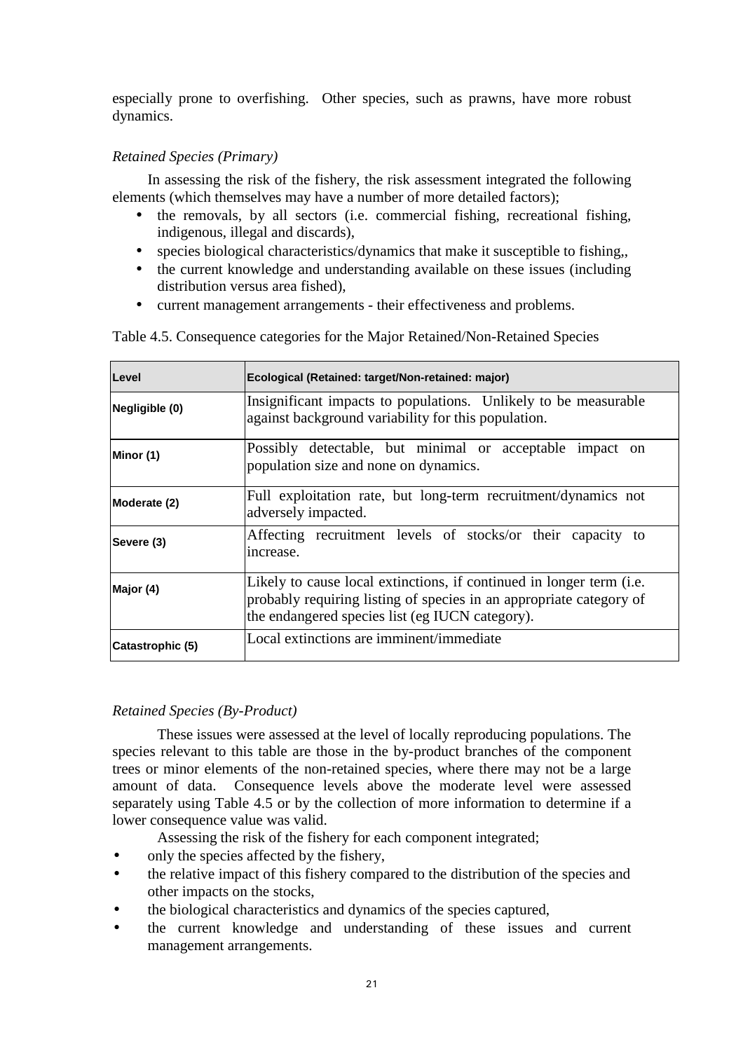especially prone to overfishing. Other species, such as prawns, have more robust dynamics.

*Retained Species (Primary)*

In assessing the risk of the fishery, the risk assessment integrated the following elements (which themselves may have a number of more detailed factors);

- the removals, by all sectors (i.e. commercial fishing, recreational fishing, indigenous, illegal and discards),
- species biological characteristics/dynamics that make it susceptible to fishing,,
- the current knowledge and understanding available on these issues (including distribution versus area fished),
- current management arrangements - their effectiveness and problems.

Table 4.5. Consequence categories for the Major Retained/Non-Retained Species

| Level | Ecological (Retained: target/Non-retained: major) |
|---|---|
| Negligible (0) | Insignificant impacts to populations. Unlikely to be measurable against background variability for this population. |
| Minor (1) | Possibly detectable, but minimal or acceptable impact on population size and none on dynamics. |
| Moderate (2) | Full exploitation rate, but long-term recruitment/dynamics not adversely impacted. |
| Severe (3) | Affecting recruitment levels of stocks/or their capacity to increase. |
| Major (4) | Likely to cause local extinctions, if continued in longer term (i.e. probably requiring listing of species in an appropriate category of the endangered species list (eg IUCN category). |
| Catastrophic (5) | Local extinctions are imminent/immediate |

*Retained Species (By-Product)*

These issues were assessed at the level of locally reproducing populations. The species relevant to this table are those in the by-product branches of the component trees or minor elements of the non-retained species, where there may not be a large amount of data. Consequence levels above the moderate level were assessed separately using Table 4.5 or by the collection of more information to determine if a lower consequence value was valid.

Assessing the risk of the fishery for each component integrated;

- only the species affected by the fishery,
- the relative impact of this fishery compared to the distribution of the species and other impacts on the stocks,
- the biological characteristics and dynamics of the species captured,
- the current knowledge and understanding of these issues and current management arrangements.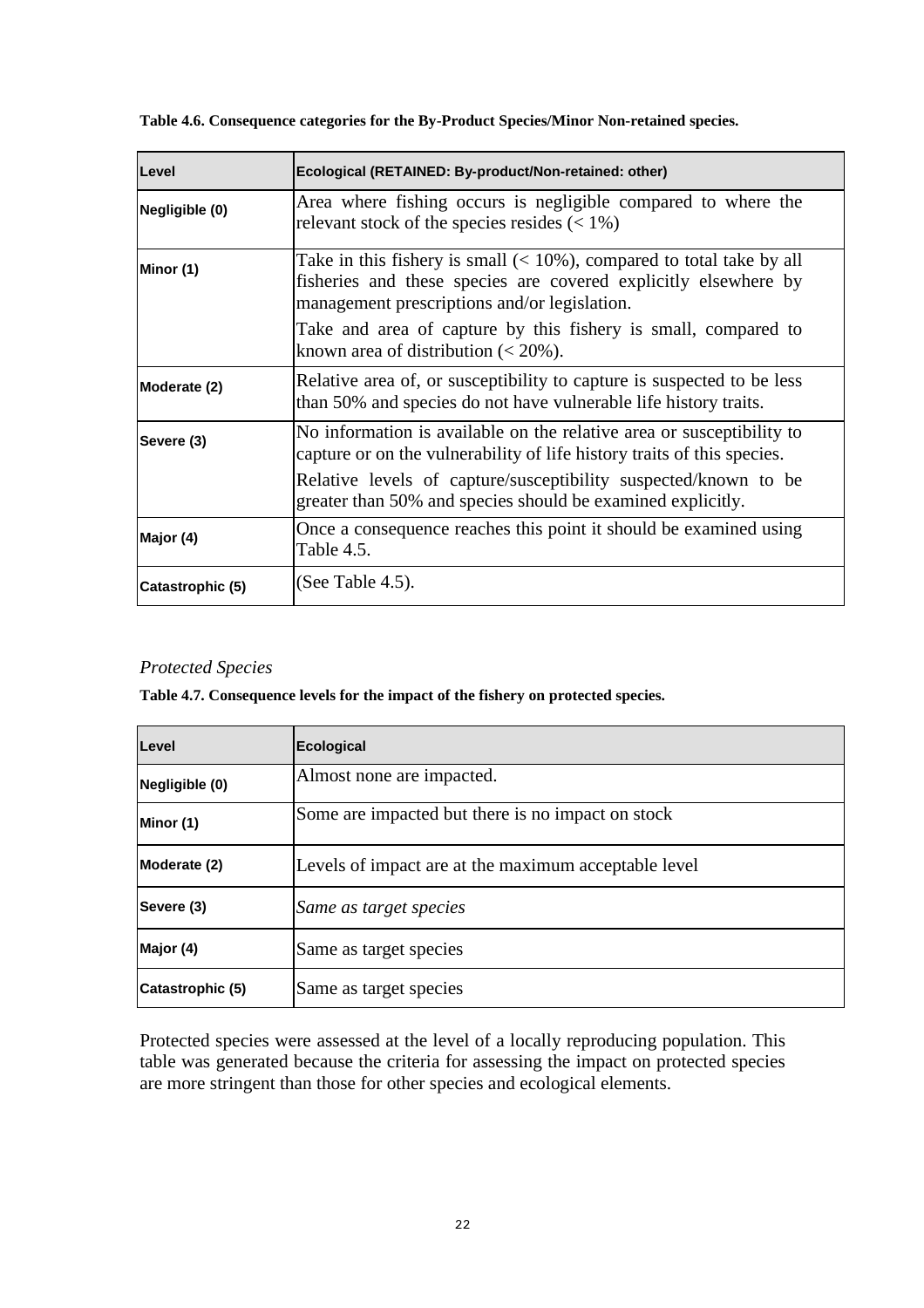**Table 4.6. Consequence categories for the By-Product Species/Minor Non-retained species.**

| Level | Ecological (RETAINED: By-product/Non-retained: other) |
|---|---|
| Negligible (0) | Area where fishing occurs is negligible compared to where the relevant stock of the species resides (< 1%) |
| Minor (1) | Take in this fishery is small (< 10%), compared to total take by all fisheries and these species are covered explicitly elsewhere by management prescriptions and/or legislation.<br>Take and area of capture by this fishery is small, compared to known area of distribution (< 20%). |
| Moderate (2) | Relative area of, or susceptibility to capture is suspected to be less than 50% and species do not have vulnerable life history traits. |
| Severe (3) | No information is available on the relative area or susceptibility to capture or on the vulnerability of life history traits of this species.<br>Relative levels of capture/susceptibility suspected/known to be greater than 50% and species should be examined explicitly. |
| Major (4) | Once a consequence reaches this point it should be examined using Table 4.5. |
| Catastrophic (5) | (See Table 4.5). |

### *Protected Species*

**Table 4.7. Consequence levels for the impact of the fishery on protected species.**

| Level | Ecological |
|---|---|
| Negligible (0) | Almost none are impacted. |
| Minor (1) | Some are impacted but there is no impact on stock |
| Moderate (2) | Levels of impact are at the maximum acceptable level |
| Severe (3) | *Same as target species* |
| Major (4) | Same as target species |
| Catastrophic (5) | Same as target species |

Protected species were assessed at the level of a locally reproducing population. This table was generated because the criteria for assessing the impact on protected species are more stringent than those for other species and ecological elements.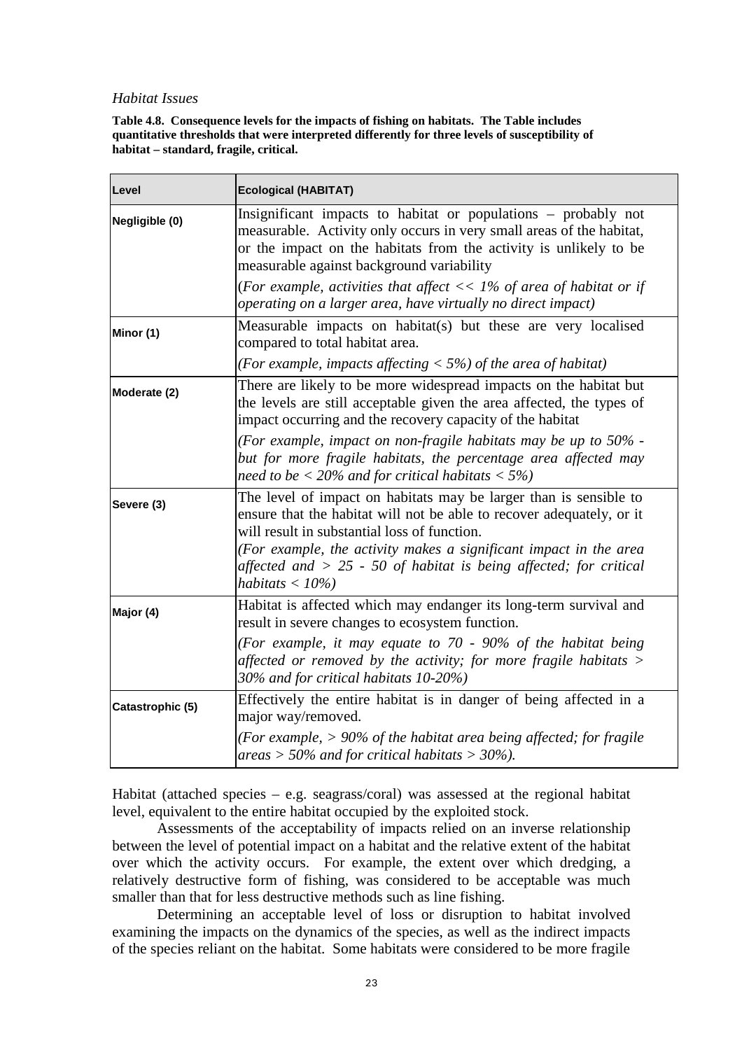*Habitat Issues*

**Table 4.8. Consequence levels for the impacts of fishing on habitats. The Table includes quantitative thresholds that were interpreted differently for three levels of susceptibility of habitat – standard, fragile, critical.**

| Level | Ecological (HABITAT) |
|---|---|
| Negligible (0) | Insignificant impacts to habitat or populations – probably not measurable. Activity only occurs in very small areas of the habitat, or the impact on the habitats from the activity is unlikely to be measurable against background variability<br>(*For example, activities that affect << 1% of area of habitat or if operating on a larger area, have virtually no direct impact)* |
| Minor (1) | Measurable impacts on habitat(s) but these are very localised compared to total habitat area.<br>*(For example, impacts affecting < 5%) of the area of habitat)* |
| Moderate (2) | There are likely to be more widespread impacts on the habitat but the levels are still acceptable given the area affected, the types of impact occurring and the recovery capacity of the habitat<br>*(For example, impact on non-fragile habitats may be up to 50% - but for more fragile habitats, the percentage area affected may need to be < 20% and for critical habitats < 5%)* |
| Severe (3) | The level of impact on habitats may be larger than is sensible to ensure that the habitat will not be able to recover adequately, or it will result in substantial loss of function.<br>*(For example, the activity makes a significant impact in the area affected and > 25 - 50 of habitat is being affected; for critical habitats < 10%)* |
| Major (4) | Habitat is affected which may endanger its long-term survival and result in severe changes to ecosystem function.<br>*(For example, it may equate to 70 - 90% of the habitat being affected or removed by the activity; for more fragile habitats > 30% and for critical habitats 10-20%)* |
| Catastrophic (5) | Effectively the entire habitat is in danger of being affected in a major way/removed.<br>*(For example, > 90% of the habitat area being affected; for fragile areas > 50% and for critical habitats > 30%).* |

Habitat (attached species – e.g. seagrass/coral) was assessed at the regional habitat level, equivalent to the entire habitat occupied by the exploited stock.

Assessments of the acceptability of impacts relied on an inverse relationship between the level of potential impact on a habitat and the relative extent of the habitat over which the activity occurs. For example, the extent over which dredging, a relatively destructive form of fishing, was considered to be acceptable was much smaller than that for less destructive methods such as line fishing.

Determining an acceptable level of loss or disruption to habitat involved examining the impacts on the dynamics of the species, as well as the indirect impacts of the species reliant on the habitat. Some habitats were considered to be more fragile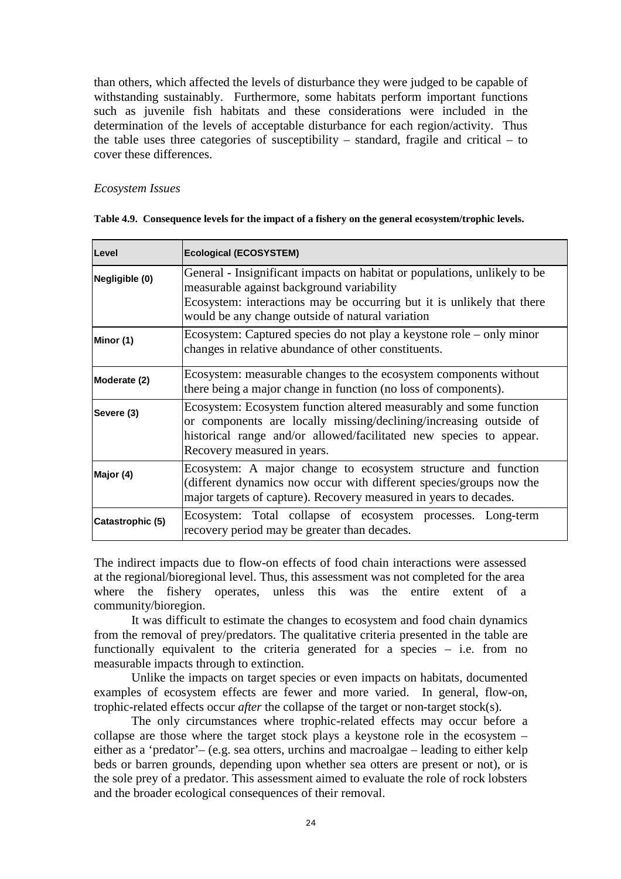than others, which affected the levels of disturbance they were judged to be capable of withstanding sustainably. Furthermore, some habitats perform important functions such as juvenile fish habitats and these considerations were included in the determination of the levels of acceptable disturbance for each region/activity. Thus the table uses three categories of susceptibility – standard, fragile and critical – to cover these differences.

*Ecosystem Issues*

**Table 4.9. Consequence levels for the impact of a fishery on the general ecosystem/trophic levels.**

| Level | Ecological (ECOSYSTEM) |
|---|---|
| Negligible (0) | General - Insignificant impacts on habitat or populations, unlikely to be measurable against background variability<br>Ecosystem: interactions may be occurring but it is unlikely that there would be any change outside of natural variation |
| Minor (1) | Ecosystem: Captured species do not play a keystone role – only minor changes in relative abundance of other constituents. |
| Moderate (2) | Ecosystem: measurable changes to the ecosystem components without there being a major change in function (no loss of components). |
| Severe (3) | Ecosystem: Ecosystem function altered measurably and some function or components are locally missing/declining/increasing outside of historical range and/or allowed/facilitated new species to appear. Recovery measured in years. |
| Major (4) | Ecosystem: A major change to ecosystem structure and function (different dynamics now occur with different species/groups now the major targets of capture). Recovery measured in years to decades. |
| Catastrophic (5) | Ecosystem: Total collapse of ecosystem processes. Long-term recovery period may be greater than decades. |

The indirect impacts due to flow-on effects of food chain interactions were assessed at the regional/bioregional level. Thus, this assessment was not completed for the area where the fishery operates, unless this was the entire extent of a community/bioregion.

It was difficult to estimate the changes to ecosystem and food chain dynamics from the removal of prey/predators. The qualitative criteria presented in the table are functionally equivalent to the criteria generated for a species – i.e. from no measurable impacts through to extinction.

Unlike the impacts on target species or even impacts on habitats, documented examples of ecosystem effects are fewer and more varied. In general, flow-on, trophic-related effects occur *after* the collapse of the target or non-target stock(s).

The only circumstances where trophic-related effects may occur before a collapse are those where the target stock plays a keystone role in the ecosystem – either as a 'predator'– (e.g. sea otters, urchins and macroalgae – leading to either kelp beds or barren grounds, depending upon whether sea otters are present or not), or is the sole prey of a predator. This assessment aimed to evaluate the role of rock lobsters and the broader ecological consequences of their removal.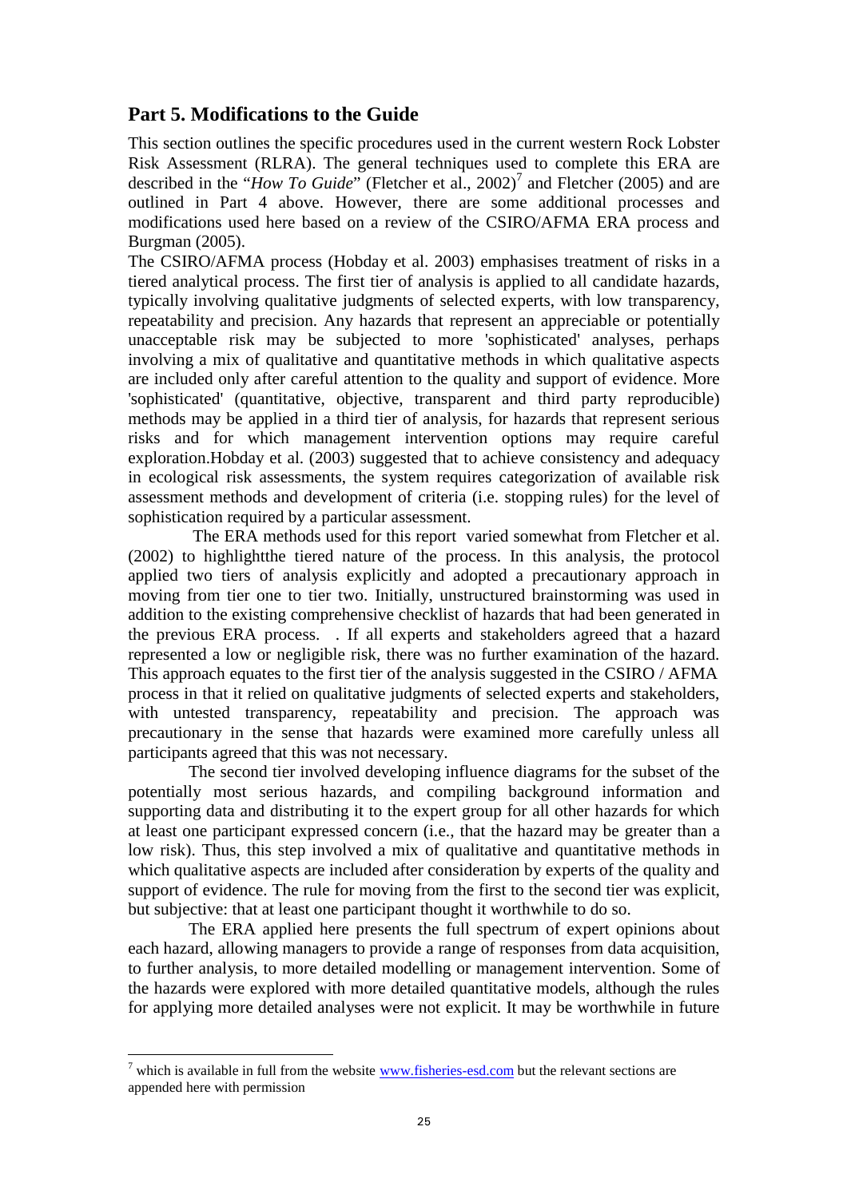## Part 5. Modifications to the Guide

This section outlines the specific procedures used in the current western Rock Lobster Risk Assessment (RLRA). The general techniques used to complete this ERA are described in the "*How To Guide*" (Fletcher et al., 2002)[7] and Fletcher (2005) and are outlined in Part 4 above. However, there are some additional processes and modifications used here based on a review of the CSIRO/AFMA ERA process and Burgman (2005).

The CSIRO/AFMA process (Hobday et al. 2003) emphasises treatment of risks in a tiered analytical process. The first tier of analysis is applied to all candidate hazards, typically involving qualitative judgments of selected experts, with low transparency, repeatability and precision. Any hazards that represent an appreciable or potentially unacceptable risk may be subjected to more 'sophisticated' analyses, perhaps involving a mix of qualitative and quantitative methods in which qualitative aspects are included only after careful attention to the quality and support of evidence. More 'sophisticated' (quantitative, objective, transparent and third party reproducible) methods may be applied in a third tier of analysis, for hazards that represent serious risks and for which management intervention options may require careful exploration.Hobday et al. (2003) suggested that to achieve consistency and adequacy in ecological risk assessments, the system requires categorization of available risk assessment methods and development of criteria (i.e. stopping rules) for the level of sophistication required by a particular assessment.

The ERA methods used for this report varied somewhat from Fletcher et al. (2002) to highlightthe tiered nature of the process. In this analysis, the protocol applied two tiers of analysis explicitly and adopted a precautionary approach in moving from tier one to tier two. Initially, unstructured brainstorming was used in addition to the existing comprehensive checklist of hazards that had been generated in the previous ERA process. . If all experts and stakeholders agreed that a hazard represented a low or negligible risk, there was no further examination of the hazard. This approach equates to the first tier of the analysis suggested in the CSIRO / AFMA process in that it relied on qualitative judgments of selected experts and stakeholders, with untested transparency, repeatability and precision. The approach was precautionary in the sense that hazards were examined more carefully unless all participants agreed that this was not necessary.

The second tier involved developing influence diagrams for the subset of the potentially most serious hazards, and compiling background information and supporting data and distributing it to the expert group for all other hazards for which at least one participant expressed concern (i.e., that the hazard may be greater than a low risk). Thus, this step involved a mix of qualitative and quantitative methods in which qualitative aspects are included after consideration by experts of the quality and support of evidence. The rule for moving from the first to the second tier was explicit, but subjective: that at least one participant thought it worthwhile to do so.

The ERA applied here presents the full spectrum of expert opinions about each hazard, allowing managers to provide a range of responses from data acquisition, to further analysis, to more detailed modelling or management intervention. Some of the hazards were explored with more detailed quantitative models, although the rules for applying more detailed analyses were not explicit. It may be worthwhile in future

[7] which is available in full from the website www.fisheries-esd.com but the relevant sections are appended here with permission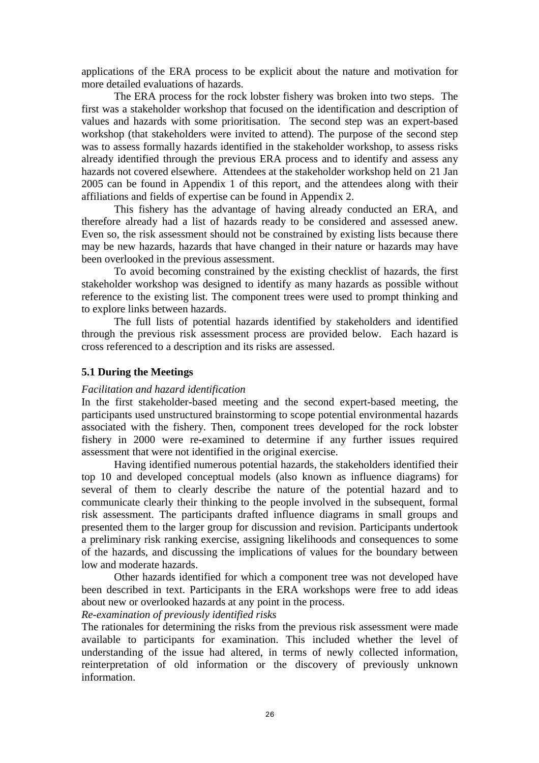applications of the ERA process to be explicit about the nature and motivation for more detailed evaluations of hazards.

The ERA process for the rock lobster fishery was broken into two steps. The first was a stakeholder workshop that focused on the identification and description of values and hazards with some prioritisation. The second step was an expert-based workshop (that stakeholders were invited to attend). The purpose of the second step was to assess formally hazards identified in the stakeholder workshop, to assess risks already identified through the previous ERA process and to identify and assess any hazards not covered elsewhere. Attendees at the stakeholder workshop held on 21 Jan 2005 can be found in Appendix 1 of this report, and the attendees along with their affiliations and fields of expertise can be found in Appendix 2.

This fishery has the advantage of having already conducted an ERA, and therefore already had a list of hazards ready to be considered and assessed anew. Even so, the risk assessment should not be constrained by existing lists because there may be new hazards, hazards that have changed in their nature or hazards may have been overlooked in the previous assessment.

To avoid becoming constrained by the existing checklist of hazards, the first stakeholder workshop was designed to identify as many hazards as possible without reference to the existing list. The component trees were used to prompt thinking and to explore links between hazards.

The full lists of potential hazards identified by stakeholders and identified through the previous risk assessment process are provided below. Each hazard is cross referenced to a description and its risks are assessed.

## 5.1 During the Meetings

*Facilitation and hazard identification*

In the first stakeholder-based meeting and the second expert-based meeting, the participants used unstructured brainstorming to scope potential environmental hazards associated with the fishery. Then, component trees developed for the rock lobster fishery in 2000 were re-examined to determine if any further issues required assessment that were not identified in the original exercise.

Having identified numerous potential hazards, the stakeholders identified their top 10 and developed conceptual models (also known as influence diagrams) for several of them to clearly describe the nature of the potential hazard and to communicate clearly their thinking to the people involved in the subsequent, formal risk assessment. The participants drafted influence diagrams in small groups and presented them to the larger group for discussion and revision. Participants undertook a preliminary risk ranking exercise, assigning likelihoods and consequences to some of the hazards, and discussing the implications of values for the boundary between low and moderate hazards.

Other hazards identified for which a component tree was not developed have been described in text. Participants in the ERA workshops were free to add ideas about new or overlooked hazards at any point in the process.

*Re-examination of previously identified risks*

The rationales for determining the risks from the previous risk assessment were made available to participants for examination. This included whether the level of understanding of the issue had altered, in terms of newly collected information, reinterpretation of old information or the discovery of previously unknown information.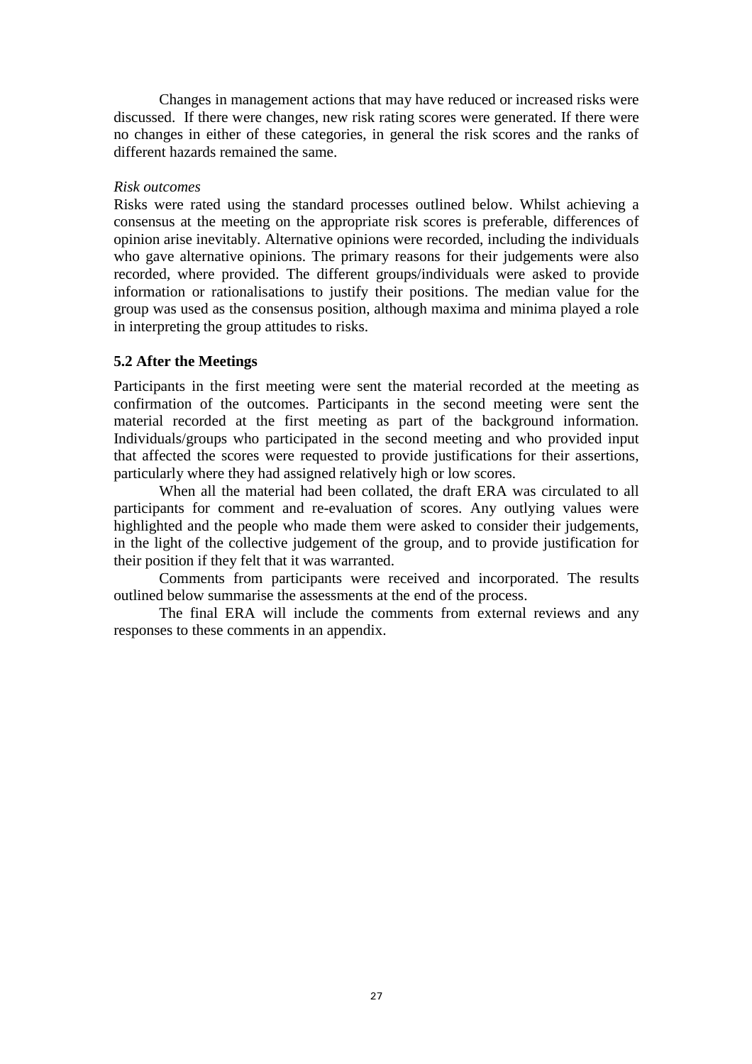Changes in management actions that may have reduced or increased risks were discussed. If there were changes, new risk rating scores were generated. If there were no changes in either of these categories, in general the risk scores and the ranks of different hazards remained the same.

*Risk outcomes*

Risks were rated using the standard processes outlined below. Whilst achieving a consensus at the meeting on the appropriate risk scores is preferable, differences of opinion arise inevitably. Alternative opinions were recorded, including the individuals who gave alternative opinions. The primary reasons for their judgements were also recorded, where provided. The different groups/individuals were asked to provide information or rationalisations to justify their positions. The median value for the group was used as the consensus position, although maxima and minima played a role in interpreting the group attitudes to risks.

## 5.2 After the Meetings

Participants in the first meeting were sent the material recorded at the meeting as confirmation of the outcomes. Participants in the second meeting were sent the material recorded at the first meeting as part of the background information. Individuals/groups who participated in the second meeting and who provided input that affected the scores were requested to provide justifications for their assertions, particularly where they had assigned relatively high or low scores.

When all the material had been collated, the draft ERA was circulated to all participants for comment and re-evaluation of scores. Any outlying values were highlighted and the people who made them were asked to consider their judgements, in the light of the collective judgement of the group, and to provide justification for their position if they felt that it was warranted.

Comments from participants were received and incorporated. The results outlined below summarise the assessments at the end of the process.

The final ERA will include the comments from external reviews and any responses to these comments in an appendix.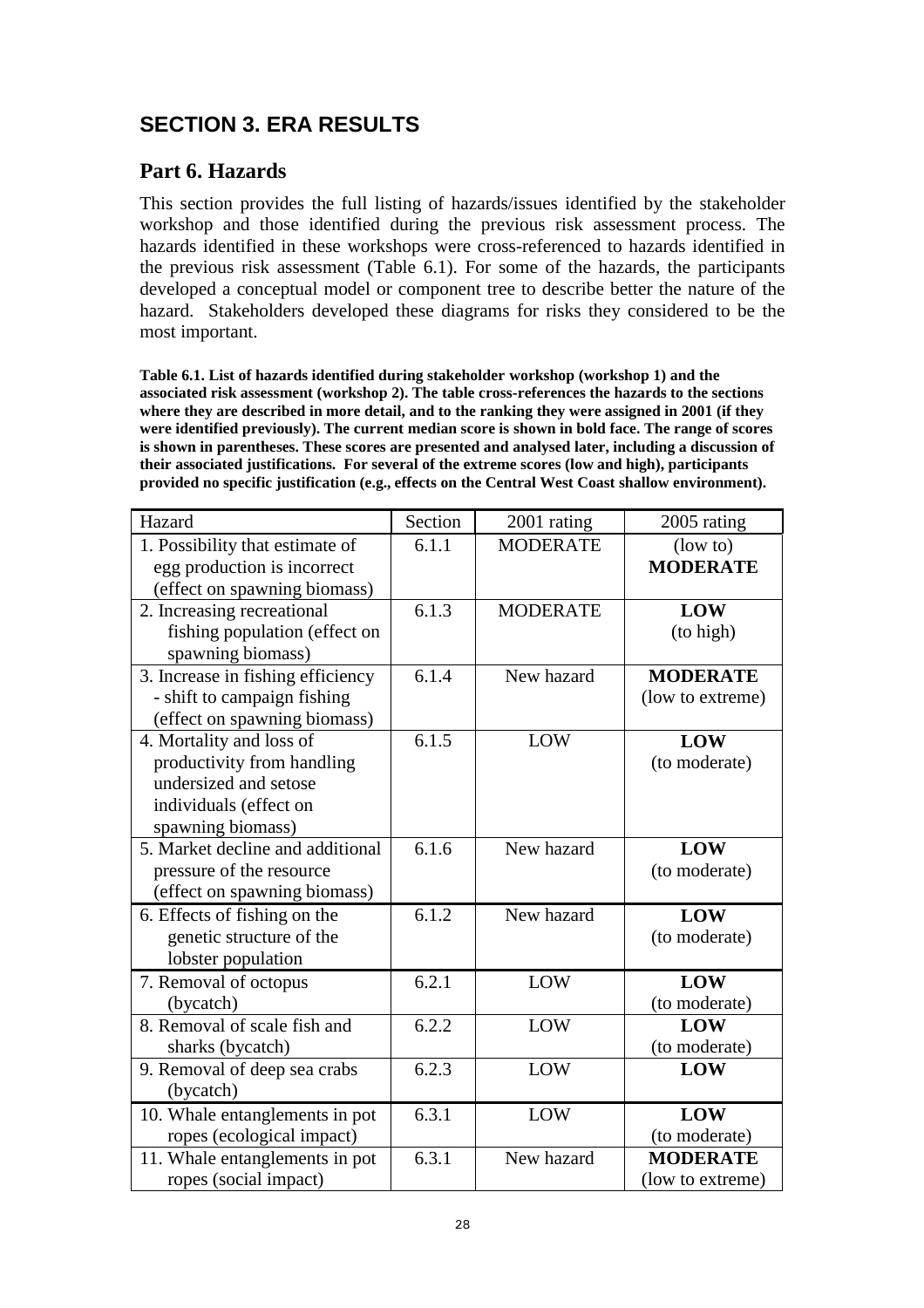## SECTION 3. ERA RESULTS

### Part 6. Hazards

This section provides the full listing of hazards/issues identified by the stakeholder workshop and those identified during the previous risk assessment process. The hazards identified in these workshops were cross-referenced to hazards identified in the previous risk assessment (Table 6.1). For some of the hazards, the participants developed a conceptual model or component tree to describe better the nature of the hazard. Stakeholders developed these diagrams for risks they considered to be the most important.

**Table 6.1. List of hazards identified during stakeholder workshop (workshop 1) and the associated risk assessment (workshop 2). The table cross-references the hazards to the sections where they are described in more detail, and to the ranking they were assigned in 2001 (if they were identified previously). The current median score is shown in bold face. The range of scores is shown in parentheses. These scores are presented and analysed later, including a discussion of their associated justifications. For several of the extreme scores (low and high), participants provided no specific justification (e.g., effects on the Central West Coast shallow environment).**

| Hazard | Section | 2001 rating | 2005 rating |
|---|---|---|---|
| 1. Possibility that estimate of egg production is incorrect (effect on spawning biomass) | 6.1.1 | MODERATE | (low to) **MODERATE** |
| 2. Increasing recreational fishing population (effect on spawning biomass) | 6.1.3 | MODERATE | **LOW** (to high) |
| 3. Increase in fishing efficiency - shift to campaign fishing (effect on spawning biomass) | 6.1.4 | New hazard | **MODERATE** (low to extreme) |
| 4. Mortality and loss of productivity from handling undersized and setose individuals (effect on spawning biomass) | 6.1.5 | LOW | **LOW** (to moderate) |
| 5. Market decline and additional pressure of the resource (effect on spawning biomass) | 6.1.6 | New hazard | **LOW** (to moderate) |
| 6. Effects of fishing on the genetic structure of the lobster population | 6.1.2 | New hazard | **LOW** (to moderate) |
| 7. Removal of octopus (bycatch) | 6.2.1 | LOW | **LOW** (to moderate) |
| 8. Removal of scale fish and sharks (bycatch) | 6.2.2 | LOW | **LOW** (to moderate) |
| 9. Removal of deep sea crabs (bycatch) | 6.2.3 | LOW | **LOW** |
| 10. Whale entanglements in pot ropes (ecological impact) | 6.3.1 | LOW | **LOW** (to moderate) |
| 11. Whale entanglements in pot ropes (social impact) | 6.3.1 | New hazard | **MODERATE** (low to extreme) |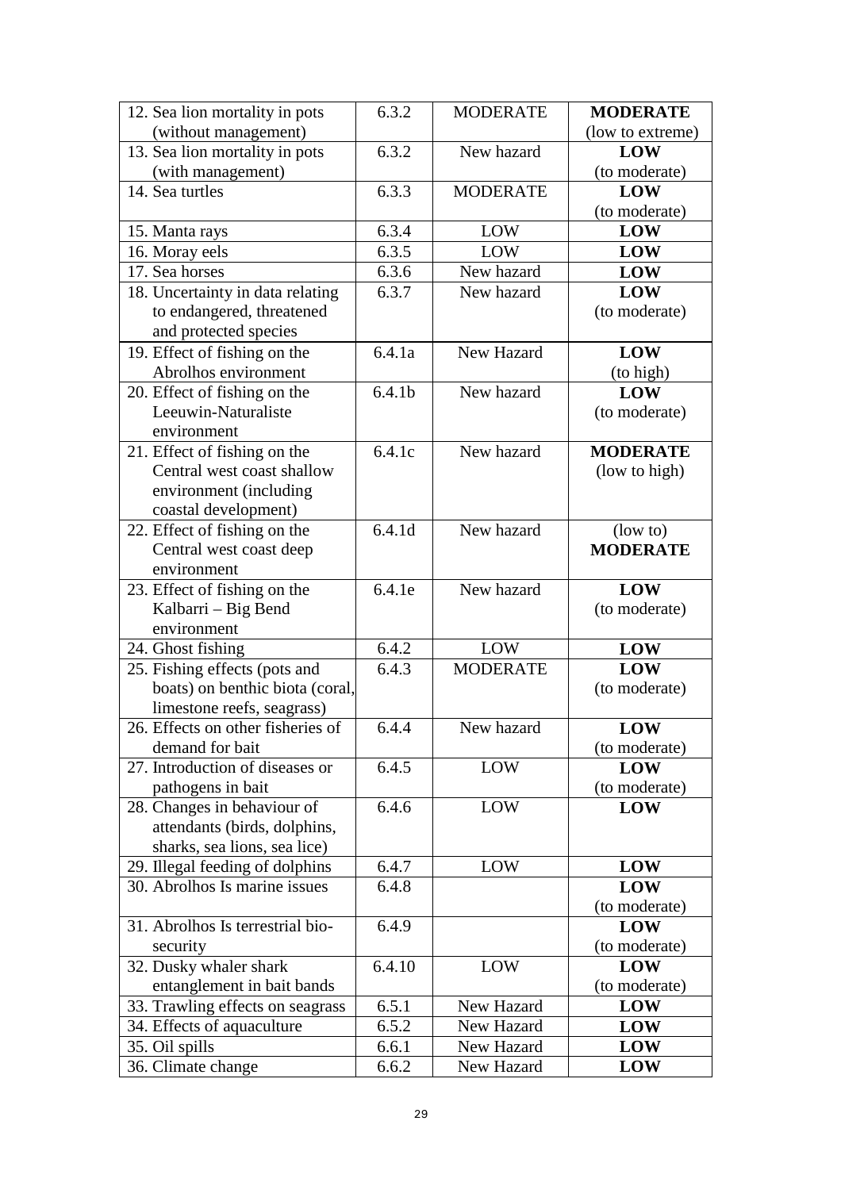| | | | |
|---|---|---|---|
| 12. Sea lion mortality in pots (without management) | 6.3.2 | MODERATE | **MODERATE** (low to extreme) |
| 13. Sea lion mortality in pots (with management) | 6.3.2 | New hazard | **LOW** (to moderate) |
| 14. Sea turtles | 6.3.3 | MODERATE | **LOW** (to moderate) |
| 15. Manta rays | 6.3.4 | LOW | **LOW** |
| 16. Moray eels | 6.3.5 | LOW | **LOW** |
| 17. Sea horses | 6.3.6 | New hazard | **LOW** |
| 18. Uncertainty in data relating to endangered, threatened and protected species | 6.3.7 | New hazard | **LOW** (to moderate) |
| 19. Effect of fishing on the Abrolhos environment | 6.4.1a | New Hazard | **LOW** (to high) |
| 20. Effect of fishing on the Leeuwin-Naturaliste environment | 6.4.1b | New hazard | **LOW** (to moderate) |
| 21. Effect of fishing on the Central west coast shallow environment (including coastal development) | 6.4.1c | New hazard | **MODERATE** (low to high) |
| 22. Effect of fishing on the Central west coast deep environment | 6.4.1d | New hazard | (low to) **MODERATE** |
| 23. Effect of fishing on the Kalbarri – Big Bend environment | 6.4.1e | New hazard | **LOW** (to moderate) |
| 24. Ghost fishing | 6.4.2 | LOW | **LOW** |
| 25. Fishing effects (pots and boats) on benthic biota (coral, limestone reefs, seagrass) | 6.4.3 | MODERATE | **LOW** (to moderate) |
| 26. Effects on other fisheries of demand for bait | 6.4.4 | New hazard | **LOW** (to moderate) |
| 27. Introduction of diseases or pathogens in bait | 6.4.5 | LOW | **LOW** (to moderate) |
| 28. Changes in behaviour of attendants (birds, dolphins, sharks, sea lions, sea lice) | 6.4.6 | LOW | **LOW** |
| 29. Illegal feeding of dolphins | 6.4.7 | LOW | **LOW** |
| 30. Abrolhos Is marine issues | 6.4.8 | | **LOW** (to moderate) |
| 31. Abrolhos Is terrestrial bio-security | 6.4.9 | | **LOW** (to moderate) |
| 32. Dusky whaler shark entanglement in bait bands | 6.4.10 | LOW | **LOW** (to moderate) |
| 33. Trawling effects on seagrass | 6.5.1 | New Hazard | **LOW** |
| 34. Effects of aquaculture | 6.5.2 | New Hazard | **LOW** |
| 35. Oil spills | 6.6.1 | New Hazard | **LOW** |
| 36. Climate change | 6.6.2 | New Hazard | **LOW** |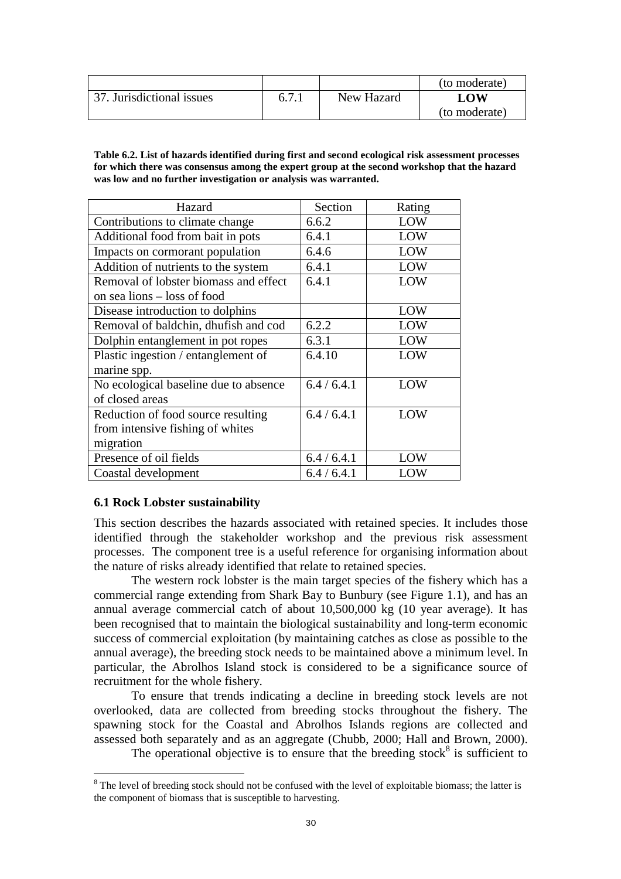| | | | (to moderate) |
|---|---|---|---|
| 37. Jurisdictional issues | 6.7.1 | New Hazard | **LOW** (to moderate) |

**Table 6.2. List of hazards identified during first and second ecological risk assessment processes for which there was consensus among the expert group at the second workshop that the hazard was low and no further investigation or analysis was warranted.**

| Hazard | Section | Rating |
|---|---|---|
| Contributions to climate change | 6.6.2 | LOW |
| Additional food from bait in pots | 6.4.1 | LOW |
| Impacts on cormorant population | 6.4.6 | LOW |
| Addition of nutrients to the system | 6.4.1 | LOW |
| Removal of lobster biomass and effect on sea lions – loss of food | 6.4.1 | LOW |
| Disease introduction to dolphins | | LOW |
| Removal of baldchin, dhufish and cod | 6.2.2 | LOW |
| Dolphin entanglement in pot ropes | 6.3.1 | LOW |
| Plastic ingestion / entanglement of marine spp. | 6.4.10 | LOW |
| No ecological baseline due to absence of closed areas | 6.4 / 6.4.1 | LOW |
| Reduction of food source resulting from intensive fishing of whites migration | 6.4 / 6.4.1 | LOW |
| Presence of oil fields | 6.4 / 6.4.1 | LOW |
| Coastal development | 6.4 / 6.4.1 | LOW |

### 6.1 Rock Lobster sustainability

This section describes the hazards associated with retained species. It includes those identified through the stakeholder workshop and the previous risk assessment processes. The component tree is a useful reference for organising information about the nature of risks already identified that relate to retained species.

The western rock lobster is the main target species of the fishery which has a commercial range extending from Shark Bay to Bunbury (see Figure 1.1), and has an annual average commercial catch of about 10,500,000 kg (10 year average). It has been recognised that to maintain the biological sustainability and long-term economic success of commercial exploitation (by maintaining catches as close as possible to the annual average), the breeding stock needs to be maintained above a minimum level. In particular, the Abrolhos Island stock is considered to be a significance source of recruitment for the whole fishery.

To ensure that trends indicating a decline in breeding stock levels are not overlooked, data are collected from breeding stocks throughout the fishery. The spawning stock for the Coastal and Abrolhos Islands regions are collected and assessed both separately and as an aggregate (Chubb, 2000; Hall and Brown, 2000).

The operational objective is to ensure that the breeding stock[8] is sufficient to

[8] The level of breeding stock should not be confused with the level of exploitable biomass; the latter is the component of biomass that is susceptible to harvesting.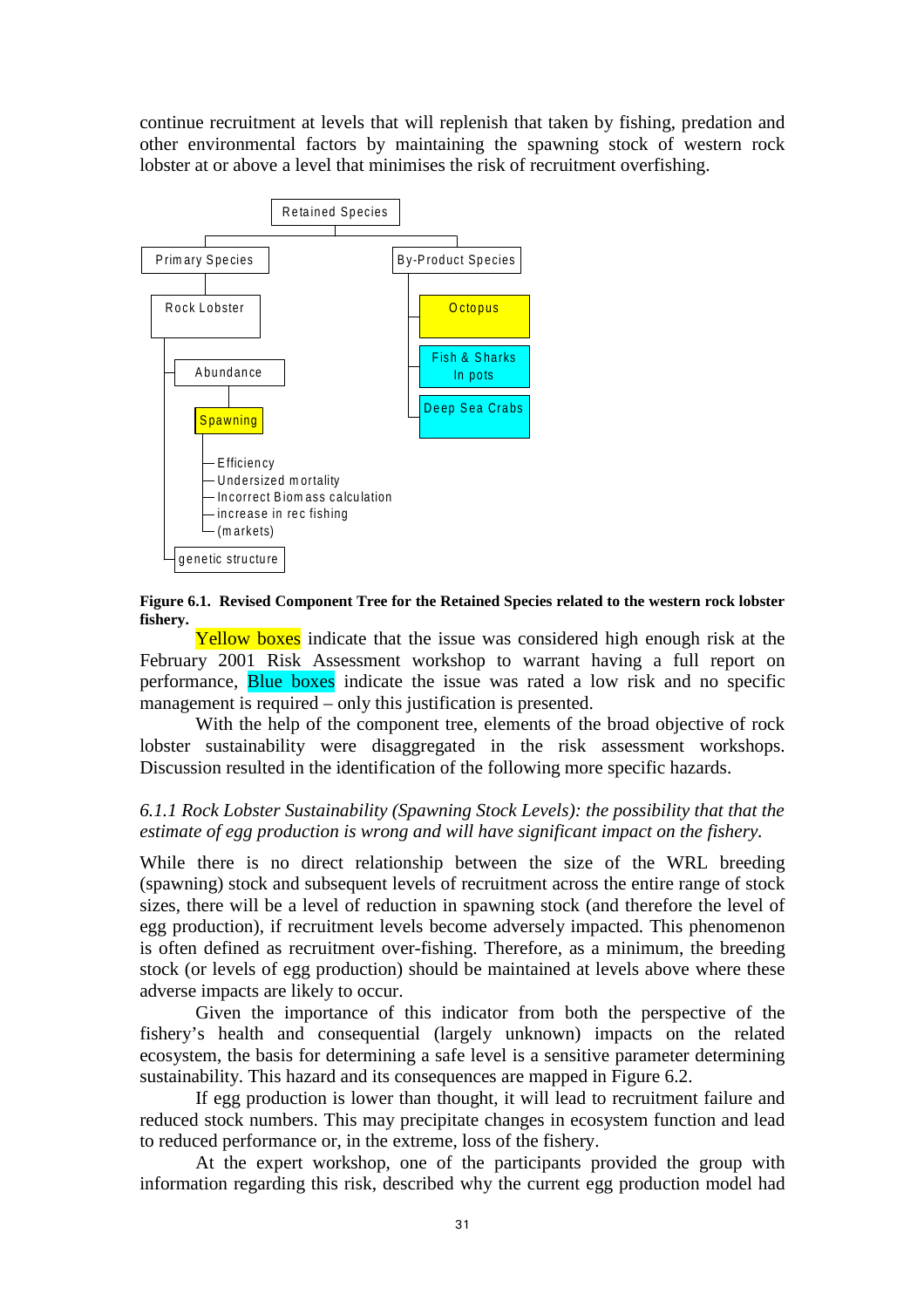continue recruitment at levels that will replenish that taken by fishing, predation and other environmental factors by maintaining the spawning stock of western rock lobster at or above a level that minimises the risk of recruitment overfishing.

- Retained Species
  - Primary Species
    - Rock Lobster
      - Abundance
        - Spawning
          - Efficiency
          - Undersized mortality
          - Incorrect Biomass calculation
          - increase in rec fishing
          - (markets)
      - genetic structure
  - By-Product Species
    - Octopus
    - Fish & Sharks In pots
    - Deep Sea Crabs

**Figure 6.1. Revised Component Tree for the Retained Species related to the western rock lobster fishery.**

Yellow boxes indicate that the issue was considered high enough risk at the February 2001 Risk Assessment workshop to warrant having a full report on performance, Blue boxes indicate the issue was rated a low risk and no specific management is required – only this justification is presented.

With the help of the component tree, elements of the broad objective of rock lobster sustainability were disaggregated in the risk assessment workshops. Discussion resulted in the identification of the following more specific hazards.

### *6.1.1 Rock Lobster Sustainability (Spawning Stock Levels): the possibility that that the estimate of egg production is wrong and will have significant impact on the fishery.*

While there is no direct relationship between the size of the WRL breeding (spawning) stock and subsequent levels of recruitment across the entire range of stock sizes, there will be a level of reduction in spawning stock (and therefore the level of egg production), if recruitment levels become adversely impacted. This phenomenon is often defined as recruitment over-fishing. Therefore, as a minimum, the breeding stock (or levels of egg production) should be maintained at levels above where these adverse impacts are likely to occur.

Given the importance of this indicator from both the perspective of the fishery's health and consequential (largely unknown) impacts on the related ecosystem, the basis for determining a safe level is a sensitive parameter determining sustainability. This hazard and its consequences are mapped in Figure 6.2.

If egg production is lower than thought, it will lead to recruitment failure and reduced stock numbers. This may precipitate changes in ecosystem function and lead to reduced performance or, in the extreme, loss of the fishery.

At the expert workshop, one of the participants provided the group with information regarding this risk, described why the current egg production model had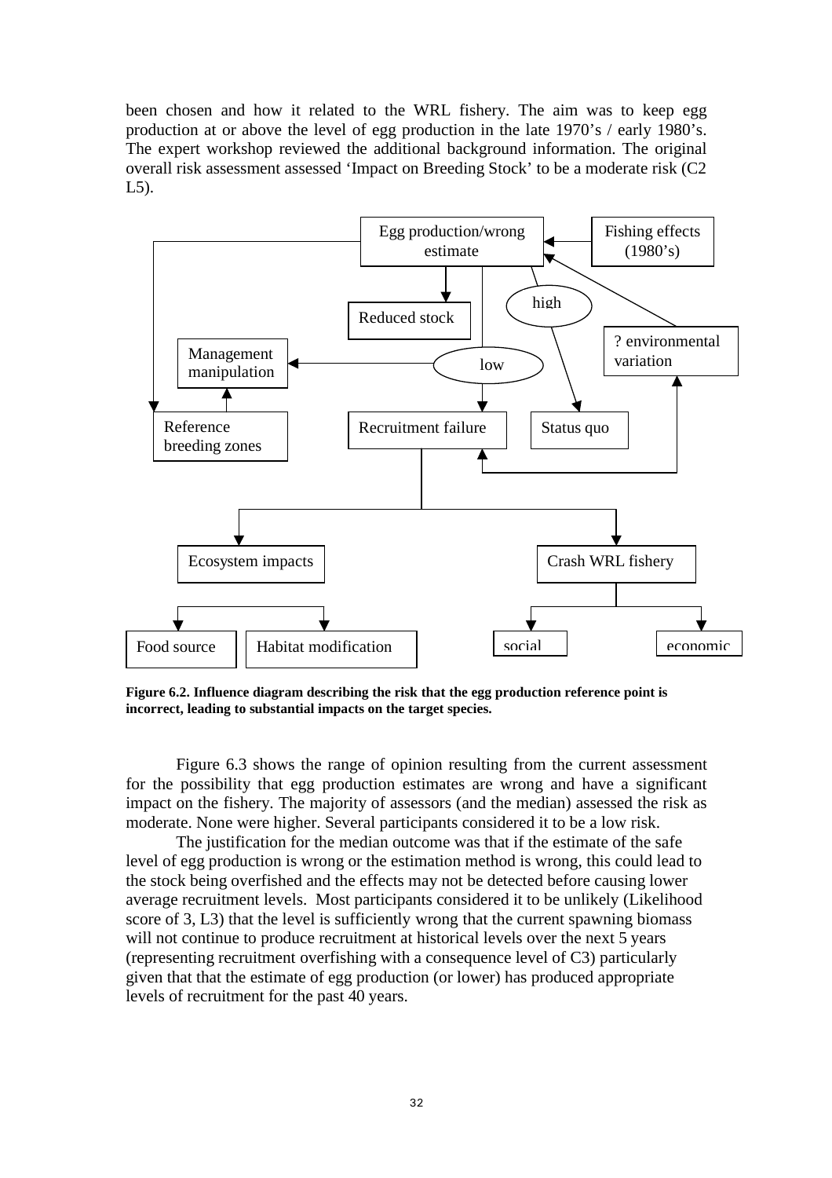been chosen and how it related to the WRL fishery. The aim was to keep egg production at or above the level of egg production in the late 1970's / early 1980's. The expert workshop reviewed the additional background information. The original overall risk assessment assessed 'Impact on Breeding Stock' to be a moderate risk (C2 L5).

Egg production/wrong estimate

Fishing effects (1980's)

high

Reduced stock

? environmental variation

Management manipulation

low

Reference breeding zones

Recruitment failure

Status quo

Ecosystem impacts

Crash WRL fishery

Food source

Habitat modification

social

economic

**Figure 6.2. Influence diagram describing the risk that the egg production reference point is incorrect, leading to substantial impacts on the target species.**

Figure 6.3 shows the range of opinion resulting from the current assessment for the possibility that egg production estimates are wrong and have a significant impact on the fishery. The majority of assessors (and the median) assessed the risk as moderate. None were higher. Several participants considered it to be a low risk.

The justification for the median outcome was that if the estimate of the safe level of egg production is wrong or the estimation method is wrong, this could lead to the stock being overfished and the effects may not be detected before causing lower average recruitment levels. Most participants considered it to be unlikely (Likelihood score of 3, L3) that the level is sufficiently wrong that the current spawning biomass will not continue to produce recruitment at historical levels over the next 5 years (representing recruitment overfishing with a consequence level of C3) particularly given that that the estimate of egg production (or lower) has produced appropriate levels of recruitment for the past 40 years.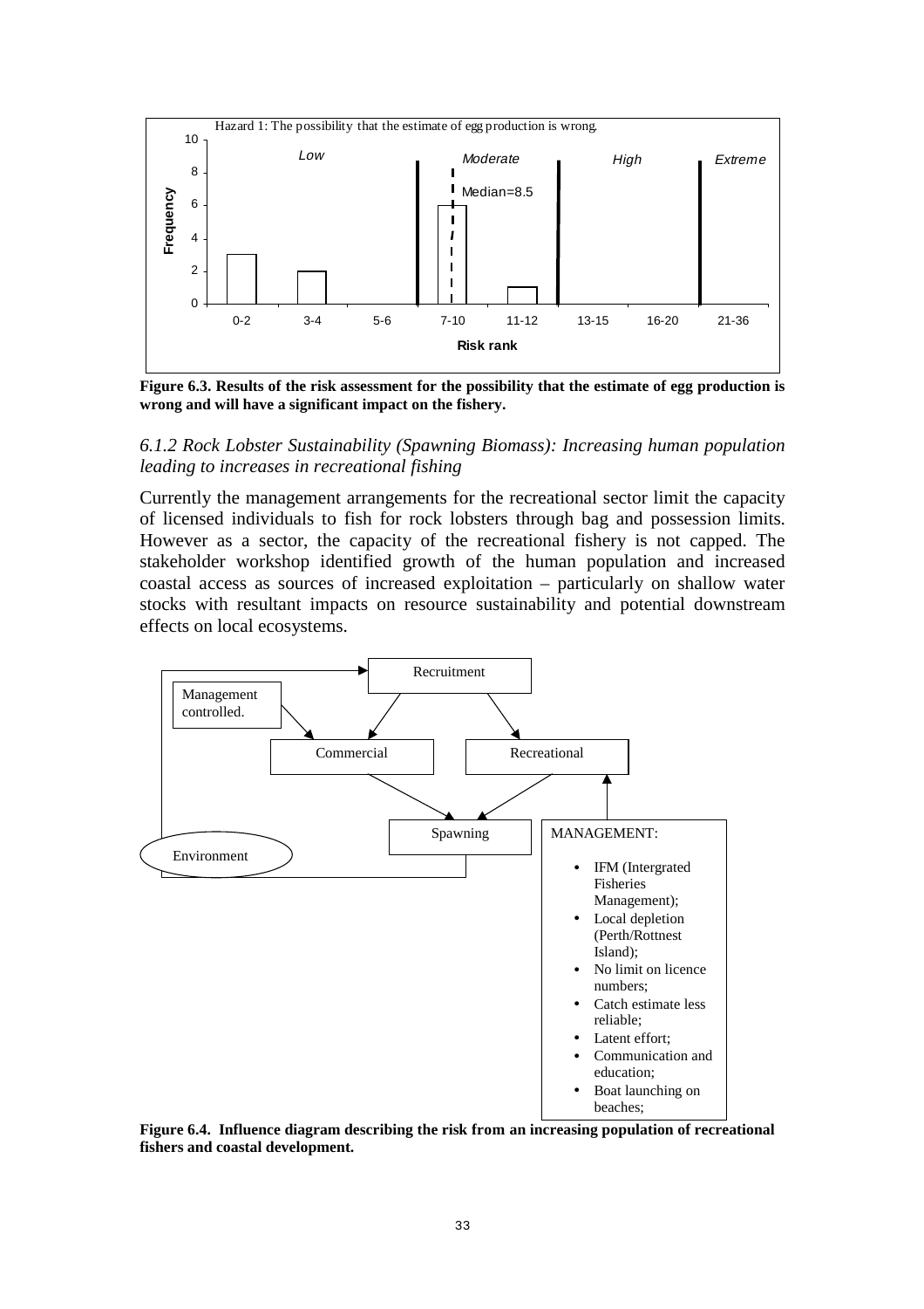Hazard 1: The possibility that the estimate of egg production is wrong.

| Risk rank | 0-2 | 3-4 | 5-6 | 7-10 | 11-12 | 13-15 | 16-20 | 21-36 |
|---|---|---|---|---|---|---|---|---|
| Frequency | 3 | 2 | 0 | 6 | 1 | 0 | 0 | 0 |

Risk categories: *Low* (0-6), *Moderate* (7-12), *High* (13-20), *Extreme* (21-36). Median=8.5

**Figure 6.3. Results of the risk assessment for the possibility that the estimate of egg production is wrong and will have a significant impact on the fishery.**

### *6.1.2 Rock Lobster Sustainability (Spawning Biomass): Increasing human population leading to increases in recreational fishing*

Currently the management arrangements for the recreational sector limit the capacity of licensed individuals to fish for rock lobsters through bag and possession limits. However as a sector, the capacity of the recreational fishery is not capped. The stakeholder workshop identified growth of the human population and increased coastal access as sources of increased exploitation – particularly on shallow water stocks with resultant impacts on resource sustainability and potential downstream effects on local ecosystems.

Recruitment → Commercial; Recruitment → Recreational
Management controlled. → Commercial
Commercial → Spawning; Recreational → Spawning
Spawning → Recruitment (via Environment)
MANAGEMENT → Recreational

MANAGEMENT:

- IFM (Intergrated Fisheries Management);
- Local depletion (Perth/Rottnest Island);
- No limit on licence numbers;
- Catch estimate less reliable;
- Latent effort;
- Communication and education;
- Boat launching on beaches;

**Figure 6.4. Influence diagram describing the risk from an increasing population of recreational fishers and coastal development.**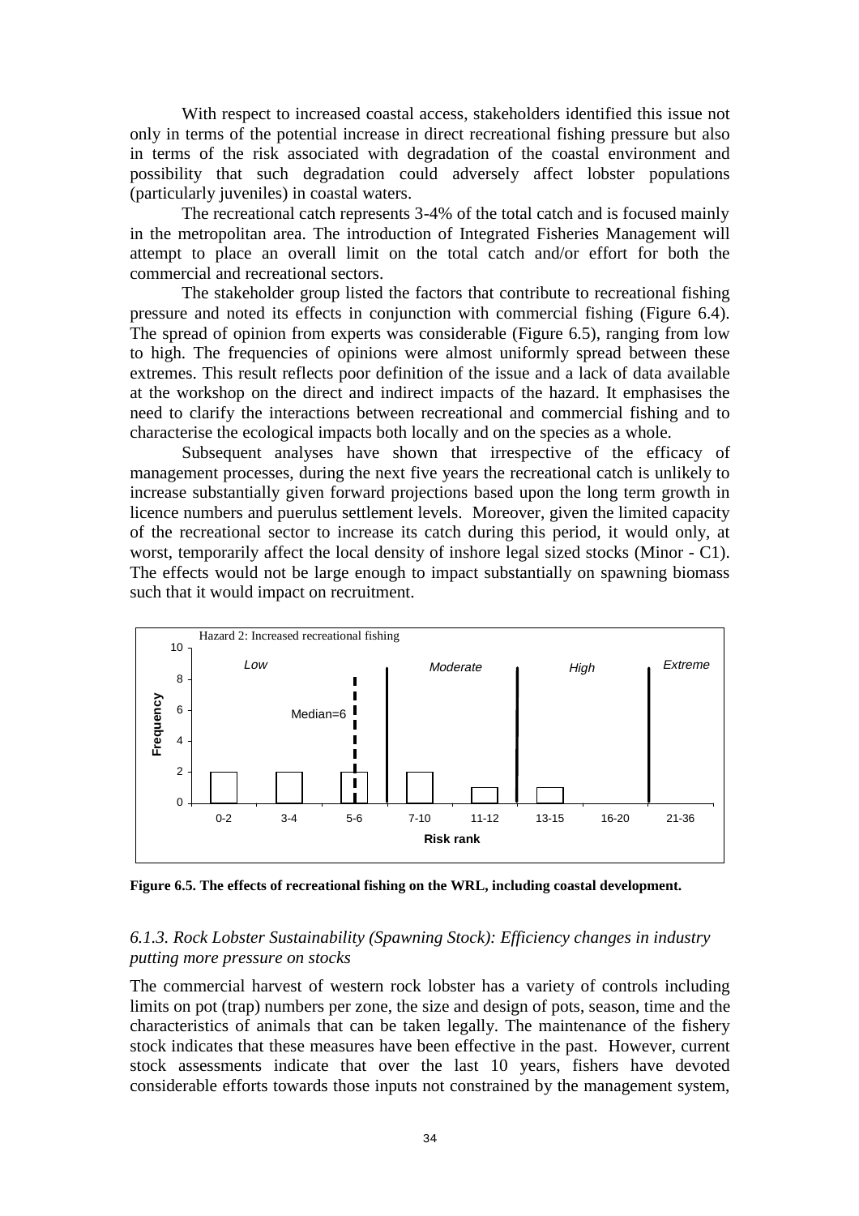With respect to increased coastal access, stakeholders identified this issue not only in terms of the potential increase in direct recreational fishing pressure but also in terms of the risk associated with degradation of the coastal environment and possibility that such degradation could adversely affect lobster populations (particularly juveniles) in coastal waters.

The recreational catch represents 3-4% of the total catch and is focused mainly in the metropolitan area. The introduction of Integrated Fisheries Management will attempt to place an overall limit on the total catch and/or effort for both the commercial and recreational sectors.

The stakeholder group listed the factors that contribute to recreational fishing pressure and noted its effects in conjunction with commercial fishing (Figure 6.4). The spread of opinion from experts was considerable (Figure 6.5), ranging from low to high. The frequencies of opinions were almost uniformly spread between these extremes. This result reflects poor definition of the issue and a lack of data available at the workshop on the direct and indirect impacts of the hazard. It emphasises the need to clarify the interactions between recreational and commercial fishing and to characterise the ecological impacts both locally and on the species as a whole.

Subsequent analyses have shown that irrespective of the efficacy of management processes, during the next five years the recreational catch is unlikely to increase substantially given forward projections based upon the long term growth in licence numbers and puerulus settlement levels. Moreover, given the limited capacity of the recreational sector to increase its catch during this period, it would only, at worst, temporarily affect the local density of inshore legal sized stocks (Minor - C1). The effects would not be large enough to impact substantially on spawning biomass such that it would impact on recruitment.

**Figure 6.5. The effects of recreational fishing on the WRL, including coastal development.**

### *6.1.3. Rock Lobster Sustainability (Spawning Stock): Efficiency changes in industry putting more pressure on stocks*

The commercial harvest of western rock lobster has a variety of controls including limits on pot (trap) numbers per zone, the size and design of pots, season, time and the characteristics of animals that can be taken legally. The maintenance of the fishery stock indicates that these measures have been effective in the past. However, current stock assessments indicate that over the last 10 years, fishers have devoted considerable efforts towards those inputs not constrained by the management system,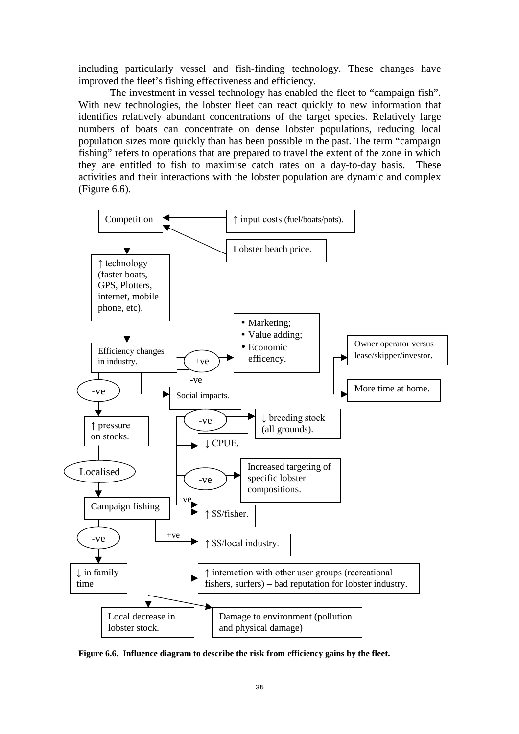including particularly vessel and fish-finding technology. These changes have improved the fleet's fishing effectiveness and efficiency.

The investment in vessel technology has enabled the fleet to "campaign fish". With new technologies, the lobster fleet can react quickly to new information that identifies relatively abundant concentrations of the target species. Relatively large numbers of boats can concentrate on dense lobster populations, reducing local population sizes more quickly than has been possible in the past. The term "campaign fishing" refers to operations that are prepared to travel the extent of the zone in which they are entitled to fish to maximise catch rates on a day-to-day basis. These activities and their interactions with the lobster population are dynamic and complex (Figure 6.6).

Competition

↑ input costs (fuel/boats/pots).

Lobster beach price.

↑ technology (faster boats, GPS, Plotters, internet, mobile phone, etc).

- Marketing;
- Value adding;
- Economic efficency.

Efficiency changes in industry.

+ve

-ve

Owner operator versus lease/skipper/investor.

More time at home.

-ve

Social impacts.

↑ pressure on stocks.

-ve

↓ breeding stock (all grounds).

↓ CPUE.

Localised

-ve

Increased targeting of specific lobster compositions.

Campaign fishing

+ve

↑ $$/fisher.

-ve

+ve

↑ $$/local industry.

↓ in family time

↑ interaction with other user groups (recreational fishers, surfers) – bad reputation for lobster industry.

Local decrease in lobster stock.

Damage to environment (pollution and physical damage)

**Figure 6.6. Influence diagram to describe the risk from efficiency gains by the fleet.**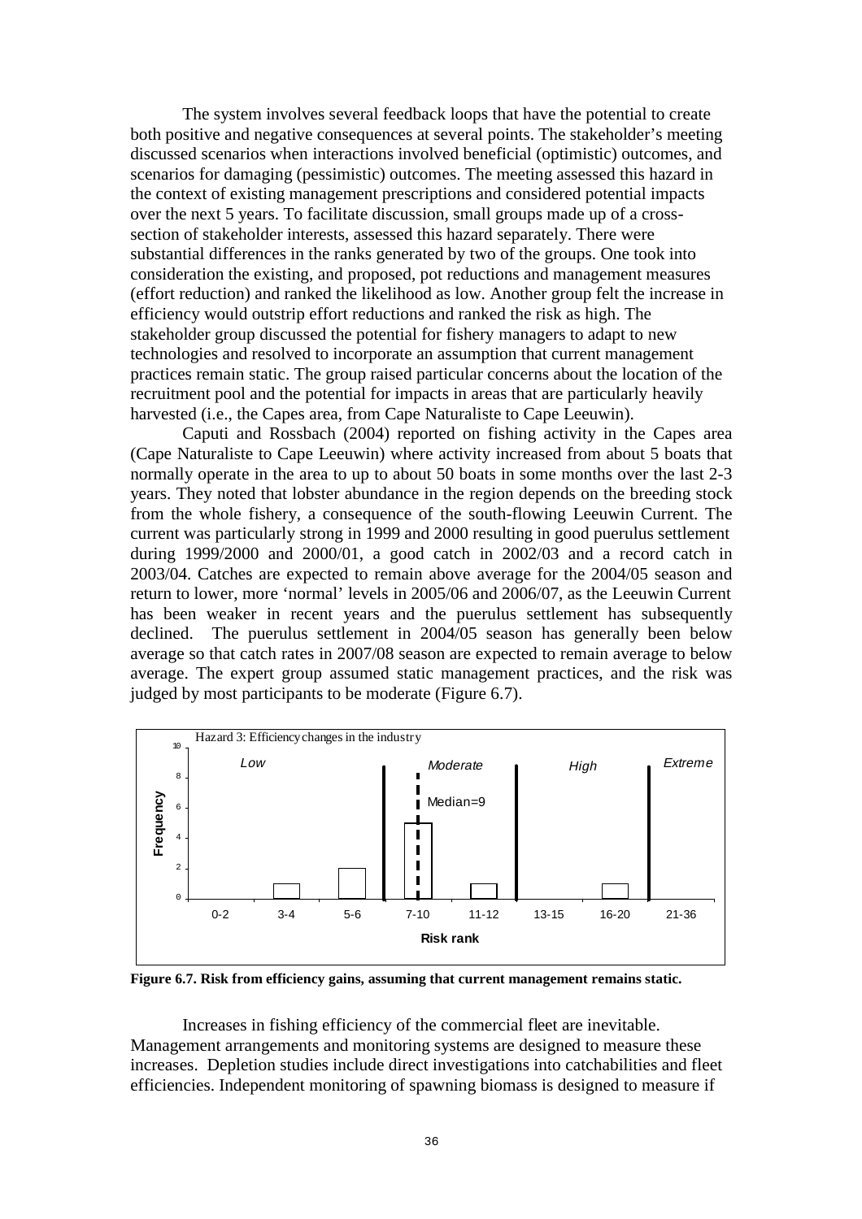The system involves several feedback loops that have the potential to create both positive and negative consequences at several points. The stakeholder's meeting discussed scenarios when interactions involved beneficial (optimistic) outcomes, and scenarios for damaging (pessimistic) outcomes. The meeting assessed this hazard in the context of existing management prescriptions and considered potential impacts over the next 5 years. To facilitate discussion, small groups made up of a cross-section of stakeholder interests, assessed this hazard separately. There were substantial differences in the ranks generated by two of the groups. One took into consideration the existing, and proposed, pot reductions and management measures (effort reduction) and ranked the likelihood as low. Another group felt the increase in efficiency would outstrip effort reductions and ranked the risk as high. The stakeholder group discussed the potential for fishery managers to adapt to new technologies and resolved to incorporate an assumption that current management practices remain static. The group raised particular concerns about the location of the recruitment pool and the potential for impacts in areas that are particularly heavily harvested (i.e., the Capes area, from Cape Naturaliste to Cape Leeuwin).

Caputi and Rossbach (2004) reported on fishing activity in the Capes area (Cape Naturaliste to Cape Leeuwin) where activity increased from about 5 boats that normally operate in the area to up to about 50 boats in some months over the last 2-3 years. They noted that lobster abundance in the region depends on the breeding stock from the whole fishery, a consequence of the south-flowing Leeuwin Current. The current was particularly strong in 1999 and 2000 resulting in good puerulus settlement during 1999/2000 and 2000/01, a good catch in 2002/03 and a record catch in 2003/04. Catches are expected to remain above average for the 2004/05 season and return to lower, more 'normal' levels in 2005/06 and 2006/07, as the Leeuwin Current has been weaker in recent years and the puerulus settlement has subsequently declined. The puerulus settlement in 2004/05 season has generally been below average so that catch rates in 2007/08 season are expected to remain average to below average. The expert group assumed static management practices, and the risk was judged by most participants to be moderate (Figure 6.7).

**Figure 6.7. Risk from efficiency gains, assuming that current management remains static.**

Increases in fishing efficiency of the commercial fleet are inevitable. Management arrangements and monitoring systems are designed to measure these increases. Depletion studies include direct investigations into catchabilities and fleet efficiencies. Independent monitoring of spawning biomass is designed to measure if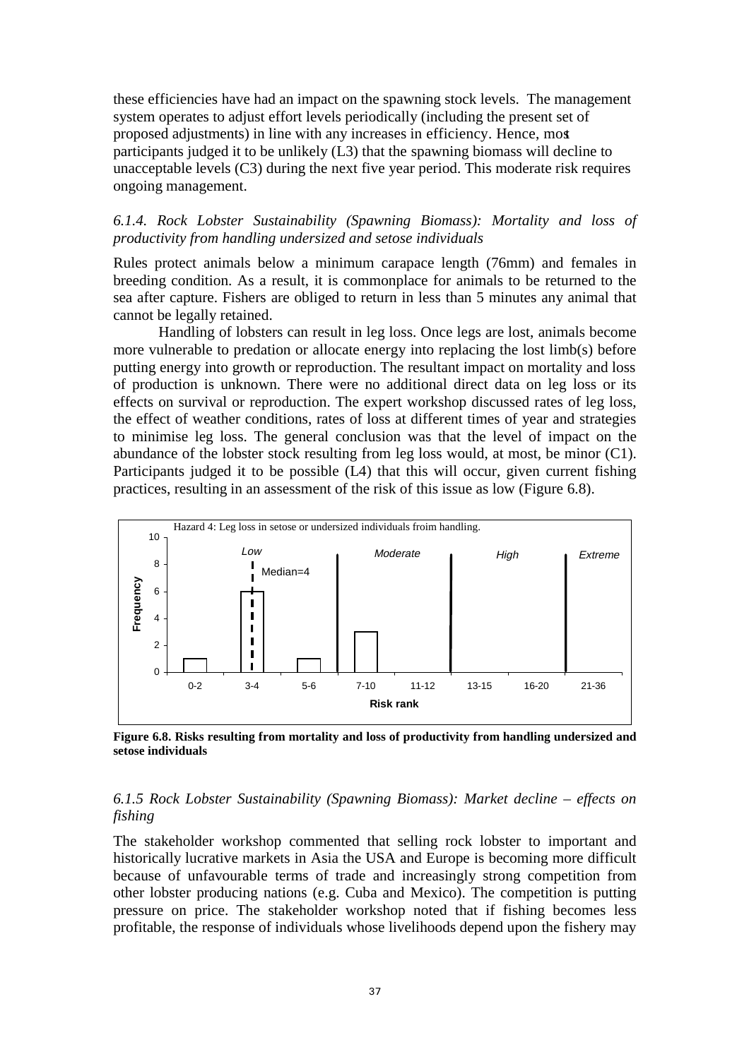these efficiencies have had an impact on the spawning stock levels. The management system operates to adjust effort levels periodically (including the present set of proposed adjustments) in line with any increases in efficiency. Hence, most participants judged it to be unlikely (L3) that the spawning biomass will decline to unacceptable levels (C3) during the next five year period. This moderate risk requires ongoing management.

### *6.1.4. Rock Lobster Sustainability (Spawning Biomass): Mortality and loss of productivity from handling undersized and setose individuals*

Rules protect animals below a minimum carapace length (76mm) and females in breeding condition. As a result, it is commonplace for animals to be returned to the sea after capture. Fishers are obliged to return in less than 5 minutes any animal that cannot be legally retained.

Handling of lobsters can result in leg loss. Once legs are lost, animals become more vulnerable to predation or allocate energy into replacing the lost limb(s) before putting energy into growth or reproduction. The resultant impact on mortality and loss of production is unknown. There were no additional direct data on leg loss or its effects on survival or reproduction. The expert workshop discussed rates of leg loss, the effect of weather conditions, rates of loss at different times of year and strategies to minimise leg loss. The general conclusion was that the level of impact on the abundance of the lobster stock resulting from leg loss would, at most, be minor (C1). Participants judged it to be possible (L4) that this will occur, given current fishing practices, resulting in an assessment of the risk of this issue as low (Figure 6.8).

**Figure 6.8. Risks resulting from mortality and loss of productivity from handling undersized and setose individuals**

### *6.1.5 Rock Lobster Sustainability (Spawning Biomass): Market decline – effects on fishing*

The stakeholder workshop commented that selling rock lobster to important and historically lucrative markets in Asia the USA and Europe is becoming more difficult because of unfavourable terms of trade and increasingly strong competition from other lobster producing nations (e.g. Cuba and Mexico). The competition is putting pressure on price. The stakeholder workshop noted that if fishing becomes less profitable, the response of individuals whose livelihoods depend upon the fishery may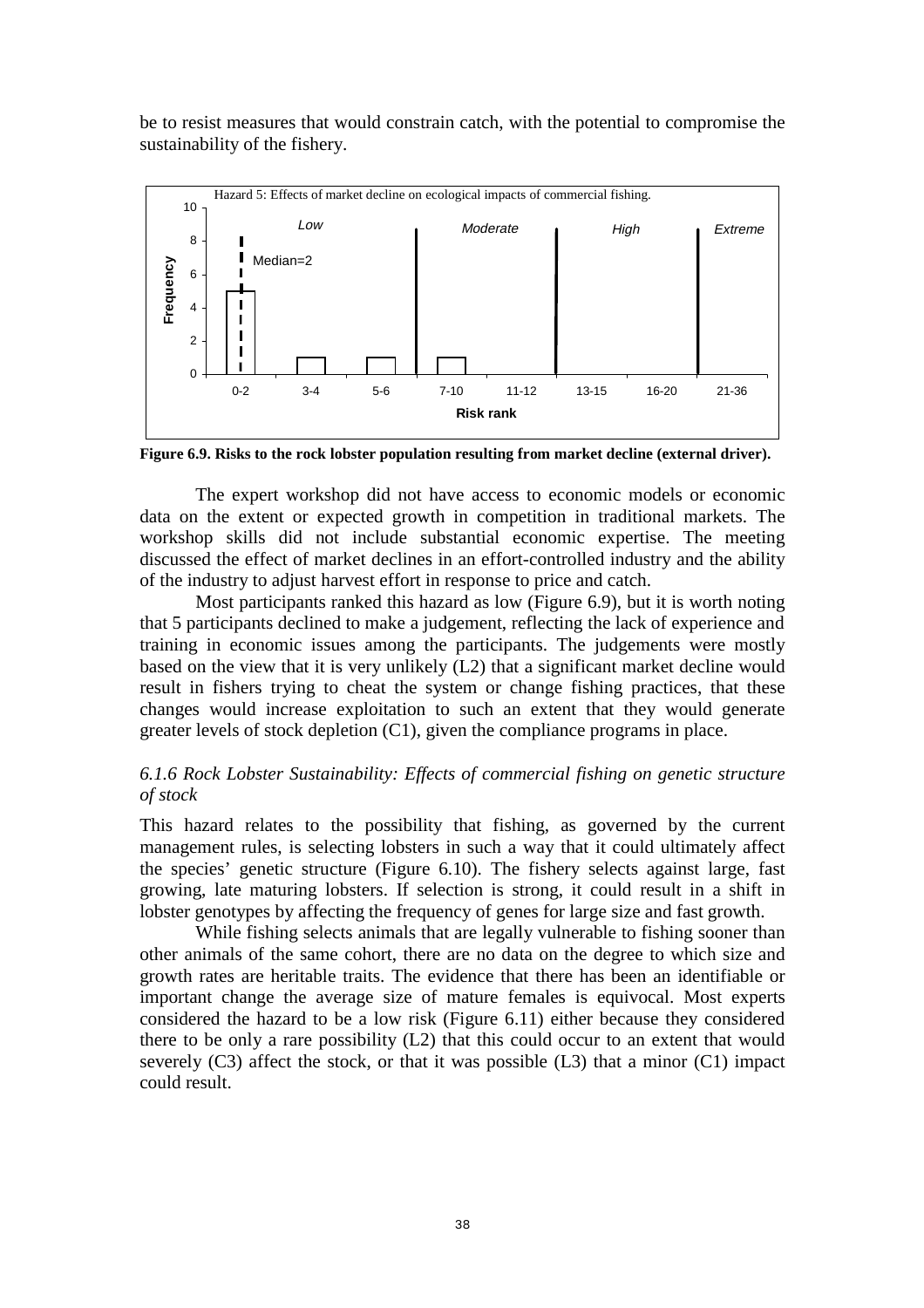be to resist measures that would constrain catch, with the potential to compromise the sustainability of the fishery.

**Figure 6.9. Risks to the rock lobster population resulting from market decline (external driver).**

The expert workshop did not have access to economic models or economic data on the extent or expected growth in competition in traditional markets. The workshop skills did not include substantial economic expertise. The meeting discussed the effect of market declines in an effort-controlled industry and the ability of the industry to adjust harvest effort in response to price and catch.

Most participants ranked this hazard as low (Figure 6.9), but it is worth noting that 5 participants declined to make a judgement, reflecting the lack of experience and training in economic issues among the participants. The judgements were mostly based on the view that it is very unlikely (L2) that a significant market decline would result in fishers trying to cheat the system or change fishing practices, that these changes would increase exploitation to such an extent that they would generate greater levels of stock depletion (C1), given the compliance programs in place.

### *6.1.6 Rock Lobster Sustainability: Effects of commercial fishing on genetic structure of stock*

This hazard relates to the possibility that fishing, as governed by the current management rules, is selecting lobsters in such a way that it could ultimately affect the species' genetic structure (Figure 6.10). The fishery selects against large, fast growing, late maturing lobsters. If selection is strong, it could result in a shift in lobster genotypes by affecting the frequency of genes for large size and fast growth.

While fishing selects animals that are legally vulnerable to fishing sooner than other animals of the same cohort, there are no data on the degree to which size and growth rates are heritable traits. The evidence that there has been an identifiable or important change the average size of mature females is equivocal. Most experts considered the hazard to be a low risk (Figure 6.11) either because they considered there to be only a rare possibility (L2) that this could occur to an extent that would severely (C3) affect the stock, or that it was possible (L3) that a minor (C1) impact could result.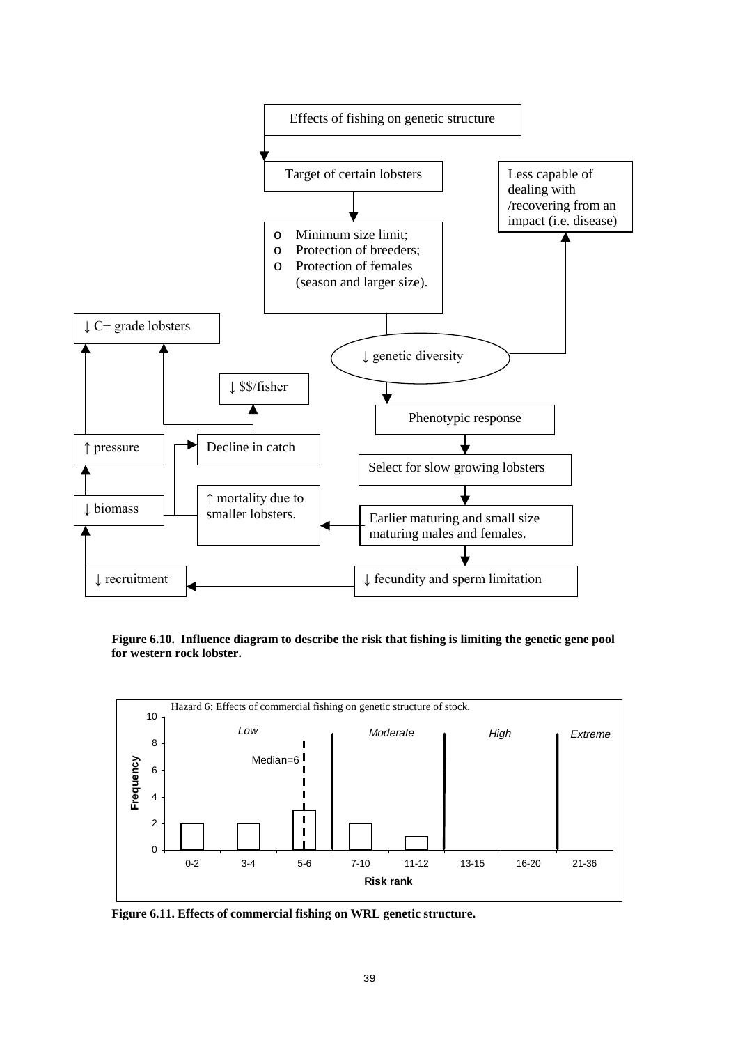Figure 6.10. **Influence diagram to describe the risk that fishing is limiting the genetic gene pool for western rock lobster.**

**Figure 6.11. Effects of commercial fishing on WRL genetic structure.**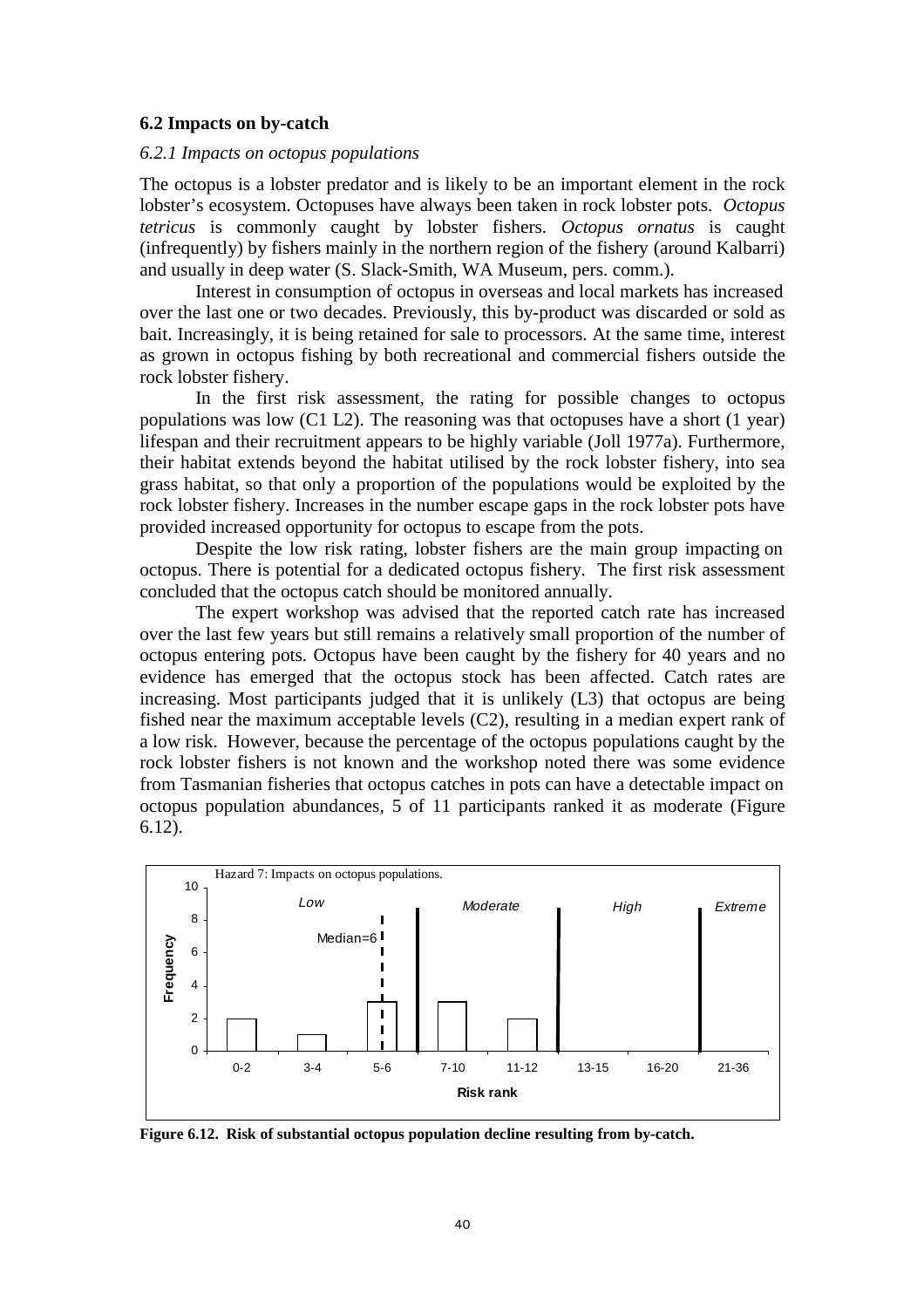## 6.2 Impacts on by-catch

### *6.2.1 Impacts on octopus populations*

The octopus is a lobster predator and is likely to be an important element in the rock lobster's ecosystem. Octopuses have always been taken in rock lobster pots. *Octopus tetricus* is commonly caught by lobster fishers. *Octopus ornatus* is caught (infrequently) by fishers mainly in the northern region of the fishery (around Kalbarri) and usually in deep water (S. Slack-Smith, WA Museum, pers. comm.).

Interest in consumption of octopus in overseas and local markets has increased over the last one or two decades. Previously, this by-product was discarded or sold as bait. Increasingly, it is being retained for sale to processors. At the same time, interest as grown in octopus fishing by both recreational and commercial fishers outside the rock lobster fishery.

In the first risk assessment, the rating for possible changes to octopus populations was low (C1 L2). The reasoning was that octopuses have a short (1 year) lifespan and their recruitment appears to be highly variable (Joll 1977a). Furthermore, their habitat extends beyond the habitat utilised by the rock lobster fishery, into sea grass habitat, so that only a proportion of the populations would be exploited by the rock lobster fishery. Increases in the number escape gaps in the rock lobster pots have provided increased opportunity for octopus to escape from the pots.

Despite the low risk rating, lobster fishers are the main group impacting on octopus. There is potential for a dedicated octopus fishery. The first risk assessment concluded that the octopus catch should be monitored annually.

The expert workshop was advised that the reported catch rate has increased over the last few years but still remains a relatively small proportion of the number of octopus entering pots. Octopus have been caught by the fishery for 40 years and no evidence has emerged that the octopus stock has been affected. Catch rates are increasing. Most participants judged that it is unlikely (L3) that octopus are being fished near the maximum acceptable levels (C2), resulting in a median expert rank of a low risk. However, because the percentage of the octopus populations caught by the rock lobster fishers is not known and the workshop noted there was some evidence from Tasmanian fisheries that octopus catches in pots can have a detectable impact on octopus population abundances, 5 of 11 participants ranked it as moderate (Figure 6.12).

**Figure 6.12. Risk of substantial octopus population decline resulting from by-catch.**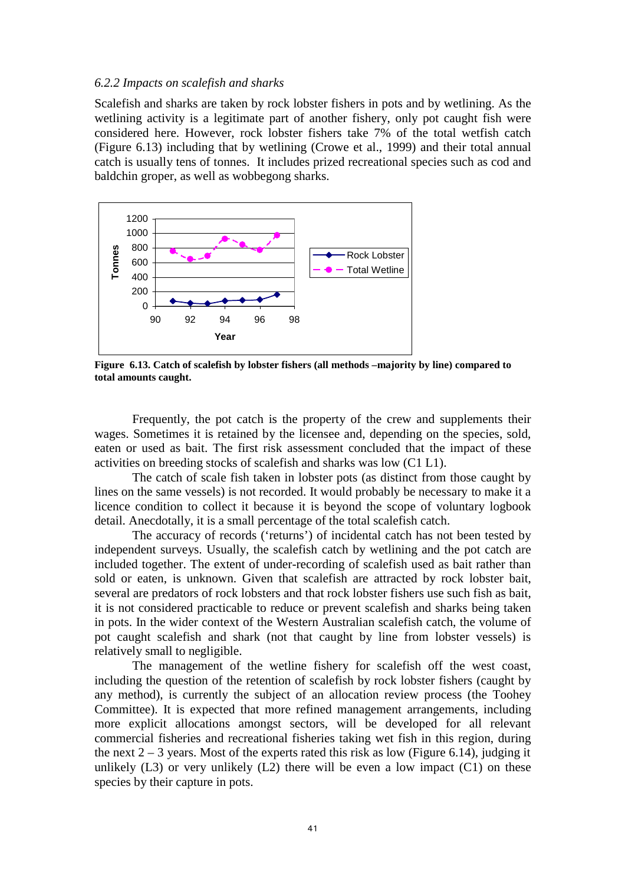### *6.2.2 Impacts on scalefish and sharks*

Scalefish and sharks are taken by rock lobster fishers in pots and by wetlining. As the wetlining activity is a legitimate part of another fishery, only pot caught fish were considered here. However, rock lobster fishers take 7% of the total wetfish catch (Figure 6.13) including that by wetlining (Crowe et al., 1999) and their total annual catch is usually tens of tonnes. It includes prized recreational species such as cod and baldchin groper, as well as wobbegong sharks.

**Figure 6.13. Catch of scalefish by lobster fishers (all methods –majority by line) compared to total amounts caught.**

Frequently, the pot catch is the property of the crew and supplements their wages. Sometimes it is retained by the licensee and, depending on the species, sold, eaten or used as bait. The first risk assessment concluded that the impact of these activities on breeding stocks of scalefish and sharks was low (C1 L1).

The catch of scale fish taken in lobster pots (as distinct from those caught by lines on the same vessels) is not recorded. It would probably be necessary to make it a licence condition to collect it because it is beyond the scope of voluntary logbook detail. Anecdotally, it is a small percentage of the total scalefish catch.

The accuracy of records ('returns') of incidental catch has not been tested by independent surveys. Usually, the scalefish catch by wetlining and the pot catch are included together. The extent of under-recording of scalefish used as bait rather than sold or eaten, is unknown. Given that scalefish are attracted by rock lobster bait, several are predators of rock lobsters and that rock lobster fishers use such fish as bait, it is not considered practicable to reduce or prevent scalefish and sharks being taken in pots. In the wider context of the Western Australian scalefish catch, the volume of pot caught scalefish and shark (not that caught by line from lobster vessels) is relatively small to negligible.

The management of the wetline fishery for scalefish off the west coast, including the question of the retention of scalefish by rock lobster fishers (caught by any method), is currently the subject of an allocation review process (the Toohey Committee). It is expected that more refined management arrangements, including more explicit allocations amongst sectors, will be developed for all relevant commercial fisheries and recreational fisheries taking wet fish in this region, during the next 2 – 3 years. Most of the experts rated this risk as low (Figure 6.14), judging it unlikely (L3) or very unlikely (L2) there will be even a low impact (C1) on these species by their capture in pots.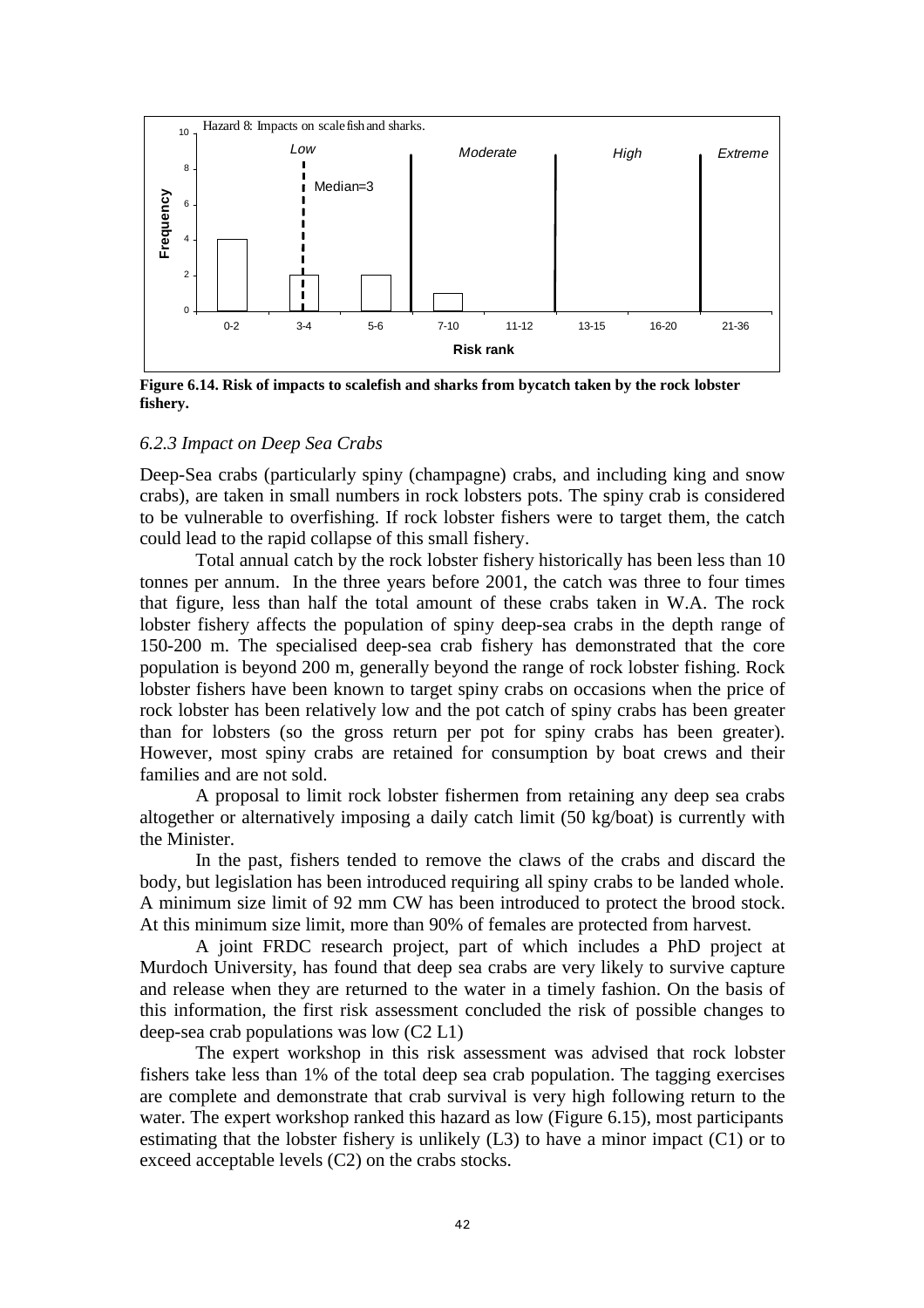**Figure 6.14. Risk of impacts to scalefish and sharks from bycatch taken by the rock lobster fishery.**

### *6.2.3 Impact on Deep Sea Crabs*

Deep-Sea crabs (particularly spiny (champagne) crabs, and including king and snow crabs), are taken in small numbers in rock lobsters pots. The spiny crab is considered to be vulnerable to overfishing. If rock lobster fishers were to target them, the catch could lead to the rapid collapse of this small fishery.

Total annual catch by the rock lobster fishery historically has been less than 10 tonnes per annum. In the three years before 2001, the catch was three to four times that figure, less than half the total amount of these crabs taken in W.A. The rock lobster fishery affects the population of spiny deep-sea crabs in the depth range of 150-200 m. The specialised deep-sea crab fishery has demonstrated that the core population is beyond 200 m, generally beyond the range of rock lobster fishing. Rock lobster fishers have been known to target spiny crabs on occasions when the price of rock lobster has been relatively low and the pot catch of spiny crabs has been greater than for lobsters (so the gross return per pot for spiny crabs has been greater). However, most spiny crabs are retained for consumption by boat crews and their families and are not sold.

A proposal to limit rock lobster fishermen from retaining any deep sea crabs altogether or alternatively imposing a daily catch limit (50 kg/boat) is currently with the Minister.

In the past, fishers tended to remove the claws of the crabs and discard the body, but legislation has been introduced requiring all spiny crabs to be landed whole. A minimum size limit of 92 mm CW has been introduced to protect the brood stock. At this minimum size limit, more than 90% of females are protected from harvest.

A joint FRDC research project, part of which includes a PhD project at Murdoch University, has found that deep sea crabs are very likely to survive capture and release when they are returned to the water in a timely fashion. On the basis of this information, the first risk assessment concluded the risk of possible changes to deep-sea crab populations was low (C2 L1)

The expert workshop in this risk assessment was advised that rock lobster fishers take less than 1% of the total deep sea crab population. The tagging exercises are complete and demonstrate that crab survival is very high following return to the water. The expert workshop ranked this hazard as low (Figure 6.15), most participants estimating that the lobster fishery is unlikely (L3) to have a minor impact (C1) or to exceed acceptable levels (C2) on the crabs stocks.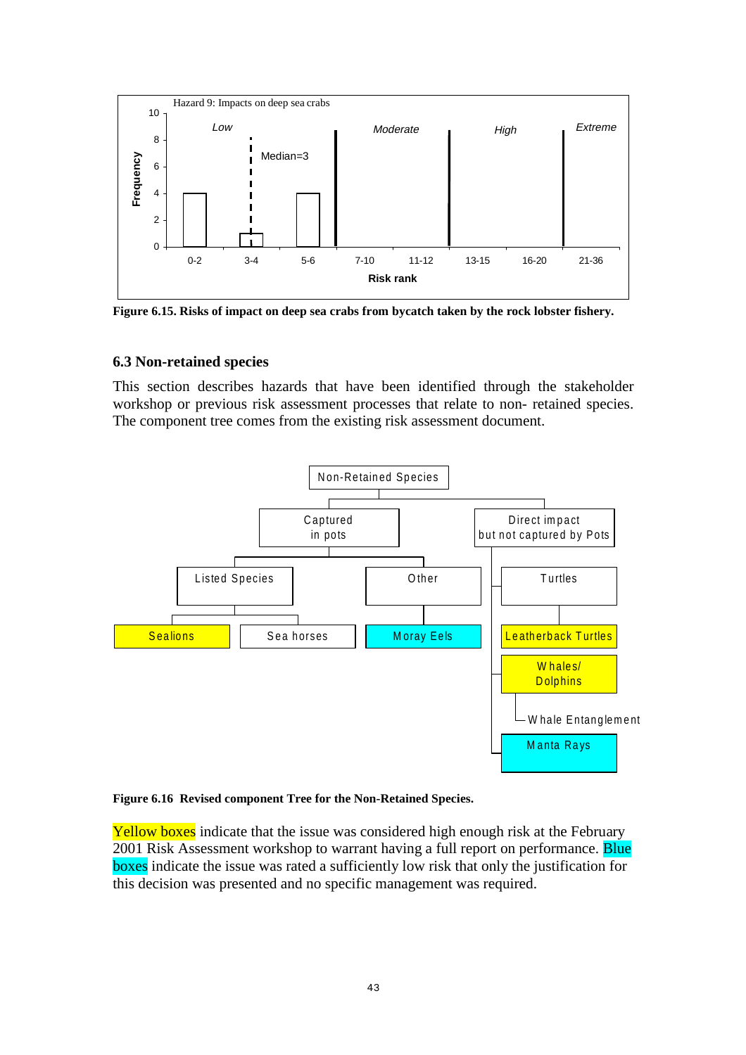**Figure 6.15. Risks of impact on deep sea crabs from bycatch taken by the rock lobster fishery.**

### 6.3 Non-retained species

This section describes hazards that have been identified through the stakeholder workshop or previous risk assessment processes that relate to non- retained species. The component tree comes from the existing risk assessment document.

**Figure 6.16 Revised component Tree for the Non-Retained Species.**

Yellow boxes indicate that the issue was considered high enough risk at the February 2001 Risk Assessment workshop to warrant having a full report on performance. Blue boxes indicate the issue was rated a sufficiently low risk that only the justification for this decision was presented and no specific management was required.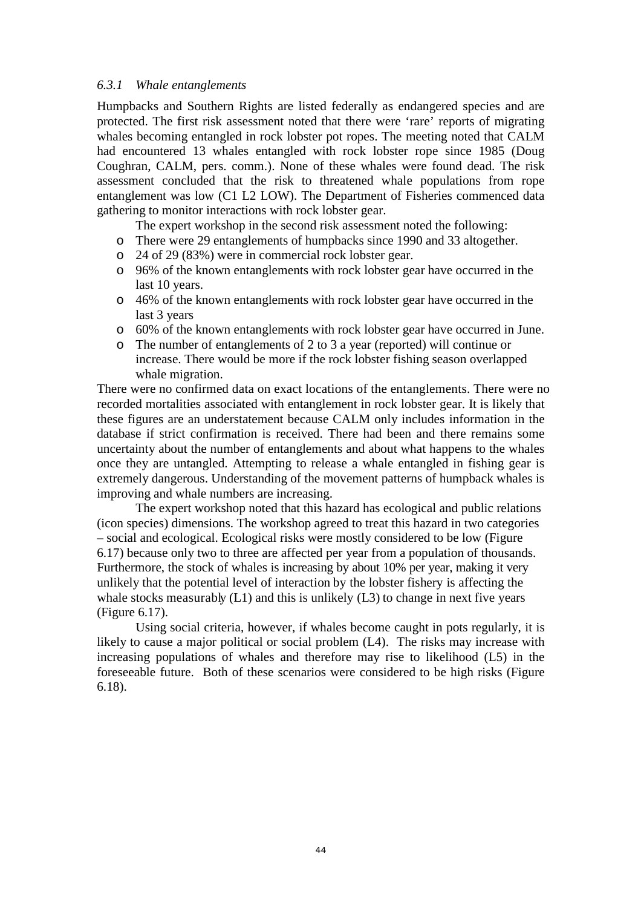### *6.3.1 Whale entanglements*

Humpbacks and Southern Rights are listed federally as endangered species and are protected. The first risk assessment noted that there were 'rare' reports of migrating whales becoming entangled in rock lobster pot ropes. The meeting noted that CALM had encountered 13 whales entangled with rock lobster rope since 1985 (Doug Coughran, CALM, pers. comm.). None of these whales were found dead. The risk assessment concluded that the risk to threatened whale populations from rope entanglement was low (C1 L2 LOW). The Department of Fisheries commenced data gathering to monitor interactions with rock lobster gear.

The expert workshop in the second risk assessment noted the following:

- There were 29 entanglements of humpbacks since 1990 and 33 altogether.
- 24 of 29 (83%) were in commercial rock lobster gear.
- 96% of the known entanglements with rock lobster gear have occurred in the last 10 years.
- 46% of the known entanglements with rock lobster gear have occurred in the last 3 years
- 60% of the known entanglements with rock lobster gear have occurred in June.
- The number of entanglements of 2 to 3 a year (reported) will continue or increase. There would be more if the rock lobster fishing season overlapped whale migration.

There were no confirmed data on exact locations of the entanglements. There were no recorded mortalities associated with entanglement in rock lobster gear. It is likely that these figures are an understatement because CALM only includes information in the database if strict confirmation is received. There had been and there remains some uncertainty about the number of entanglements and about what happens to the whales once they are untangled. Attempting to release a whale entangled in fishing gear is extremely dangerous. Understanding of the movement patterns of humpback whales is improving and whale numbers are increasing.

The expert workshop noted that this hazard has ecological and public relations (icon species) dimensions. The workshop agreed to treat this hazard in two categories – social and ecological. Ecological risks were mostly considered to be low (Figure 6.17) because only two to three are affected per year from a population of thousands. Furthermore, the stock of whales is increasing by about 10% per year, making it very unlikely that the potential level of interaction by the lobster fishery is affecting the whale stocks measurably (L1) and this is unlikely (L3) to change in next five years (Figure 6.17).

Using social criteria, however, if whales become caught in pots regularly, it is likely to cause a major political or social problem (L4). The risks may increase with increasing populations of whales and therefore may rise to likelihood (L5) in the foreseeable future. Both of these scenarios were considered to be high risks (Figure 6.18).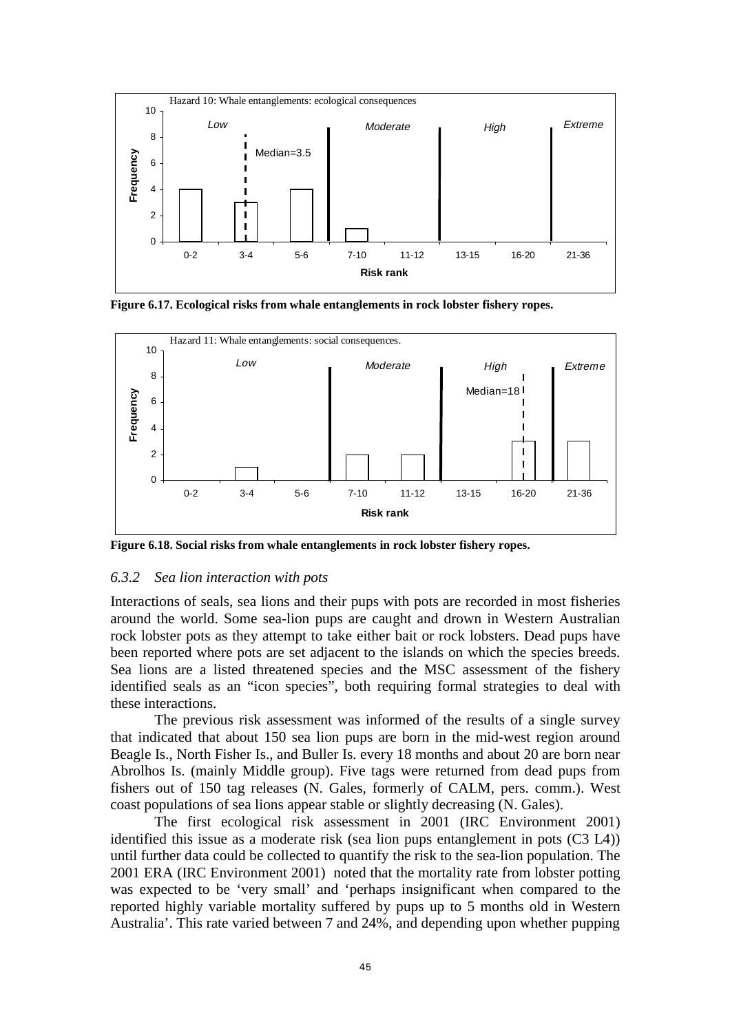**Figure 6.17. Ecological risks from whale entanglements in rock lobster fishery ropes.**

**Figure 6.18. Social risks from whale entanglements in rock lobster fishery ropes.**

### *6.3.2 Sea lion interaction with pots*

Interactions of seals, sea lions and their pups with pots are recorded in most fisheries around the world. Some sea-lion pups are caught and drown in Western Australian rock lobster pots as they attempt to take either bait or rock lobsters. Dead pups have been reported where pots are set adjacent to the islands on which the species breeds. Sea lions are a listed threatened species and the MSC assessment of the fishery identified seals as an "icon species", both requiring formal strategies to deal with these interactions.

The previous risk assessment was informed of the results of a single survey that indicated that about 150 sea lion pups are born in the mid-west region around Beagle Is., North Fisher Is., and Buller Is. every 18 months and about 20 are born near Abrolhos Is. (mainly Middle group). Five tags were returned from dead pups from fishers out of 150 tag releases (N. Gales, formerly of CALM, pers. comm.). West coast populations of sea lions appear stable or slightly decreasing (N. Gales).

The first ecological risk assessment in 2001 (IRC Environment 2001) identified this issue as a moderate risk (sea lion pups entanglement in pots (C3 L4)) until further data could be collected to quantify the risk to the sea-lion population. The 2001 ERA (IRC Environment 2001) noted that the mortality rate from lobster potting was expected to be 'very small' and 'perhaps insignificant when compared to the reported highly variable mortality suffered by pups up to 5 months old in Western Australia'. This rate varied between 7 and 24%, and depending upon whether pupping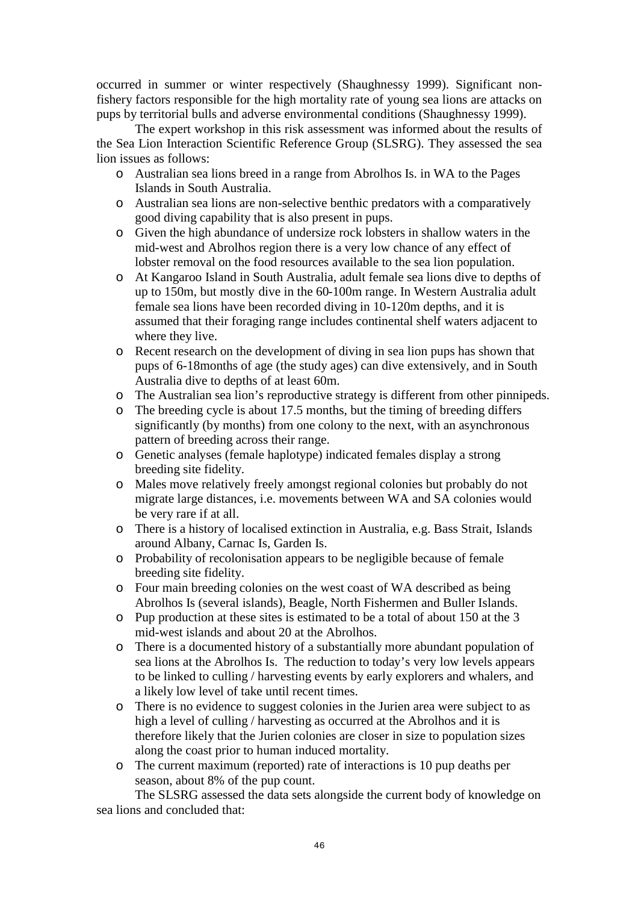occurred in summer or winter respectively (Shaughnessy 1999). Significant non-fishery factors responsible for the high mortality rate of young sea lions are attacks on pups by territorial bulls and adverse environmental conditions (Shaughnessy 1999).

The expert workshop in this risk assessment was informed about the results of the Sea Lion Interaction Scientific Reference Group (SLSRG). They assessed the sea lion issues as follows:

- Australian sea lions breed in a range from Abrolhos Is. in WA to the Pages Islands in South Australia.
- Australian sea lions are non-selective benthic predators with a comparatively good diving capability that is also present in pups.
- Given the high abundance of undersize rock lobsters in shallow waters in the mid-west and Abrolhos region there is a very low chance of any effect of lobster removal on the food resources available to the sea lion population.
- At Kangaroo Island in South Australia, adult female sea lions dive to depths of up to 150m, but mostly dive in the 60-100m range. In Western Australia adult female sea lions have been recorded diving in 10-120m depths, and it is assumed that their foraging range includes continental shelf waters adjacent to where they live.
- Recent research on the development of diving in sea lion pups has shown that pups of 6-18months of age (the study ages) can dive extensively, and in South Australia dive to depths of at least 60m.
- The Australian sea lion's reproductive strategy is different from other pinnipeds.
- The breeding cycle is about 17.5 months, but the timing of breeding differs significantly (by months) from one colony to the next, with an asynchronous pattern of breeding across their range.
- Genetic analyses (female haplotype) indicated females display a strong breeding site fidelity.
- Males move relatively freely amongst regional colonies but probably do not migrate large distances, i.e. movements between WA and SA colonies would be very rare if at all.
- There is a history of localised extinction in Australia, e.g. Bass Strait, Islands around Albany, Carnac Is, Garden Is.
- Probability of recolonisation appears to be negligible because of female breeding site fidelity.
- Four main breeding colonies on the west coast of WA described as being Abrolhos Is (several islands), Beagle, North Fishermen and Buller Islands.
- Pup production at these sites is estimated to be a total of about 150 at the 3 mid-west islands and about 20 at the Abrolhos.
- There is a documented history of a substantially more abundant population of sea lions at the Abrolhos Is. The reduction to today's very low levels appears to be linked to culling / harvesting events by early explorers and whalers, and a likely low level of take until recent times.
- There is no evidence to suggest colonies in the Jurien area were subject to as high a level of culling / harvesting as occurred at the Abrolhos and it is therefore likely that the Jurien colonies are closer in size to population sizes along the coast prior to human induced mortality.
- The current maximum (reported) rate of interactions is 10 pup deaths per season, about 8% of the pup count.

The SLSRG assessed the data sets alongside the current body of knowledge on sea lions and concluded that: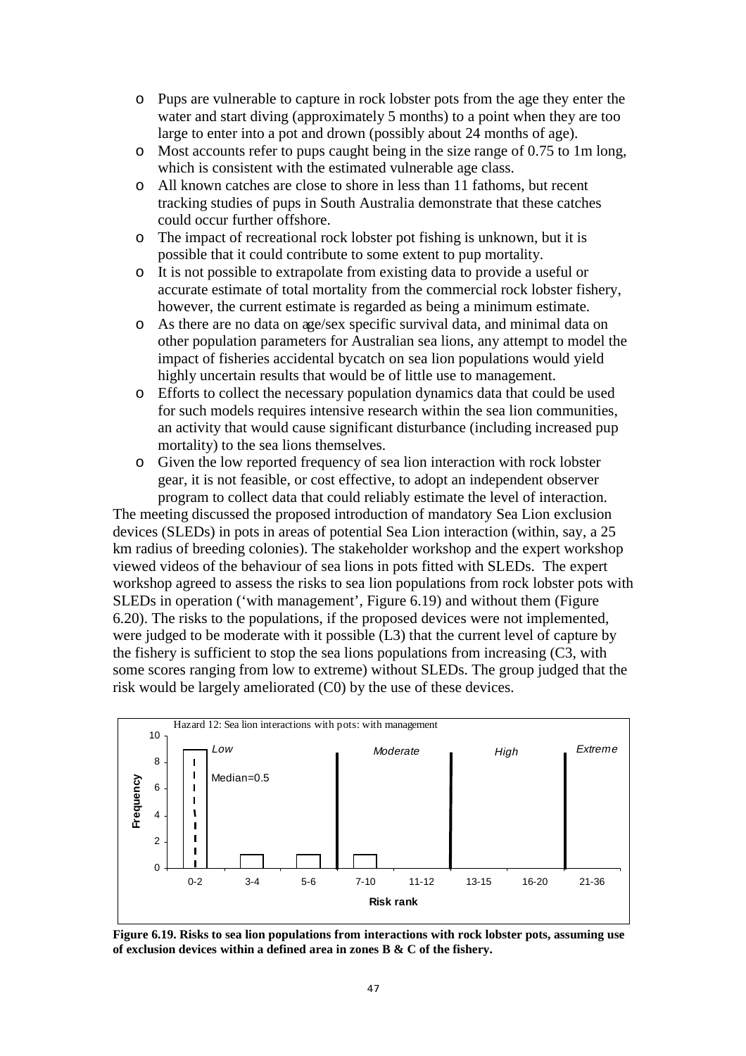- Pups are vulnerable to capture in rock lobster pots from the age they enter the water and start diving (approximately 5 months) to a point when they are too large to enter into a pot and drown (possibly about 24 months of age).
- Most accounts refer to pups caught being in the size range of 0.75 to 1m long, which is consistent with the estimated vulnerable age class.
- All known catches are close to shore in less than 11 fathoms, but recent tracking studies of pups in South Australia demonstrate that these catches could occur further offshore.
- The impact of recreational rock lobster pot fishing is unknown, but it is possible that it could contribute to some extent to pup mortality.
- It is not possible to extrapolate from existing data to provide a useful or accurate estimate of total mortality from the commercial rock lobster fishery, however, the current estimate is regarded as being a minimum estimate.
- As there are no data on age/sex specific survival data, and minimal data on other population parameters for Australian sea lions, any attempt to model the impact of fisheries accidental bycatch on sea lion populations would yield highly uncertain results that would be of little use to management.
- Efforts to collect the necessary population dynamics data that could be used for such models requires intensive research within the sea lion communities, an activity that would cause significant disturbance (including increased pup mortality) to the sea lions themselves.
- Given the low reported frequency of sea lion interaction with rock lobster gear, it is not feasible, or cost effective, to adopt an independent observer program to collect data that could reliably estimate the level of interaction.

The meeting discussed the proposed introduction of mandatory Sea Lion exclusion devices (SLEDs) in pots in areas of potential Sea Lion interaction (within, say, a 25 km radius of breeding colonies). The stakeholder workshop and the expert workshop viewed videos of the behaviour of sea lions in pots fitted with SLEDs. The expert workshop agreed to assess the risks to sea lion populations from rock lobster pots with SLEDs in operation ('with management', Figure 6.19) and without them (Figure 6.20). The risks to the populations, if the proposed devices were not implemented, were judged to be moderate with it possible (L3) that the current level of capture by the fishery is sufficient to stop the sea lions populations from increasing (C3, with some scores ranging from low to extreme) without SLEDs. The group judged that the risk would be largely ameliorated (C0) by the use of these devices.

Hazard 12: Sea lion interactions with pots: with management

| Risk rank | 0-2 | 3-4 | 5-6 | 7-10 | 11-12 | 13-15 | 16-20 | 21-36 |
|---|---|---|---|---|---|---|---|---|
| Frequency | 9 | 1 | 1 | 1 | 0 | 0 | 0 | 0 |

Categories: Low (0-6), Moderate (7-12), High (13-20), Extreme (21-36). Median=0.5

**Figure 6.19. Risks to sea lion populations from interactions with rock lobster pots, assuming use of exclusion devices within a defined area in zones B & C of the fishery.**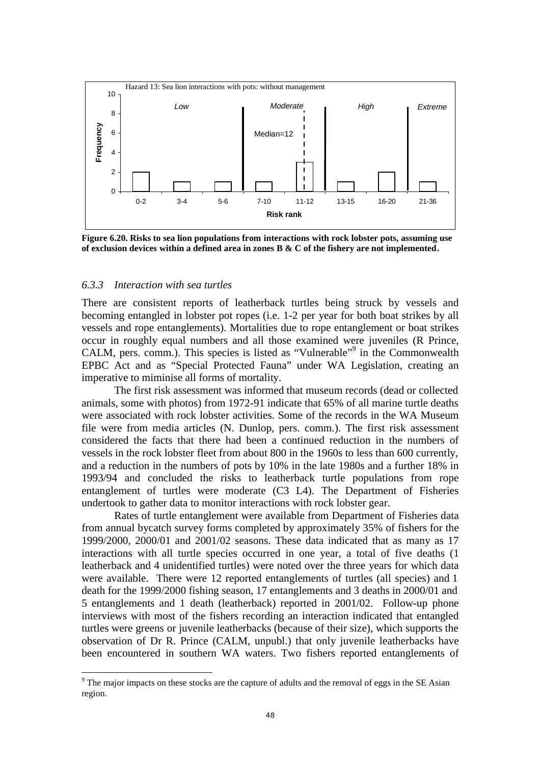Figure 6.20. Risks to sea lion populations from interactions with rock lobster pots, assuming use of exclusion devices within a defined area in zones B & C of the fishery are not implemented.

### *6.3.3 Interaction with sea turtles*

There are consistent reports of leatherback turtles being struck by vessels and becoming entangled in lobster pot ropes (i.e. 1-2 per year for both boat strikes by all vessels and rope entanglements). Mortalities due to rope entanglement or boat strikes occur in roughly equal numbers and all those examined were juveniles (R Prince, CALM, pers. comm.). This species is listed as "Vulnerable"[9] in the Commonwealth EPBC Act and as "Special Protected Fauna" under WA Legislation, creating an imperative to miminise all forms of mortality.

The first risk assessment was informed that museum records (dead or collected animals, some with photos) from 1972-91 indicate that 65% of all marine turtle deaths were associated with rock lobster activities. Some of the records in the WA Museum file were from media articles (N. Dunlop, pers. comm.). The first risk assessment considered the facts that there had been a continued reduction in the numbers of vessels in the rock lobster fleet from about 800 in the 1960s to less than 600 currently, and a reduction in the numbers of pots by 10% in the late 1980s and a further 18% in 1993/94 and concluded the risks to leatherback turtle populations from rope entanglement of turtles were moderate (C3 L4). The Department of Fisheries undertook to gather data to monitor interactions with rock lobster gear.

Rates of turtle entanglement were available from Department of Fisheries data from annual bycatch survey forms completed by approximately 35% of fishers for the 1999/2000, 2000/01 and 2001/02 seasons. These data indicated that as many as 17 interactions with all turtle species occurred in one year, a total of five deaths (1 leatherback and 4 unidentified turtles) were noted over the three years for which data were available. There were 12 reported entanglements of turtles (all species) and 1 death for the 1999/2000 fishing season, 17 entanglements and 3 deaths in 2000/01 and 5 entanglements and 1 death (leatherback) reported in 2001/02. Follow-up phone interviews with most of the fishers recording an interaction indicated that entangled turtles were greens or juvenile leatherbacks (because of their size), which supports the observation of Dr R. Prince (CALM, unpubl.) that only juvenile leatherbacks have been encountered in southern WA waters. Two fishers reported entanglements of

[9] The major impacts on these stocks are the capture of adults and the removal of eggs in the SE Asian region.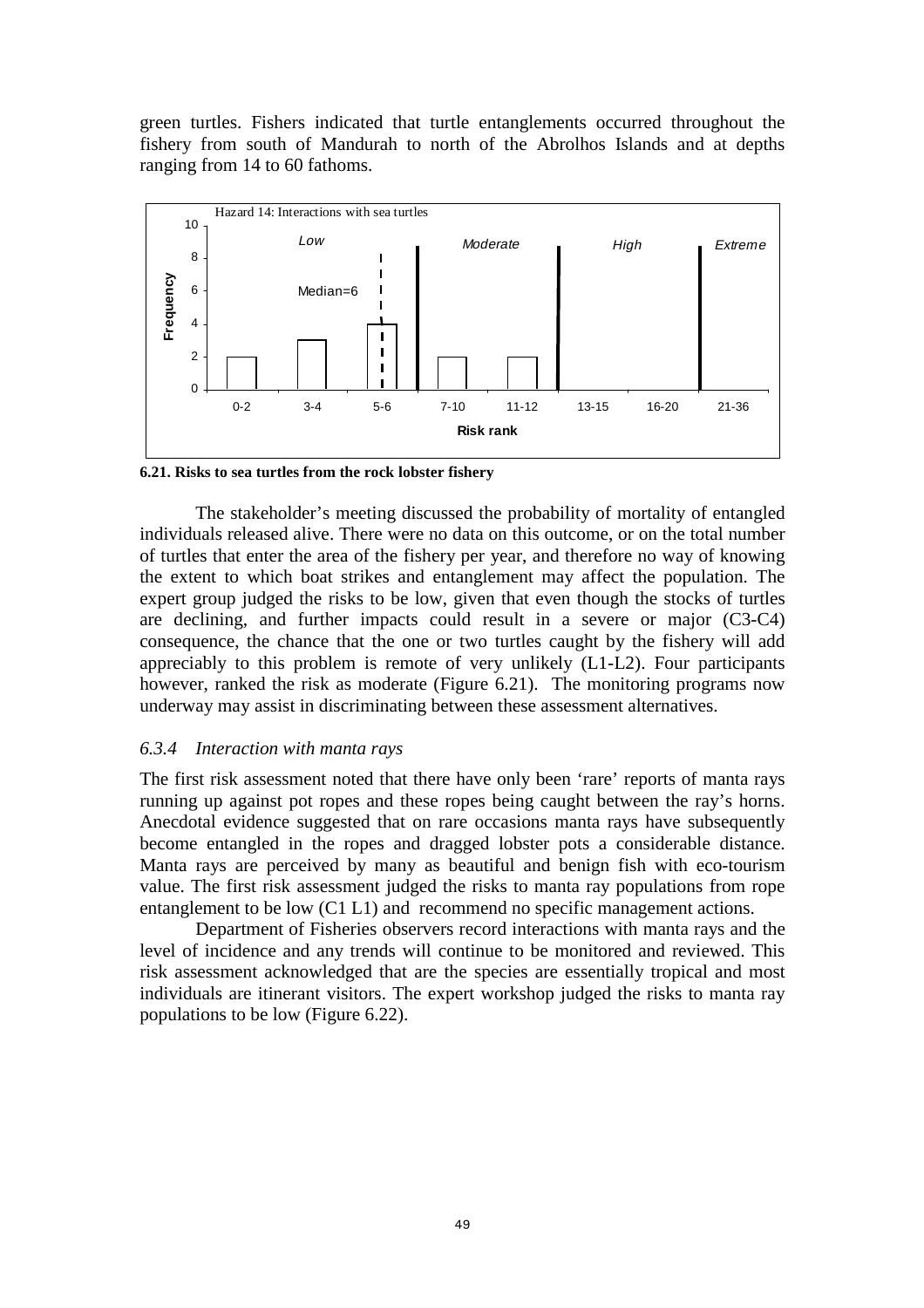green turtles. Fishers indicated that turtle entanglements occurred throughout the fishery from south of Mandurah to north of the Abrolhos Islands and at depths ranging from 14 to 60 fathoms.

**6.21. Risks to sea turtles from the rock lobster fishery**

The stakeholder's meeting discussed the probability of mortality of entangled individuals released alive. There were no data on this outcome, or on the total number of turtles that enter the area of the fishery per year, and therefore no way of knowing the extent to which boat strikes and entanglement may affect the population. The expert group judged the risks to be low, given that even though the stocks of turtles are declining, and further impacts could result in a severe or major (C3-C4) consequence, the chance that the one or two turtles caught by the fishery will add appreciably to this problem is remote of very unlikely (L1-L2). Four participants however, ranked the risk as moderate (Figure 6.21). The monitoring programs now underway may assist in discriminating between these assessment alternatives.

### *6.3.4 Interaction with manta rays*

The first risk assessment noted that there have only been 'rare' reports of manta rays running up against pot ropes and these ropes being caught between the ray's horns. Anecdotal evidence suggested that on rare occasions manta rays have subsequently become entangled in the ropes and dragged lobster pots a considerable distance. Manta rays are perceived by many as beautiful and benign fish with eco-tourism value. The first risk assessment judged the risks to manta ray populations from rope entanglement to be low (C1 L1) and recommend no specific management actions.

Department of Fisheries observers record interactions with manta rays and the level of incidence and any trends will continue to be monitored and reviewed. This risk assessment acknowledged that are the species are essentially tropical and most individuals are itinerant visitors. The expert workshop judged the risks to manta ray populations to be low (Figure 6.22).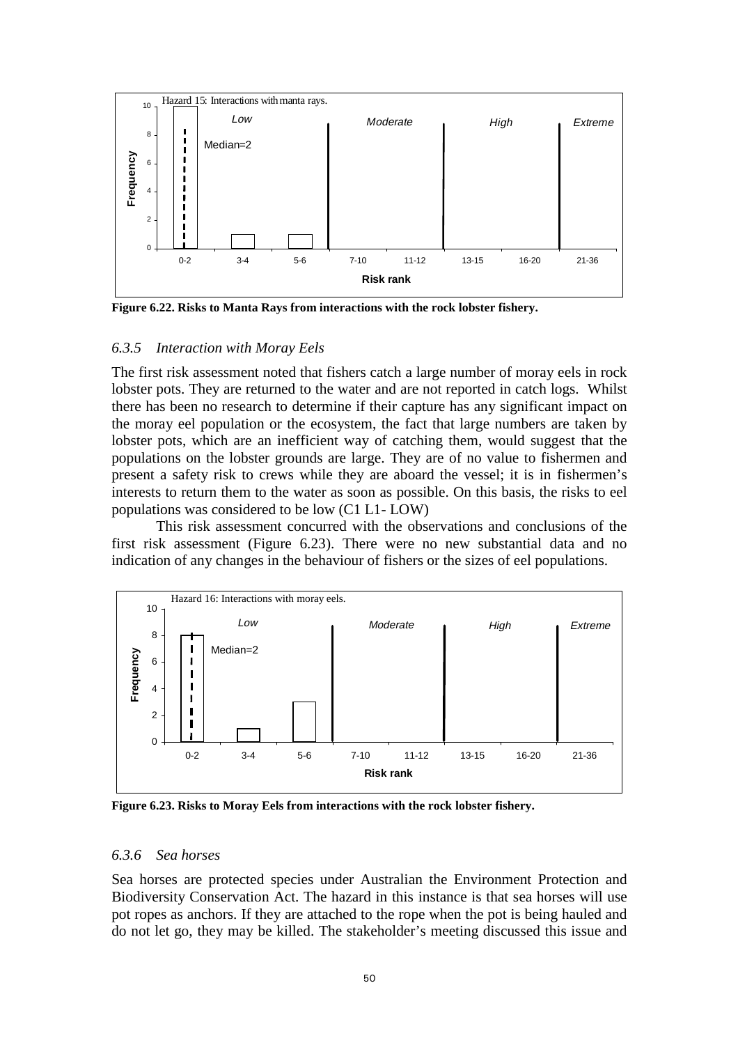**Figure 6.22. Risks to Manta Rays from interactions with the rock lobster fishery.**

### *6.3.5 Interaction with Moray Eels*

The first risk assessment noted that fishers catch a large number of moray eels in rock lobster pots. They are returned to the water and are not reported in catch logs. Whilst there has been no research to determine if their capture has any significant impact on the moray eel population or the ecosystem, the fact that large numbers are taken by lobster pots, which are an inefficient way of catching them, would suggest that the populations on the lobster grounds are large. They are of no value to fishermen and present a safety risk to crews while they are aboard the vessel; it is in fishermen's interests to return them to the water as soon as possible. On this basis, the risks to eel populations was considered to be low (C1 L1- LOW)

This risk assessment concurred with the observations and conclusions of the first risk assessment (Figure 6.23). There were no new substantial data and no indication of any changes in the behaviour of fishers or the sizes of eel populations.

**Figure 6.23. Risks to Moray Eels from interactions with the rock lobster fishery.**

### *6.3.6 Sea horses*

Sea horses are protected species under Australian the Environment Protection and Biodiversity Conservation Act. The hazard in this instance is that sea horses will use pot ropes as anchors. If they are attached to the rope when the pot is being hauled and do not let go, they may be killed. The stakeholder's meeting discussed this issue and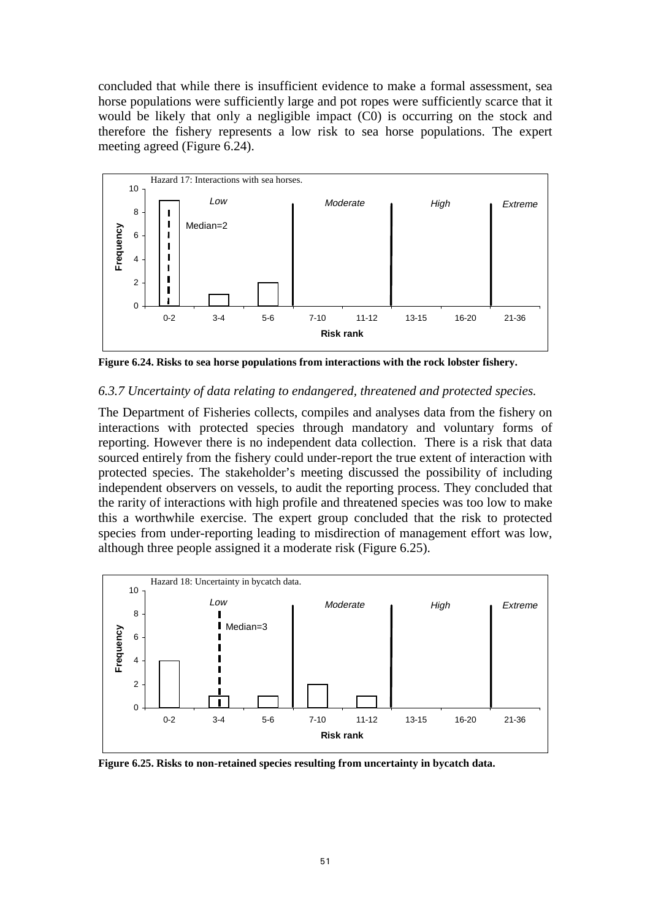concluded that while there is insufficient evidence to make a formal assessment, sea horse populations were sufficiently large and pot ropes were sufficiently scarce that it would be likely that only a negligible impact (C0) is occurring on the stock and therefore the fishery represents a low risk to sea horse populations. The expert meeting agreed (Figure 6.24).

**Figure 6.24. Risks to sea horse populations from interactions with the rock lobster fishery.**

*6.3.7 Uncertainty of data relating to endangered, threatened and protected species.*

The Department of Fisheries collects, compiles and analyses data from the fishery on interactions with protected species through mandatory and voluntary forms of reporting. However there is no independent data collection. There is a risk that data sourced entirely from the fishery could under-report the true extent of interaction with protected species. The stakeholder's meeting discussed the possibility of including independent observers on vessels, to audit the reporting process. They concluded that the rarity of interactions with high profile and threatened species was too low to make this a worthwhile exercise. The expert group concluded that the risk to protected species from under-reporting leading to misdirection of management effort was low, although three people assigned it a moderate risk (Figure 6.25).

**Figure 6.25. Risks to non-retained species resulting from uncertainty in bycatch data.**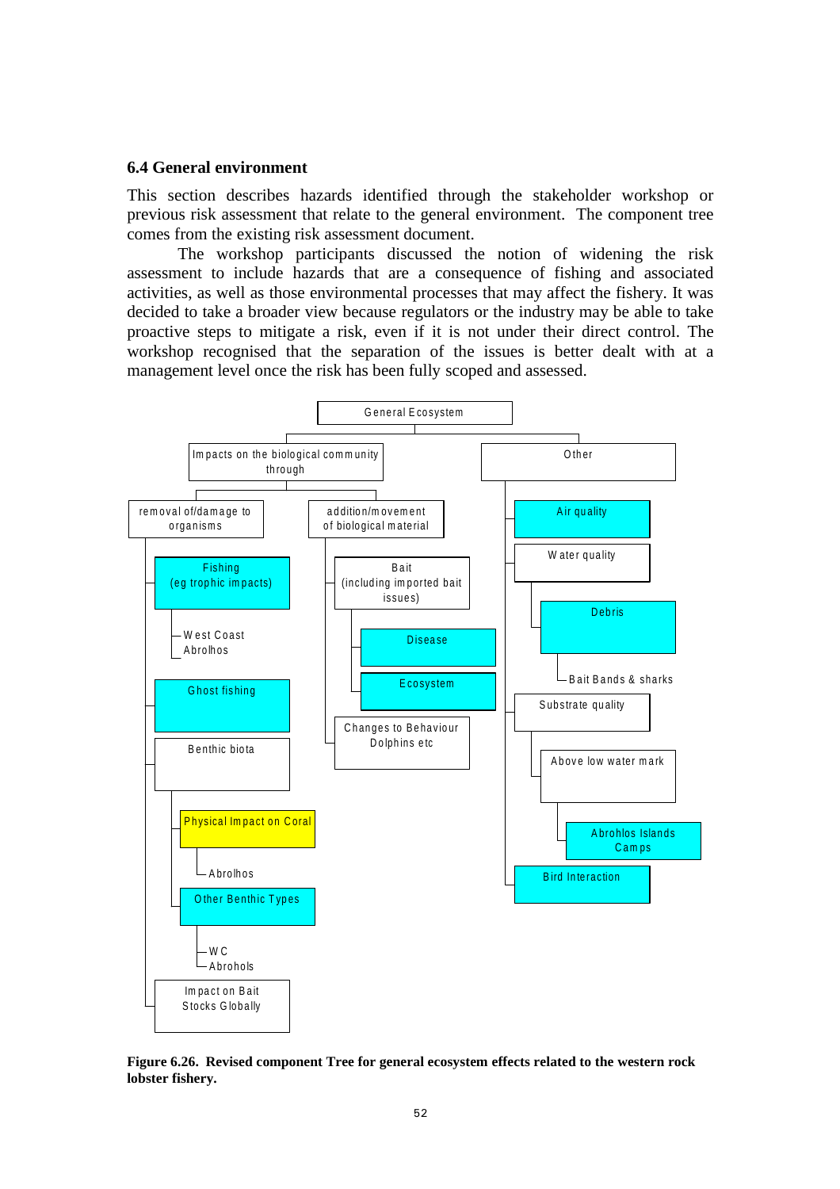## 6.4 General environment

This section describes hazards identified through the stakeholder workshop or previous risk assessment that relate to the general environment. The component tree comes from the existing risk assessment document.

The workshop participants discussed the notion of widening the risk assessment to include hazards that are a consequence of fishing and associated activities, as well as those environmental processes that may affect the fishery. It was decided to take a broader view because regulators or the industry may be able to take proactive steps to mitigate a risk, even if it is not under their direct control. The workshop recognised that the separation of the issues is better dealt with at a management level once the risk has been fully scoped and assessed.

- General Ecosystem
  - Impacts on the biological community through
    - removal of/damage to organisms
      - Fishing (eg trophic impacts)
        - West Coast
        - Abrolhos
      - Ghost fishing
      - Benthic biota
        - Physical Impact on Coral
          - Abrolhos
        - Other Benthic Types
          - WC
          - Abrohols
      - Impact on Bait Stocks Globally
    - addition/movement of biological material
      - Bait (including imported bait issues)
        - Disease
        - Ecosystem
      - Changes to Behaviour Dolphins etc
  - Other
    - Air quality
    - Water quality
      - Debris
        - Bait Bands & sharks
    - Substrate quality
      - Above low water mark
        - Abrohlos Islands Camps
    - Bird Interaction

**Figure 6.26. Revised component Tree for general ecosystem effects related to the western rock lobster fishery.**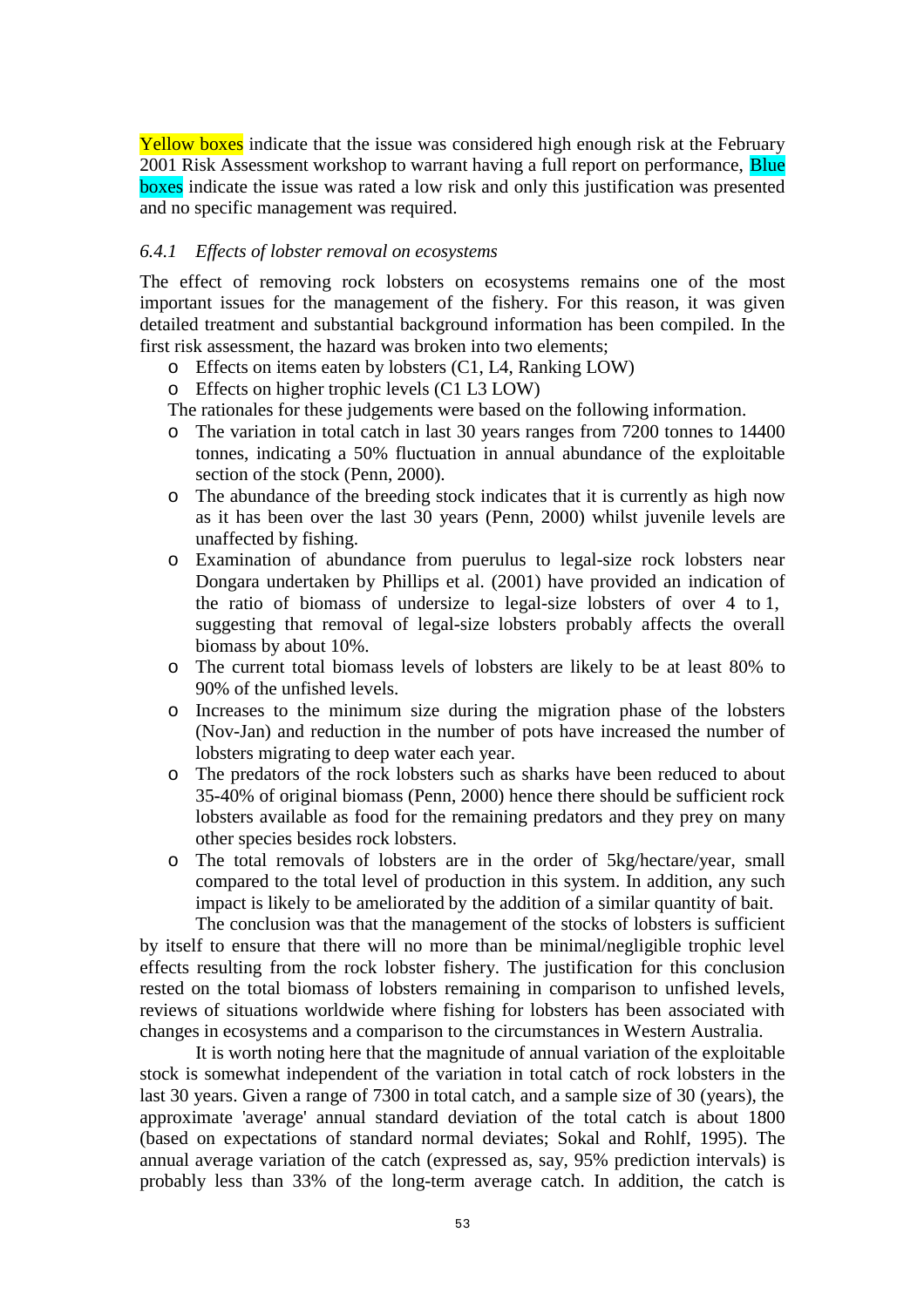Yellow boxes indicate that the issue was considered high enough risk at the February 2001 Risk Assessment workshop to warrant having a full report on performance, Blue boxes indicate the issue was rated a low risk and only this justification was presented and no specific management was required.

### *6.4.1 Effects of lobster removal on ecosystems*

The effect of removing rock lobsters on ecosystems remains one of the most important issues for the management of the fishery. For this reason, it was given detailed treatment and substantial background information has been compiled. In the first risk assessment, the hazard was broken into two elements;

- Effects on items eaten by lobsters (C1, L4, Ranking LOW)
- Effects on higher trophic levels (C1 L3 LOW)

The rationales for these judgements were based on the following information.

- The variation in total catch in last 30 years ranges from 7200 tonnes to 14400 tonnes, indicating a 50% fluctuation in annual abundance of the exploitable section of the stock (Penn, 2000).
- The abundance of the breeding stock indicates that it is currently as high now as it has been over the last 30 years (Penn, 2000) whilst juvenile levels are unaffected by fishing.
- Examination of abundance from puerulus to legal-size rock lobsters near Dongara undertaken by Phillips et al. (2001) have provided an indication of the ratio of biomass of undersize to legal-size lobsters of over 4 to 1, suggesting that removal of legal-size lobsters probably affects the overall biomass by about 10%.
- The current total biomass levels of lobsters are likely to be at least 80% to 90% of the unfished levels.
- Increases to the minimum size during the migration phase of the lobsters (Nov-Jan) and reduction in the number of pots have increased the number of lobsters migrating to deep water each year.
- The predators of the rock lobsters such as sharks have been reduced to about 35-40% of original biomass (Penn, 2000) hence there should be sufficient rock lobsters available as food for the remaining predators and they prey on many other species besides rock lobsters.
- The total removals of lobsters are in the order of 5kg/hectare/year, small compared to the total level of production in this system. In addition, any such impact is likely to be ameliorated by the addition of a similar quantity of bait.

The conclusion was that the management of the stocks of lobsters is sufficient by itself to ensure that there will no more than be minimal/negligible trophic level effects resulting from the rock lobster fishery. The justification for this conclusion rested on the total biomass of lobsters remaining in comparison to unfished levels, reviews of situations worldwide where fishing for lobsters has been associated with changes in ecosystems and a comparison to the circumstances in Western Australia.

It is worth noting here that the magnitude of annual variation of the exploitable stock is somewhat independent of the variation in total catch of rock lobsters in the last 30 years. Given a range of 7300 in total catch, and a sample size of 30 (years), the approximate 'average' annual standard deviation of the total catch is about 1800 (based on expectations of standard normal deviates; Sokal and Rohlf, 1995). The annual average variation of the catch (expressed as, say, 95% prediction intervals) is probably less than 33% of the long-term average catch. In addition, the catch is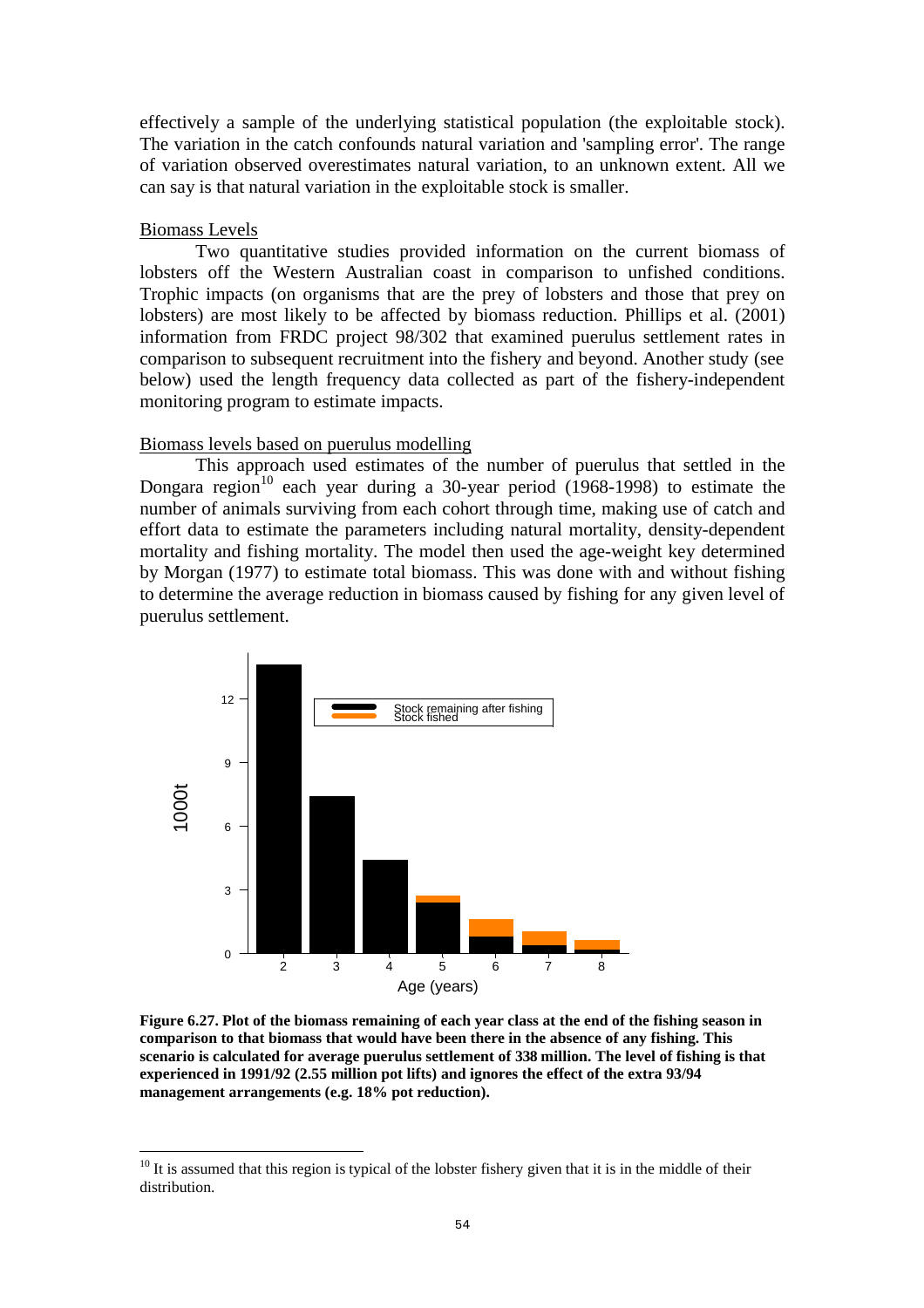effectively a sample of the underlying statistical population (the exploitable stock). The variation in the catch confounds natural variation and 'sampling error'. The range of variation observed overestimates natural variation, to an unknown extent. All we can say is that natural variation in the exploitable stock is smaller.

Biomass Levels

Two quantitative studies provided information on the current biomass of lobsters off the Western Australian coast in comparison to unfished conditions. Trophic impacts (on organisms that are the prey of lobsters and those that prey on lobsters) are most likely to be affected by biomass reduction. Phillips et al. (2001) information from FRDC project 98/302 that examined puerulus settlement rates in comparison to subsequent recruitment into the fishery and beyond. Another study (see below) used the length frequency data collected as part of the fishery-independent monitoring program to estimate impacts.

Biomass levels based on puerulus modelling

This approach used estimates of the number of puerulus that settled in the Dongara region[10] each year during a 30-year period (1968-1998) to estimate the number of animals surviving from each cohort through time, making use of catch and effort data to estimate the parameters including natural mortality, density-dependent mortality and fishing mortality. The model then used the age-weight key determined by Morgan (1977) to estimate total biomass. This was done with and without fishing to determine the average reduction in biomass caused by fishing for any given level of puerulus settlement.

**Figure 6.27. Plot of the biomass remaining of each year class at the end of the fishing season in comparison to that biomass that would have been there in the absence of any fishing. This scenario is calculated for average puerulus settlement of 338 million. The level of fishing is that experienced in 1991/92 (2.55 million pot lifts) and ignores the effect of the extra 93/94 management arrangements (e.g. 18% pot reduction).**

[10] It is assumed that this region is typical of the lobster fishery given that it is in the middle of their distribution.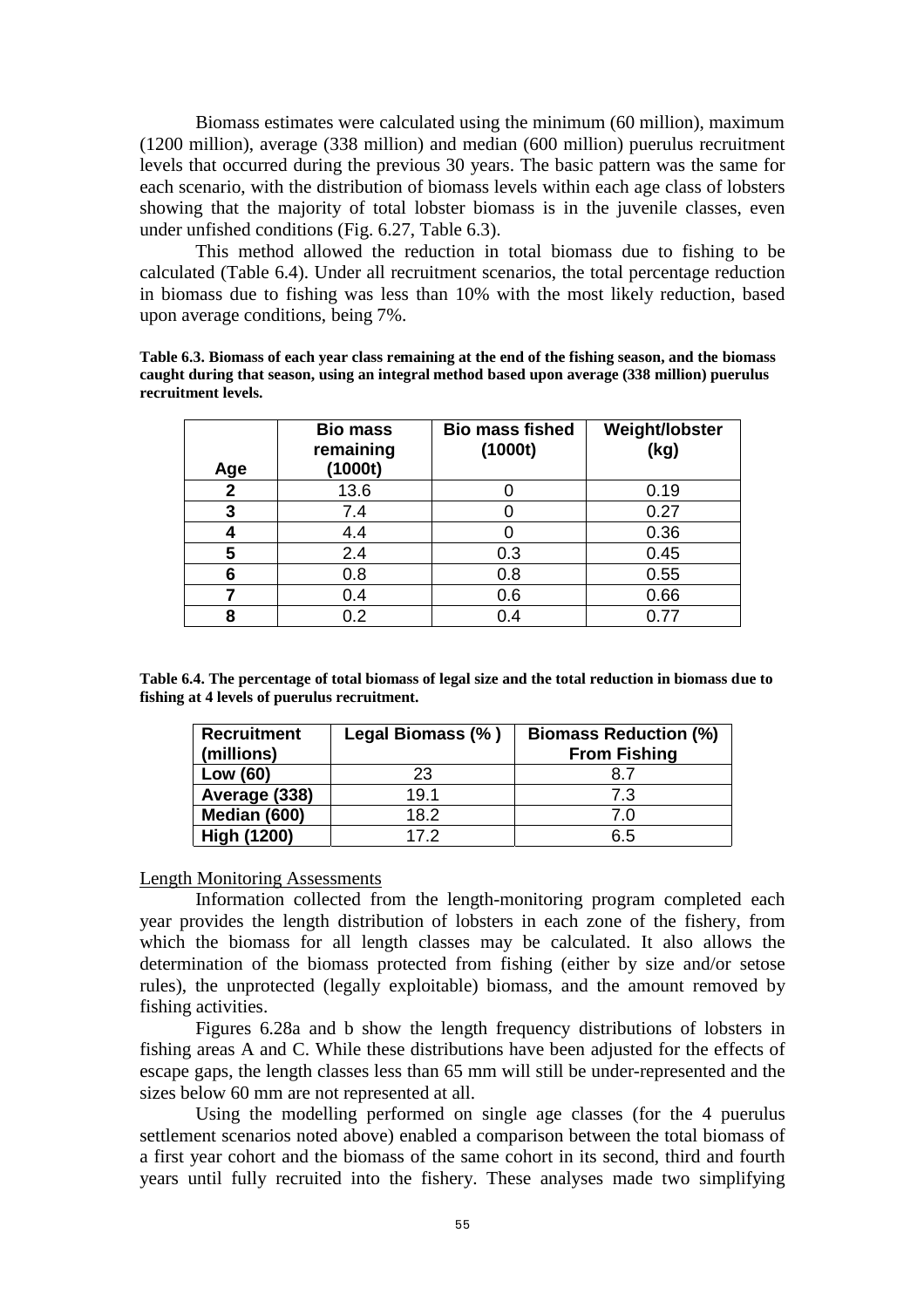Biomass estimates were calculated using the minimum (60 million), maximum (1200 million), average (338 million) and median (600 million) puerulus recruitment levels that occurred during the previous 30 years. The basic pattern was the same for each scenario, with the distribution of biomass levels within each age class of lobsters showing that the majority of total lobster biomass is in the juvenile classes, even under unfished conditions (Fig. 6.27, Table 6.3).

This method allowed the reduction in total biomass due to fishing to be calculated (Table 6.4). Under all recruitment scenarios, the total percentage reduction in biomass due to fishing was less than 10% with the most likely reduction, based upon average conditions, being 7%.

**Table 6.3. Biomass of each year class remaining at the end of the fishing season, and the biomass caught during that season, using an integral method based upon average (338 million) puerulus recruitment levels.**

| Age | Bio mass remaining (1000t) | Bio mass fished (1000t) | Weight/lobster (kg) |
|---|---|---|---|
| **2** | 13.6 | 0 | 0.19 |
| **3** | 7.4 | 0 | 0.27 |
| **4** | 4.4 | 0 | 0.36 |
| **5** | 2.4 | 0.3 | 0.45 |
| **6** | 0.8 | 0.8 | 0.55 |
| **7** | 0.4 | 0.6 | 0.66 |
| **8** | 0.2 | 0.4 | 0.77 |

**Table 6.4. The percentage of total biomass of legal size and the total reduction in biomass due to fishing at 4 levels of puerulus recruitment.**

| Recruitment (millions) | Legal Biomass (% ) | Biomass Reduction (%) From Fishing |
|---|---|---|
| **Low (60)** | 23 | 8.7 |
| **Average (338)** | 19.1 | 7.3 |
| **Median (600)** | 18.2 | 7.0 |
| **High (1200)** | 17.2 | 6.5 |

Length Monitoring Assessments

Information collected from the length-monitoring program completed each year provides the length distribution of lobsters in each zone of the fishery, from which the biomass for all length classes may be calculated. It also allows the determination of the biomass protected from fishing (either by size and/or setose rules), the unprotected (legally exploitable) biomass, and the amount removed by fishing activities.

Figures 6.28a and b show the length frequency distributions of lobsters in fishing areas A and C. While these distributions have been adjusted for the effects of escape gaps, the length classes less than 65 mm will still be under-represented and the sizes below 60 mm are not represented at all.

Using the modelling performed on single age classes (for the 4 puerulus settlement scenarios noted above) enabled a comparison between the total biomass of a first year cohort and the biomass of the same cohort in its second, third and fourth years until fully recruited into the fishery. These analyses made two simplifying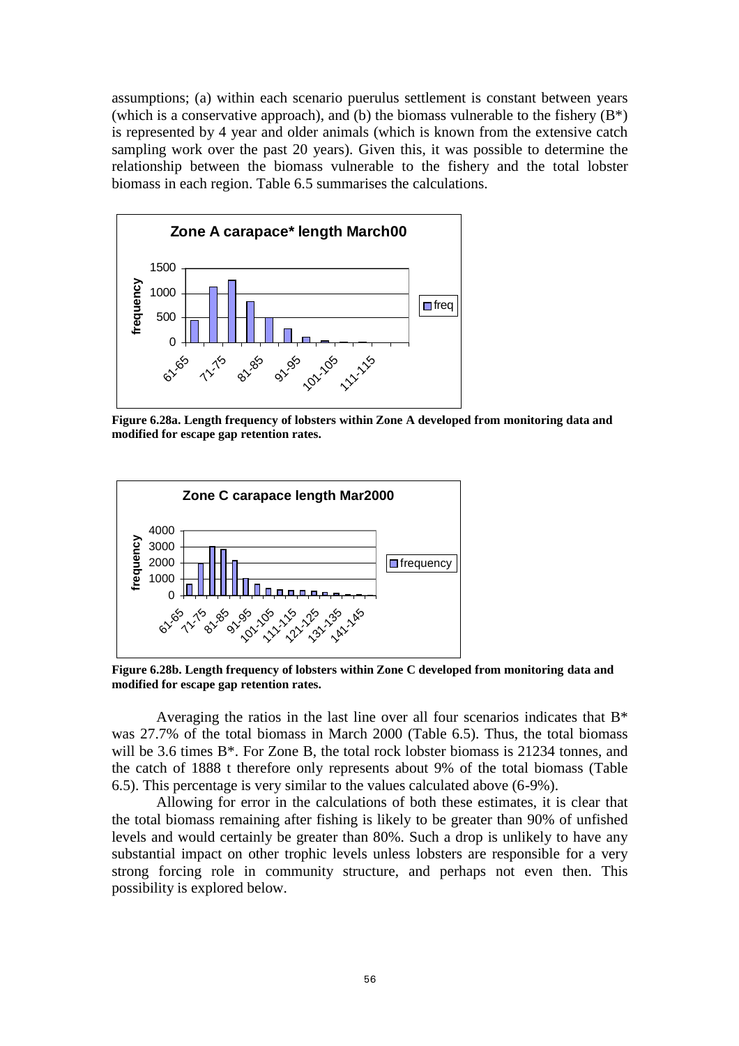assumptions; (a) within each scenario puerulus settlement is constant between years (which is a conservative approach), and (b) the biomass vulnerable to the fishery (B*) is represented by 4 year and older animals (which is known from the extensive catch sampling work over the past 20 years). Given this, it was possible to determine the relationship between the biomass vulnerable to the fishery and the total lobster biomass in each region. Table 6.5 summarises the calculations.

**Figure 6.28a. Length frequency of lobsters within Zone A developed from monitoring data and modified for escape gap retention rates.**

**Figure 6.28b. Length frequency of lobsters within Zone C developed from monitoring data and modified for escape gap retention rates.**

Averaging the ratios in the last line over all four scenarios indicates that B* was 27.7% of the total biomass in March 2000 (Table 6.5). Thus, the total biomass will be 3.6 times B*. For Zone B, the total rock lobster biomass is 21234 tonnes, and the catch of 1888 t therefore only represents about 9% of the total biomass (Table 6.5). This percentage is very similar to the values calculated above (6-9%).

Allowing for error in the calculations of both these estimates, it is clear that the total biomass remaining after fishing is likely to be greater than 90% of unfished levels and would certainly be greater than 80%. Such a drop is unlikely to have any substantial impact on other trophic levels unless lobsters are responsible for a very strong forcing role in community structure, and perhaps not even then. This possibility is explored below.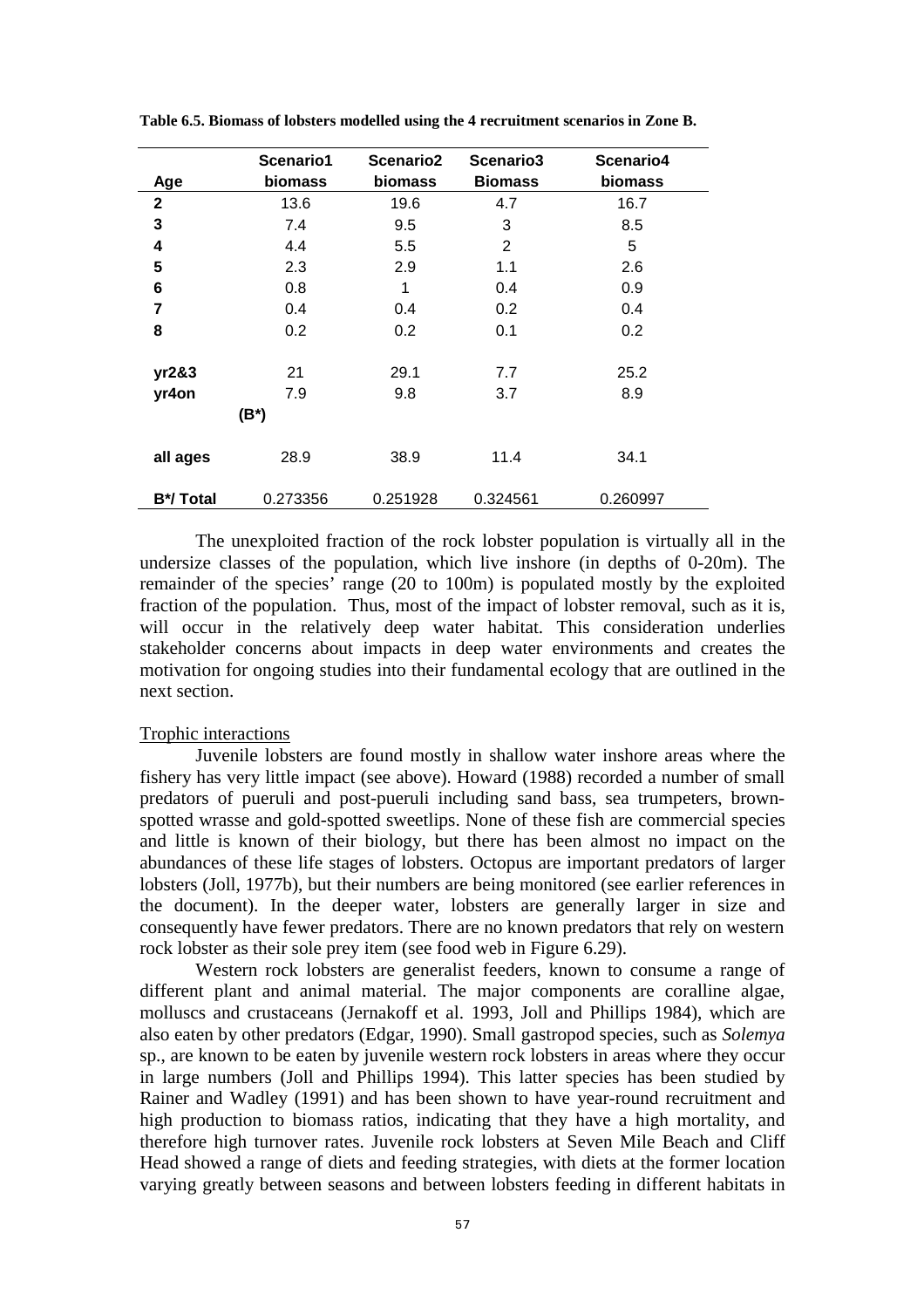**Table 6.5. Biomass of lobsters modelled using the 4 recruitment scenarios in Zone B.**

| Age | Scenario1 biomass | Scenario2 biomass | Scenario3 Biomass | Scenario4 biomass |
|---|---|---|---|---|
| **2** | 13.6 | 19.6 | 4.7 | 16.7 |
| **3** | 7.4 | 9.5 | 3 | 8.5 |
| **4** | 4.4 | 5.5 | 2 | 5 |
| **5** | 2.3 | 2.9 | 1.1 | 2.6 |
| **6** | 0.8 | 1 | 0.4 | 0.9 |
| **7** | 0.4 | 0.4 | 0.2 | 0.4 |
| **8** | 0.2 | 0.2 | 0.1 | 0.2 |
| | | | | |
| **yr2&3** | 21 | 29.1 | 7.7 | 25.2 |
| **yr4on** | 7.9 | 9.8 | 3.7 | 8.9 |
| | **(B*)** | | | |
| | | | | |
| **all ages** | 28.9 | 38.9 | 11.4 | 34.1 |
| | | | | |
| **B*/ Total** | 0.273356 | 0.251928 | 0.324561 | 0.260997 |

The unexploited fraction of the rock lobster population is virtually all in the undersize classes of the population, which live inshore (in depths of 0-20m). The remainder of the species' range (20 to 100m) is populated mostly by the exploited fraction of the population. Thus, most of the impact of lobster removal, such as it is, will occur in the relatively deep water habitat. This consideration underlies stakeholder concerns about impacts in deep water environments and creates the motivation for ongoing studies into their fundamental ecology that are outlined in the next section.

Trophic interactions

Juvenile lobsters are found mostly in shallow water inshore areas where the fishery has very little impact (see above). Howard (1988) recorded a number of small predators of pueruli and post-pueruli including sand bass, sea trumpeters, brown-spotted wrasse and gold-spotted sweetlips. None of these fish are commercial species and little is known of their biology, but there has been almost no impact on the abundances of these life stages of lobsters. Octopus are important predators of larger lobsters (Joll, 1977b), but their numbers are being monitored (see earlier references in the document). In the deeper water, lobsters are generally larger in size and consequently have fewer predators. There are no known predators that rely on western rock lobster as their sole prey item (see food web in Figure 6.29).

Western rock lobsters are generalist feeders, known to consume a range of different plant and animal material. The major components are coralline algae, molluscs and crustaceans (Jernakoff et al. 1993, Joll and Phillips 1984), which are also eaten by other predators (Edgar, 1990). Small gastropod species, such as *Solemya* sp., are known to be eaten by juvenile western rock lobsters in areas where they occur in large numbers (Joll and Phillips 1994). This latter species has been studied by Rainer and Wadley (1991) and has been shown to have year-round recruitment and high production to biomass ratios, indicating that they have a high mortality, and therefore high turnover rates. Juvenile rock lobsters at Seven Mile Beach and Cliff Head showed a range of diets and feeding strategies, with diets at the former location varying greatly between seasons and between lobsters feeding in different habitats in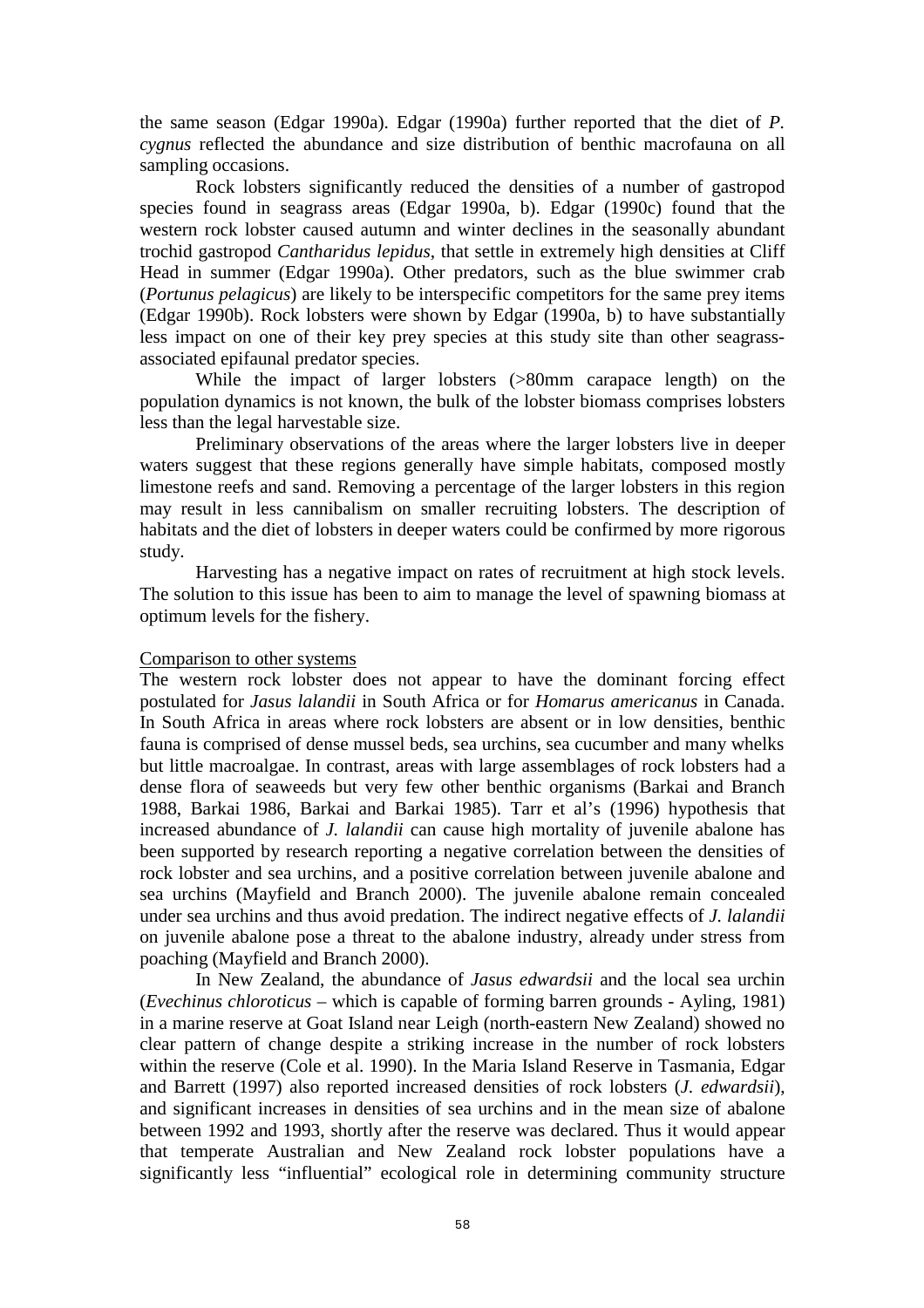the same season (Edgar 1990a). Edgar (1990a) further reported that the diet of *P. cygnus* reflected the abundance and size distribution of benthic macrofauna on all sampling occasions.

Rock lobsters significantly reduced the densities of a number of gastropod species found in seagrass areas (Edgar 1990a, b). Edgar (1990c) found that the western rock lobster caused autumn and winter declines in the seasonally abundant trochid gastropod *Cantharidus lepidus*, that settle in extremely high densities at Cliff Head in summer (Edgar 1990a). Other predators, such as the blue swimmer crab (*Portunus pelagicus*) are likely to be interspecific competitors for the same prey items (Edgar 1990b). Rock lobsters were shown by Edgar (1990a, b) to have substantially less impact on one of their key prey species at this study site than other seagrass-associated epifaunal predator species.

While the impact of larger lobsters (>80mm carapace length) on the population dynamics is not known, the bulk of the lobster biomass comprises lobsters less than the legal harvestable size.

Preliminary observations of the areas where the larger lobsters live in deeper waters suggest that these regions generally have simple habitats, composed mostly limestone reefs and sand. Removing a percentage of the larger lobsters in this region may result in less cannibalism on smaller recruiting lobsters. The description of habitats and the diet of lobsters in deeper waters could be confirmed by more rigorous study.

Harvesting has a negative impact on rates of recruitment at high stock levels. The solution to this issue has been to aim to manage the level of spawning biomass at optimum levels for the fishery.

Comparison to other systems

The western rock lobster does not appear to have the dominant forcing effect postulated for *Jasus lalandii* in South Africa or for *Homarus americanus* in Canada. In South Africa in areas where rock lobsters are absent or in low densities, benthic fauna is comprised of dense mussel beds, sea urchins, sea cucumber and many whelks but little macroalgae. In contrast, areas with large assemblages of rock lobsters had a dense flora of seaweeds but very few other benthic organisms (Barkai and Branch 1988, Barkai 1986, Barkai and Barkai 1985). Tarr et al's (1996) hypothesis that increased abundance of *J. lalandii* can cause high mortality of juvenile abalone has been supported by research reporting a negative correlation between the densities of rock lobster and sea urchins, and a positive correlation between juvenile abalone and sea urchins (Mayfield and Branch 2000). The juvenile abalone remain concealed under sea urchins and thus avoid predation. The indirect negative effects of *J. lalandii* on juvenile abalone pose a threat to the abalone industry, already under stress from poaching (Mayfield and Branch 2000).

In New Zealand, the abundance of *Jasus edwardsii* and the local sea urchin (*Evechinus chloroticus* – which is capable of forming barren grounds - Ayling, 1981) in a marine reserve at Goat Island near Leigh (north-eastern New Zealand) showed no clear pattern of change despite a striking increase in the number of rock lobsters within the reserve (Cole et al. 1990). In the Maria Island Reserve in Tasmania, Edgar and Barrett (1997) also reported increased densities of rock lobsters (*J. edwardsii*), and significant increases in densities of sea urchins and in the mean size of abalone between 1992 and 1993, shortly after the reserve was declared. Thus it would appear that temperate Australian and New Zealand rock lobster populations have a significantly less "influential" ecological role in determining community structure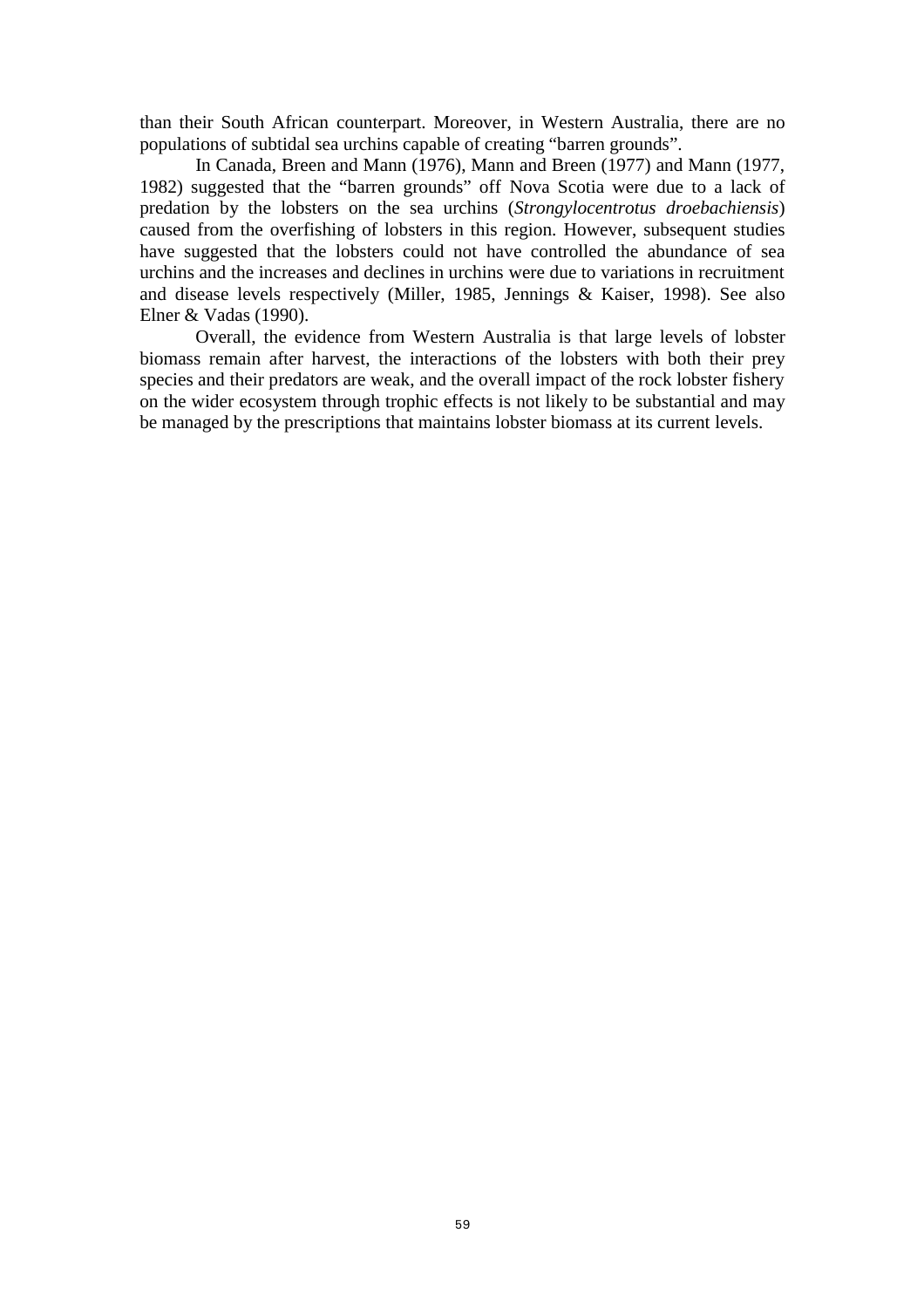than their South African counterpart. Moreover, in Western Australia, there are no populations of subtidal sea urchins capable of creating “barren grounds”.

In Canada, Breen and Mann (1976), Mann and Breen (1977) and Mann (1977, 1982) suggested that the “barren grounds” off Nova Scotia were due to a lack of predation by the lobsters on the sea urchins (*Strongylocentrotus droebachiensis*) caused from the overfishing of lobsters in this region. However, subsequent studies have suggested that the lobsters could not have controlled the abundance of sea urchins and the increases and declines in urchins were due to variations in recruitment and disease levels respectively (Miller, 1985, Jennings & Kaiser, 1998). See also Elner & Vadas (1990).

Overall, the evidence from Western Australia is that large levels of lobster biomass remain after harvest, the interactions of the lobsters with both their prey species and their predators are weak, and the overall impact of the rock lobster fishery on the wider ecosystem through trophic effects is not likely to be substantial and may be managed by the prescriptions that maintains lobster biomass at its current levels.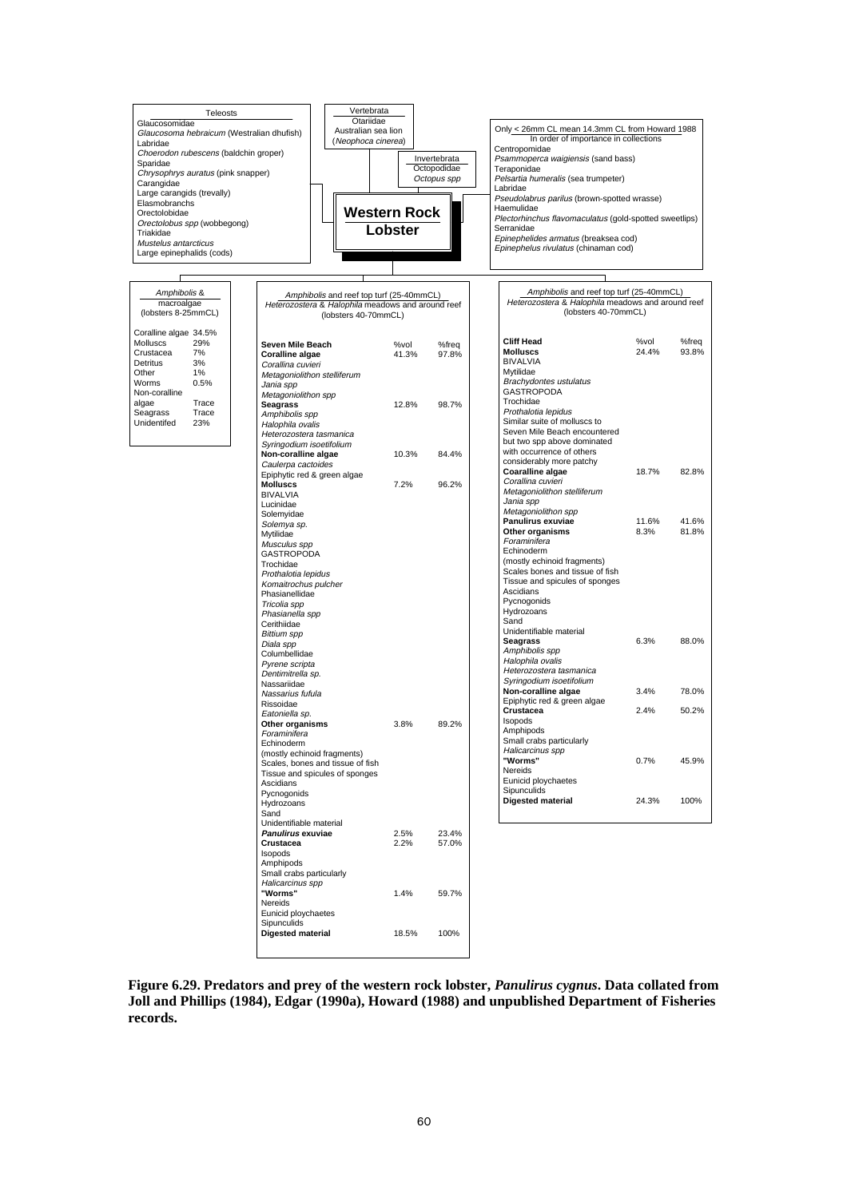**Predators**

**Teleosts**

Glaucosomidae
*Glaucosoma hebraicum* (Westralian dhufish)
Labridae
*Choerodon rubescens* (baldchin groper)
Sparidae
*Chrysophrys auratus* (pink snapper)
Carangidae
Large carangids (trevally)
Elasmobranchs
Orectolobidae
*Orectolobus spp* (wobbegong)
Triakidae
*Mustelus antarcticus*
Large epinephalids (cods)

**Vertebrata**

Otariidae
Australian sea lion
(*Neophoca cinerea*)

**Invertebrata**

Octopodidae
*Octopus spp*

**Only < 26mm CL mean 14.3mm CL from Howard 1988**
In order of importance in collections

Centropomidae
*Psammoperca waigiensis* (sand bass)
Teraponidae
*Pelsartia humeralis* (sea trumpeter)
Labridae
*Pseudolabrus parilus* (brown-spotted wrasse)
Haemulidae
*Plectorhinchus flavomaculatus* (gold-spotted sweetlips)
Serranidae
*Epinephelides armatus* (breaksea cod)
*Epinephelus rivulatus* (chinaman cod)

## Western Rock Lobster

**Prey**

***Amphibolis* & macroalgae (lobsters 8-25mmCL)**

| Prey | % |
|---|---|
| Coralline algae | 34.5% |
| Molluscs | 29% |
| Crustacea | 7% |
| Detritus | 3% |
| Other | 1% |
| Worms | 0.5% |
| Non-coralline algae | Trace |
| Seagrass | Trace |
| Unidentifed | 23% |

***Amphibolis* and reef top turf (25-40mmCL)**
***Heterozostera* & *Halophila* meadows and around reef (lobsters 40-70mmCL)**

| Seven Mile Beach | %vol | %freq |
|---|---|---|
| **Coralline algae** | 41.3% | 97.8% |
| *Corallina cuvieri* | | |
| *Metagonolithon stelliferum* | | |
| *Jania spp* | | |
| *Metagoniolithon spp* | | |
| **Seagrass** | 12.8% | 98.7% |
| *Amphibolis spp* | | |
| *Halophila ovalis* | | |
| *Heterozostera tasmanica* | | |
| *Syringodium isoetifolium* | | |
| **Non-coralline algae** | 10.3% | 84.4% |
| *Caulerpa cactoides* | | |
| Epiphytic red & green algae | | |
| **Molluscs** | 7.2% | 96.2% |
| BIVALVIA | | |
| Lucinidae | | |
| Solemyidae | | |
| *Solemya sp.* | | |
| Mytilidae | | |
| *Musculus spp* | | |
| GASTROPODA | | |
| Trochidae | | |
| *Prothalotia lepidus* | | |
| *Komaitrochus pulcher* | | |
| Phasianellidae | | |
| *Tricolia spp* | | |
| *Phasianella spp* | | |
| Cerithiidae | | |
| *Bittium spp* | | |
| *Diala spp* | | |
| Columbellidae | | |
| *Pyrene scripta* | | |
| *Dentimitrella sp.* | | |
| Nassariidae | | |
| *Nassarius fufula* | | |
| Rissoidae | | |
| *Eatoniella sp.* | | |
| **Other organisms** | 3.8% | 89.2% |
| *Foraminifera* | | |
| Echinoderm (mostly echinoid fragments) | | |
| Scales, bones and tissue of fish | | |
| Tissue and spicules of sponges | | |
| Ascidians | | |
| Pycnogonids | | |
| Hydrozoans | | |
| Sand | | |
| Unidentifiable material | | |
| ***Panulirus* exuviae** | 2.5% | 23.4% |
| **Crustacea** | 2.2% | 57.0% |
| Isopods | | |
| Amphipods | | |
| Small crabs particularly *Halicarcinus spp* | | |
| **"Worms"** | 1.4% | 59.7% |
| Nereids | | |
| Eunicid ploychaetes | | |
| Sipunculids | | |
| **Digested material** | 18.5% | 100% |

***Amphibolis* and reef top turf (25-40mmCL)**
***Heterozostera* & *Halophila* meadows and around reef (lobsters 40-70mmCL)**

| Cliff Head | %vol | %freq |
|---|---|---|
| **Molluscs** | 24.4% | 93.8% |
| BIVALVIA | | |
| Mytilidae | | |
| *Brachydontes ustulatus* | | |
| GASTROPODA | | |
| Trochidae | | |
| *Prothalotia lepidus* | | |
| Similar suite of molluscs to Seven Mile Beach encountered but two spp above dominated with occurrence of others considerably more patchy | | |
| **Coaralline algae** | 18.7% | 82.8% |
| *Corallina cuvieri* | | |
| *Metagonolithon stelliferum* | | |
| *Jania spp* | | |
| *Metagoniolithon spp* | | |
| **Panulirus exuviae** | 11.6% | 41.6% |
| **Other organisms** | 8.3% | 81.8% |
| *Foraminifera* | | |
| Echinoderm (mostly echinoid fragments) | | |
| Scales bones and tissue of fish | | |
| Tissue and spicules of sponges | | |
| Ascidians | | |
| Pycnogonids | | |
| Hydrozoans | | |
| Sand | | |
| Unidentifiable material | | |
| **Seagrass** | 6.3% | 88.0% |
| *Amphibolis spp* | | |
| *Halophila ovalis* | | |
| *Heterozostera tasmanica* | | |
| *Syringodium isoetifolium* | | |
| **Non-coralline algae** | 3.4% | 78.0% |
| Epiphytic red & green algae | | |
| **Crustacea** | 2.4% | 50.2% |
| Isopods | | |
| Amphipods | | |
| Small crabs particularly *Halicarcinus spp* | | |
| **"Worms"** | 0.7% | 45.9% |
| Nereids | | |
| Eunicid ploychaetes | | |
| Sipunculids | | |
| **Digested material** | 24.3% | 100% |

**Figure 6.29. Predators and prey of the western rock lobster, *Panulirus cygnus*. Data collated from Joll and Phillips (1984), Edgar (1990a), Howard (1988) and unpublished Department of Fisheries records.**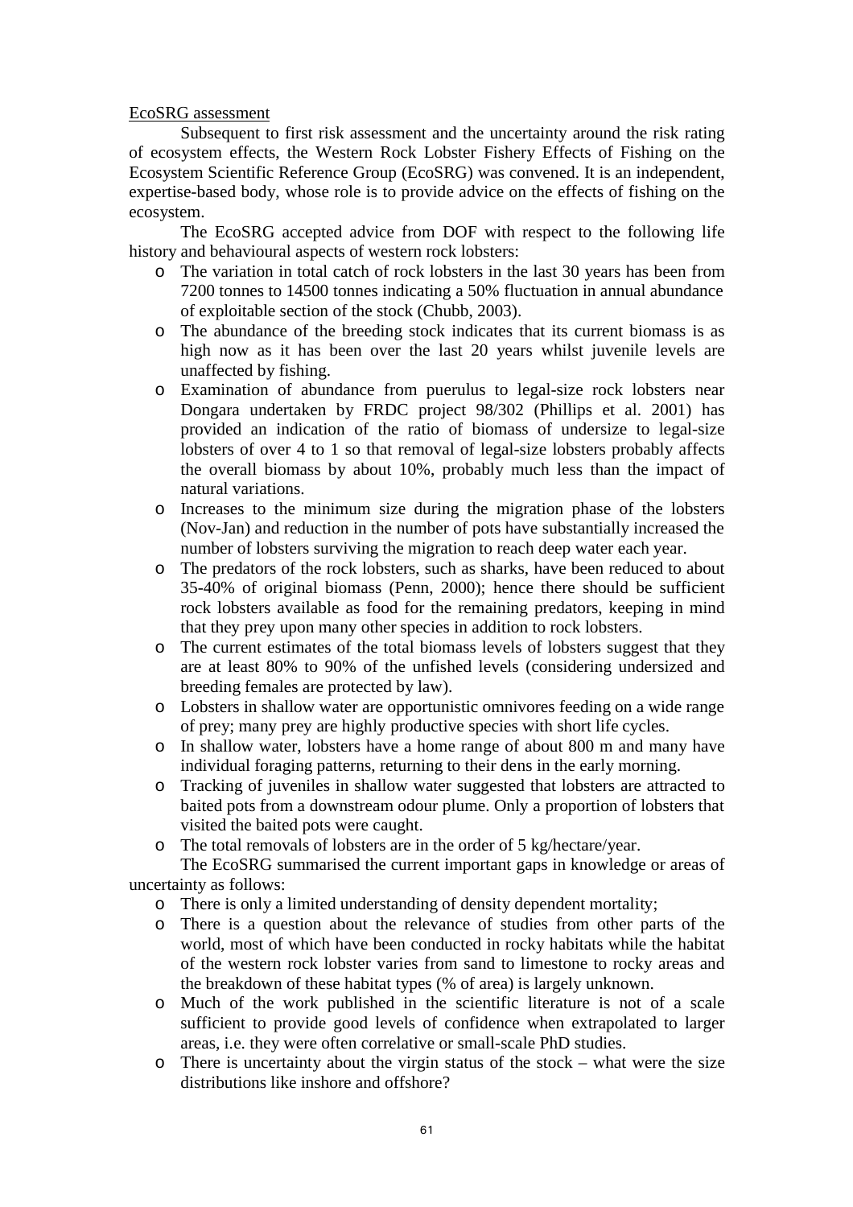EcoSRG assessment

Subsequent to first risk assessment and the uncertainty around the risk rating of ecosystem effects, the Western Rock Lobster Fishery Effects of Fishing on the Ecosystem Scientific Reference Group (EcoSRG) was convened. It is an independent, expertise-based body, whose role is to provide advice on the effects of fishing on the ecosystem.

The EcoSRG accepted advice from DOF with respect to the following life history and behavioural aspects of western rock lobsters:

- The variation in total catch of rock lobsters in the last 30 years has been from 7200 tonnes to 14500 tonnes indicating a 50% fluctuation in annual abundance of exploitable section of the stock (Chubb, 2003).
- The abundance of the breeding stock indicates that its current biomass is as high now as it has been over the last 20 years whilst juvenile levels are unaffected by fishing.
- Examination of abundance from puerulus to legal-size rock lobsters near Dongara undertaken by FRDC project 98/302 (Phillips et al. 2001) has provided an indication of the ratio of biomass of undersize to legal-size lobsters of over 4 to 1 so that removal of legal-size lobsters probably affects the overall biomass by about 10%, probably much less than the impact of natural variations.
- Increases to the minimum size during the migration phase of the lobsters (Nov-Jan) and reduction in the number of pots have substantially increased the number of lobsters surviving the migration to reach deep water each year.
- The predators of the rock lobsters, such as sharks, have been reduced to about 35-40% of original biomass (Penn, 2000); hence there should be sufficient rock lobsters available as food for the remaining predators, keeping in mind that they prey upon many other species in addition to rock lobsters.
- The current estimates of the total biomass levels of lobsters suggest that they are at least 80% to 90% of the unfished levels (considering undersized and breeding females are protected by law).
- Lobsters in shallow water are opportunistic omnivores feeding on a wide range of prey; many prey are highly productive species with short life cycles.
- In shallow water, lobsters have a home range of about 800 m and many have individual foraging patterns, returning to their dens in the early morning.
- Tracking of juveniles in shallow water suggested that lobsters are attracted to baited pots from a downstream odour plume. Only a proportion of lobsters that visited the baited pots were caught.
- The total removals of lobsters are in the order of 5 kg/hectare/year.

The EcoSRG summarised the current important gaps in knowledge or areas of uncertainty as follows:

- There is only a limited understanding of density dependent mortality;
- There is a question about the relevance of studies from other parts of the world, most of which have been conducted in rocky habitats while the habitat of the western rock lobster varies from sand to limestone to rocky areas and the breakdown of these habitat types (% of area) is largely unknown.
- Much of the work published in the scientific literature is not of a scale sufficient to provide good levels of confidence when extrapolated to larger areas, i.e. they were often correlative or small-scale PhD studies.
- There is uncertainty about the virgin status of the stock – what were the size distributions like inshore and offshore?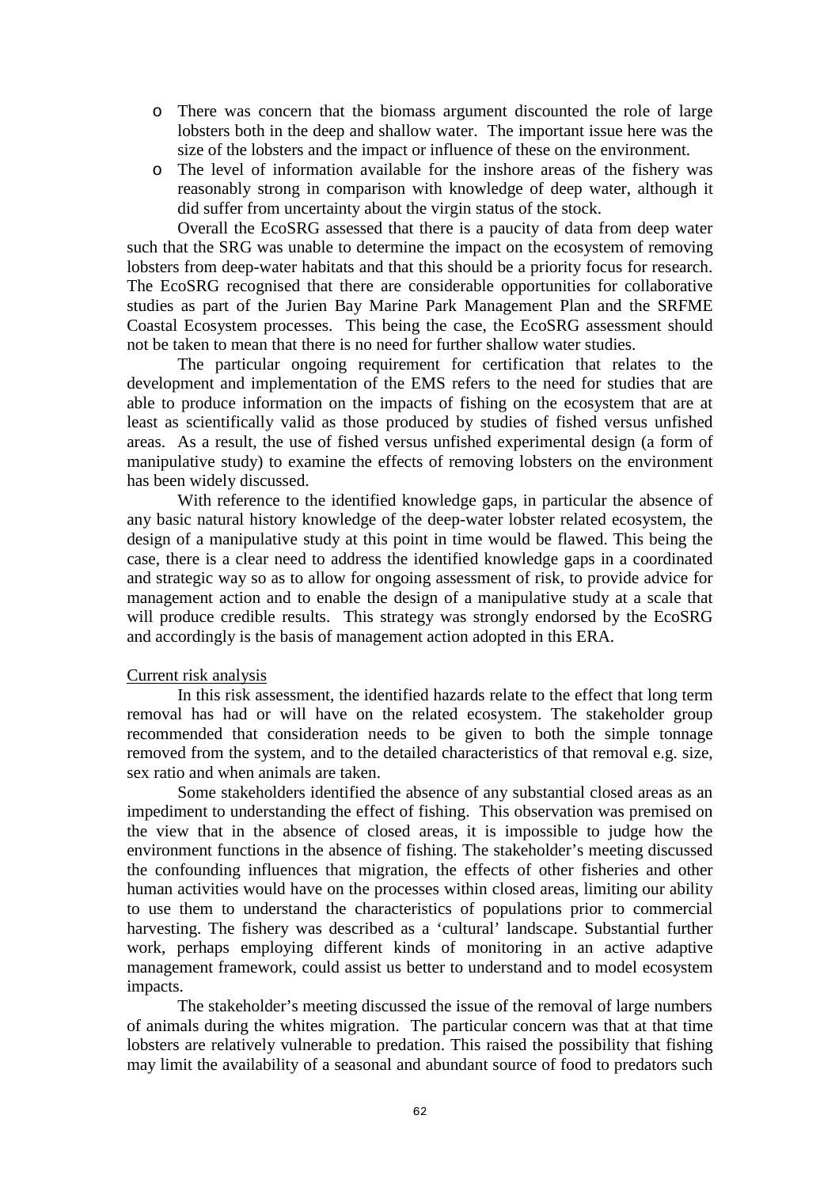- There was concern that the biomass argument discounted the role of large lobsters both in the deep and shallow water. The important issue here was the size of the lobsters and the impact or influence of these on the environment.
- The level of information available for the inshore areas of the fishery was reasonably strong in comparison with knowledge of deep water, although it did suffer from uncertainty about the virgin status of the stock.

Overall the EcoSRG assessed that there is a paucity of data from deep water such that the SRG was unable to determine the impact on the ecosystem of removing lobsters from deep-water habitats and that this should be a priority focus for research. The EcoSRG recognised that there are considerable opportunities for collaborative studies as part of the Jurien Bay Marine Park Management Plan and the SRFME Coastal Ecosystem processes. This being the case, the EcoSRG assessment should not be taken to mean that there is no need for further shallow water studies.

The particular ongoing requirement for certification that relates to the development and implementation of the EMS refers to the need for studies that are able to produce information on the impacts of fishing on the ecosystem that are at least as scientifically valid as those produced by studies of fished versus unfished areas. As a result, the use of fished versus unfished experimental design (a form of manipulative study) to examine the effects of removing lobsters on the environment has been widely discussed.

With reference to the identified knowledge gaps, in particular the absence of any basic natural history knowledge of the deep-water lobster related ecosystem, the design of a manipulative study at this point in time would be flawed. This being the case, there is a clear need to address the identified knowledge gaps in a coordinated and strategic way so as to allow for ongoing assessment of risk, to provide advice for management action and to enable the design of a manipulative study at a scale that will produce credible results. This strategy was strongly endorsed by the EcoSRG and accordingly is the basis of management action adopted in this ERA.

Current risk analysis

In this risk assessment, the identified hazards relate to the effect that long term removal has had or will have on the related ecosystem. The stakeholder group recommended that consideration needs to be given to both the simple tonnage removed from the system, and to the detailed characteristics of that removal e.g. size, sex ratio and when animals are taken.

Some stakeholders identified the absence of any substantial closed areas as an impediment to understanding the effect of fishing. This observation was premised on the view that in the absence of closed areas, it is impossible to judge how the environment functions in the absence of fishing. The stakeholder's meeting discussed the confounding influences that migration, the effects of other fisheries and other human activities would have on the processes within closed areas, limiting our ability to use them to understand the characteristics of populations prior to commercial harvesting. The fishery was described as a 'cultural' landscape. Substantial further work, perhaps employing different kinds of monitoring in an active adaptive management framework, could assist us better to understand and to model ecosystem impacts.

The stakeholder's meeting discussed the issue of the removal of large numbers of animals during the whites migration. The particular concern was that at that time lobsters are relatively vulnerable to predation. This raised the possibility that fishing may limit the availability of a seasonal and abundant source of food to predators such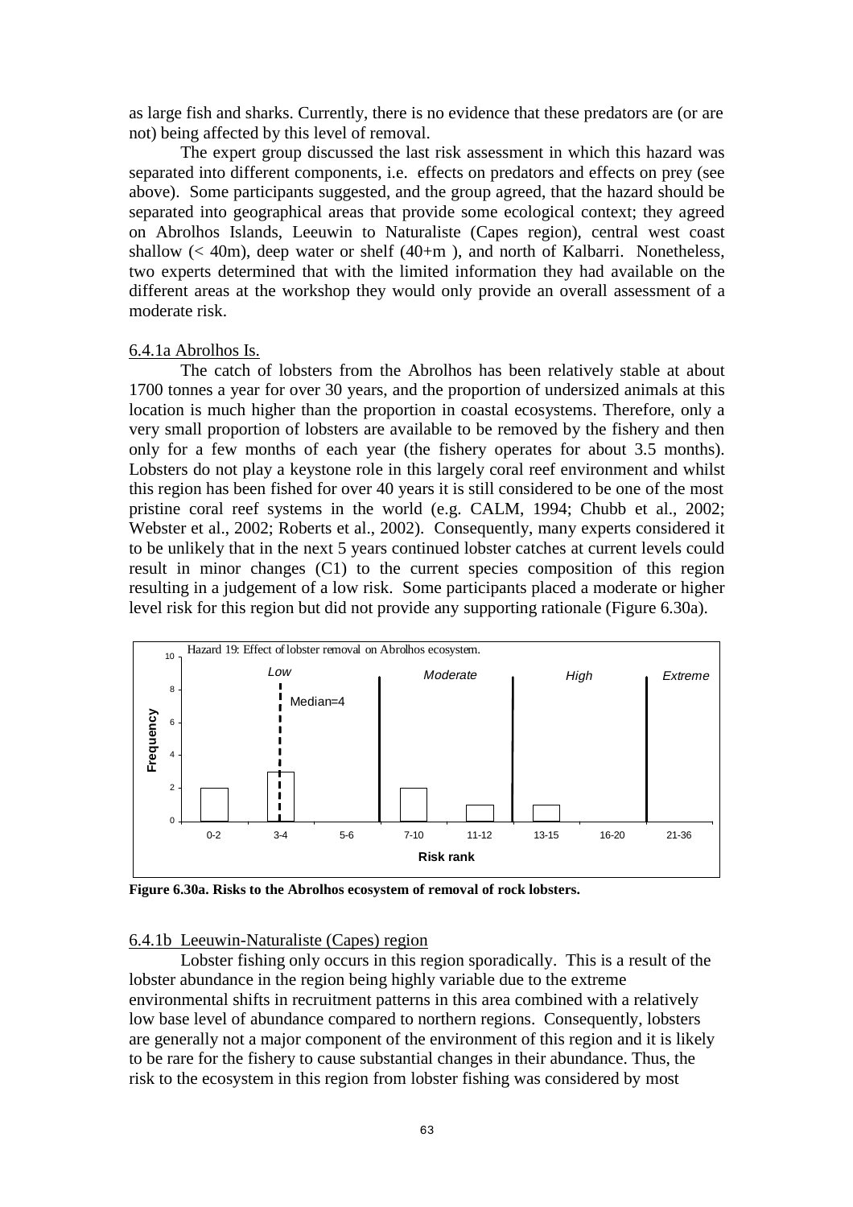as large fish and sharks. Currently, there is no evidence that these predators are (or are not) being affected by this level of removal.

The expert group discussed the last risk assessment in which this hazard was separated into different components, i.e. effects on predators and effects on prey (see above). Some participants suggested, and the group agreed, that the hazard should be separated into geographical areas that provide some ecological context; they agreed on Abrolhos Islands, Leeuwin to Naturaliste (Capes region), central west coast shallow (< 40m), deep water or shelf (40+m ), and north of Kalbarri. Nonetheless, two experts determined that with the limited information they had available on the different areas at the workshop they would only provide an overall assessment of a moderate risk.

6.4.1a Abrolhos Is.

The catch of lobsters from the Abrolhos has been relatively stable at about 1700 tonnes a year for over 30 years, and the proportion of undersized animals at this location is much higher than the proportion in coastal ecosystems. Therefore, only a very small proportion of lobsters are available to be removed by the fishery and then only for a few months of each year (the fishery operates for about 3.5 months). Lobsters do not play a keystone role in this largely coral reef environment and whilst this region has been fished for over 40 years it is still considered to be one of the most pristine coral reef systems in the world (e.g. CALM, 1994; Chubb et al., 2002; Webster et al., 2002; Roberts et al., 2002). Consequently, many experts considered it to be unlikely that in the next 5 years continued lobster catches at current levels could result in minor changes (C1) to the current species composition of this region resulting in a judgement of a low risk. Some participants placed a moderate or higher level risk for this region but did not provide any supporting rationale (Figure 6.30a).

Hazard 19: Effect of lobster removal on Abrolhos ecosystem.

| Risk rank | 0-2 | 3-4 | 5-6 | 7-10 | 11-12 | 13-15 | 16-20 | 21-36 |
|---|---|---|---|---|---|---|---|---|
| Frequency | 2 | 3 | 0 | 2 | 1 | 1 | 0 | 0 |

Risk categories: Low (0-6), Moderate (7-12), High (13-20), Extreme (21-36). Median=4

**Figure 6.30a. Risks to the Abrolhos ecosystem of removal of rock lobsters.**

6.4.1b Leeuwin-Naturaliste (Capes) region

Lobster fishing only occurs in this region sporadically. This is a result of the lobster abundance in the region being highly variable due to the extreme environmental shifts in recruitment patterns in this area combined with a relatively low base level of abundance compared to northern regions. Consequently, lobsters are generally not a major component of the environment of this region and it is likely to be rare for the fishery to cause substantial changes in their abundance. Thus, the risk to the ecosystem in this region from lobster fishing was considered by most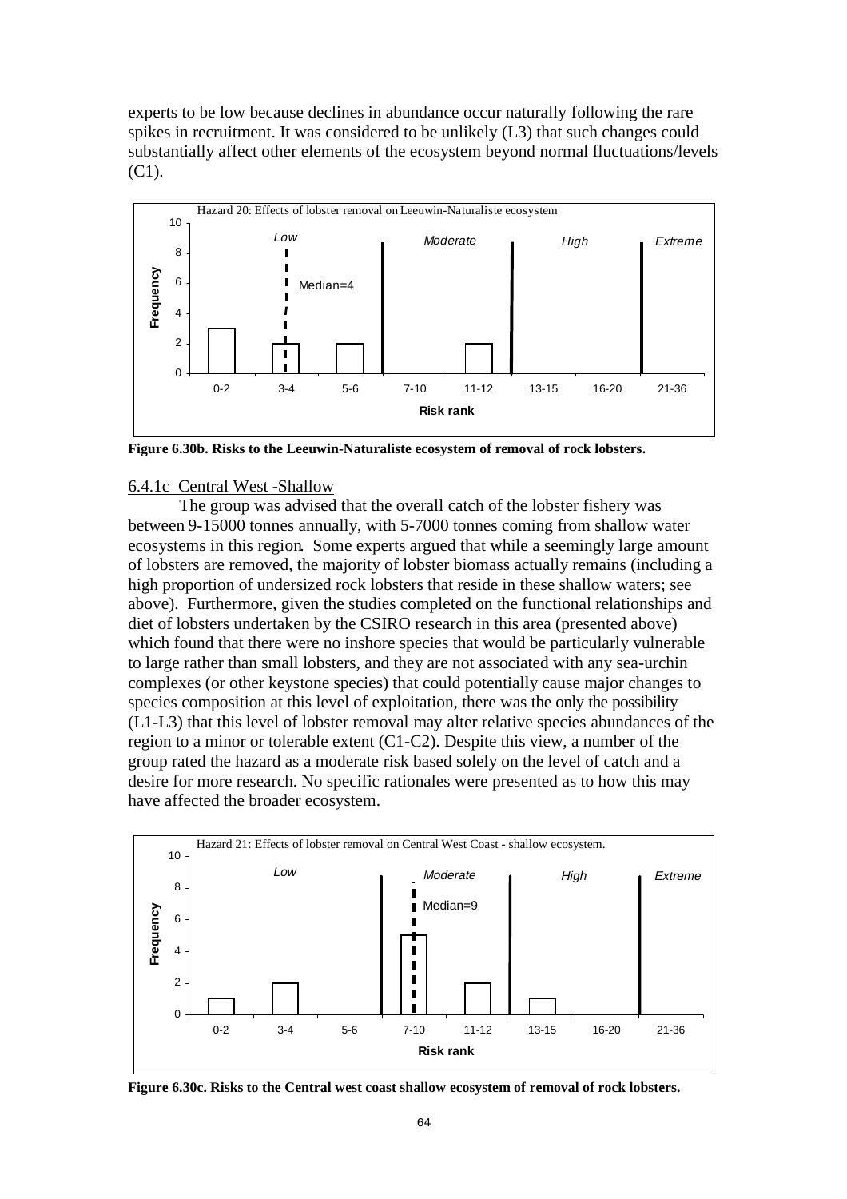experts to be low because declines in abundance occur naturally following the rare spikes in recruitment. It was considered to be unlikely (L3) that such changes could substantially affect other elements of the ecosystem beyond normal fluctuations/levels (C1).

**Figure 6.30b. Risks to the Leeuwin-Naturaliste ecosystem of removal of rock lobsters.**

### 6.4.1c Central West -Shallow

The group was advised that the overall catch of the lobster fishery was between 9-15000 tonnes annually, with 5-7000 tonnes coming from shallow water ecosystems in this region. Some experts argued that while a seemingly large amount of lobsters are removed, the majority of lobster biomass actually remains (including a high proportion of undersized rock lobsters that reside in these shallow waters; see above). Furthermore, given the studies completed on the functional relationships and diet of lobsters undertaken by the CSIRO research in this area (presented above) which found that there were no inshore species that would be particularly vulnerable to large rather than small lobsters, and they are not associated with any sea-urchin complexes (or other keystone species) that could potentially cause major changes to species composition at this level of exploitation, there was the only the possibility (L1-L3) that this level of lobster removal may alter relative species abundances of the region to a minor or tolerable extent (C1-C2). Despite this view, a number of the group rated the hazard as a moderate risk based solely on the level of catch and a desire for more research. No specific rationales were presented as to how this may have affected the broader ecosystem.

**Figure 6.30c. Risks to the Central west coast shallow ecosystem of removal of rock lobsters.**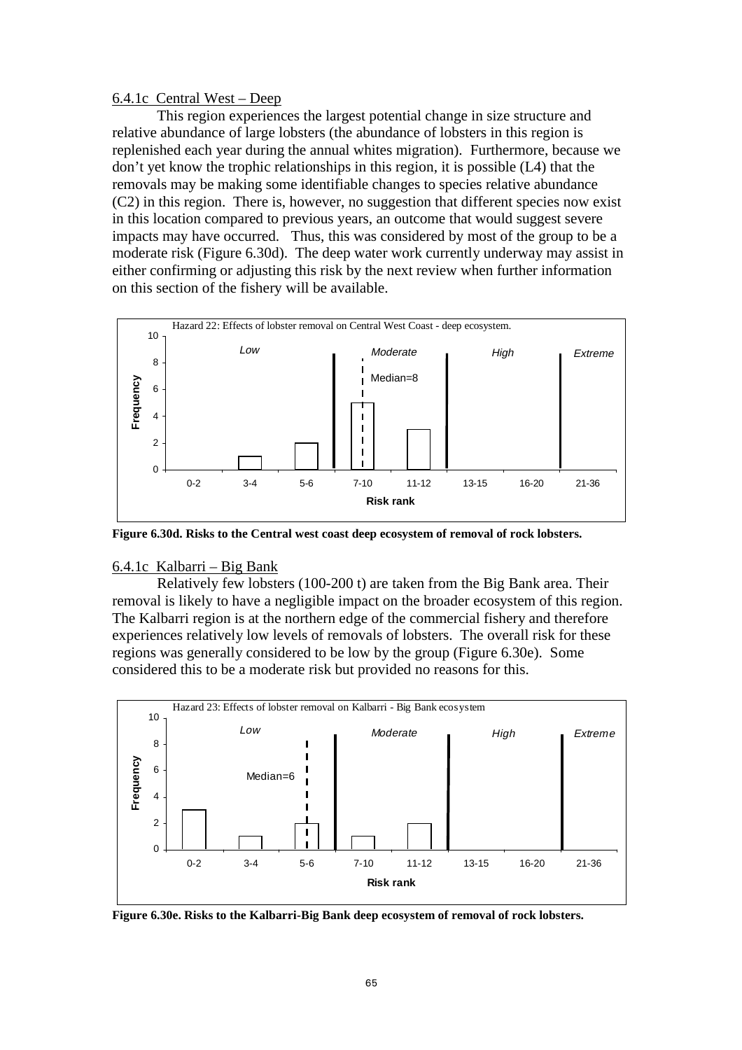6.4.1c  Central West – Deep

This region experiences the largest potential change in size structure and relative abundance of large lobsters (the abundance of lobsters in this region is replenished each year during the annual whites migration). Furthermore, because we don't yet know the trophic relationships in this region, it is possible (L4) that the removals may be making some identifiable changes to species relative abundance (C2) in this region. There is, however, no suggestion that different species now exist in this location compared to previous years, an outcome that would suggest severe impacts may have occurred. Thus, this was considered by most of the group to be a moderate risk (Figure 6.30d). The deep water work currently underway may assist in either confirming or adjusting this risk by the next review when further information on this section of the fishery will be available.

**Figure 6.30d. Risks to the Central west coast deep ecosystem of removal of rock lobsters.**

6.4.1c  Kalbarri – Big Bank

Relatively few lobsters (100-200 t) are taken from the Big Bank area. Their removal is likely to have a negligible impact on the broader ecosystem of this region. The Kalbarri region is at the northern edge of the commercial fishery and therefore experiences relatively low levels of removals of lobsters. The overall risk for these regions was generally considered to be low by the group (Figure 6.30e). Some considered this to be a moderate risk but provided no reasons for this.

**Figure 6.30e. Risks to the Kalbarri-Big Bank deep ecosystem of removal of rock lobsters.**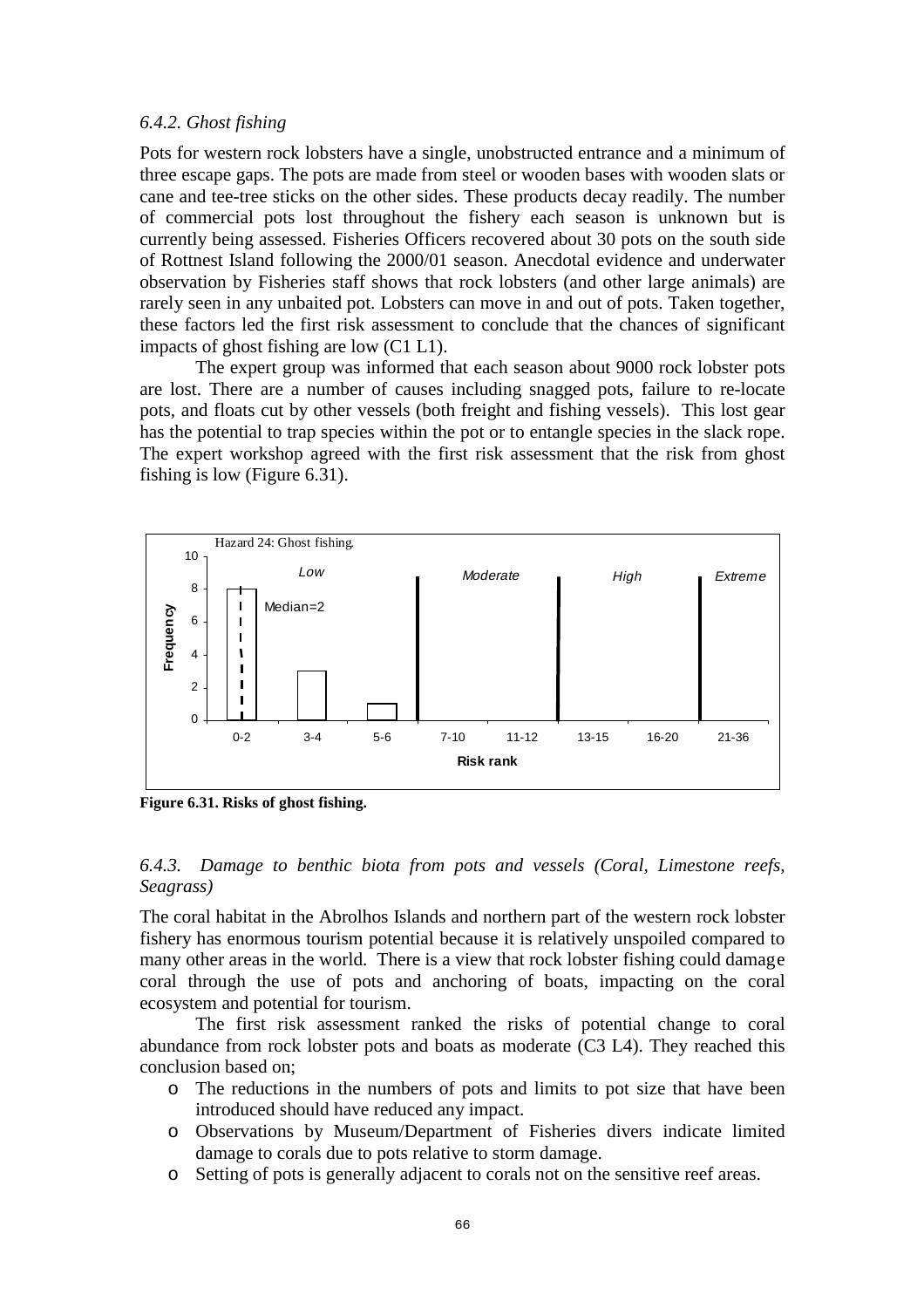*6.4.2. Ghost fishing*

Pots for western rock lobsters have a single, unobstructed entrance and a minimum of three escape gaps. The pots are made from steel or wooden bases with wooden slats or cane and tee-tree sticks on the other sides. These products decay readily. The number of commercial pots lost throughout the fishery each season is unknown but is currently being assessed. Fisheries Officers recovered about 30 pots on the south side of Rottnest Island following the 2000/01 season. Anecdotal evidence and underwater observation by Fisheries staff shows that rock lobsters (and other large animals) are rarely seen in any unbaited pot. Lobsters can move in and out of pots. Taken together, these factors led the first risk assessment to conclude that the chances of significant impacts of ghost fishing are low (C1 L1).

The expert group was informed that each season about 9000 rock lobster pots are lost. There are a number of causes including snagged pots, failure to re-locate pots, and floats cut by other vessels (both freight and fishing vessels). This lost gear has the potential to trap species within the pot or to entangle species in the slack rope. The expert workshop agreed with the first risk assessment that the risk from ghost fishing is low (Figure 6.31).

**Figure 6.31. Risks of ghost fishing.**

*6.4.3. Damage to benthic biota from pots and vessels (Coral, Limestone reefs, Seagrass)*

The coral habitat in the Abrolhos Islands and northern part of the western rock lobster fishery has enormous tourism potential because it is relatively unspoiled compared to many other areas in the world. There is a view that rock lobster fishing could damage coral through the use of pots and anchoring of boats, impacting on the coral ecosystem and potential for tourism.

The first risk assessment ranked the risks of potential change to coral abundance from rock lobster pots and boats as moderate (C3 L4). They reached this conclusion based on;

- The reductions in the numbers of pots and limits to pot size that have been introduced should have reduced any impact.
- Observations by Museum/Department of Fisheries divers indicate limited damage to corals due to pots relative to storm damage.
- Setting of pots is generally adjacent to corals not on the sensitive reef areas.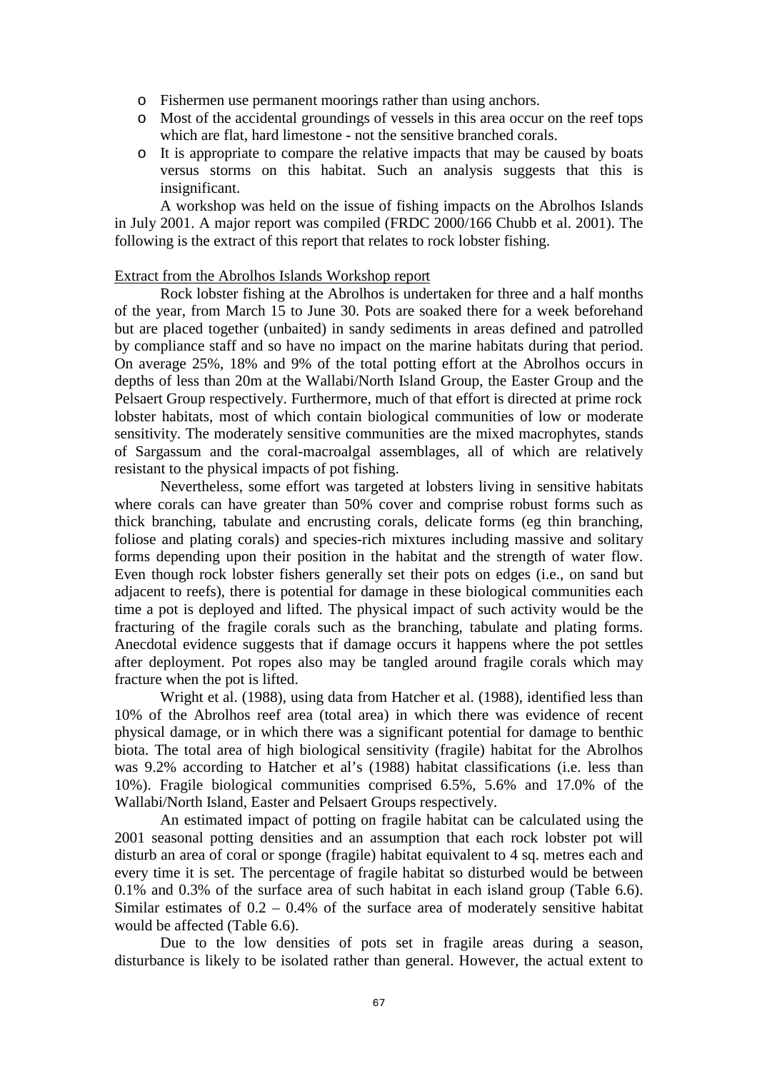- Fishermen use permanent moorings rather than using anchors.
- Most of the accidental groundings of vessels in this area occur on the reef tops which are flat, hard limestone - not the sensitive branched corals.
- It is appropriate to compare the relative impacts that may be caused by boats versus storms on this habitat. Such an analysis suggests that this is insignificant.

A workshop was held on the issue of fishing impacts on the Abrolhos Islands in July 2001. A major report was compiled (FRDC 2000/166 Chubb et al. 2001). The following is the extract of this report that relates to rock lobster fishing.

Extract from the Abrolhos Islands Workshop report

Rock lobster fishing at the Abrolhos is undertaken for three and a half months of the year, from March 15 to June 30. Pots are soaked there for a week beforehand but are placed together (unbaited) in sandy sediments in areas defined and patrolled by compliance staff and so have no impact on the marine habitats during that period. On average 25%, 18% and 9% of the total potting effort at the Abrolhos occurs in depths of less than 20m at the Wallabi/North Island Group, the Easter Group and the Pelsaert Group respectively. Furthermore, much of that effort is directed at prime rock lobster habitats, most of which contain biological communities of low or moderate sensitivity. The moderately sensitive communities are the mixed macrophytes, stands of Sargassum and the coral-macroalgal assemblages, all of which are relatively resistant to the physical impacts of pot fishing.

Nevertheless, some effort was targeted at lobsters living in sensitive habitats where corals can have greater than 50% cover and comprise robust forms such as thick branching, tabulate and encrusting corals, delicate forms (eg thin branching, foliose and plating corals) and species-rich mixtures including massive and solitary forms depending upon their position in the habitat and the strength of water flow. Even though rock lobster fishers generally set their pots on edges (i.e., on sand but adjacent to reefs), there is potential for damage in these biological communities each time a pot is deployed and lifted. The physical impact of such activity would be the fracturing of the fragile corals such as the branching, tabulate and plating forms. Anecdotal evidence suggests that if damage occurs it happens where the pot settles after deployment. Pot ropes also may be tangled around fragile corals which may fracture when the pot is lifted.

Wright et al. (1988), using data from Hatcher et al. (1988), identified less than 10% of the Abrolhos reef area (total area) in which there was evidence of recent physical damage, or in which there was a significant potential for damage to benthic biota. The total area of high biological sensitivity (fragile) habitat for the Abrolhos was 9.2% according to Hatcher et al's (1988) habitat classifications (i.e. less than 10%). Fragile biological communities comprised 6.5%, 5.6% and 17.0% of the Wallabi/North Island, Easter and Pelsaert Groups respectively.

An estimated impact of potting on fragile habitat can be calculated using the 2001 seasonal potting densities and an assumption that each rock lobster pot will disturb an area of coral or sponge (fragile) habitat equivalent to 4 sq. metres each and every time it is set. The percentage of fragile habitat so disturbed would be between 0.1% and 0.3% of the surface area of such habitat in each island group (Table 6.6). Similar estimates of 0.2 – 0.4% of the surface area of moderately sensitive habitat would be affected (Table 6.6).

Due to the low densities of pots set in fragile areas during a season, disturbance is likely to be isolated rather than general. However, the actual extent to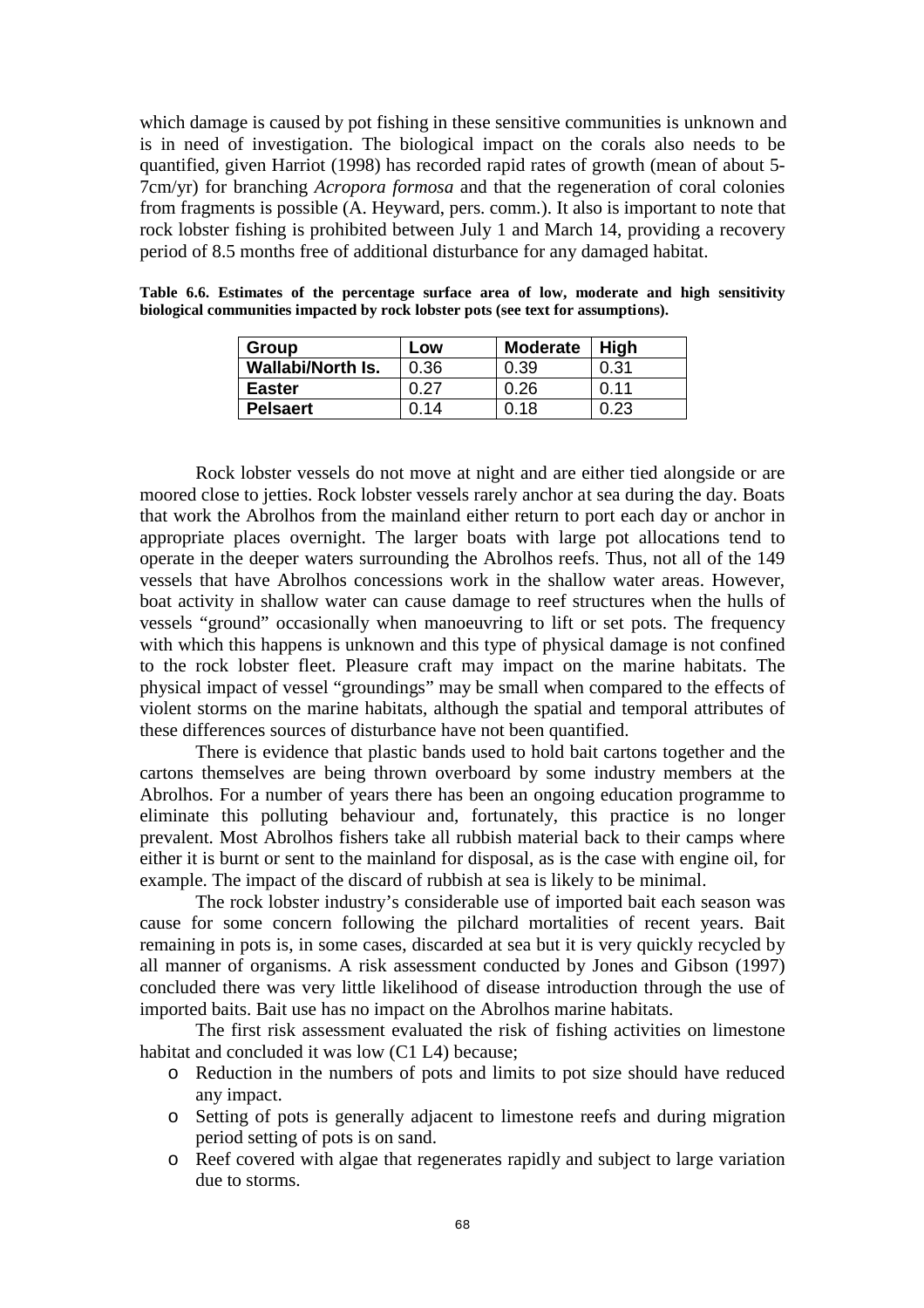which damage is caused by pot fishing in these sensitive communities is unknown and is in need of investigation. The biological impact on the corals also needs to be quantified, given Harriot (1998) has recorded rapid rates of growth (mean of about 5-7cm/yr) for branching *Acropora formosa* and that the regeneration of coral colonies from fragments is possible (A. Heyward, pers. comm.). It also is important to note that rock lobster fishing is prohibited between July 1 and March 14, providing a recovery period of 8.5 months free of additional disturbance for any damaged habitat.

**Table 6.6. Estimates of the percentage surface area of low, moderate and high sensitivity biological communities impacted by rock lobster pots (see text for assumptions).**

| Group | Low | Moderate | High |
|---|---|---|---|
| **Wallabi/North Is.** | 0.36 | 0.39 | 0.31 |
| **Easter** | 0.27 | 0.26 | 0.11 |
| **Pelsaert** | 0.14 | 0.18 | 0.23 |

Rock lobster vessels do not move at night and are either tied alongside or are moored close to jetties. Rock lobster vessels rarely anchor at sea during the day. Boats that work the Abrolhos from the mainland either return to port each day or anchor in appropriate places overnight. The larger boats with large pot allocations tend to operate in the deeper waters surrounding the Abrolhos reefs. Thus, not all of the 149 vessels that have Abrolhos concessions work in the shallow water areas. However, boat activity in shallow water can cause damage to reef structures when the hulls of vessels "ground" occasionally when manoeuvring to lift or set pots. The frequency with which this happens is unknown and this type of physical damage is not confined to the rock lobster fleet. Pleasure craft may impact on the marine habitats. The physical impact of vessel "groundings" may be small when compared to the effects of violent storms on the marine habitats, although the spatial and temporal attributes of these differences sources of disturbance have not been quantified.

There is evidence that plastic bands used to hold bait cartons together and the cartons themselves are being thrown overboard by some industry members at the Abrolhos. For a number of years there has been an ongoing education programme to eliminate this polluting behaviour and, fortunately, this practice is no longer prevalent. Most Abrolhos fishers take all rubbish material back to their camps where either it is burnt or sent to the mainland for disposal, as is the case with engine oil, for example. The impact of the discard of rubbish at sea is likely to be minimal.

The rock lobster industry's considerable use of imported bait each season was cause for some concern following the pilchard mortalities of recent years. Bait remaining in pots is, in some cases, discarded at sea but it is very quickly recycled by all manner of organisms. A risk assessment conducted by Jones and Gibson (1997) concluded there was very little likelihood of disease introduction through the use of imported baits. Bait use has no impact on the Abrolhos marine habitats.

The first risk assessment evaluated the risk of fishing activities on limestone habitat and concluded it was low (C1 L4) because;

- Reduction in the numbers of pots and limits to pot size should have reduced any impact.
- Setting of pots is generally adjacent to limestone reefs and during migration period setting of pots is on sand.
- Reef covered with algae that regenerates rapidly and subject to large variation due to storms.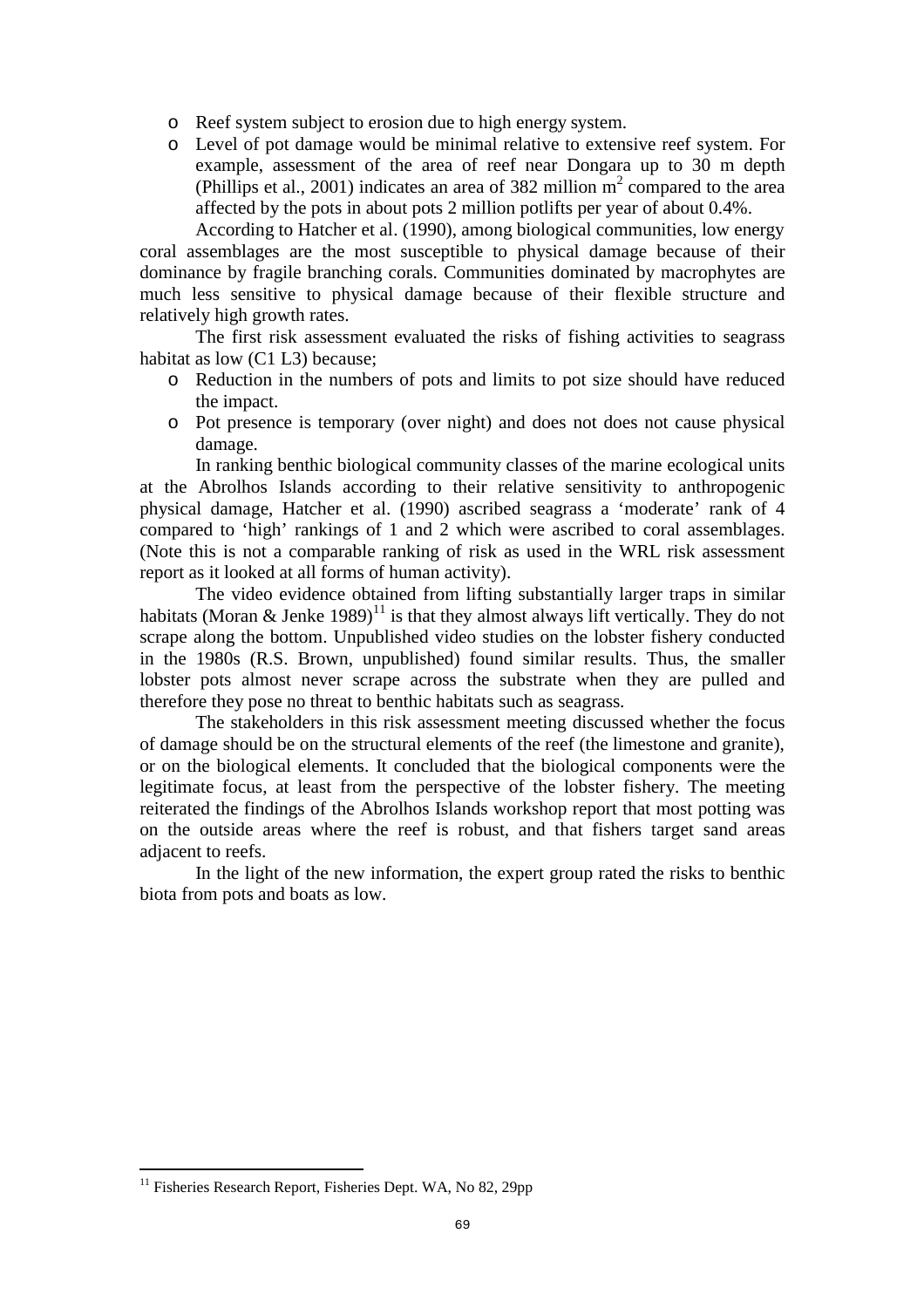- Reef system subject to erosion due to high energy system.
- Level of pot damage would be minimal relative to extensive reef system. For example, assessment of the area of reef near Dongara up to 30 m depth (Phillips et al., 2001) indicates an area of 382 million $m^2$ compared to the area affected by the pots in about pots 2 million potlifts per year of about 0.4%.

According to Hatcher et al. (1990), among biological communities, low energy coral assemblages are the most susceptible to physical damage because of their dominance by fragile branching corals. Communities dominated by macrophytes are much less sensitive to physical damage because of their flexible structure and relatively high growth rates.

The first risk assessment evaluated the risks of fishing activities to seagrass habitat as low (C1 L3) because;

- Reduction in the numbers of pots and limits to pot size should have reduced the impact.
- Pot presence is temporary (over night) and does not does not cause physical damage.

In ranking benthic biological community classes of the marine ecological units at the Abrolhos Islands according to their relative sensitivity to anthropogenic physical damage, Hatcher et al. (1990) ascribed seagrass a 'moderate' rank of 4 compared to 'high' rankings of 1 and 2 which were ascribed to coral assemblages. (Note this is not a comparable ranking of risk as used in the WRL risk assessment report as it looked at all forms of human activity).

The video evidence obtained from lifting substantially larger traps in similar habitats (Moran & Jenke 1989)[11] is that they almost always lift vertically. They do not scrape along the bottom. Unpublished video studies on the lobster fishery conducted in the 1980s (R.S. Brown, unpublished) found similar results. Thus, the smaller lobster pots almost never scrape across the substrate when they are pulled and therefore they pose no threat to benthic habitats such as seagrass.

The stakeholders in this risk assessment meeting discussed whether the focus of damage should be on the structural elements of the reef (the limestone and granite), or on the biological elements. It concluded that the biological components were the legitimate focus, at least from the perspective of the lobster fishery. The meeting reiterated the findings of the Abrolhos Islands workshop report that most potting was on the outside areas where the reef is robust, and that fishers target sand areas adjacent to reefs.

In the light of the new information, the expert group rated the risks to benthic biota from pots and boats as low.

---

[11] Fisheries Research Report, Fisheries Dept. WA, No 82, 29pp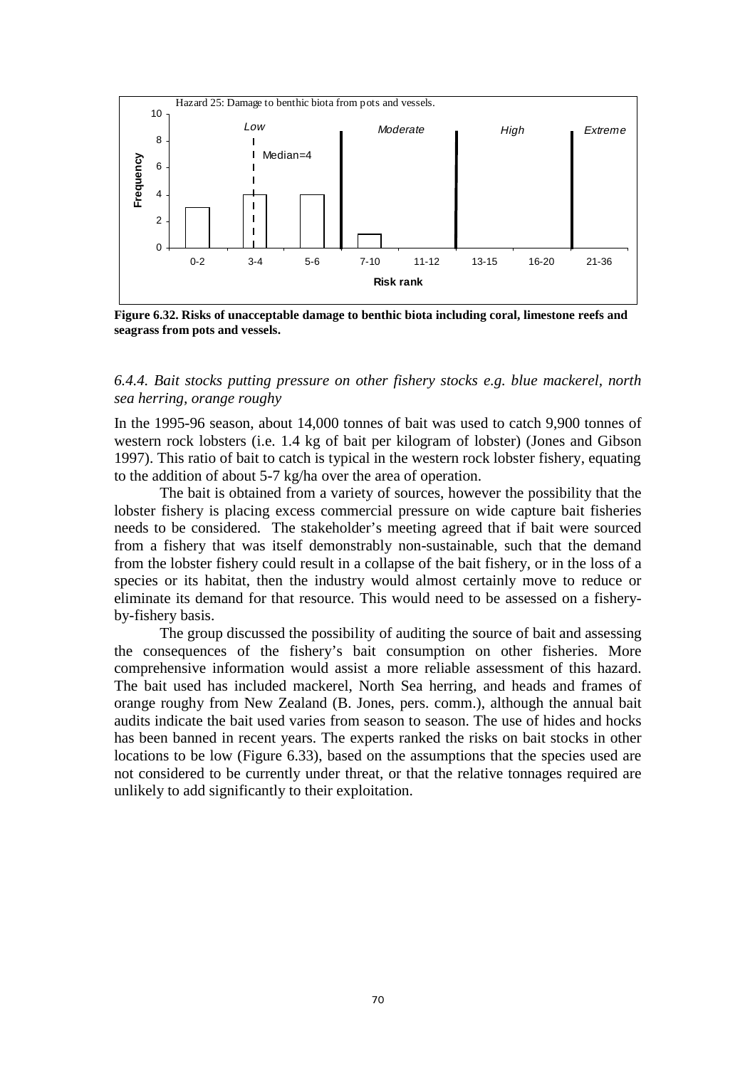Hazard 25: Damage to benthic biota from pots and vessels.

| Risk rank | 0-2 | 3-4 | 5-6 | 7-10 | 11-12 | 13-15 | 16-20 | 21-36 |
|---|---|---|---|---|---|---|---|---|
| Frequency | 3 | 4 | 4 | 1 | 0 | 0 | 0 | 0 |

Risk categories: Low (0-6), Moderate (7-12), High (13-20), Extreme (21-36). Median=4

**Figure 6.32. Risks of unacceptable damage to benthic biota including coral, limestone reefs and seagrass from pots and vessels.**

### *6.4.4. Bait stocks putting pressure on other fishery stocks e.g. blue mackerel, north sea herring, orange roughy*

In the 1995-96 season, about 14,000 tonnes of bait was used to catch 9,900 tonnes of western rock lobsters (i.e. 1.4 kg of bait per kilogram of lobster) (Jones and Gibson 1997). This ratio of bait to catch is typical in the western rock lobster fishery, equating to the addition of about 5-7 kg/ha over the area of operation.

The bait is obtained from a variety of sources, however the possibility that the lobster fishery is placing excess commercial pressure on wide capture bait fisheries needs to be considered. The stakeholder's meeting agreed that if bait were sourced from a fishery that was itself demonstrably non-sustainable, such that the demand from the lobster fishery could result in a collapse of the bait fishery, or in the loss of a species or its habitat, then the industry would almost certainly move to reduce or eliminate its demand for that resource. This would need to be assessed on a fishery-by-fishery basis.

The group discussed the possibility of auditing the source of bait and assessing the consequences of the fishery's bait consumption on other fisheries. More comprehensive information would assist a more reliable assessment of this hazard. The bait used has included mackerel, North Sea herring, and heads and frames of orange roughy from New Zealand (B. Jones, pers. comm.), although the annual bait audits indicate the bait used varies from season to season. The use of hides and hocks has been banned in recent years. The experts ranked the risks on bait stocks in other locations to be low (Figure 6.33), based on the assumptions that the species used are not considered to be currently under threat, or that the relative tonnages required are unlikely to add significantly to their exploitation.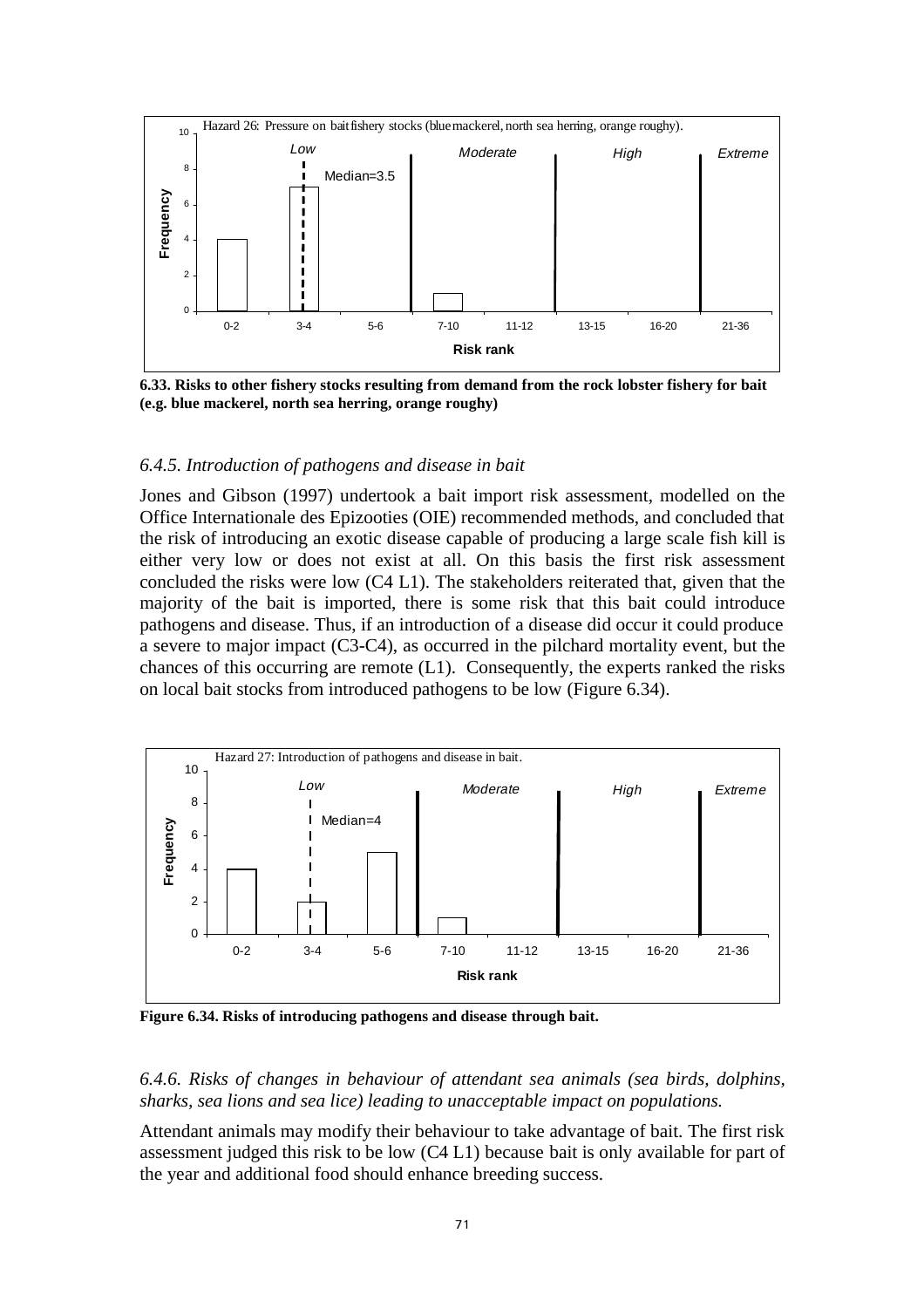**6.33. Risks to other fishery stocks resulting from demand from the rock lobster fishery for bait (e.g. blue mackerel, north sea herring, orange roughy)**

*6.4.5. Introduction of pathogens and disease in bait*

Jones and Gibson (1997) undertook a bait import risk assessment, modelled on the Office Internationale des Epizooties (OIE) recommended methods, and concluded that the risk of introducing an exotic disease capable of producing a large scale fish kill is either very low or does not exist at all. On this basis the first risk assessment concluded the risks were low (C4 L1). The stakeholders reiterated that, given that the majority of the bait is imported, there is some risk that this bait could introduce pathogens and disease. Thus, if an introduction of a disease did occur it could produce a severe to major impact (C3-C4), as occurred in the pilchard mortality event, but the chances of this occurring are remote (L1). Consequently, the experts ranked the risks on local bait stocks from introduced pathogens to be low (Figure 6.34).

**Figure 6.34. Risks of introducing pathogens and disease through bait.**

*6.4.6. Risks of changes in behaviour of attendant sea animals (sea birds, dolphins, sharks, sea lions and sea lice) leading to unacceptable impact on populations.*

Attendant animals may modify their behaviour to take advantage of bait. The first risk assessment judged this risk to be low (C4 L1) because bait is only available for part of the year and additional food should enhance breeding success.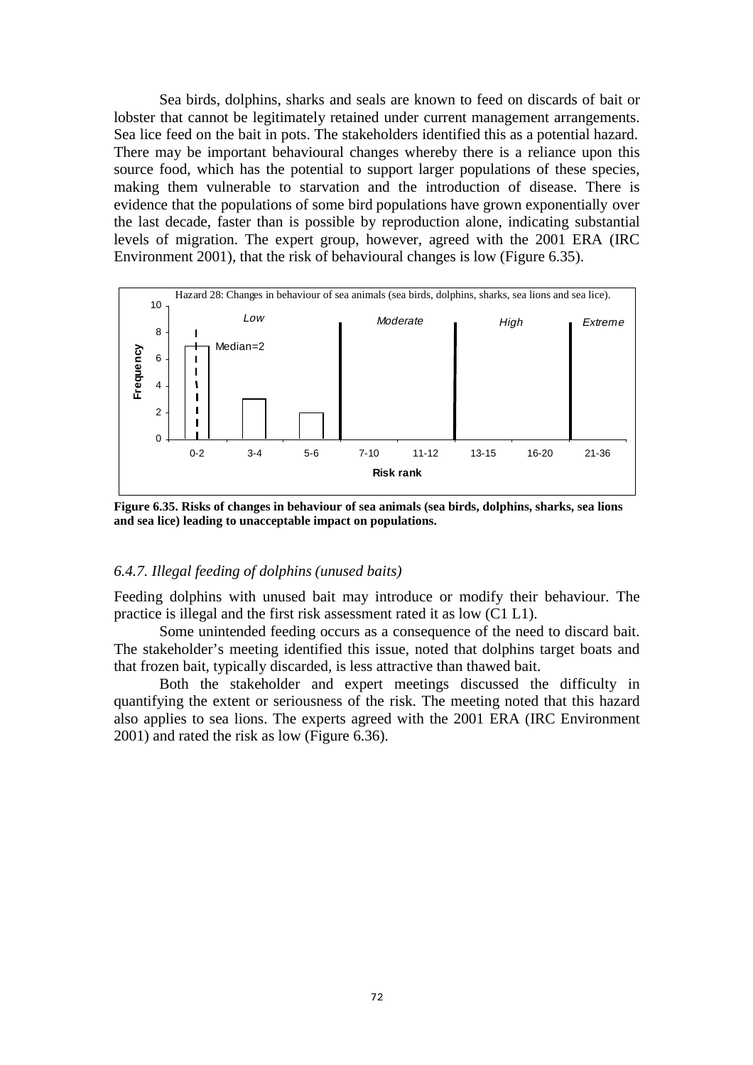Sea birds, dolphins, sharks and seals are known to feed on discards of bait or lobster that cannot be legitimately retained under current management arrangements. Sea lice feed on the bait in pots. The stakeholders identified this as a potential hazard. There may be important behavioural changes whereby there is a reliance upon this source food, which has the potential to support larger populations of these species, making them vulnerable to starvation and the introduction of disease. There is evidence that the populations of some bird populations have grown exponentially over the last decade, faster than is possible by reproduction alone, indicating substantial levels of migration. The expert group, however, agreed with the 2001 ERA (IRC Environment 2001), that the risk of behavioural changes is low (Figure 6.35).

Hazard 28: Changes in behaviour of sea animals (sea birds, dolphins, sharks, sea lions and sea lice).

| Risk rank | Frequency |
|---|---|
| 0-2 | 7 |
| 3-4 | 3 |
| 5-6 | 2 |
| 7-10 | 0 |
| 11-12 | 0 |
| 13-15 | 0 |
| 16-20 | 0 |
| 21-36 | 0 |

Low (0-6); Moderate (7-12); High (13-20); Extreme (21-36). Median=2

**Figure 6.35. Risks of changes in behaviour of sea animals (sea birds, dolphins, sharks, sea lions and sea lice) leading to unacceptable impact on populations.**

### *6.4.7. Illegal feeding of dolphins (unused baits)*

Feeding dolphins with unused bait may introduce or modify their behaviour. The practice is illegal and the first risk assessment rated it as low (C1 L1).

Some unintended feeding occurs as a consequence of the need to discard bait. The stakeholder's meeting identified this issue, noted that dolphins target boats and that frozen bait, typically discarded, is less attractive than thawed bait.

Both the stakeholder and expert meetings discussed the difficulty in quantifying the extent or seriousness of the risk. The meeting noted that this hazard also applies to sea lions. The experts agreed with the 2001 ERA (IRC Environment 2001) and rated the risk as low (Figure 6.36).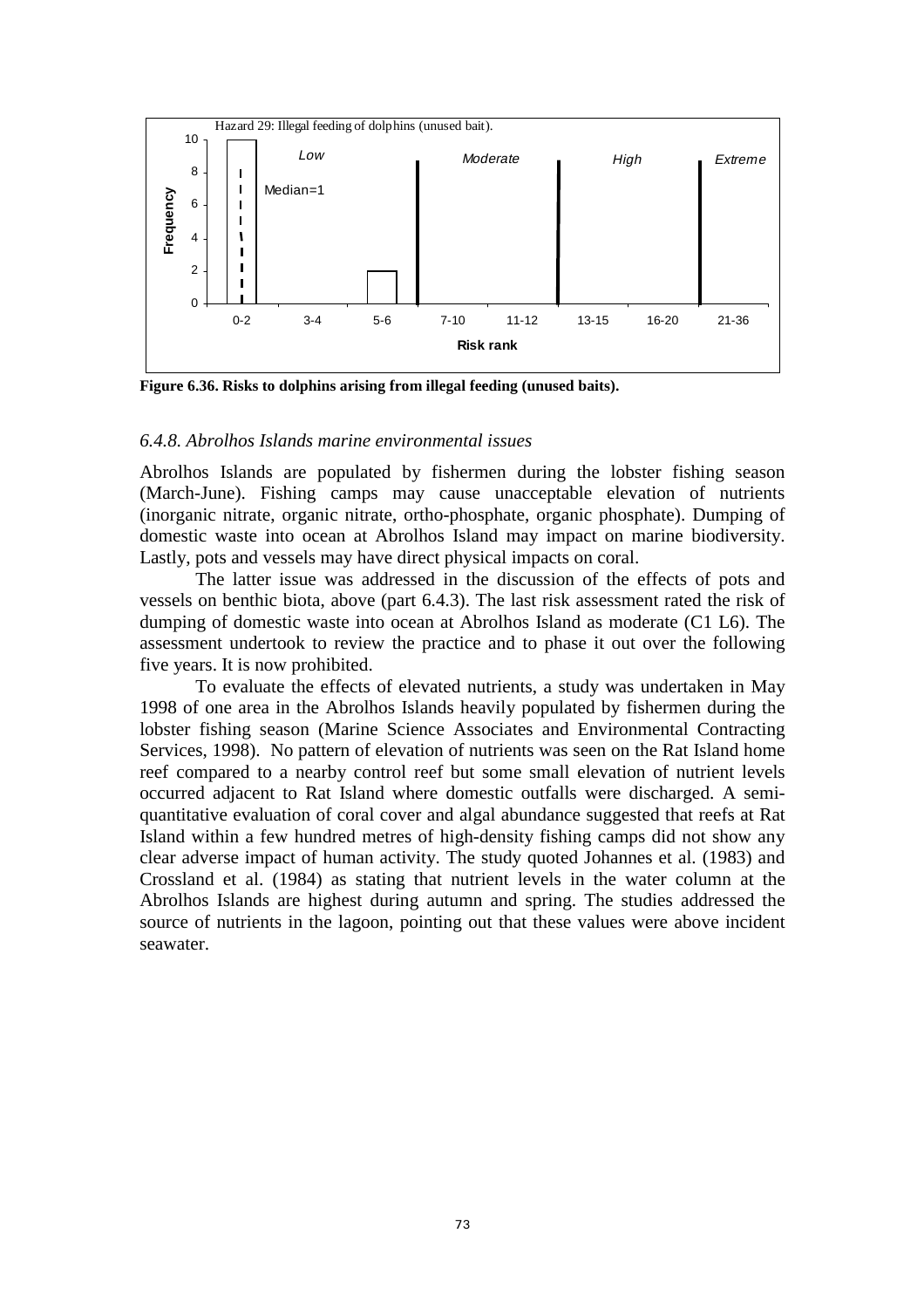Hazard 29: Illegal feeding of dolphins (unused bait).

**Figure 6.36. Risks to dolphins arising from illegal feeding (unused baits).**

### *6.4.8. Abrolhos Islands marine environmental issues*

Abrolhos Islands are populated by fishermen during the lobster fishing season (March-June). Fishing camps may cause unacceptable elevation of nutrients (inorganic nitrate, organic nitrate, ortho-phosphate, organic phosphate). Dumping of domestic waste into ocean at Abrolhos Island may impact on marine biodiversity. Lastly, pots and vessels may have direct physical impacts on coral.

The latter issue was addressed in the discussion of the effects of pots and vessels on benthic biota, above (part 6.4.3). The last risk assessment rated the risk of dumping of domestic waste into ocean at Abrolhos Island as moderate (C1 L6). The assessment undertook to review the practice and to phase it out over the following five years. It is now prohibited.

To evaluate the effects of elevated nutrients, a study was undertaken in May 1998 of one area in the Abrolhos Islands heavily populated by fishermen during the lobster fishing season (Marine Science Associates and Environmental Contracting Services, 1998). No pattern of elevation of nutrients was seen on the Rat Island home reef compared to a nearby control reef but some small elevation of nutrient levels occurred adjacent to Rat Island where domestic outfalls were discharged. A semi-quantitative evaluation of coral cover and algal abundance suggested that reefs at Rat Island within a few hundred metres of high-density fishing camps did not show any clear adverse impact of human activity. The study quoted Johannes et al. (1983) and Crossland et al. (1984) as stating that nutrient levels in the water column at the Abrolhos Islands are highest during autumn and spring. The studies addressed the source of nutrients in the lagoon, pointing out that these values were above incident seawater.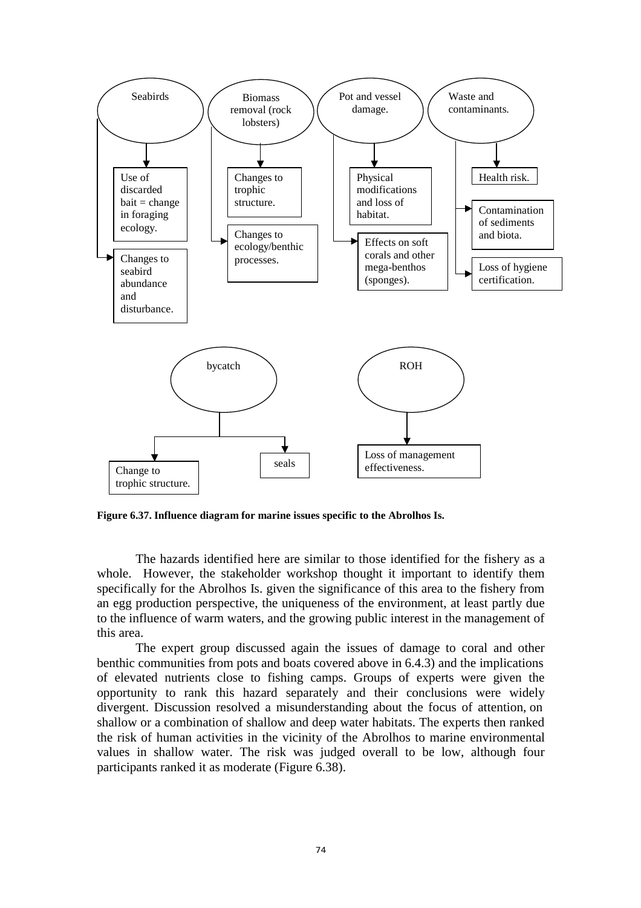Seabirds

- Use of discarded bait = change in foraging ecology.
- Changes to seabird abundance and disturbance.

Biomass removal (rock lobsters)

- Changes to trophic structure.
- Changes to ecology/benthic processes.

Pot and vessel damage.

- Physical modifications and loss of habitat.
- Effects on soft corals and other mega-benthos (sponges).

Waste and contaminants.

- Health risk.
- Contamination of sediments and biota.
- Loss of hygiene certification.

bycatch

- Change to trophic structure.
- seals

ROH

- Loss of management effectiveness.

**Figure 6.37. Influence diagram for marine issues specific to the Abrolhos Is.**

The hazards identified here are similar to those identified for the fishery as a whole. However, the stakeholder workshop thought it important to identify them specifically for the Abrolhos Is. given the significance of this area to the fishery from an egg production perspective, the uniqueness of the environment, at least partly due to the influence of warm waters, and the growing public interest in the management of this area.

The expert group discussed again the issues of damage to coral and other benthic communities from pots and boats covered above in 6.4.3) and the implications of elevated nutrients close to fishing camps. Groups of experts were given the opportunity to rank this hazard separately and their conclusions were widely divergent. Discussion resolved a misunderstanding about the focus of attention, on shallow or a combination of shallow and deep water habitats. The experts then ranked the risk of human activities in the vicinity of the Abrolhos to marine environmental values in shallow water. The risk was judged overall to be low, although four participants ranked it as moderate (Figure 6.38).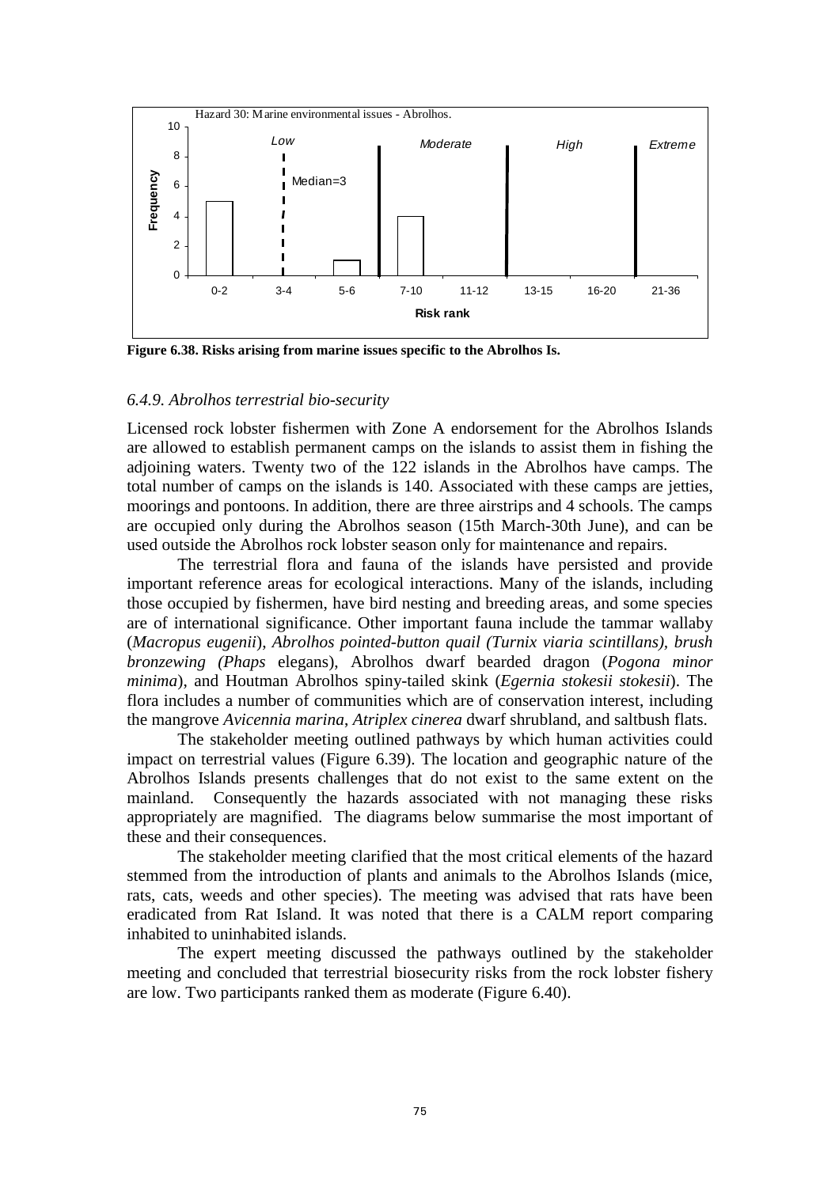Hazard 30: Marine environmental issues - Abrolhos.

| Risk rank | 0-2 | 3-4 | 5-6 | 7-10 | 11-12 | 13-15 | 16-20 | 21-36 |
|---|---|---|---|---|---|---|---|---|
| Frequency | 5 | 0 | 1 | 4 | 0 | 0 | 0 | 0 |

Categories: Low (0-6), Moderate (7-12), High (13-20), Extreme (21-36). Median=3

**Figure 6.38. Risks arising from marine issues specific to the Abrolhos Is.**

### *6.4.9. Abrolhos terrestrial bio-security*

Licensed rock lobster fishermen with Zone A endorsement for the Abrolhos Islands are allowed to establish permanent camps on the islands to assist them in fishing the adjoining waters. Twenty two of the 122 islands in the Abrolhos have camps. The total number of camps on the islands is 140. Associated with these camps are jetties, moorings and pontoons. In addition, there are three airstrips and 4 schools. The camps are occupied only during the Abrolhos season (15th March-30th June), and can be used outside the Abrolhos rock lobster season only for maintenance and repairs.

The terrestrial flora and fauna of the islands have persisted and provide important reference areas for ecological interactions. Many of the islands, including those occupied by fishermen, have bird nesting and breeding areas, and some species are of international significance. Other important fauna include the tammar wallaby (*Macropus eugenii*), *Abrolhos pointed-button quail (Turnix viaria scintillans), brush bronzewing (Phaps* elegans), Abrolhos dwarf bearded dragon (*Pogona minor minima*), and Houtman Abrolhos spiny-tailed skink (*Egernia stokesii stokesii*). The flora includes a number of communities which are of conservation interest, including the mangrove *Avicennia marina*, *Atriplex cinerea* dwarf shrubland, and saltbush flats.

The stakeholder meeting outlined pathways by which human activities could impact on terrestrial values (Figure 6.39). The location and geographic nature of the Abrolhos Islands presents challenges that do not exist to the same extent on the mainland. Consequently the hazards associated with not managing these risks appropriately are magnified. The diagrams below summarise the most important of these and their consequences.

The stakeholder meeting clarified that the most critical elements of the hazard stemmed from the introduction of plants and animals to the Abrolhos Islands (mice, rats, cats, weeds and other species). The meeting was advised that rats have been eradicated from Rat Island. It was noted that there is a CALM report comparing inhabited to uninhabited islands.

The expert meeting discussed the pathways outlined by the stakeholder meeting and concluded that terrestrial biosecurity risks from the rock lobster fishery are low. Two participants ranked them as moderate (Figure 6.40).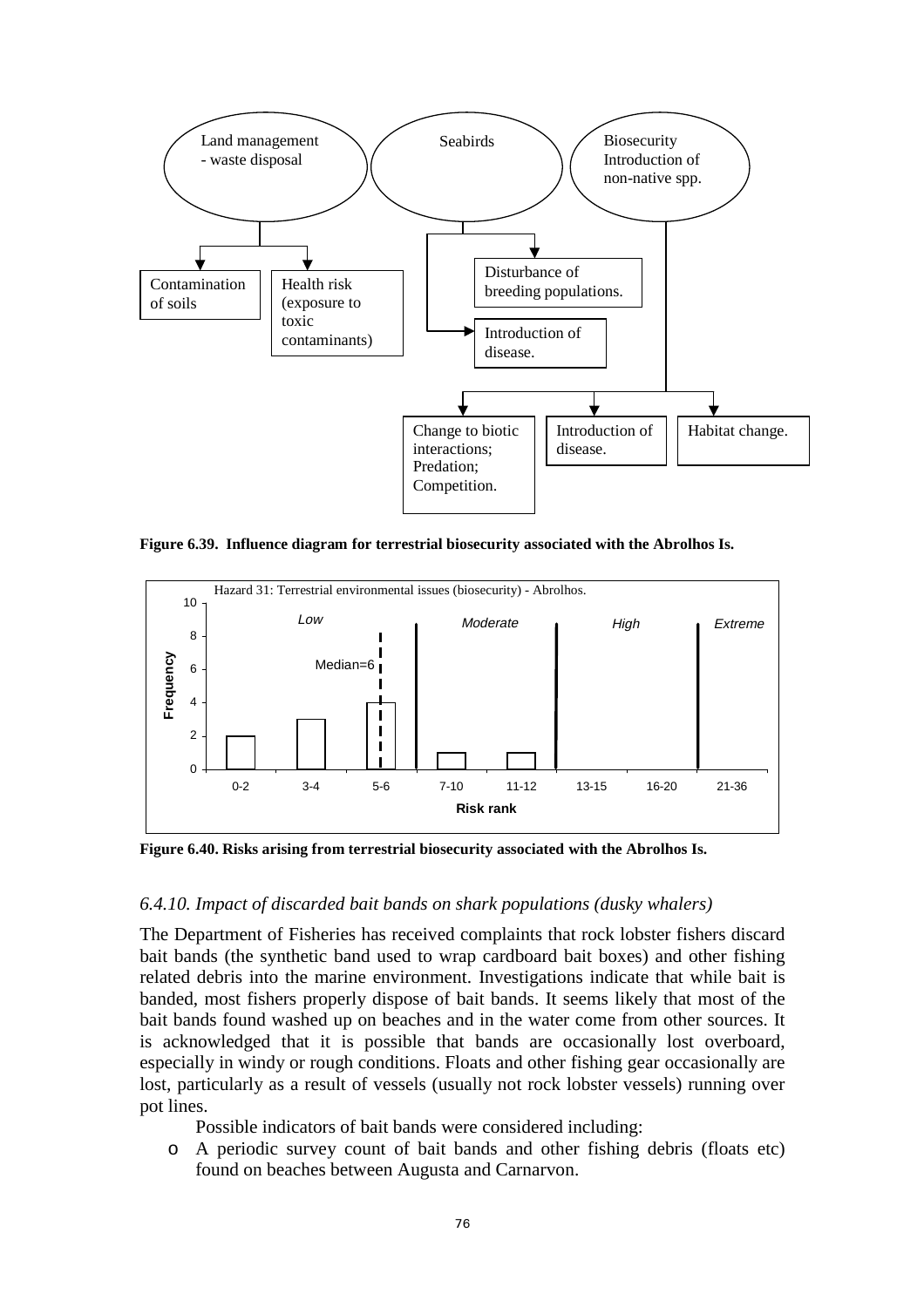Land management - waste disposal

Seabirds

Biosecurity Introduction of non-native spp.

Contamination of soils

Health risk (exposure to toxic contaminants)

Disturbance of breeding populations.

Introduction of disease.

Change to biotic interactions; Predation; Competition.

Introduction of disease.

Habitat change.

**Figure 6.39. Influence diagram for terrestrial biosecurity associated with the Abrolhos Is.**

Hazard 31: Terrestrial environmental issues (biosecurity) - Abrolhos.

| Risk rank | 0-2 | 3-4 | 5-6 | 7-10 | 11-12 | 13-15 | 16-20 | 21-36 |
|---|---|---|---|---|---|---|---|---|
| Frequency | 2 | 3 | 4 | 1 | 1 | 0 | 0 | 0 |

Low | Moderate | High | Extreme — Median=6

**Figure 6.40. Risks arising from terrestrial biosecurity associated with the Abrolhos Is.**

### *6.4.10. Impact of discarded bait bands on shark populations (dusky whalers)*

The Department of Fisheries has received complaints that rock lobster fishers discard bait bands (the synthetic band used to wrap cardboard bait boxes) and other fishing related debris into the marine environment. Investigations indicate that while bait is banded, most fishers properly dispose of bait bands. It seems likely that most of the bait bands found washed up on beaches and in the water come from other sources. It is acknowledged that it is possible that bands are occasionally lost overboard, especially in windy or rough conditions. Floats and other fishing gear occasionally are lost, particularly as a result of vessels (usually not rock lobster vessels) running over pot lines.

Possible indicators of bait bands were considered including:

- A periodic survey count of bait bands and other fishing debris (floats etc) found on beaches between Augusta and Carnarvon.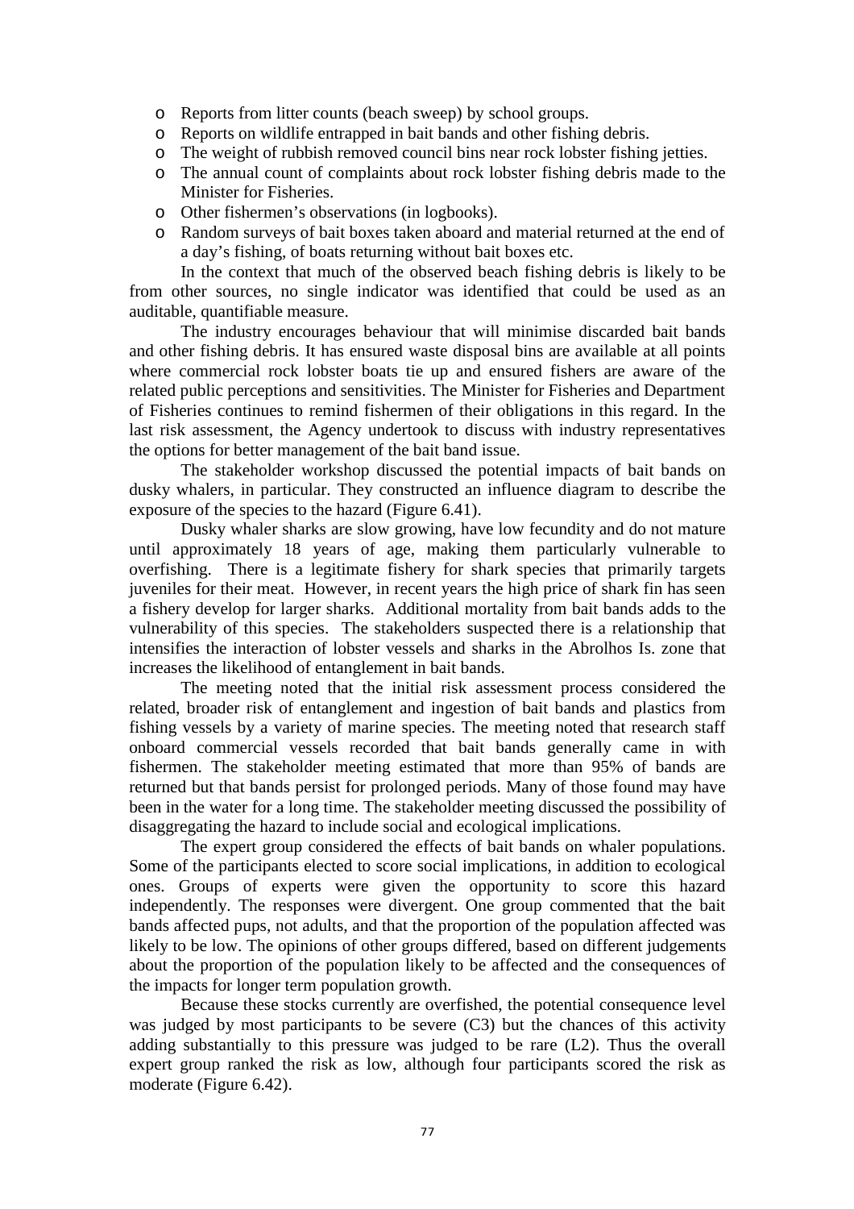- Reports from litter counts (beach sweep) by school groups.
- Reports on wildlife entrapped in bait bands and other fishing debris.
- The weight of rubbish removed council bins near rock lobster fishing jetties.
- The annual count of complaints about rock lobster fishing debris made to the Minister for Fisheries.
- Other fishermen's observations (in logbooks).
- Random surveys of bait boxes taken aboard and material returned at the end of a day's fishing, of boats returning without bait boxes etc.

In the context that much of the observed beach fishing debris is likely to be from other sources, no single indicator was identified that could be used as an auditable, quantifiable measure.

The industry encourages behaviour that will minimise discarded bait bands and other fishing debris. It has ensured waste disposal bins are available at all points where commercial rock lobster boats tie up and ensured fishers are aware of the related public perceptions and sensitivities. The Minister for Fisheries and Department of Fisheries continues to remind fishermen of their obligations in this regard. In the last risk assessment, the Agency undertook to discuss with industry representatives the options for better management of the bait band issue.

The stakeholder workshop discussed the potential impacts of bait bands on dusky whalers, in particular. They constructed an influence diagram to describe the exposure of the species to the hazard (Figure 6.41).

Dusky whaler sharks are slow growing, have low fecundity and do not mature until approximately 18 years of age, making them particularly vulnerable to overfishing. There is a legitimate fishery for shark species that primarily targets juveniles for their meat. However, in recent years the high price of shark fin has seen a fishery develop for larger sharks. Additional mortality from bait bands adds to the vulnerability of this species. The stakeholders suspected there is a relationship that intensifies the interaction of lobster vessels and sharks in the Abrolhos Is. zone that increases the likelihood of entanglement in bait bands.

The meeting noted that the initial risk assessment process considered the related, broader risk of entanglement and ingestion of bait bands and plastics from fishing vessels by a variety of marine species. The meeting noted that research staff onboard commercial vessels recorded that bait bands generally came in with fishermen. The stakeholder meeting estimated that more than 95% of bands are returned but that bands persist for prolonged periods. Many of those found may have been in the water for a long time. The stakeholder meeting discussed the possibility of disaggregating the hazard to include social and ecological implications.

The expert group considered the effects of bait bands on whaler populations. Some of the participants elected to score social implications, in addition to ecological ones. Groups of experts were given the opportunity to score this hazard independently. The responses were divergent. One group commented that the bait bands affected pups, not adults, and that the proportion of the population affected was likely to be low. The opinions of other groups differed, based on different judgements about the proportion of the population likely to be affected and the consequences of the impacts for longer term population growth.

Because these stocks currently are overfished, the potential consequence level was judged by most participants to be severe (C3) but the chances of this activity adding substantially to this pressure was judged to be rare (L2). Thus the overall expert group ranked the risk as low, although four participants scored the risk as moderate (Figure 6.42).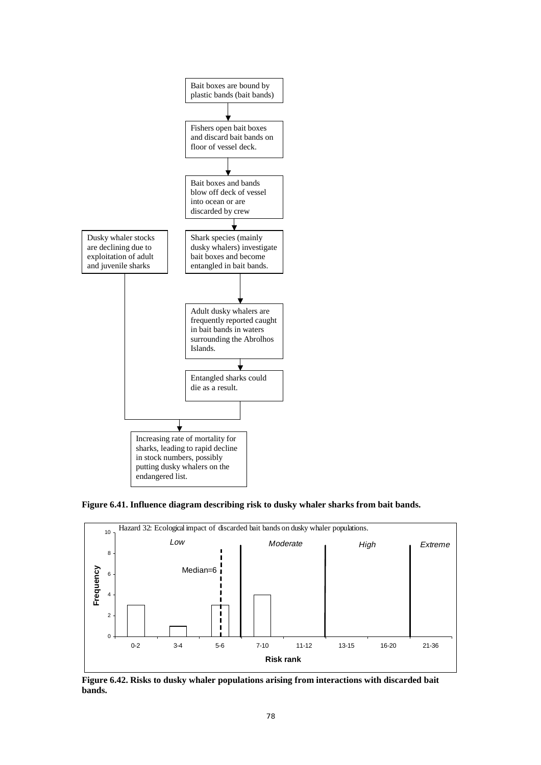Bait boxes are bound by plastic bands (bait bands)

Fishers open bait boxes and discard bait bands on floor of vessel deck.

Bait boxes and bands blow off deck of vessel into ocean or are discarded by crew

Dusky whaler stocks are declining due to exploitation of adult and juvenile sharks

Shark species (mainly dusky whalers) investigate bait boxes and become entangled in bait bands.

Adult dusky whalers are frequently reported caught in bait bands in waters surrounding the Abrolhos Islands.

Entangled sharks could die as a result.

Increasing rate of mortality for sharks, leading to rapid decline in stock numbers, possibly putting dusky whalers on the endangered list.

**Figure 6.41. Influence diagram describing risk to dusky whaler sharks from bait bands.**

Hazard 32: Ecological impact of discarded bait bands on dusky whaler populations.

| Risk rank | 0-2 | 3-4 | 5-6 | 7-10 | 11-12 | 13-15 | 16-20 | 21-36 |
|---|---|---|---|---|---|---|---|---|
| Frequency | 3 | 1 | 3 | 4 | 0 | 0 | 0 | 0 |

Low (0-6), Moderate (7-12), High (13-20), Extreme (21-36); Median=6

**Figure 6.42. Risks to dusky whaler populations arising from interactions with discarded bait bands.**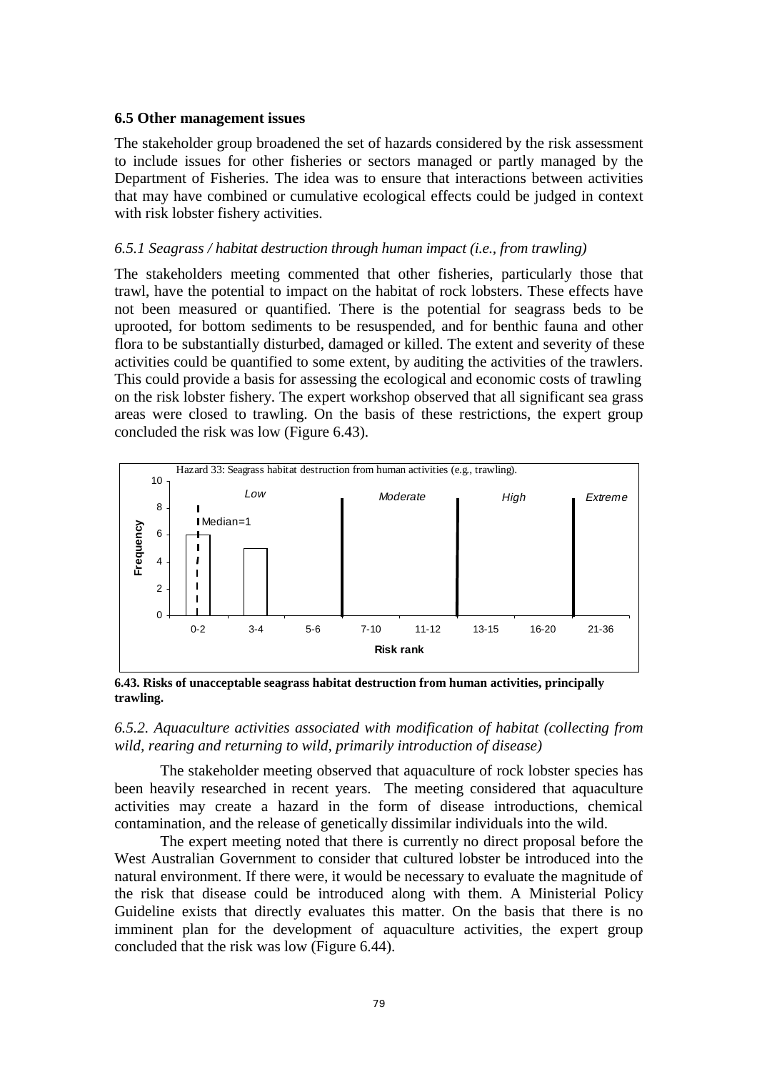### 6.5 Other management issues

The stakeholder group broadened the set of hazards considered by the risk assessment to include issues for other fisheries or sectors managed or partly managed by the Department of Fisheries. The idea was to ensure that interactions between activities that may have combined or cumulative ecological effects could be judged in context with risk lobster fishery activities.

#### *6.5.1 Seagrass / habitat destruction through human impact (i.e., from trawling)*

The stakeholders meeting commented that other fisheries, particularly those that trawl, have the potential to impact on the habitat of rock lobsters. These effects have not been measured or quantified. There is the potential for seagrass beds to be uprooted, for bottom sediments to be resuspended, and for benthic fauna and other flora to be substantially disturbed, damaged or killed. The extent and severity of these activities could be quantified to some extent, by auditing the activities of the trawlers. This could provide a basis for assessing the ecological and economic costs of trawling on the risk lobster fishery. The expert workshop observed that all significant sea grass areas were closed to trawling. On the basis of these restrictions, the expert group concluded the risk was low (Figure 6.43).

Hazard 33: Seagrass habitat destruction from human activities (e.g., trawling).

| Risk rank | 0-2 | 3-4 | 5-6 | 7-10 | 11-12 | 13-15 | 16-20 | 21-36 |
|---|---|---|---|---|---|---|---|---|
| Frequency | 6 | 5 | 0 | 0 | 0 | 0 | 0 | 0 |

Categories: Low (0-6), Moderate (7-12), High (13-20), Extreme (21-36). Median=1

**6.43. Risks of unacceptable seagrass habitat destruction from human activities, principally trawling.**

#### *6.5.2. Aquaculture activities associated with modification of habitat (collecting from wild, rearing and returning to wild, primarily introduction of disease)*

The stakeholder meeting observed that aquaculture of rock lobster species has been heavily researched in recent years. The meeting considered that aquaculture activities may create a hazard in the form of disease introductions, chemical contamination, and the release of genetically dissimilar individuals into the wild.

The expert meeting noted that there is currently no direct proposal before the West Australian Government to consider that cultured lobster be introduced into the natural environment. If there were, it would be necessary to evaluate the magnitude of the risk that disease could be introduced along with them. A Ministerial Policy Guideline exists that directly evaluates this matter. On the basis that there is no imminent plan for the development of aquaculture activities, the expert group concluded that the risk was low (Figure 6.44).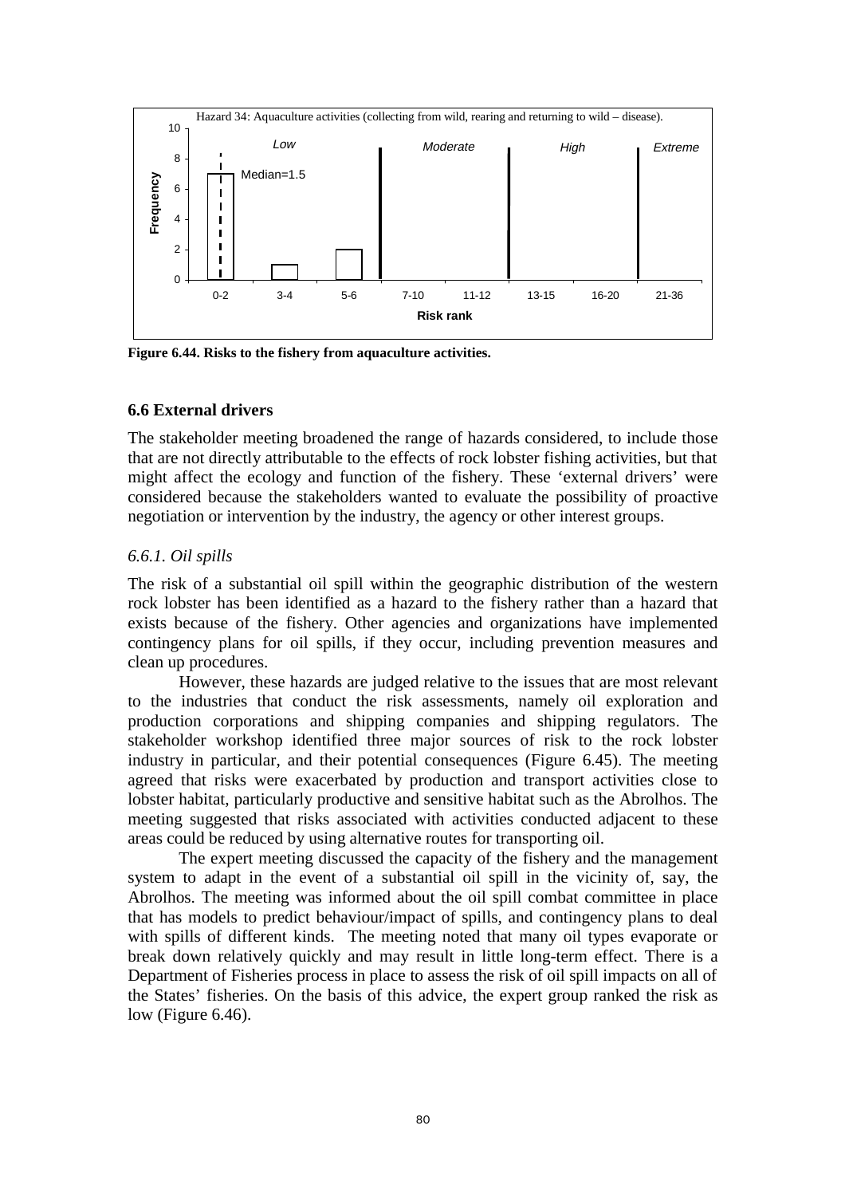Hazard 34: Aquaculture activities (collecting from wild, rearing and returning to wild – disease).

| Risk rank | 0-2 | 3-4 | 5-6 | 7-10 | 11-12 | 13-15 | 16-20 | 21-36 |
|---|---|---|---|---|---|---|---|---|
| Frequency | 7 | 1 | 2 | 0 | 0 | 0 | 0 | 0 |

Risk categories: Low (0-6), Moderate (7-12), High (13-20), Extreme (21-36). Median=1.5

**Figure 6.44. Risks to the fishery from aquaculture activities.**

## 6.6 External drivers

The stakeholder meeting broadened the range of hazards considered, to include those that are not directly attributable to the effects of rock lobster fishing activities, but that might affect the ecology and function of the fishery. These 'external drivers' were considered because the stakeholders wanted to evaluate the possibility of proactive negotiation or intervention by the industry, the agency or other interest groups.

### *6.6.1. Oil spills*

The risk of a substantial oil spill within the geographic distribution of the western rock lobster has been identified as a hazard to the fishery rather than a hazard that exists because of the fishery. Other agencies and organizations have implemented contingency plans for oil spills, if they occur, including prevention measures and clean up procedures.

However, these hazards are judged relative to the issues that are most relevant to the industries that conduct the risk assessments, namely oil exploration and production corporations and shipping companies and shipping regulators. The stakeholder workshop identified three major sources of risk to the rock lobster industry in particular, and their potential consequences (Figure 6.45). The meeting agreed that risks were exacerbated by production and transport activities close to lobster habitat, particularly productive and sensitive habitat such as the Abrolhos. The meeting suggested that risks associated with activities conducted adjacent to these areas could be reduced by using alternative routes for transporting oil.

The expert meeting discussed the capacity of the fishery and the management system to adapt in the event of a substantial oil spill in the vicinity of, say, the Abrolhos. The meeting was informed about the oil spill combat committee in place that has models to predict behaviour/impact of spills, and contingency plans to deal with spills of different kinds. The meeting noted that many oil types evaporate or break down relatively quickly and may result in little long-term effect. There is a Department of Fisheries process in place to assess the risk of oil spill impacts on all of the States' fisheries. On the basis of this advice, the expert group ranked the risk as low (Figure 6.46).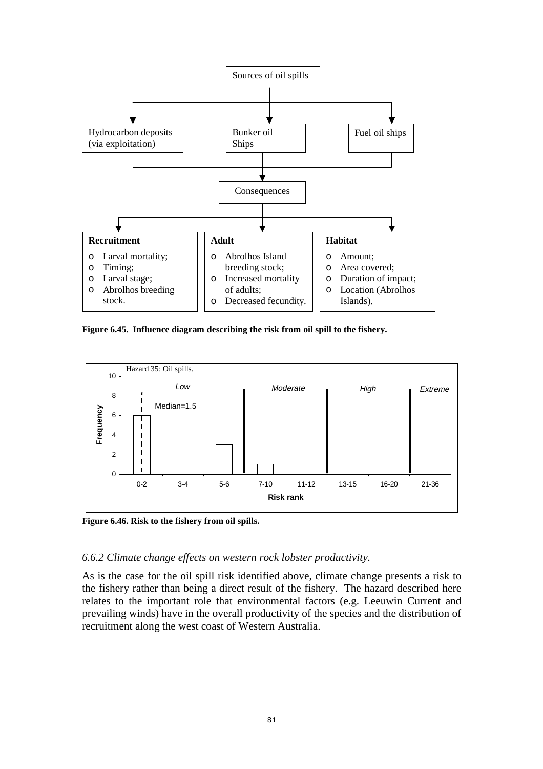Sources of oil spills

Hydrocarbon deposits (via exploitation) | Bunker oil Ships | Fuel oil ships

Consequences

**Recruitment**
- Larval mortality;
- Timing;
- Larval stage;
- Abrolhos breeding stock.

**Adult**
- Abrolhos Island breeding stock;
- Increased mortality of adults;
- Decreased fecundity.

**Habitat**
- Amount;
- Area covered;
- Duration of impact;
- Location (Abrolhos Islands).

**Figure 6.45. Influence diagram describing the risk from oil spill to the fishery.**

Hazard 35: Oil spills.

| Risk rank | 0-2 | 3-4 | 5-6 | 7-10 | 11-12 | 13-15 | 16-20 | 21-36 |
|---|---|---|---|---|---|---|---|---|
| Frequency | 6 | 0 | 3 | 1 | 0 | 0 | 0 | 0 |

Risk categories: Low (0-6), Moderate (7-12), High (13-20), Extreme (21-36). Median=1.5

**Figure 6.46. Risk to the fishery from oil spills.**

### *6.6.2 Climate change effects on western rock lobster productivity.*

As is the case for the oil spill risk identified above, climate change presents a risk to the fishery rather than being a direct result of the fishery. The hazard described here relates to the important role that environmental factors (e.g. Leeuwin Current and prevailing winds) have in the overall productivity of the species and the distribution of recruitment along the west coast of Western Australia.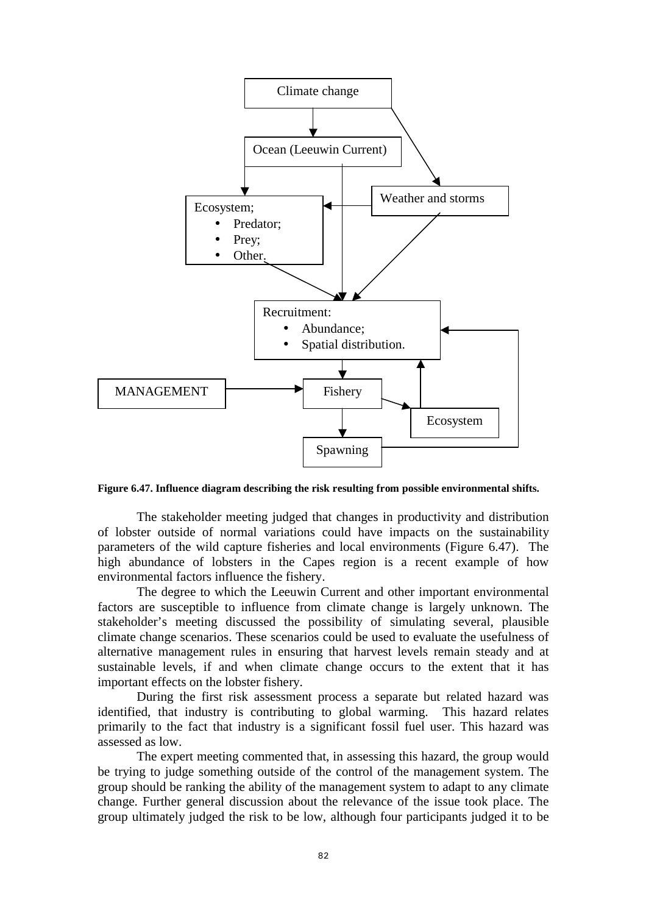**Figure 6.47. Influence diagram describing the risk resulting from possible environmental shifts.**

The stakeholder meeting judged that changes in productivity and distribution of lobster outside of normal variations could have impacts on the sustainability parameters of the wild capture fisheries and local environments (Figure 6.47). The high abundance of lobsters in the Capes region is a recent example of how environmental factors influence the fishery.

The degree to which the Leeuwin Current and other important environmental factors are susceptible to influence from climate change is largely unknown. The stakeholder's meeting discussed the possibility of simulating several, plausible climate change scenarios. These scenarios could be used to evaluate the usefulness of alternative management rules in ensuring that harvest levels remain steady and at sustainable levels, if and when climate change occurs to the extent that it has important effects on the lobster fishery.

During the first risk assessment process a separate but related hazard was identified, that industry is contributing to global warming. This hazard relates primarily to the fact that industry is a significant fossil fuel user. This hazard was assessed as low.

The expert meeting commented that, in assessing this hazard, the group would be trying to judge something outside of the control of the management system. The group should be ranking the ability of the management system to adapt to any climate change. Further general discussion about the relevance of the issue took place. The group ultimately judged the risk to be low, although four participants judged it to be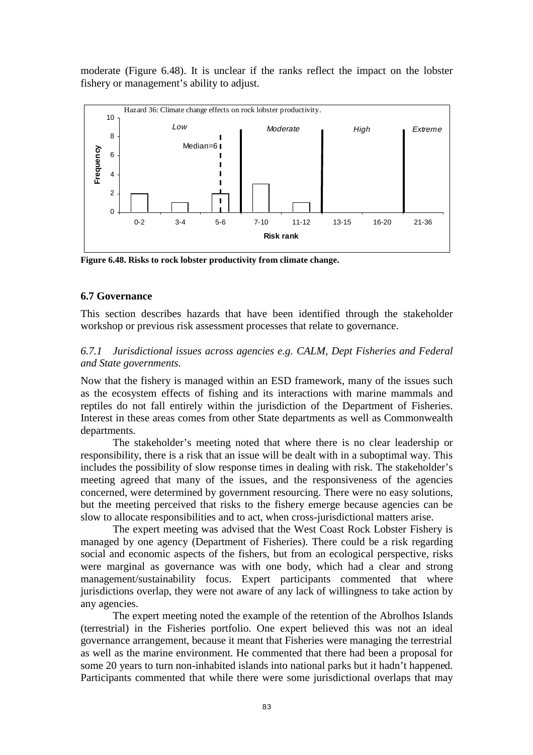moderate (Figure 6.48). It is unclear if the ranks reflect the impact on the lobster fishery or management's ability to adjust.

**Figure 6.48. Risks to rock lobster productivity from climate change.**

## 6.7 Governance

This section describes hazards that have been identified through the stakeholder workshop or previous risk assessment processes that relate to governance.

### *6.7.1 Jurisdictional issues across agencies e.g. CALM, Dept Fisheries and Federal and State governments.*

Now that the fishery is managed within an ESD framework, many of the issues such as the ecosystem effects of fishing and its interactions with marine mammals and reptiles do not fall entirely within the jurisdiction of the Department of Fisheries. Interest in these areas comes from other State departments as well as Commonwealth departments.

The stakeholder's meeting noted that where there is no clear leadership or responsibility, there is a risk that an issue will be dealt with in a suboptimal way. This includes the possibility of slow response times in dealing with risk. The stakeholder's meeting agreed that many of the issues, and the responsiveness of the agencies concerned, were determined by government resourcing. There were no easy solutions, but the meeting perceived that risks to the fishery emerge because agencies can be slow to allocate responsibilities and to act, when cross-jurisdictional matters arise.

The expert meeting was advised that the West Coast Rock Lobster Fishery is managed by one agency (Department of Fisheries). There could be a risk regarding social and economic aspects of the fishers, but from an ecological perspective, risks were marginal as governance was with one body, which had a clear and strong management/sustainability focus. Expert participants commented that where jurisdictions overlap, they were not aware of any lack of willingness to take action by any agencies.

The expert meeting noted the example of the retention of the Abrolhos Islands (terrestrial) in the Fisheries portfolio. One expert believed this was not an ideal governance arrangement, because it meant that Fisheries were managing the terrestrial as well as the marine environment. He commented that there had been a proposal for some 20 years to turn non-inhabited islands into national parks but it hadn't happened. Participants commented that while there were some jurisdictional overlaps that may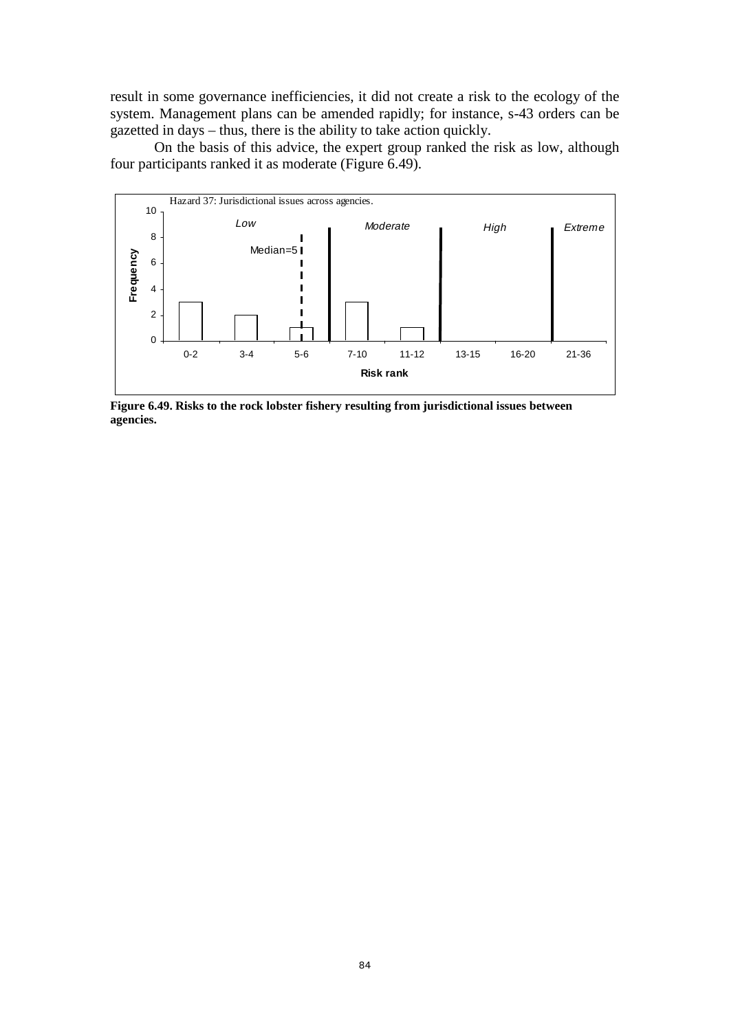result in some governance inefficiencies, it did not create a risk to the ecology of the system. Management plans can be amended rapidly; for instance, s-43 orders can be gazetted in days – thus, there is the ability to take action quickly.

On the basis of this advice, the expert group ranked the risk as low, although four participants ranked it as moderate (Figure 6.49).

**Figure 6.49. Risks to the rock lobster fishery resulting from jurisdictional issues between agencies.**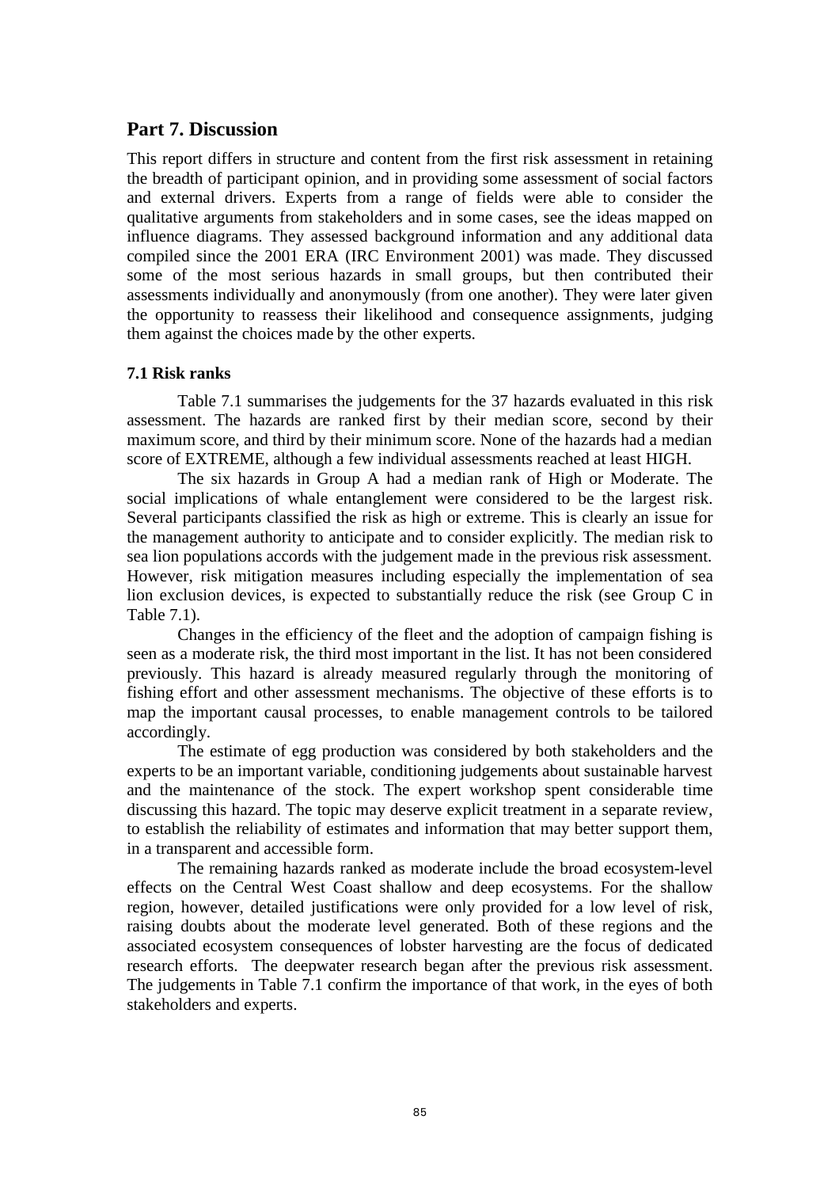## Part 7. Discussion

This report differs in structure and content from the first risk assessment in retaining the breadth of participant opinion, and in providing some assessment of social factors and external drivers. Experts from a range of fields were able to consider the qualitative arguments from stakeholders and in some cases, see the ideas mapped on influence diagrams. They assessed background information and any additional data compiled since the 2001 ERA (IRC Environment 2001) was made. They discussed some of the most serious hazards in small groups, but then contributed their assessments individually and anonymously (from one another). They were later given the opportunity to reassess their likelihood and consequence assignments, judging them against the choices made by the other experts.

### 7.1 Risk ranks

Table 7.1 summarises the judgements for the 37 hazards evaluated in this risk assessment. The hazards are ranked first by their median score, second by their maximum score, and third by their minimum score. None of the hazards had a median score of EXTREME, although a few individual assessments reached at least HIGH.

The six hazards in Group A had a median rank of High or Moderate. The social implications of whale entanglement were considered to be the largest risk. Several participants classified the risk as high or extreme. This is clearly an issue for the management authority to anticipate and to consider explicitly. The median risk to sea lion populations accords with the judgement made in the previous risk assessment. However, risk mitigation measures including especially the implementation of sea lion exclusion devices, is expected to substantially reduce the risk (see Group C in Table 7.1).

Changes in the efficiency of the fleet and the adoption of campaign fishing is seen as a moderate risk, the third most important in the list. It has not been considered previously. This hazard is already measured regularly through the monitoring of fishing effort and other assessment mechanisms. The objective of these efforts is to map the important causal processes, to enable management controls to be tailored accordingly.

The estimate of egg production was considered by both stakeholders and the experts to be an important variable, conditioning judgements about sustainable harvest and the maintenance of the stock. The expert workshop spent considerable time discussing this hazard. The topic may deserve explicit treatment in a separate review, to establish the reliability of estimates and information that may better support them, in a transparent and accessible form.

The remaining hazards ranked as moderate include the broad ecosystem-level effects on the Central West Coast shallow and deep ecosystems. For the shallow region, however, detailed justifications were only provided for a low level of risk, raising doubts about the moderate level generated. Both of these regions and the associated ecosystem consequences of lobster harvesting are the focus of dedicated research efforts. The deepwater research began after the previous risk assessment. The judgements in Table 7.1 confirm the importance of that work, in the eyes of both stakeholders and experts.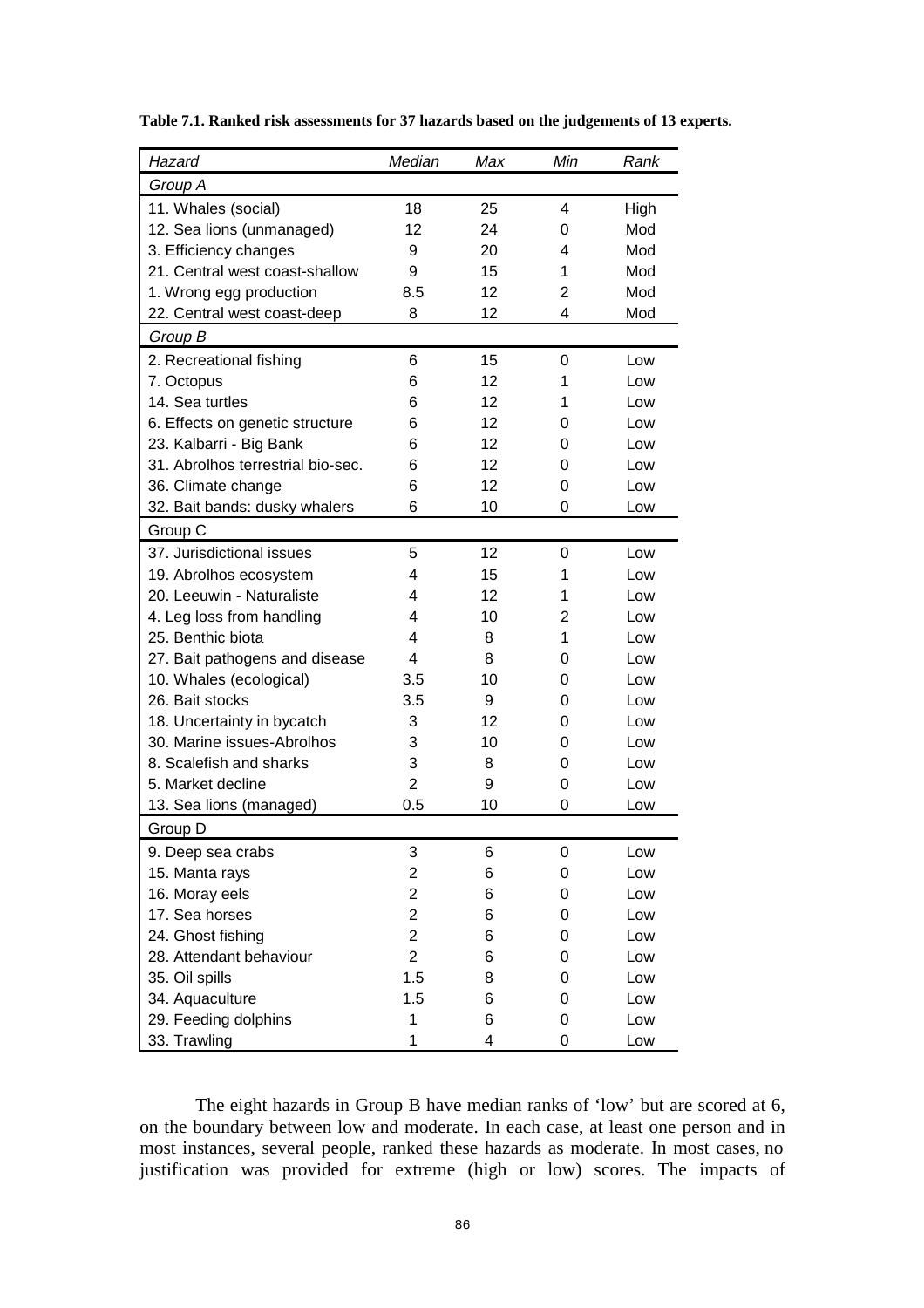**Table 7.1. Ranked risk assessments for 37 hazards based on the judgements of 13 experts.**

| *Hazard* | *Median* | *Max* | *Min* | *Rank* |
|---|---|---|---|---|
| *Group A* | | | | |
| 11. Whales (social) | 18 | 25 | 4 | High |
| 12. Sea lions (unmanaged) | 12 | 24 | 0 | Mod |
| 3. Efficiency changes | 9 | 20 | 4 | Mod |
| 21. Central west coast-shallow | 9 | 15 | 1 | Mod |
| 1. Wrong egg production | 8.5 | 12 | 2 | Mod |
| 22. Central west coast-deep | 8 | 12 | 4 | Mod |
| *Group B* | | | | |
| 2. Recreational fishing | 6 | 15 | 0 | Low |
| 7. Octopus | 6 | 12 | 1 | Low |
| 14. Sea turtles | 6 | 12 | 1 | Low |
| 6. Effects on genetic structure | 6 | 12 | 0 | Low |
| 23. Kalbarri - Big Bank | 6 | 12 | 0 | Low |
| 31. Abrolhos terrestrial bio-sec. | 6 | 12 | 0 | Low |
| 36. Climate change | 6 | 12 | 0 | Low |
| 32. Bait bands: dusky whalers | 6 | 10 | 0 | Low |
| Group C | | | | |
| 37. Jurisdictional issues | 5 | 12 | 0 | Low |
| 19. Abrolhos ecosystem | 4 | 15 | 1 | Low |
| 20. Leeuwin - Naturaliste | 4 | 12 | 1 | Low |
| 4. Leg loss from handling | 4 | 10 | 2 | Low |
| 25. Benthic biota | 4 | 8 | 1 | Low |
| 27. Bait pathogens and disease | 4 | 8 | 0 | Low |
| 10. Whales (ecological) | 3.5 | 10 | 0 | Low |
| 26. Bait stocks | 3.5 | 9 | 0 | Low |
| 18. Uncertainty in bycatch | 3 | 12 | 0 | Low |
| 30. Marine issues-Abrolhos | 3 | 10 | 0 | Low |
| 8. Scalefish and sharks | 3 | 8 | 0 | Low |
| 5. Market decline | 2 | 9 | 0 | Low |
| 13. Sea lions (managed) | 0.5 | 10 | 0 | Low |
| Group D | | | | |
| 9. Deep sea crabs | 3 | 6 | 0 | Low |
| 15. Manta rays | 2 | 6 | 0 | Low |
| 16. Moray eels | 2 | 6 | 0 | Low |
| 17. Sea horses | 2 | 6 | 0 | Low |
| 24. Ghost fishing | 2 | 6 | 0 | Low |
| 28. Attendant behaviour | 2 | 6 | 0 | Low |
| 35. Oil spills | 1.5 | 8 | 0 | Low |
| 34. Aquaculture | 1.5 | 6 | 0 | Low |
| 29. Feeding dolphins | 1 | 6 | 0 | Low |
| 33. Trawling | 1 | 4 | 0 | Low |

The eight hazards in Group B have median ranks of 'low' but are scored at 6, on the boundary between low and moderate. In each case, at least one person and in most instances, several people, ranked these hazards as moderate. In most cases, no justification was provided for extreme (high or low) scores. The impacts of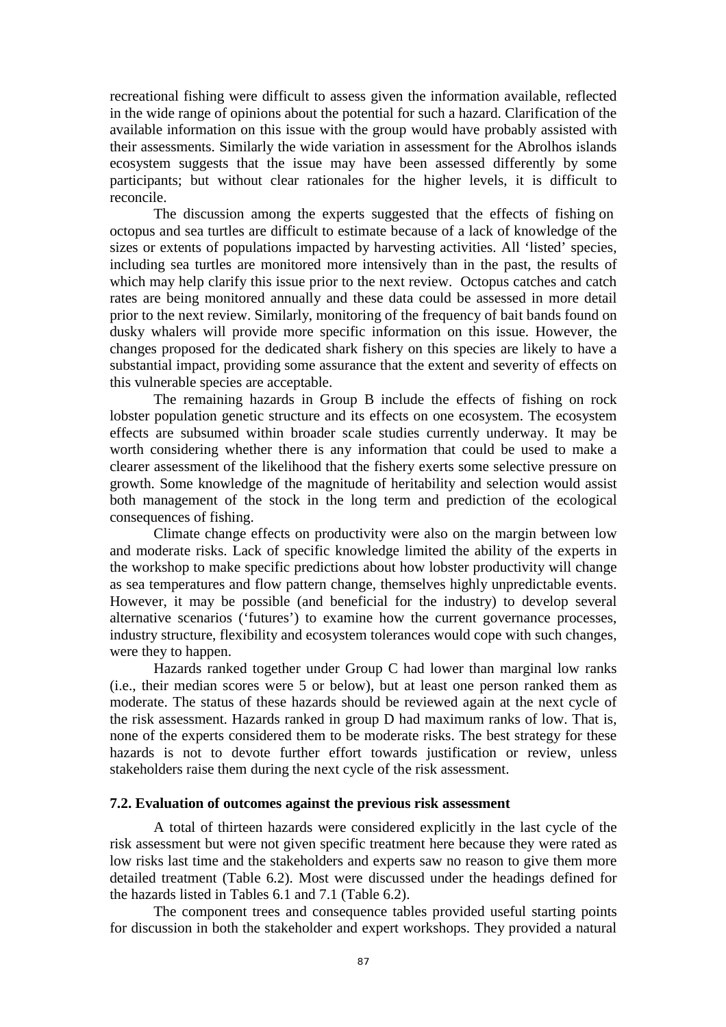recreational fishing were difficult to assess given the information available, reflected in the wide range of opinions about the potential for such a hazard. Clarification of the available information on this issue with the group would have probably assisted with their assessments. Similarly the wide variation in assessment for the Abrolhos islands ecosystem suggests that the issue may have been assessed differently by some participants; but without clear rationales for the higher levels, it is difficult to reconcile.

The discussion among the experts suggested that the effects of fishing on octopus and sea turtles are difficult to estimate because of a lack of knowledge of the sizes or extents of populations impacted by harvesting activities. All 'listed' species, including sea turtles are monitored more intensively than in the past, the results of which may help clarify this issue prior to the next review. Octopus catches and catch rates are being monitored annually and these data could be assessed in more detail prior to the next review. Similarly, monitoring of the frequency of bait bands found on dusky whalers will provide more specific information on this issue. However, the changes proposed for the dedicated shark fishery on this species are likely to have a substantial impact, providing some assurance that the extent and severity of effects on this vulnerable species are acceptable.

The remaining hazards in Group B include the effects of fishing on rock lobster population genetic structure and its effects on one ecosystem. The ecosystem effects are subsumed within broader scale studies currently underway. It may be worth considering whether there is any information that could be used to make a clearer assessment of the likelihood that the fishery exerts some selective pressure on growth. Some knowledge of the magnitude of heritability and selection would assist both management of the stock in the long term and prediction of the ecological consequences of fishing.

Climate change effects on productivity were also on the margin between low and moderate risks. Lack of specific knowledge limited the ability of the experts in the workshop to make specific predictions about how lobster productivity will change as sea temperatures and flow pattern change, themselves highly unpredictable events. However, it may be possible (and beneficial for the industry) to develop several alternative scenarios ('futures') to examine how the current governance processes, industry structure, flexibility and ecosystem tolerances would cope with such changes, were they to happen.

Hazards ranked together under Group C had lower than marginal low ranks (i.e., their median scores were 5 or below), but at least one person ranked them as moderate. The status of these hazards should be reviewed again at the next cycle of the risk assessment. Hazards ranked in group D had maximum ranks of low. That is, none of the experts considered them to be moderate risks. The best strategy for these hazards is not to devote further effort towards justification or review, unless stakeholders raise them during the next cycle of the risk assessment.

### 7.2. Evaluation of outcomes against the previous risk assessment

A total of thirteen hazards were considered explicitly in the last cycle of the risk assessment but were not given specific treatment here because they were rated as low risks last time and the stakeholders and experts saw no reason to give them more detailed treatment (Table 6.2). Most were discussed under the headings defined for the hazards listed in Tables 6.1 and 7.1 (Table 6.2).

The component trees and consequence tables provided useful starting points for discussion in both the stakeholder and expert workshops. They provided a natural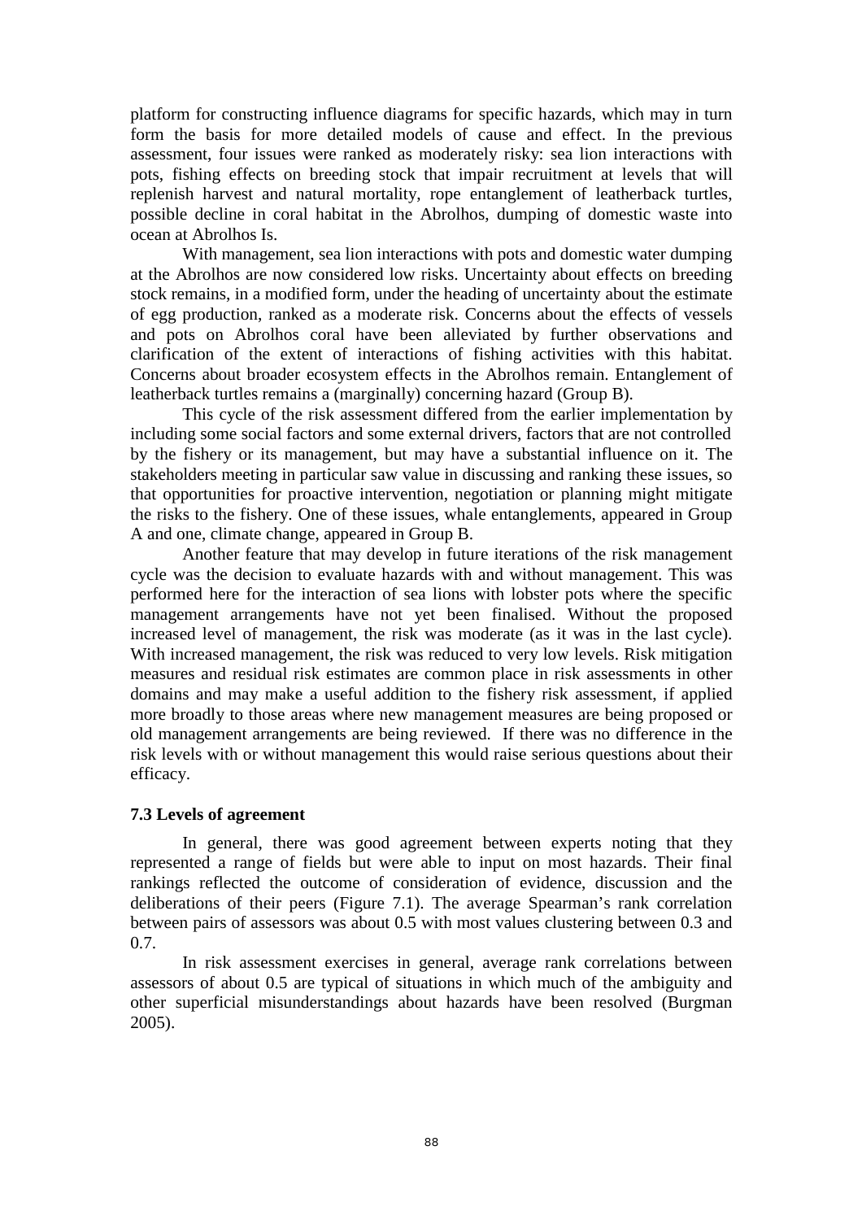platform for constructing influence diagrams for specific hazards, which may in turn form the basis for more detailed models of cause and effect. In the previous assessment, four issues were ranked as moderately risky: sea lion interactions with pots, fishing effects on breeding stock that impair recruitment at levels that will replenish harvest and natural mortality, rope entanglement of leatherback turtles, possible decline in coral habitat in the Abrolhos, dumping of domestic waste into ocean at Abrolhos Is.

With management, sea lion interactions with pots and domestic water dumping at the Abrolhos are now considered low risks. Uncertainty about effects on breeding stock remains, in a modified form, under the heading of uncertainty about the estimate of egg production, ranked as a moderate risk. Concerns about the effects of vessels and pots on Abrolhos coral have been alleviated by further observations and clarification of the extent of interactions of fishing activities with this habitat. Concerns about broader ecosystem effects in the Abrolhos remain. Entanglement of leatherback turtles remains a (marginally) concerning hazard (Group B).

This cycle of the risk assessment differed from the earlier implementation by including some social factors and some external drivers, factors that are not controlled by the fishery or its management, but may have a substantial influence on it. The stakeholders meeting in particular saw value in discussing and ranking these issues, so that opportunities for proactive intervention, negotiation or planning might mitigate the risks to the fishery. One of these issues, whale entanglements, appeared in Group A and one, climate change, appeared in Group B.

Another feature that may develop in future iterations of the risk management cycle was the decision to evaluate hazards with and without management. This was performed here for the interaction of sea lions with lobster pots where the specific management arrangements have not yet been finalised. Without the proposed increased level of management, the risk was moderate (as it was in the last cycle). With increased management, the risk was reduced to very low levels. Risk mitigation measures and residual risk estimates are common place in risk assessments in other domains and may make a useful addition to the fishery risk assessment, if applied more broadly to those areas where new management measures are being proposed or old management arrangements are being reviewed. If there was no difference in the risk levels with or without management this would raise serious questions about their efficacy.

### 7.3 Levels of agreement

In general, there was good agreement between experts noting that they represented a range of fields but were able to input on most hazards. Their final rankings reflected the outcome of consideration of evidence, discussion and the deliberations of their peers (Figure 7.1). The average Spearman's rank correlation between pairs of assessors was about 0.5 with most values clustering between 0.3 and 0.7.

In risk assessment exercises in general, average rank correlations between assessors of about 0.5 are typical of situations in which much of the ambiguity and other superficial misunderstandings about hazards have been resolved (Burgman 2005).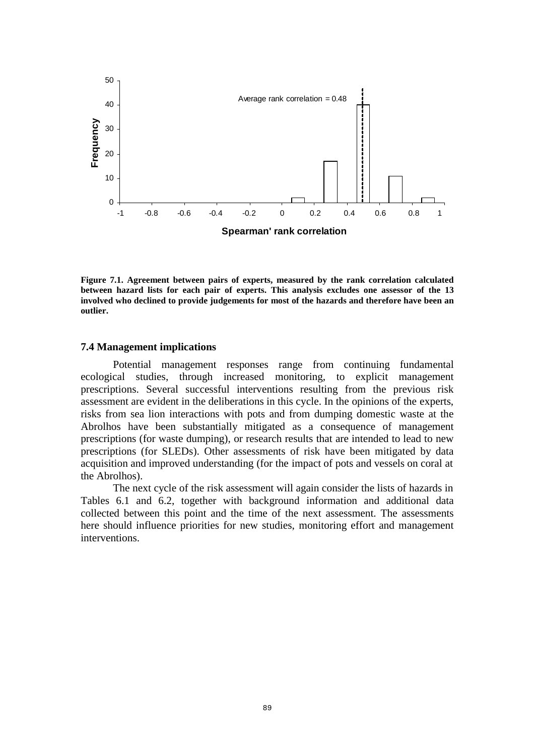**Figure 7.1. Agreement between pairs of experts, measured by the rank correlation calculated between hazard lists for each pair of experts. This analysis excludes one assessor of the 13 involved who declined to provide judgements for most of the hazards and therefore have been an outlier.**

### 7.4 Management implications

Potential management responses range from continuing fundamental ecological studies, through increased monitoring, to explicit management prescriptions. Several successful interventions resulting from the previous risk assessment are evident in the deliberations in this cycle. In the opinions of the experts, risks from sea lion interactions with pots and from dumping domestic waste at the Abrolhos have been substantially mitigated as a consequence of management prescriptions (for waste dumping), or research results that are intended to lead to new prescriptions (for SLEDs). Other assessments of risk have been mitigated by data acquisition and improved understanding (for the impact of pots and vessels on coral at the Abrolhos).

The next cycle of the risk assessment will again consider the lists of hazards in Tables 6.1 and 6.2, together with background information and additional data collected between this point and the time of the next assessment. The assessments here should influence priorities for new studies, monitoring effort and management interventions.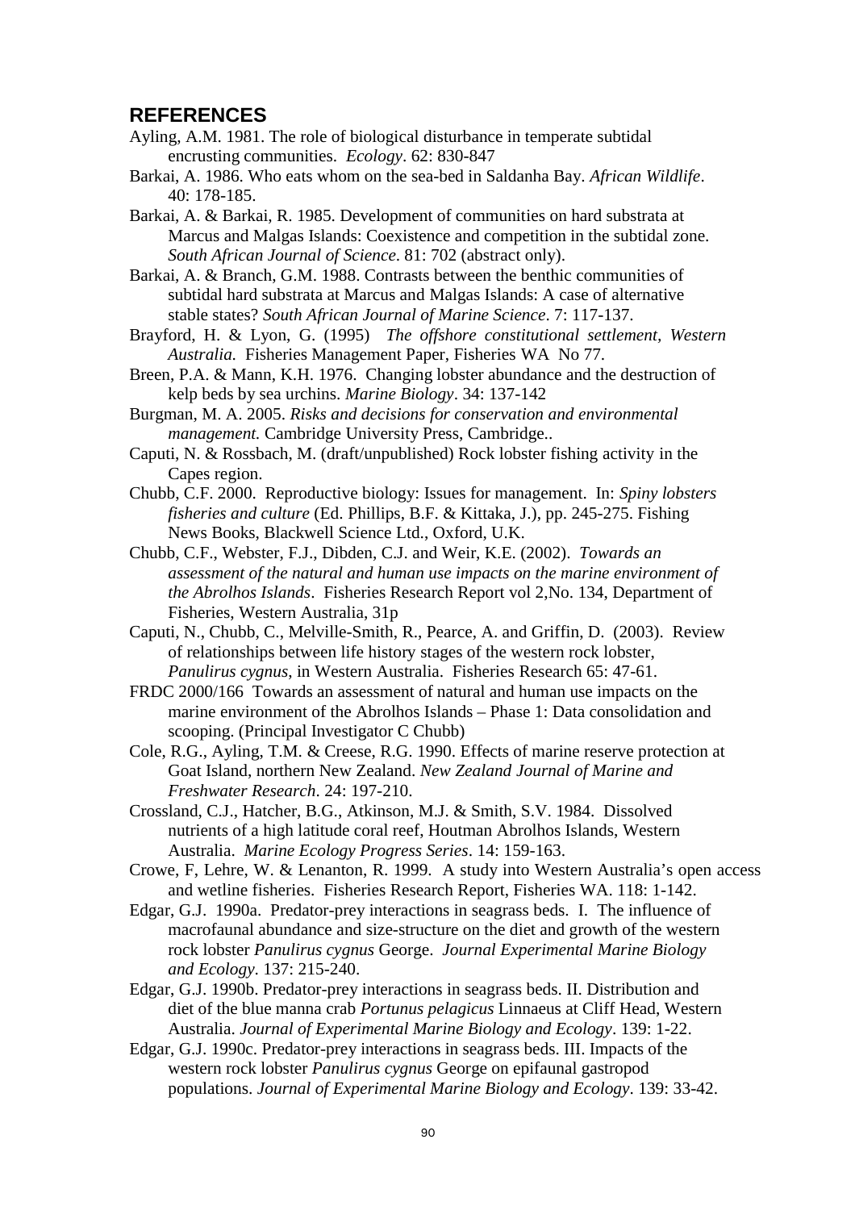## REFERENCES

Ayling, A.M. 1981. The role of biological disturbance in temperate subtidal encrusting communities. *Ecology*. 62: 830-847

Barkai, A. 1986. Who eats whom on the sea-bed in Saldanha Bay. *African Wildlife*. 40: 178-185.

Barkai, A. & Barkai, R. 1985. Development of communities on hard substrata at Marcus and Malgas Islands: Coexistence and competition in the subtidal zone. *South African Journal of Science*. 81: 702 (abstract only).

Barkai, A. & Branch, G.M. 1988. Contrasts between the benthic communities of subtidal hard substrata at Marcus and Malgas Islands: A case of alternative stable states? *South African Journal of Marine Science*. 7: 117-137.

Brayford, H. & Lyon, G. (1995) *The offshore constitutional settlement, Western Australia.* Fisheries Management Paper, Fisheries WA No 77.

Breen, P.A. & Mann, K.H. 1976. Changing lobster abundance and the destruction of kelp beds by sea urchins. *Marine Biology*. 34: 137-142

Burgman, M. A. 2005. *Risks and decisions for conservation and environmental management.* Cambridge University Press, Cambridge..

Caputi, N. & Rossbach, M. (draft/unpublished) Rock lobster fishing activity in the Capes region.

Chubb, C.F. 2000. Reproductive biology: Issues for management. In: *Spiny lobsters fisheries and culture* (Ed. Phillips, B.F. & Kittaka, J.), pp. 245-275. Fishing News Books, Blackwell Science Ltd., Oxford, U.K.

Chubb, C.F., Webster, F.J., Dibden, C.J. and Weir, K.E. (2002). *Towards an assessment of the natural and human use impacts on the marine environment of the Abrolhos Islands*. Fisheries Research Report vol 2,No. 134, Department of Fisheries, Western Australia, 31p

Caputi, N., Chubb, C., Melville-Smith, R., Pearce, A. and Griffin, D. (2003). Review of relationships between life history stages of the western rock lobster, *Panulirus cygnus*, in Western Australia. Fisheries Research 65: 47-61.

FRDC 2000/166 Towards an assessment of natural and human use impacts on the marine environment of the Abrolhos Islands – Phase 1: Data consolidation and scooping. (Principal Investigator C Chubb)

Cole, R.G., Ayling, T.M. & Creese, R.G. 1990. Effects of marine reserve protection at Goat Island, northern New Zealand. *New Zealand Journal of Marine and Freshwater Research*. 24: 197-210.

Crossland, C.J., Hatcher, B.G., Atkinson, M.J. & Smith, S.V. 1984. Dissolved nutrients of a high latitude coral reef, Houtman Abrolhos Islands, Western Australia. *Marine Ecology Progress Series*. 14: 159-163.

Crowe, F, Lehre, W. & Lenanton, R. 1999. A study into Western Australia's open access and wetline fisheries. Fisheries Research Report, Fisheries WA. 118: 1-142.

Edgar, G.J. 1990a. Predator-prey interactions in seagrass beds. I. The influence of macrofaunal abundance and size-structure on the diet and growth of the western rock lobster *Panulirus cygnus* George. *Journal Experimental Marine Biology and Ecology*. 137: 215-240.

Edgar, G.J. 1990b. Predator-prey interactions in seagrass beds. II. Distribution and diet of the blue manna crab *Portunus pelagicus* Linnaeus at Cliff Head, Western Australia. *Journal of Experimental Marine Biology and Ecology*. 139: 1-22.

Edgar, G.J. 1990c. Predator-prey interactions in seagrass beds. III. Impacts of the western rock lobster *Panulirus cygnus* George on epifaunal gastropod populations. *Journal of Experimental Marine Biology and Ecology*. 139: 33-42.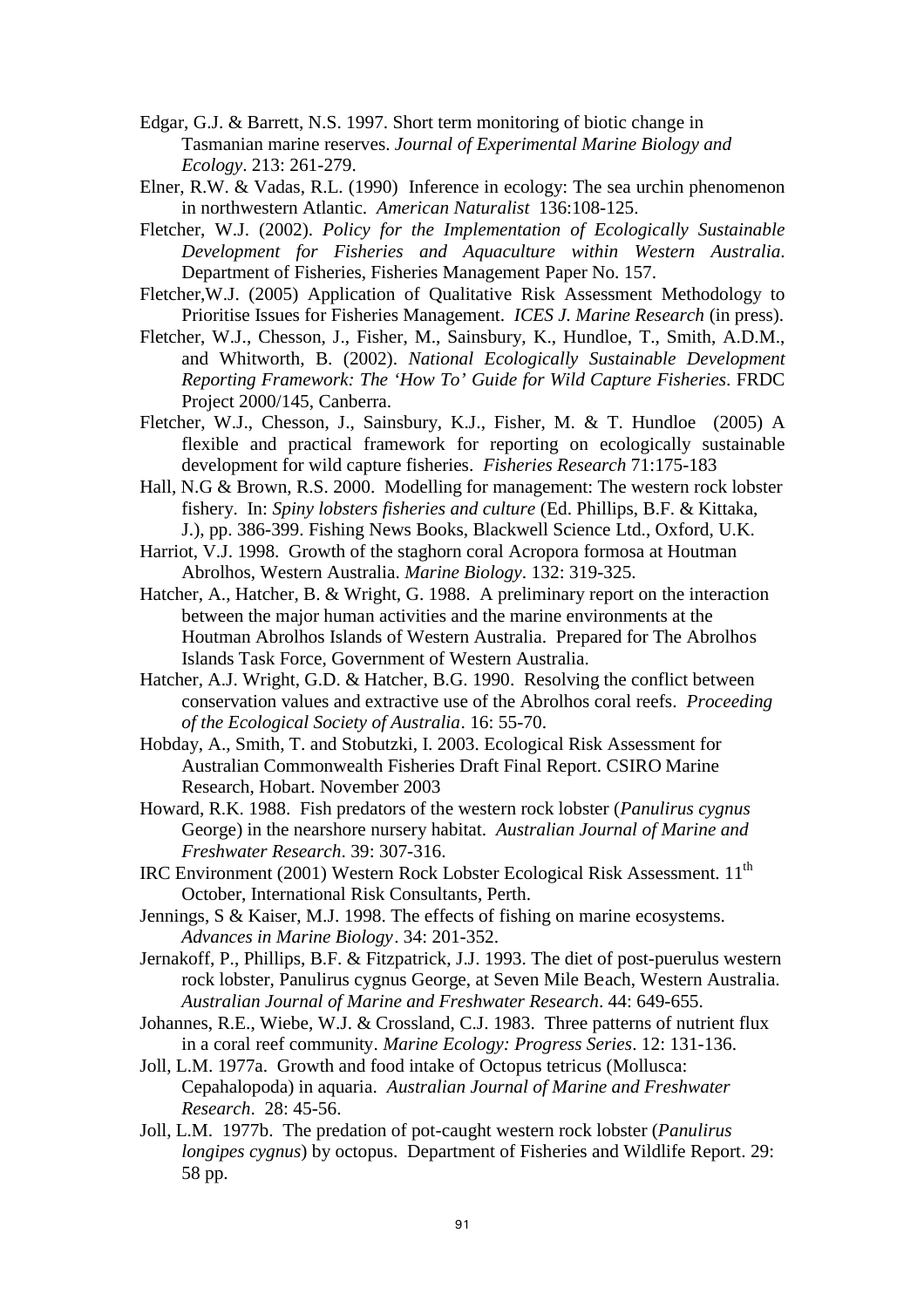Edgar, G.J. & Barrett, N.S. 1997. Short term monitoring of biotic change in Tasmanian marine reserves. *Journal of Experimental Marine Biology and Ecology*. 213: 261-279.

Elner, R.W. & Vadas, R.L. (1990) Inference in ecology: The sea urchin phenomenon in northwestern Atlantic. *American Naturalist* 136:108-125.

Fletcher, W.J. (2002). *Policy for the Implementation of Ecologically Sustainable Development for Fisheries and Aquaculture within Western Australia*. Department of Fisheries, Fisheries Management Paper No. 157.

Fletcher,W.J. (2005) Application of Qualitative Risk Assessment Methodology to Prioritise Issues for Fisheries Management. *ICES J. Marine Research* (in press).

Fletcher, W.J., Chesson, J., Fisher, M., Sainsbury, K., Hundloe, T., Smith, A.D.M., and Whitworth, B. (2002). *National Ecologically Sustainable Development Reporting Framework: The 'How To' Guide for Wild Capture Fisheries*. FRDC Project 2000/145, Canberra.

Fletcher, W.J., Chesson, J., Sainsbury, K.J., Fisher, M. & T. Hundloe (2005) A flexible and practical framework for reporting on ecologically sustainable development for wild capture fisheries. *Fisheries Research* 71:175-183

Hall, N.G & Brown, R.S. 2000. Modelling for management: The western rock lobster fishery. In: *Spiny lobsters fisheries and culture* (Ed. Phillips, B.F. & Kittaka, J.), pp. 386-399. Fishing News Books, Blackwell Science Ltd., Oxford, U.K.

Harriot, V.J. 1998. Growth of the staghorn coral Acropora formosa at Houtman Abrolhos, Western Australia. *Marine Biology*. 132: 319-325.

Hatcher, A., Hatcher, B. & Wright, G. 1988. A preliminary report on the interaction between the major human activities and the marine environments at the Houtman Abrolhos Islands of Western Australia. Prepared for The Abrolhos Islands Task Force, Government of Western Australia.

Hatcher, A.J. Wright, G.D. & Hatcher, B.G. 1990. Resolving the conflict between conservation values and extractive use of the Abrolhos coral reefs. *Proceeding of the Ecological Society of Australia*. 16: 55-70.

Hobday, A., Smith, T. and Stobutzki, I. 2003. Ecological Risk Assessment for Australian Commonwealth Fisheries Draft Final Report. CSIRO Marine Research, Hobart. November 2003

Howard, R.K. 1988. Fish predators of the western rock lobster (*Panulirus cygnus* George) in the nearshore nursery habitat. *Australian Journal of Marine and Freshwater Research*. 39: 307-316.

IRC Environment (2001) Western Rock Lobster Ecological Risk Assessment. 11th October, International Risk Consultants, Perth.

Jennings, S & Kaiser, M.J. 1998. The effects of fishing on marine ecosystems. *Advances in Marine Biology*. 34: 201-352.

Jernakoff, P., Phillips, B.F. & Fitzpatrick, J.J. 1993. The diet of post-puerulus western rock lobster, Panulirus cygnus George, at Seven Mile Beach, Western Australia. *Australian Journal of Marine and Freshwater Research*. 44: 649-655.

Johannes, R.E., Wiebe, W.J. & Crossland, C.J. 1983. Three patterns of nutrient flux in a coral reef community. *Marine Ecology: Progress Series*. 12: 131-136.

Joll, L.M. 1977a. Growth and food intake of Octopus tetricus (Mollusca: Cepahalopoda) in aquaria. *Australian Journal of Marine and Freshwater Research*. 28: 45-56.

Joll, L.M. 1977b. The predation of pot-caught western rock lobster (*Panulirus longipes cygnus*) by octopus. Department of Fisheries and Wildlife Report. 29: 58 pp.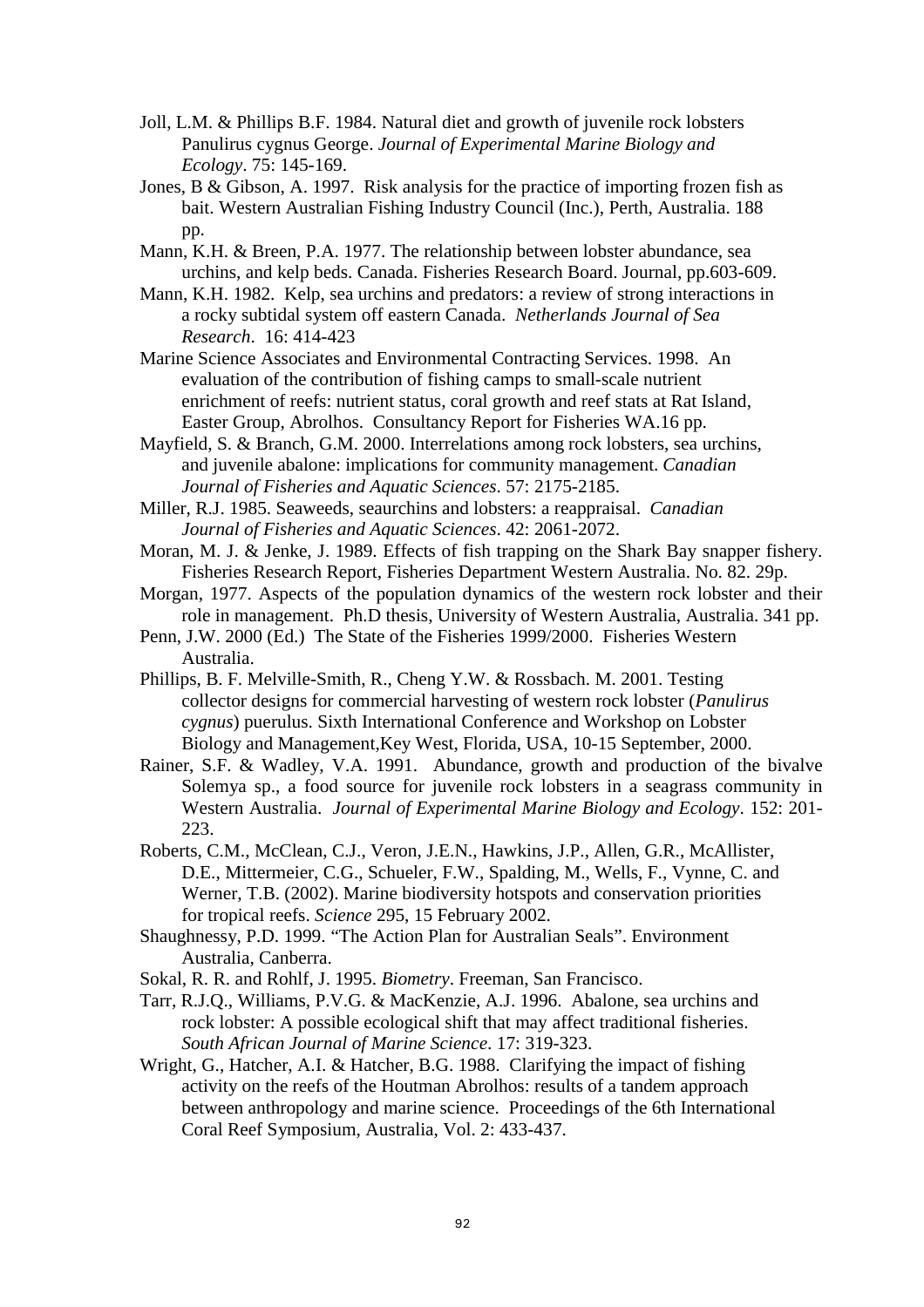Joll, L.M. & Phillips B.F. 1984. Natural diet and growth of juvenile rock lobsters Panulirus cygnus George. *Journal of Experimental Marine Biology and Ecology*. 75: 145-169.

Jones, B & Gibson, A. 1997. Risk analysis for the practice of importing frozen fish as bait. Western Australian Fishing Industry Council (Inc.), Perth, Australia. 188 pp.

Mann, K.H. & Breen, P.A. 1977. The relationship between lobster abundance, sea urchins, and kelp beds. Canada. Fisheries Research Board. Journal, pp.603-609.

Mann, K.H. 1982. Kelp, sea urchins and predators: a review of strong interactions in a rocky subtidal system off eastern Canada. *Netherlands Journal of Sea Research*. 16: 414-423

Marine Science Associates and Environmental Contracting Services. 1998. An evaluation of the contribution of fishing camps to small-scale nutrient enrichment of reefs: nutrient status, coral growth and reef stats at Rat Island, Easter Group, Abrolhos. Consultancy Report for Fisheries WA.16 pp.

Mayfield, S. & Branch, G.M. 2000. Interrelations among rock lobsters, sea urchins, and juvenile abalone: implications for community management. *Canadian Journal of Fisheries and Aquatic Sciences*. 57: 2175-2185.

Miller, R.J. 1985. Seaweeds, seaurchins and lobsters: a reappraisal. *Canadian Journal of Fisheries and Aquatic Sciences*. 42: 2061-2072.

Moran, M. J. & Jenke, J. 1989. Effects of fish trapping on the Shark Bay snapper fishery. Fisheries Research Report, Fisheries Department Western Australia. No. 82. 29p.

Morgan, 1977. Aspects of the population dynamics of the western rock lobster and their role in management. Ph.D thesis, University of Western Australia, Australia. 341 pp.

Penn, J.W. 2000 (Ed.) The State of the Fisheries 1999/2000. Fisheries Western Australia.

Phillips, B. F. Melville-Smith, R., Cheng Y.W. & Rossbach. M. 2001. Testing collector designs for commercial harvesting of western rock lobster (*Panulirus cygnus*) puerulus. Sixth International Conference and Workshop on Lobster Biology and Management,Key West, Florida, USA, 10-15 September, 2000.

Rainer, S.F. & Wadley, V.A. 1991. Abundance, growth and production of the bivalve Solemya sp., a food source for juvenile rock lobsters in a seagrass community in Western Australia. *Journal of Experimental Marine Biology and Ecology*. 152: 201-223.

Roberts, C.M., McClean, C.J., Veron, J.E.N., Hawkins, J.P., Allen, G.R., McAllister, D.E., Mittermeier, C.G., Schueler, F.W., Spalding, M., Wells, F., Vynne, C. and Werner, T.B. (2002). Marine biodiversity hotspots and conservation priorities for tropical reefs. *Science* 295, 15 February 2002.

Shaughnessy, P.D. 1999. "The Action Plan for Australian Seals". Environment Australia, Canberra.

Sokal, R. R. and Rohlf, J. 1995. *Biometry*. Freeman, San Francisco.

Tarr, R.J.Q., Williams, P.V.G. & MacKenzie, A.J. 1996. Abalone, sea urchins and rock lobster: A possible ecological shift that may affect traditional fisheries. *South African Journal of Marine Science*. 17: 319-323.

Wright, G., Hatcher, A.I. & Hatcher, B.G. 1988. Clarifying the impact of fishing activity on the reefs of the Houtman Abrolhos: results of a tandem approach between anthropology and marine science. Proceedings of the 6th International Coral Reef Symposium, Australia, Vol. 2: 433-437.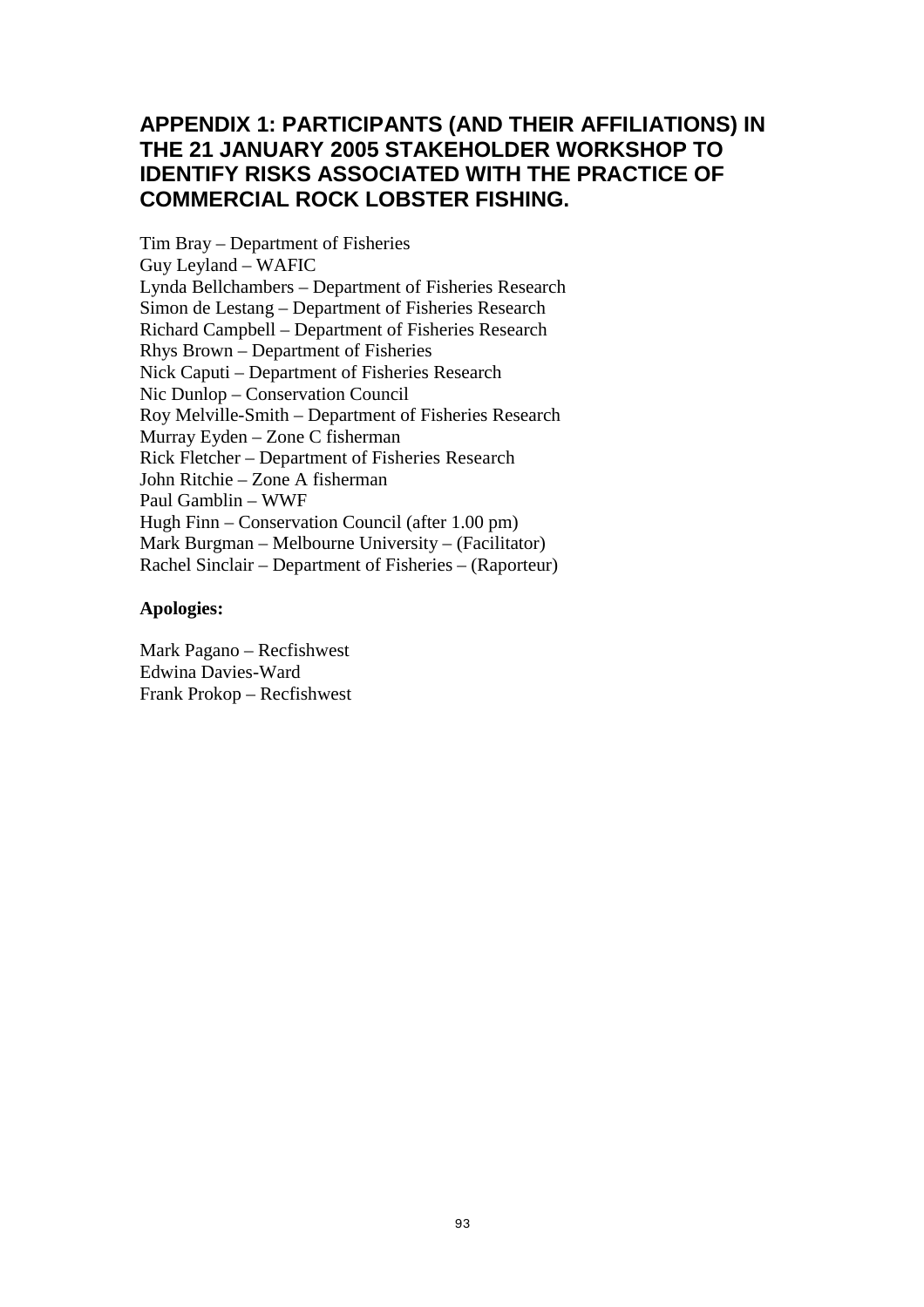## APPENDIX 1: PARTICIPANTS (AND THEIR AFFILIATIONS) IN THE 21 JANUARY 2005 STAKEHOLDER WORKSHOP TO IDENTIFY RISKS ASSOCIATED WITH THE PRACTICE OF COMMERCIAL ROCK LOBSTER FISHING.

Tim Bray – Department of Fisheries
Guy Leyland – WAFIC
Lynda Bellchambers – Department of Fisheries Research
Simon de Lestang – Department of Fisheries Research
Richard Campbell – Department of Fisheries Research
Rhys Brown – Department of Fisheries
Nick Caputi – Department of Fisheries Research
Nic Dunlop – Conservation Council
Roy Melville-Smith – Department of Fisheries Research
Murray Eyden – Zone C fisherman
Rick Fletcher – Department of Fisheries Research
John Ritchie – Zone A fisherman
Paul Gamblin – WWF
Hugh Finn – Conservation Council (after 1.00 pm)
Mark Burgman – Melbourne University – (Facilitator)
Rachel Sinclair – Department of Fisheries – (Raporteur)

**Apologies:**

Mark Pagano – Recfishwest
Edwina Davies-Ward
Frank Prokop – Recfishwest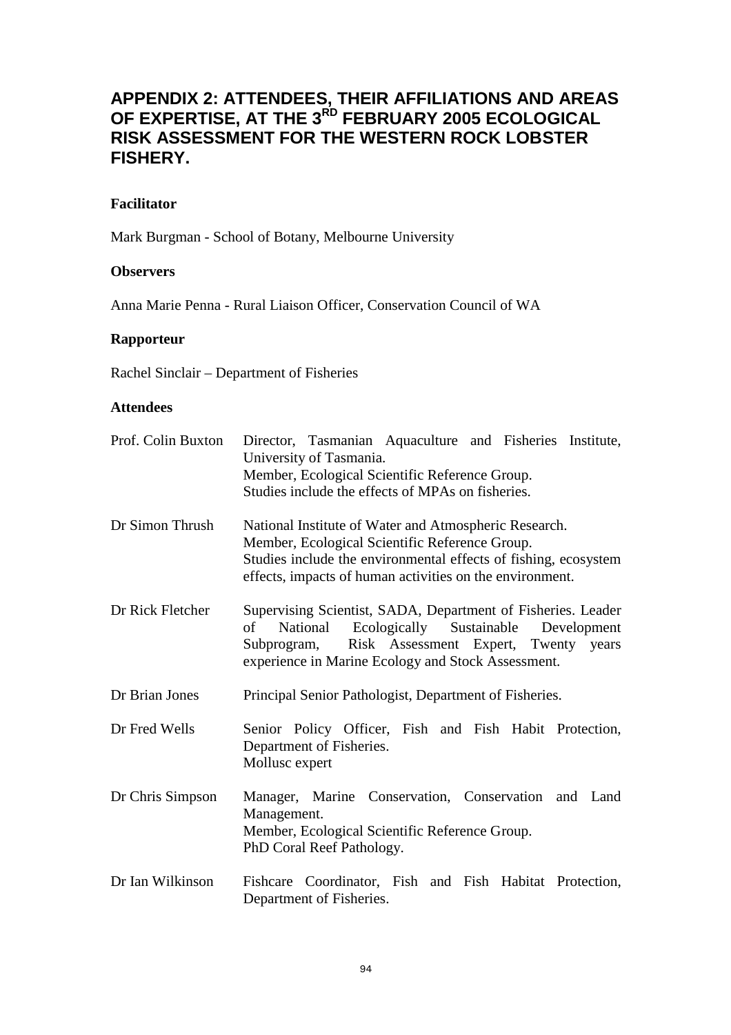# APPENDIX 2: ATTENDEES, THEIR AFFILIATIONS AND AREAS OF EXPERTISE, AT THE 3RD FEBRUARY 2005 ECOLOGICAL RISK ASSESSMENT FOR THE WESTERN ROCK LOBSTER FISHERY.

**Facilitator**

Mark Burgman - School of Botany, Melbourne University

**Observers**

Anna Marie Penna - Rural Liaison Officer, Conservation Council of WA

**Rapporteur**

Rachel Sinclair – Department of Fisheries

**Attendees**

Prof. Colin Buxton — Director, Tasmanian Aquaculture and Fisheries Institute, University of Tasmania.
Member, Ecological Scientific Reference Group.
Studies include the effects of MPAs on fisheries.

Dr Simon Thrush — National Institute of Water and Atmospheric Research.
Member, Ecological Scientific Reference Group.
Studies include the environmental effects of fishing, ecosystem effects, impacts of human activities on the environment.

Dr Rick Fletcher — Supervising Scientist, SADA, Department of Fisheries. Leader of National Ecologically Sustainable Development Subprogram, Risk Assessment Expert, Twenty years experience in Marine Ecology and Stock Assessment.

Dr Brian Jones — Principal Senior Pathologist, Department of Fisheries.

Dr Fred Wells — Senior Policy Officer, Fish and Fish Habit Protection, Department of Fisheries.
Mollusc expert

Dr Chris Simpson — Manager, Marine Conservation, Conservation and Land Management.
Member, Ecological Scientific Reference Group.
PhD Coral Reef Pathology.

Dr Ian Wilkinson — Fishcare Coordinator, Fish and Fish Habitat Protection, Department of Fisheries.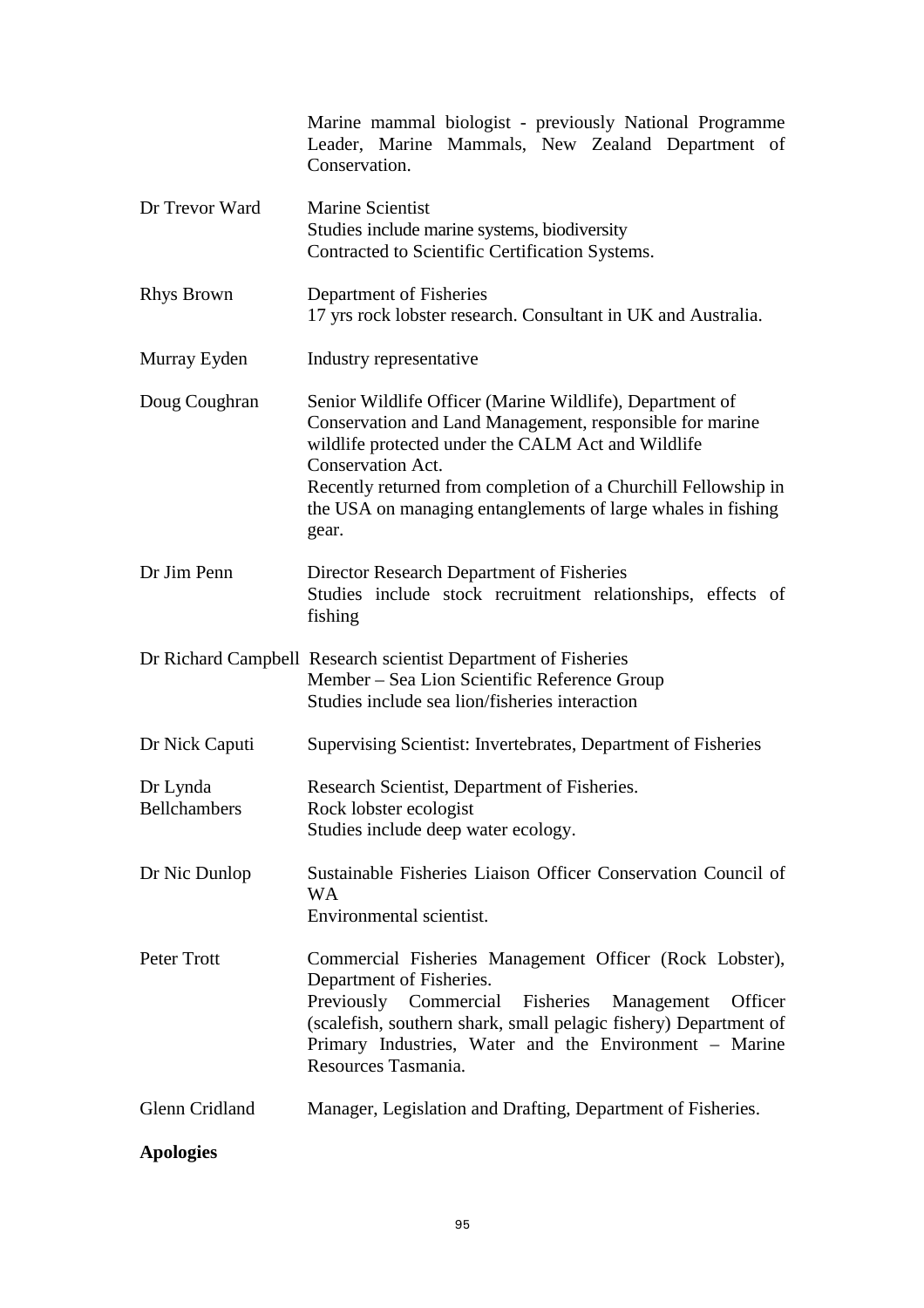| | |
|---|---|
| | Marine mammal biologist - previously National Programme Leader, Marine Mammals, New Zealand Department of Conservation. |
| Dr Trevor Ward | Marine Scientist<br>Studies include marine systems, biodiversity<br>Contracted to Scientific Certification Systems. |
| Rhys Brown | Department of Fisheries<br>17 yrs rock lobster research. Consultant in UK and Australia. |
| Murray Eyden | Industry representative |
| Doug Coughran | Senior Wildlife Officer (Marine Wildlife), Department of Conservation and Land Management, responsible for marine wildlife protected under the CALM Act and Wildlife Conservation Act.<br>Recently returned from completion of a Churchill Fellowship in the USA on managing entanglements of large whales in fishing gear. |
| Dr Jim Penn | Director Research Department of Fisheries<br>Studies include stock recruitment relationships, effects of fishing |
| Dr Richard Campbell | Research scientist Department of Fisheries<br>Member – Sea Lion Scientific Reference Group<br>Studies include sea lion/fisheries interaction |
| Dr Nick Caputi | Supervising Scientist: Invertebrates, Department of Fisheries |
| Dr Lynda Bellchambers | Research Scientist, Department of Fisheries.<br>Rock lobster ecologist<br>Studies include deep water ecology. |
| Dr Nic Dunlop | Sustainable Fisheries Liaison Officer Conservation Council of WA<br>Environmental scientist. |
| Peter Trott | Commercial Fisheries Management Officer (Rock Lobster), Department of Fisheries.<br>Previously Commercial Fisheries Management Officer (scalefish, southern shark, small pelagic fishery) Department of Primary Industries, Water and the Environment – Marine Resources Tasmania. |
| Glenn Cridland | Manager, Legislation and Drafting, Department of Fisheries. |

**Apologies**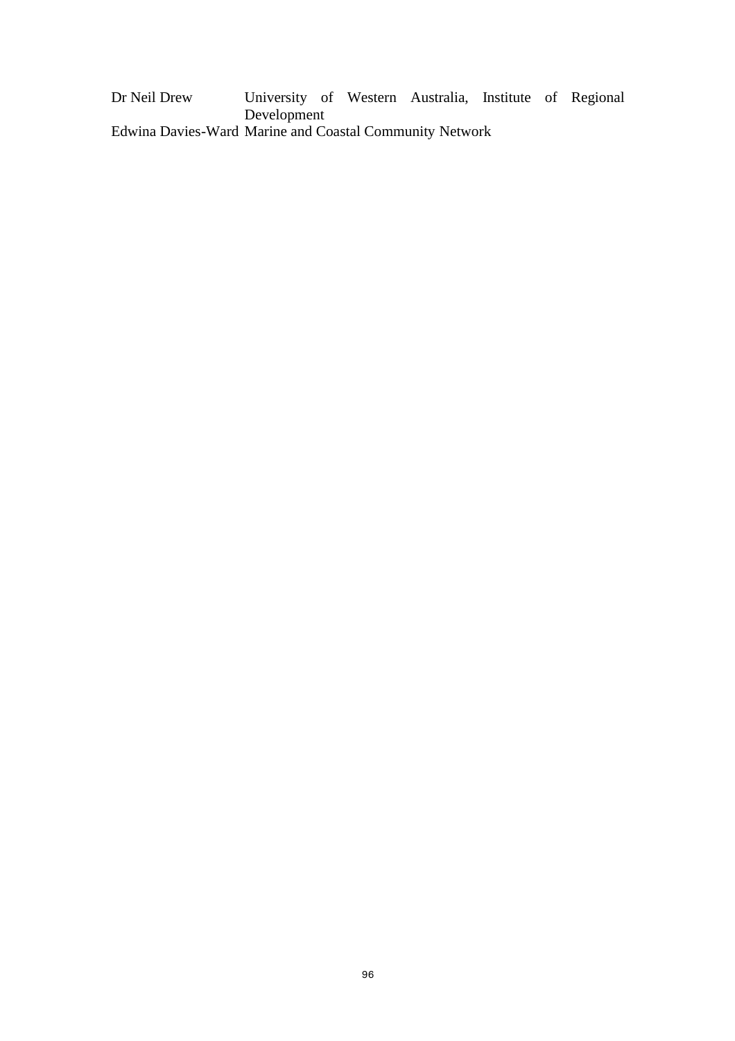| | |
|---|---|
| Dr Neil Drew | University of Western Australia, Institute of Regional Development |
| Edwina Davies-Ward | Marine and Coastal Community Network |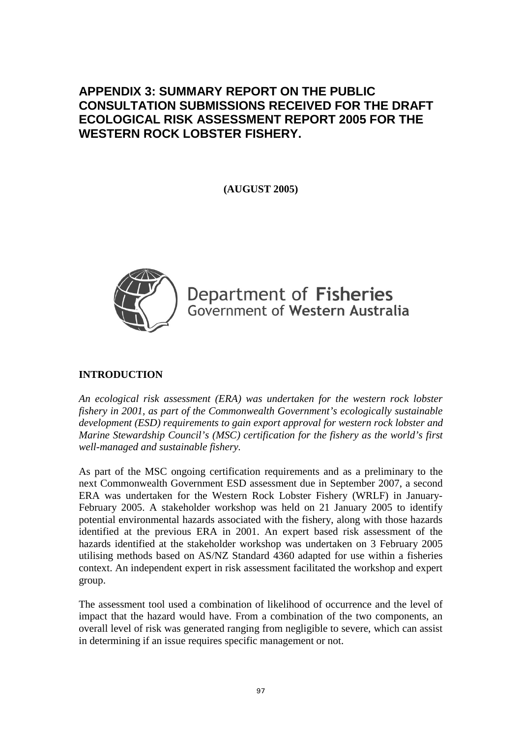# APPENDIX 3: SUMMARY REPORT ON THE PUBLIC CONSULTATION SUBMISSIONS RECEIVED FOR THE DRAFT ECOLOGICAL RISK ASSESSMENT REPORT 2005 FOR THE WESTERN ROCK LOBSTER FISHERY.

**(AUGUST 2005)**

Department of **Fisheries**
Government of **Western Australia**

## INTRODUCTION

*An ecological risk assessment (ERA) was undertaken for the western rock lobster fishery in 2001, as part of the Commonwealth Government's ecologically sustainable development (ESD) requirements to gain export approval for western rock lobster and Marine Stewardship Council's (MSC) certification for the fishery as the world's first well-managed and sustainable fishery.*

As part of the MSC ongoing certification requirements and as a preliminary to the next Commonwealth Government ESD assessment due in September 2007, a second ERA was undertaken for the Western Rock Lobster Fishery (WRLF) in January-February 2005. A stakeholder workshop was held on 21 January 2005 to identify potential environmental hazards associated with the fishery, along with those hazards identified at the previous ERA in 2001. An expert based risk assessment of the hazards identified at the stakeholder workshop was undertaken on 3 February 2005 utilising methods based on AS/NZ Standard 4360 adapted for use within a fisheries context. An independent expert in risk assessment facilitated the workshop and expert group.

The assessment tool used a combination of likelihood of occurrence and the level of impact that the hazard would have. From a combination of the two components, an overall level of risk was generated ranging from negligible to severe, which can assist in determining if an issue requires specific management or not.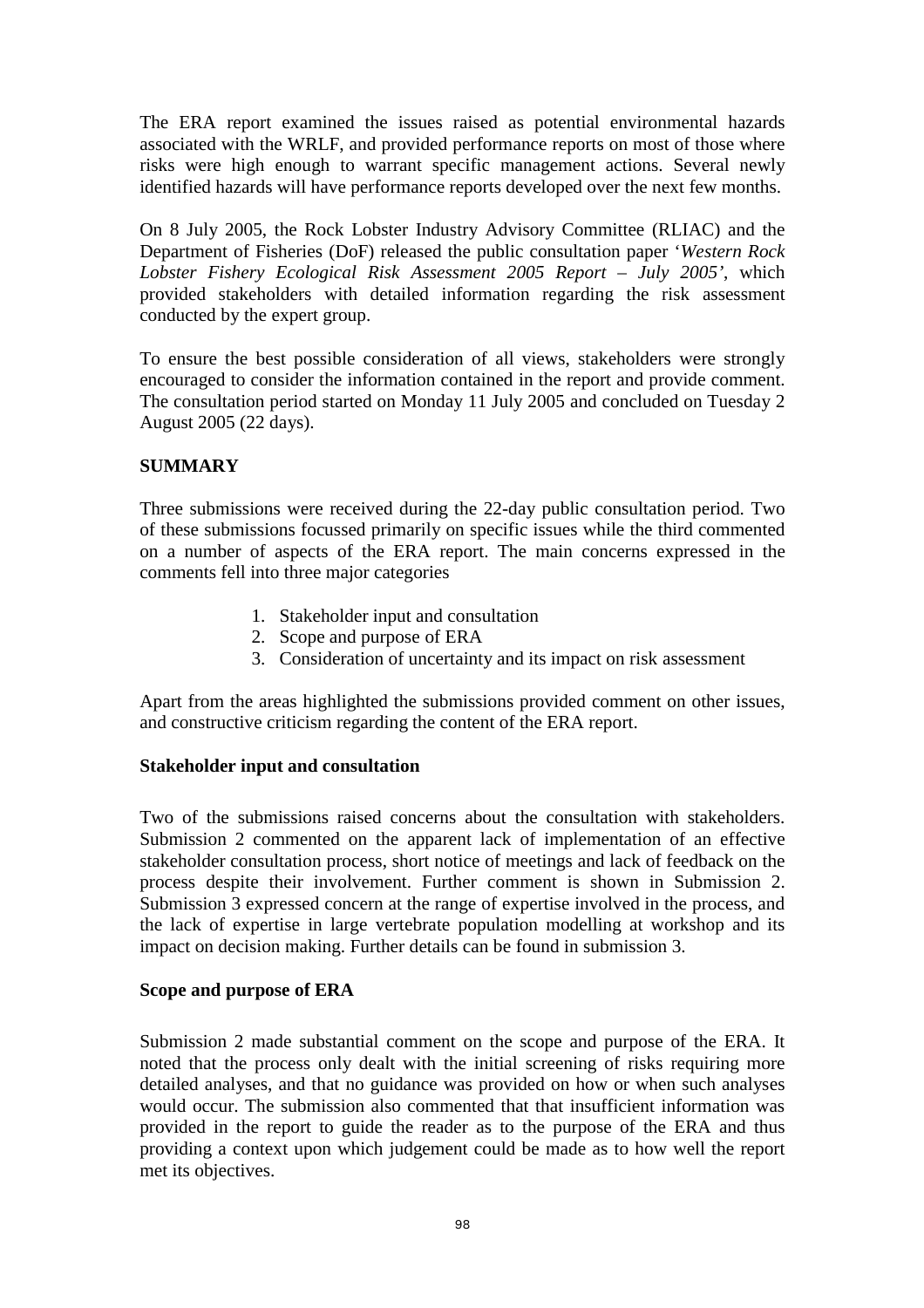The ERA report examined the issues raised as potential environmental hazards associated with the WRLF, and provided performance reports on most of those where risks were high enough to warrant specific management actions. Several newly identified hazards will have performance reports developed over the next few months.

On 8 July 2005, the Rock Lobster Industry Advisory Committee (RLIAC) and the Department of Fisheries (DoF) released the public consultation paper '*Western Rock Lobster Fishery Ecological Risk Assessment 2005 Report – July 2005'*, which provided stakeholders with detailed information regarding the risk assessment conducted by the expert group.

To ensure the best possible consideration of all views, stakeholders were strongly encouraged to consider the information contained in the report and provide comment. The consultation period started on Monday 11 July 2005 and concluded on Tuesday 2 August 2005 (22 days).

## SUMMARY

Three submissions were received during the 22-day public consultation period. Two of these submissions focussed primarily on specific issues while the third commented on a number of aspects of the ERA report. The main concerns expressed in the comments fell into three major categories

1. Stakeholder input and consultation
2. Scope and purpose of ERA
3. Consideration of uncertainty and its impact on risk assessment

Apart from the areas highlighted the submissions provided comment on other issues, and constructive criticism regarding the content of the ERA report.

### Stakeholder input and consultation

Two of the submissions raised concerns about the consultation with stakeholders. Submission 2 commented on the apparent lack of implementation of an effective stakeholder consultation process, short notice of meetings and lack of feedback on the process despite their involvement. Further comment is shown in Submission 2. Submission 3 expressed concern at the range of expertise involved in the process, and the lack of expertise in large vertebrate population modelling at workshop and its impact on decision making. Further details can be found in submission 3.

### Scope and purpose of ERA

Submission 2 made substantial comment on the scope and purpose of the ERA. It noted that the process only dealt with the initial screening of risks requiring more detailed analyses, and that no guidance was provided on how or when such analyses would occur. The submission also commented that that insufficient information was provided in the report to guide the reader as to the purpose of the ERA and thus providing a context upon which judgement could be made as to how well the report met its objectives.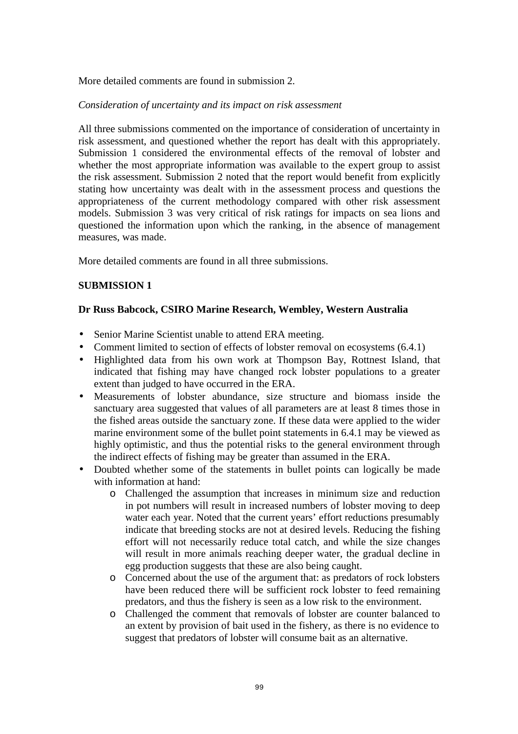More detailed comments are found in submission 2.

*Consideration of uncertainty and its impact on risk assessment*

All three submissions commented on the importance of consideration of uncertainty in risk assessment, and questioned whether the report has dealt with this appropriately. Submission 1 considered the environmental effects of the removal of lobster and whether the most appropriate information was available to the expert group to assist the risk assessment. Submission 2 noted that the report would benefit from explicitly stating how uncertainty was dealt with in the assessment process and questions the appropriateness of the current methodology compared with other risk assessment models. Submission 3 was very critical of risk ratings for impacts on sea lions and questioned the information upon which the ranking, in the absence of management measures, was made.

More detailed comments are found in all three submissions.

**SUBMISSION 1**

**Dr Russ Babcock, CSIRO Marine Research, Wembley, Western Australia**

- Senior Marine Scientist unable to attend ERA meeting.
- Comment limited to section of effects of lobster removal on ecosystems (6.4.1)
- Highlighted data from his own work at Thompson Bay, Rottnest Island, that indicated that fishing may have changed rock lobster populations to a greater extent than judged to have occurred in the ERA.
- Measurements of lobster abundance, size structure and biomass inside the sanctuary area suggested that values of all parameters are at least 8 times those in the fished areas outside the sanctuary zone. If these data were applied to the wider marine environment some of the bullet point statements in 6.4.1 may be viewed as highly optimistic, and thus the potential risks to the general environment through the indirect effects of fishing may be greater than assumed in the ERA.
- Doubted whether some of the statements in bullet points can logically be made with information at hand:
    - Challenged the assumption that increases in minimum size and reduction in pot numbers will result in increased numbers of lobster moving to deep water each year. Noted that the current years' effort reductions presumably indicate that breeding stocks are not at desired levels. Reducing the fishing effort will not necessarily reduce total catch, and while the size changes will result in more animals reaching deeper water, the gradual decline in egg production suggests that these are also being caught.
    - Concerned about the use of the argument that: as predators of rock lobsters have been reduced there will be sufficient rock lobster to feed remaining predators, and thus the fishery is seen as a low risk to the environment.
    - Challenged the comment that removals of lobster are counter balanced to an extent by provision of bait used in the fishery, as there is no evidence to suggest that predators of lobster will consume bait as an alternative.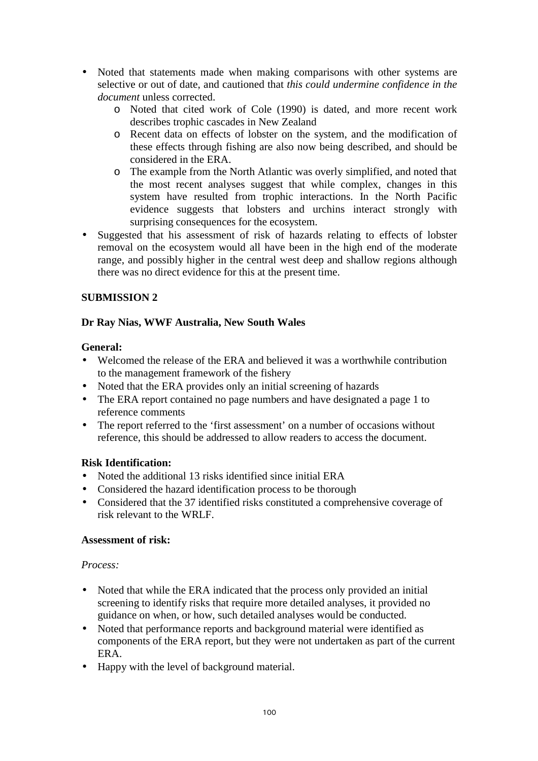- Noted that statements made when making comparisons with other systems are selective or out of date, and cautioned that *this could undermine confidence in the document* unless corrected.
  - Noted that cited work of Cole (1990) is dated, and more recent work describes trophic cascades in New Zealand
  - Recent data on effects of lobster on the system, and the modification of these effects through fishing are also now being described, and should be considered in the ERA.
  - The example from the North Atlantic was overly simplified, and noted that the most recent analyses suggest that while complex, changes in this system have resulted from trophic interactions. In the North Pacific evidence suggests that lobsters and urchins interact strongly with surprising consequences for the ecosystem.
- Suggested that his assessment of risk of hazards relating to effects of lobster removal on the ecosystem would all have been in the high end of the moderate range, and possibly higher in the central west deep and shallow regions although there was no direct evidence for this at the present time.

**SUBMISSION 2**

**Dr Ray Nias, WWF Australia, New South Wales**

**General:**

- Welcomed the release of the ERA and believed it was a worthwhile contribution to the management framework of the fishery
- Noted that the ERA provides only an initial screening of hazards
- The ERA report contained no page numbers and have designated a page 1 to reference comments
- The report referred to the 'first assessment' on a number of occasions without reference, this should be addressed to allow readers to access the document.

**Risk Identification:**

- Noted the additional 13 risks identified since initial ERA
- Considered the hazard identification process to be thorough
- Considered that the 37 identified risks constituted a comprehensive coverage of risk relevant to the WRLF.

**Assessment of risk:**

*Process:*

- Noted that while the ERA indicated that the process only provided an initial screening to identify risks that require more detailed analyses, it provided no guidance on when, or how, such detailed analyses would be conducted.
- Noted that performance reports and background material were identified as components of the ERA report, but they were not undertaken as part of the current ERA.
- Happy with the level of background material.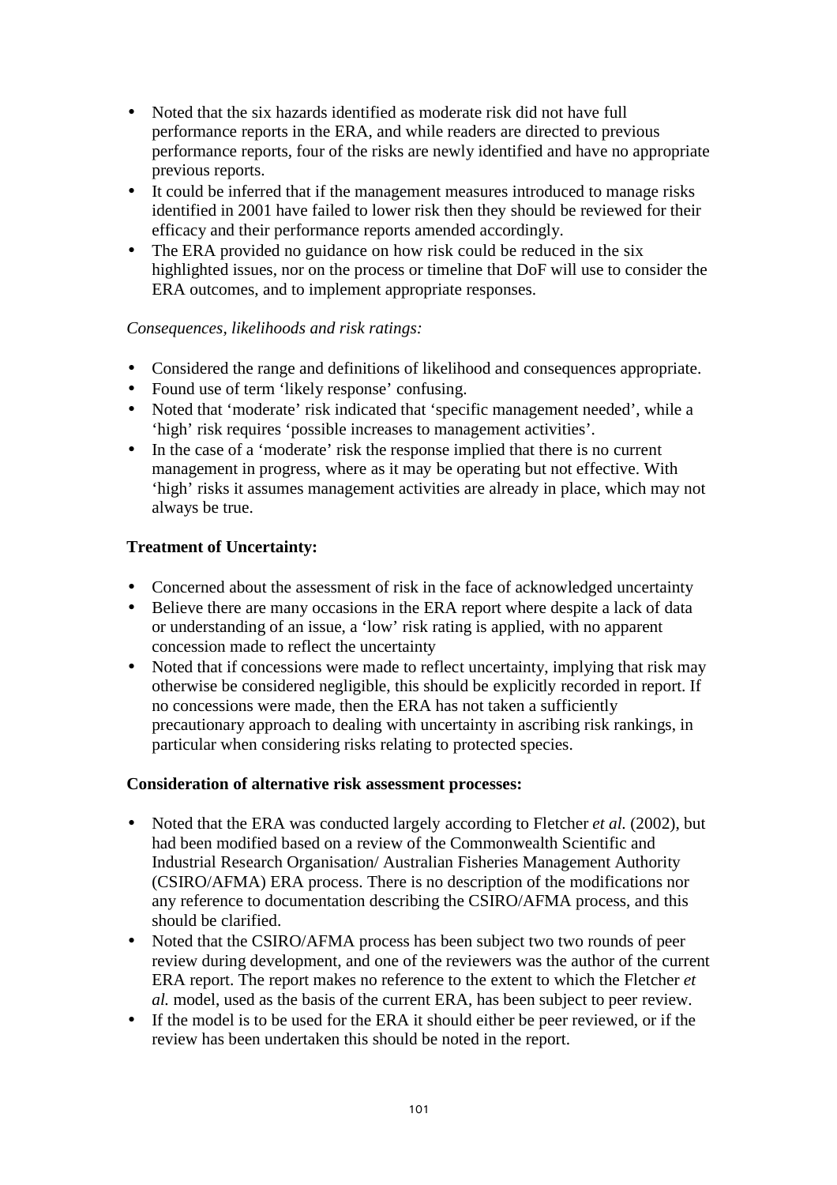- Noted that the six hazards identified as moderate risk did not have full performance reports in the ERA, and while readers are directed to previous performance reports, four of the risks are newly identified and have no appropriate previous reports.
- It could be inferred that if the management measures introduced to manage risks identified in 2001 have failed to lower risk then they should be reviewed for their efficacy and their performance reports amended accordingly.
- The ERA provided no guidance on how risk could be reduced in the six highlighted issues, nor on the process or timeline that DoF will use to consider the ERA outcomes, and to implement appropriate responses.

*Consequences, likelihoods and risk ratings:*

- Considered the range and definitions of likelihood and consequences appropriate.
- Found use of term 'likely response' confusing.
- Noted that 'moderate' risk indicated that 'specific management needed', while a 'high' risk requires 'possible increases to management activities'.
- In the case of a 'moderate' risk the response implied that there is no current management in progress, where as it may be operating but not effective. With 'high' risks it assumes management activities are already in place, which may not always be true.

**Treatment of Uncertainty:**

- Concerned about the assessment of risk in the face of acknowledged uncertainty
- Believe there are many occasions in the ERA report where despite a lack of data or understanding of an issue, a 'low' risk rating is applied, with no apparent concession made to reflect the uncertainty
- Noted that if concessions were made to reflect uncertainty, implying that risk may otherwise be considered negligible, this should be explicitly recorded in report. If no concessions were made, then the ERA has not taken a sufficiently precautionary approach to dealing with uncertainty in ascribing risk rankings, in particular when considering risks relating to protected species.

**Consideration of alternative risk assessment processes:**

- Noted that the ERA was conducted largely according to Fletcher *et al.* (2002), but had been modified based on a review of the Commonwealth Scientific and Industrial Research Organisation/ Australian Fisheries Management Authority (CSIRO/AFMA) ERA process. There is no description of the modifications nor any reference to documentation describing the CSIRO/AFMA process, and this should be clarified.
- Noted that the CSIRO/AFMA process has been subject two two rounds of peer review during development, and one of the reviewers was the author of the current ERA report. The report makes no reference to the extent to which the Fletcher *et al.* model, used as the basis of the current ERA, has been subject to peer review.
- If the model is to be used for the ERA it should either be peer reviewed, or if the review has been undertaken this should be noted in the report.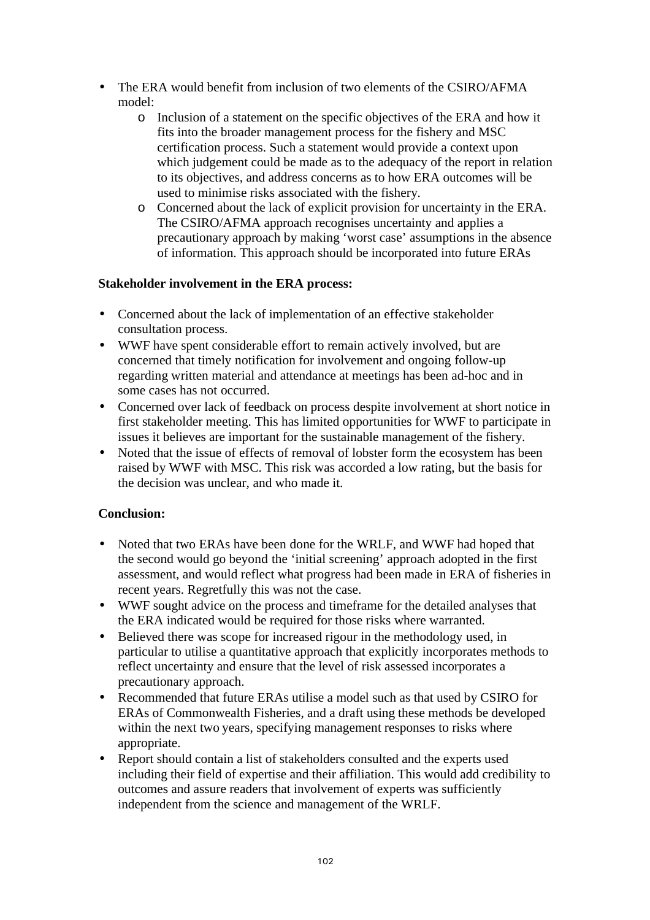- The ERA would benefit from inclusion of two elements of the CSIRO/AFMA model:
    - Inclusion of a statement on the specific objectives of the ERA and how it fits into the broader management process for the fishery and MSC certification process. Such a statement would provide a context upon which judgement could be made as to the adequacy of the report in relation to its objectives, and address concerns as to how ERA outcomes will be used to minimise risks associated with the fishery.
    - Concerned about the lack of explicit provision for uncertainty in the ERA. The CSIRO/AFMA approach recognises uncertainty and applies a precautionary approach by making 'worst case' assumptions in the absence of information. This approach should be incorporated into future ERAs

**Stakeholder involvement in the ERA process:**

- Concerned about the lack of implementation of an effective stakeholder consultation process.
- WWF have spent considerable effort to remain actively involved, but are concerned that timely notification for involvement and ongoing follow-up regarding written material and attendance at meetings has been ad-hoc and in some cases has not occurred.
- Concerned over lack of feedback on process despite involvement at short notice in first stakeholder meeting. This has limited opportunities for WWF to participate in issues it believes are important for the sustainable management of the fishery.
- Noted that the issue of effects of removal of lobster form the ecosystem has been raised by WWF with MSC. This risk was accorded a low rating, but the basis for the decision was unclear, and who made it.

**Conclusion:**

- Noted that two ERAs have been done for the WRLF, and WWF had hoped that the second would go beyond the 'initial screening' approach adopted in the first assessment, and would reflect what progress had been made in ERA of fisheries in recent years. Regretfully this was not the case.
- WWF sought advice on the process and timeframe for the detailed analyses that the ERA indicated would be required for those risks where warranted.
- Believed there was scope for increased rigour in the methodology used, in particular to utilise a quantitative approach that explicitly incorporates methods to reflect uncertainty and ensure that the level of risk assessed incorporates a precautionary approach.
- Recommended that future ERAs utilise a model such as that used by CSIRO for ERAs of Commonwealth Fisheries, and a draft using these methods be developed within the next two years, specifying management responses to risks where appropriate.
- Report should contain a list of stakeholders consulted and the experts used including their field of expertise and their affiliation. This would add credibility to outcomes and assure readers that involvement of experts was sufficiently independent from the science and management of the WRLF.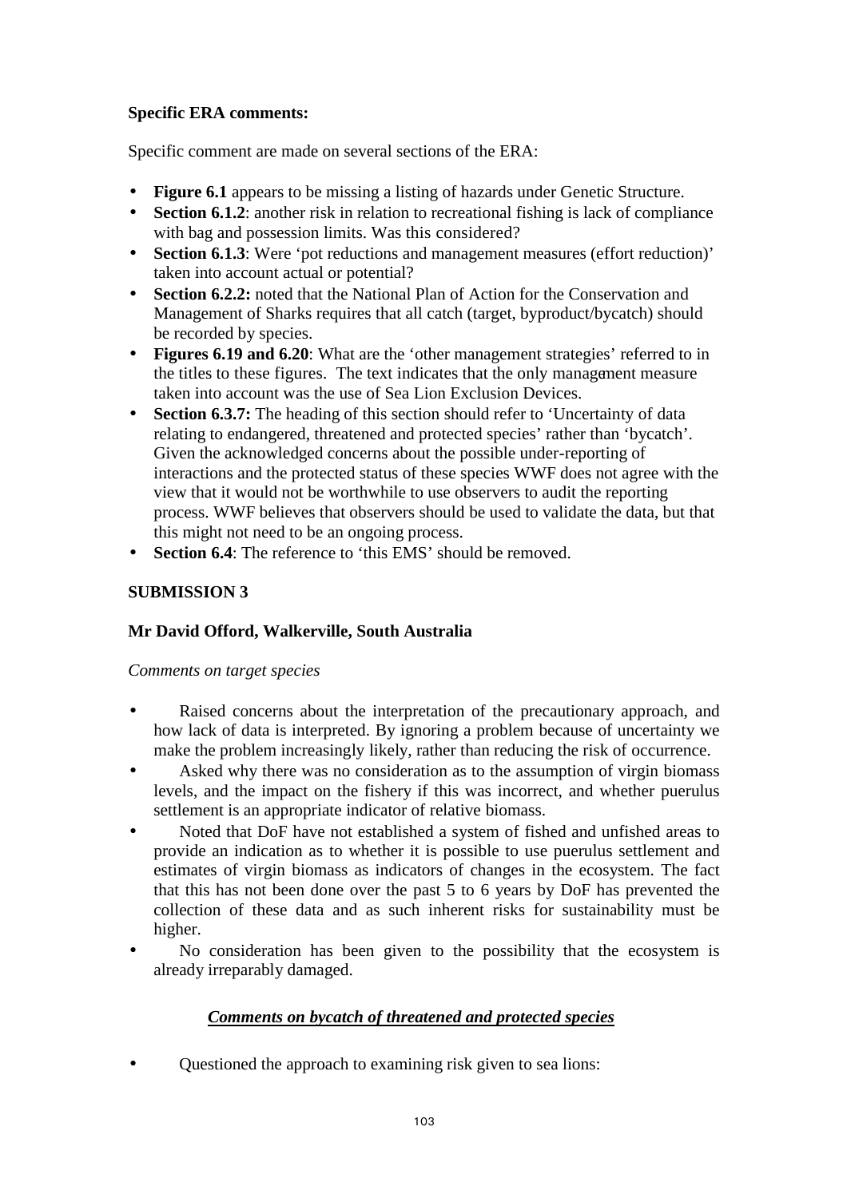**Specific ERA comments:**

Specific comment are made on several sections of the ERA:

- **Figure 6.1** appears to be missing a listing of hazards under Genetic Structure.
- **Section 6.1.2**: another risk in relation to recreational fishing is lack of compliance with bag and possession limits. Was this considered?
- **Section 6.1.3**: Were 'pot reductions and management measures (effort reduction)' taken into account actual or potential?
- **Section 6.2.2:** noted that the National Plan of Action for the Conservation and Management of Sharks requires that all catch (target, byproduct/bycatch) should be recorded by species.
- **Figures 6.19 and 6.20**: What are the 'other management strategies' referred to in the titles to these figures. The text indicates that the only management measure taken into account was the use of Sea Lion Exclusion Devices.
- **Section 6.3.7:** The heading of this section should refer to 'Uncertainty of data relating to endangered, threatened and protected species' rather than 'bycatch'. Given the acknowledged concerns about the possible under-reporting of interactions and the protected status of these species WWF does not agree with the view that it would not be worthwhile to use observers to audit the reporting process. WWF believes that observers should be used to validate the data, but that this might not need to be an ongoing process.
- **Section 6.4**: The reference to 'this EMS' should be removed.

**SUBMISSION 3**

**Mr David Offord, Walkerville, South Australia**

*Comments on target species*

- Raised concerns about the interpretation of the precautionary approach, and how lack of data is interpreted. By ignoring a problem because of uncertainty we make the problem increasingly likely, rather than reducing the risk of occurrence.
- Asked why there was no consideration as to the assumption of virgin biomass levels, and the impact on the fishery if this was incorrect, and whether puerulus settlement is an appropriate indicator of relative biomass.
- Noted that DoF have not established a system of fished and unfished areas to provide an indication as to whether it is possible to use puerulus settlement and estimates of virgin biomass as indicators of changes in the ecosystem. The fact that this has not been done over the past 5 to 6 years by DoF has prevented the collection of these data and as such inherent risks for sustainability must be higher.
- No consideration has been given to the possibility that the ecosystem is already irreparably damaged.

***Comments on bycatch of threatened and protected species***

- Questioned the approach to examining risk given to sea lions: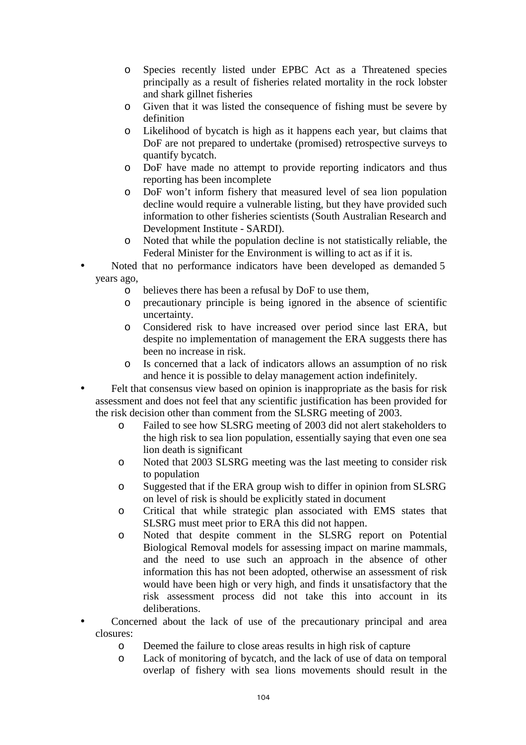- Species recently listed under EPBC Act as a Threatened species principally as a result of fisheries related mortality in the rock lobster and shark gillnet fisheries
  - Given that it was listed the consequence of fishing must be severe by definition
  - Likelihood of bycatch is high as it happens each year, but claims that DoF are not prepared to undertake (promised) retrospective surveys to quantify bycatch.
  - DoF have made no attempt to provide reporting indicators and thus reporting has been incomplete
  - DoF won't inform fishery that measured level of sea lion population decline would require a vulnerable listing, but they have provided such information to other fisheries scientists (South Australian Research and Development Institute - SARDI).
  - Noted that while the population decline is not statistically reliable, the Federal Minister for the Environment is willing to act as if it is.
- Noted that no performance indicators have been developed as demanded 5 years ago,
  - believes there has been a refusal by DoF to use them,
  - precautionary principle is being ignored in the absence of scientific uncertainty.
  - Considered risk to have increased over period since last ERA, but despite no implementation of management the ERA suggests there has been no increase in risk.
  - Is concerned that a lack of indicators allows an assumption of no risk and hence it is possible to delay management action indefinitely.
- Felt that consensus view based on opinion is inappropriate as the basis for risk assessment and does not feel that any scientific justification has been provided for the risk decision other than comment from the SLSRG meeting of 2003.
  - Failed to see how SLSRG meeting of 2003 did not alert stakeholders to the high risk to sea lion population, essentially saying that even one sea lion death is significant
  - Noted that 2003 SLSRG meeting was the last meeting to consider risk to population
  - Suggested that if the ERA group wish to differ in opinion from SLSRG on level of risk is should be explicitly stated in document
  - Critical that while strategic plan associated with EMS states that SLSRG must meet prior to ERA this did not happen.
  - Noted that despite comment in the SLSRG report on Potential Biological Removal models for assessing impact on marine mammals, and the need to use such an approach in the absence of other information this has not been adopted, otherwise an assessment of risk would have been high or very high, and finds it unsatisfactory that the risk assessment process did not take this into account in its deliberations.
- Concerned about the lack of use of the precautionary principal and area closures:
  - Deemed the failure to close areas results in high risk of capture
  - Lack of monitoring of bycatch, and the lack of use of data on temporal overlap of fishery with sea lions movements should result in the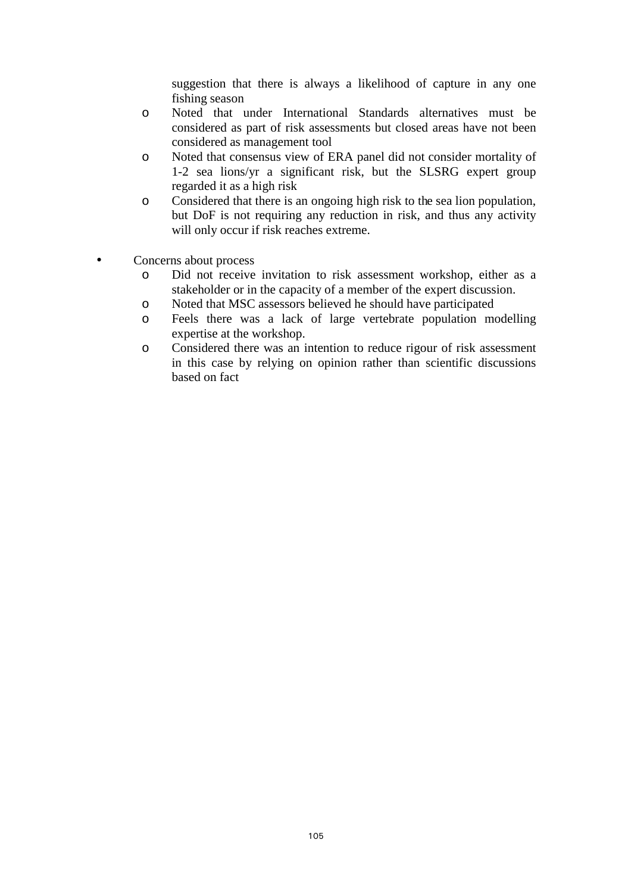suggestion that there is always a likelihood of capture in any one fishing season
    - Noted that under International Standards alternatives must be considered as part of risk assessments but closed areas have not been considered as management tool
    - Noted that consensus view of ERA panel did not consider mortality of 1-2 sea lions/yr a significant risk, but the SLSRG expert group regarded it as a high risk
    - Considered that there is an ongoing high risk to the sea lion population, but DoF is not requiring any reduction in risk, and thus any activity will only occur if risk reaches extreme.

- Concerns about process
    - Did not receive invitation to risk assessment workshop, either as a stakeholder or in the capacity of a member of the expert discussion.
    - Noted that MSC assessors believed he should have participated
    - Feels there was a lack of large vertebrate population modelling expertise at the workshop.
    - Considered there was an intention to reduce rigour of risk assessment in this case by relying on opinion rather than scientific discussions based on fact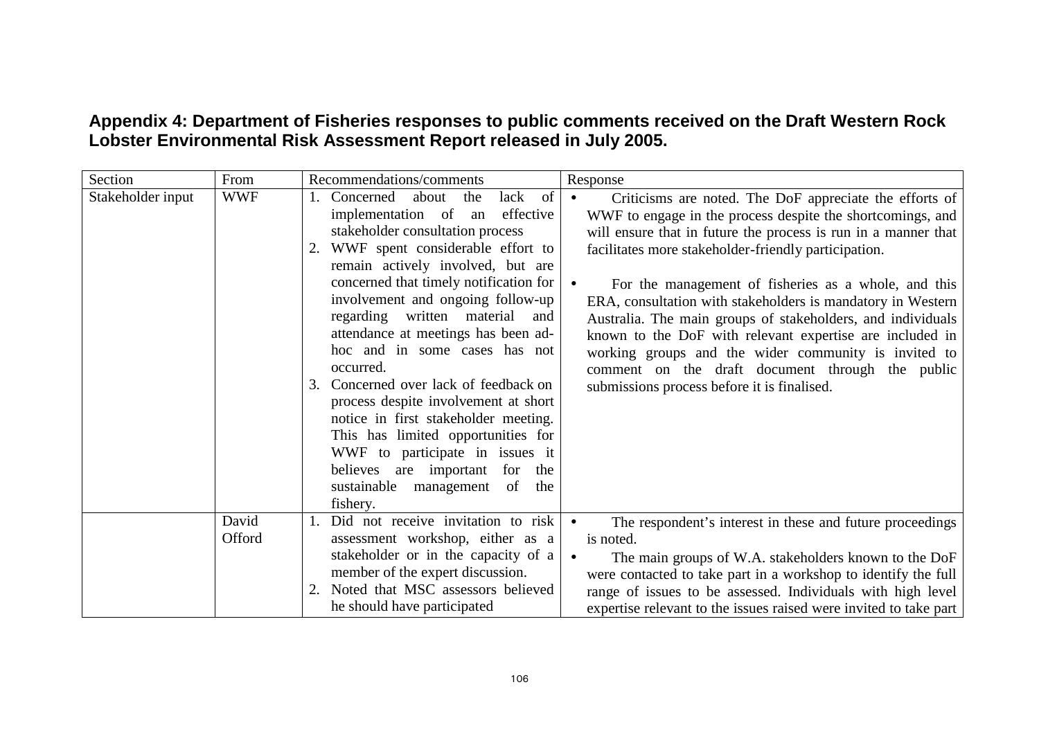**Appendix 4: Department of Fisheries responses to public comments received on the Draft Western Rock Lobster Environmental Risk Assessment Report released in July 2005.**

| Section | From | Recommendations/comments | Response |
|---|---|---|---|
| Stakeholder input | WWF | 1. Concerned about the lack of implementation of an effective stakeholder consultation process<br>2. WWF spent considerable effort to remain actively involved, but are concerned that timely notification for involvement and ongoing follow-up regarding written material and attendance at meetings has been ad-hoc and in some cases has not occurred.<br>3. Concerned over lack of feedback on process despite involvement at short notice in first stakeholder meeting. This has limited opportunities for WWF to participate in issues it believes are important for the sustainable management of the fishery. | • Criticisms are noted. The DoF appreciate the efforts of WWF to engage in the process despite the shortcomings, and will ensure that in future the process is run in a manner that facilitates more stakeholder-friendly participation.<br><br>• For the management of fisheries as a whole, and this ERA, consultation with stakeholders is mandatory in Western Australia. The main groups of stakeholders, and individuals known to the DoF with relevant expertise are included in working groups and the wider community is invited to comment on the draft document through the public submissions process before it is finalised. |
| | David Offord | 1. Did not receive invitation to risk assessment workshop, either as a stakeholder or in the capacity of a member of the expert discussion.<br>2. Noted that MSC assessors believed he should have participated | • The respondent's interest in these and future proceedings is noted.<br>• The main groups of W.A. stakeholders known to the DoF were contacted to take part in a workshop to identify the full range of issues to be assessed. Individuals with high level expertise relevant to the issues raised were invited to take part |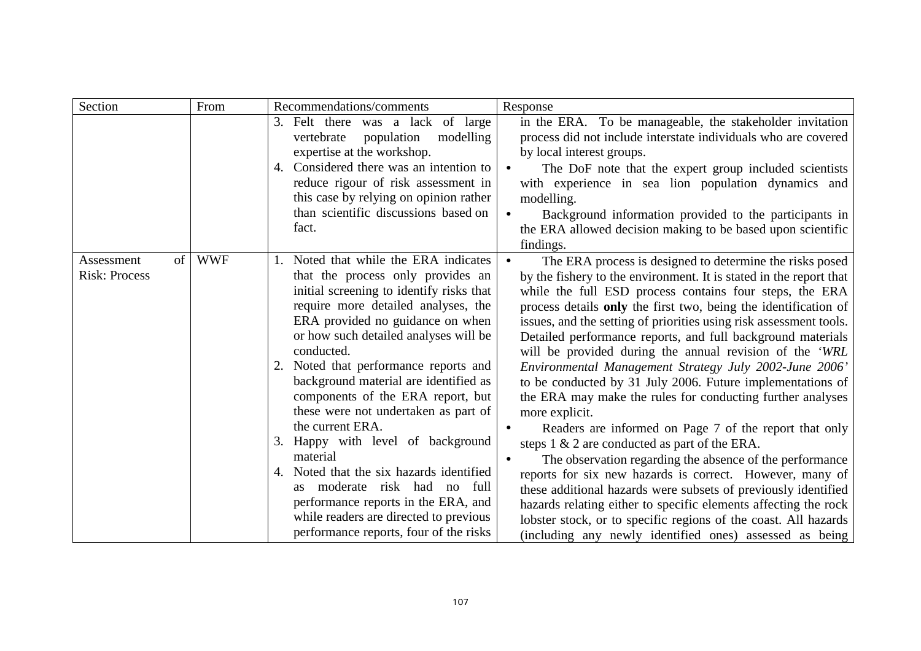| Section | From | Recommendations/comments | Response |
|---|---|---|---|
| | | 3. Felt there was a lack of large vertebrate population modelling expertise at the workshop.<br>4. Considered there was an intention to reduce rigour of risk assessment in this case by relying on opinion rather than scientific discussions based on fact. | in the ERA. To be manageable, the stakeholder invitation process did not include interstate individuals who are covered by local interest groups.<br>• The DoF note that the expert group included scientists with experience in sea lion population dynamics and modelling.<br>• Background information provided to the participants in the ERA allowed decision making to be based upon scientific findings. |
| Assessment of Risk: Process | WWF | 1. Noted that while the ERA indicates that the process only provides an initial screening to identify risks that require more detailed analyses, the ERA provided no guidance on when or how such detailed analyses will be conducted.<br>2. Noted that performance reports and background material are identified as components of the ERA report, but these were not undertaken as part of the current ERA.<br>3. Happy with level of background material<br>4. Noted that the six hazards identified as moderate risk had no full performance reports in the ERA, and while readers are directed to previous performance reports, four of the risks | • The ERA process is designed to determine the risks posed by the fishery to the environment. It is stated in the report that while the full ESD process contains four steps, the ERA process details **only** the first two, being the identification of issues, and the setting of priorities using risk assessment tools. Detailed performance reports, and full background materials will be provided during the annual revision of the *'WRL Environmental Management Strategy July 2002-June 2006'* to be conducted by 31 July 2006. Future implementations of the ERA may make the rules for conducting further analyses more explicit.<br>• Readers are informed on Page 7 of the report that only steps 1 & 2 are conducted as part of the ERA.<br>• The observation regarding the absence of the performance reports for six new hazards is correct. However, many of these additional hazards were subsets of previously identified hazards relating either to specific elements affecting the rock lobster stock, or to specific regions of the coast. All hazards (including any newly identified ones) assessed as being |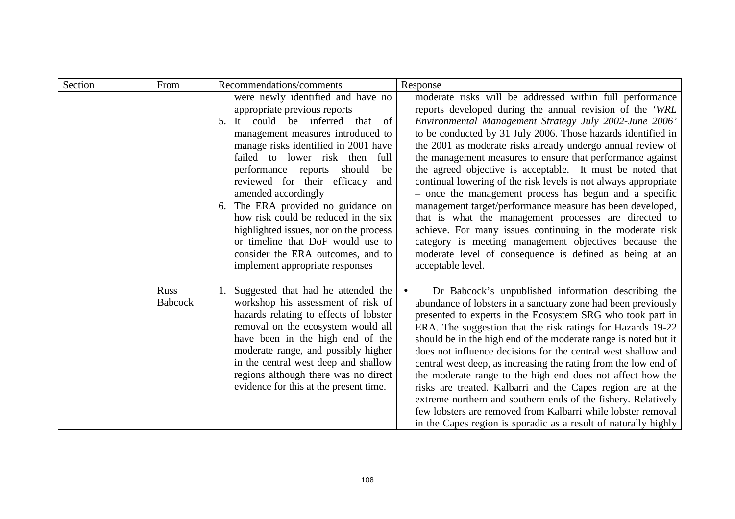| Section | From | Recommendations/comments | Response |
|---|---|---|---|
| | | were newly identified and have no appropriate previous reports<br>5. It could be inferred that of management measures introduced to manage risks identified in 2001 have failed to lower risk then full performance reports should be reviewed for their efficacy and amended accordingly<br>6. The ERA provided no guidance on how risk could be reduced in the six highlighted issues, nor on the process or timeline that DoF would use to consider the ERA outcomes, and to implement appropriate responses | moderate risks will be addressed within full performance reports developed during the annual revision of the *'WRL Environmental Management Strategy July 2002-June 2006'* to be conducted by 31 July 2006. Those hazards identified in the 2001 as moderate risks already undergo annual review of the management measures to ensure that performance against the agreed objective is acceptable. It must be noted that continual lowering of the risk levels is not always appropriate – once the management process has begun and a specific management target/performance measure has been developed, that is what the management processes are directed to achieve. For many issues continuing in the moderate risk category is meeting management objectives because the moderate level of consequence is defined as being at an acceptable level. |
| | Russ Babcock | 1. Suggested that had he attended the workshop his assessment of risk of hazards relating to effects of lobster removal on the ecosystem would all have been in the high end of the moderate range, and possibly higher in the central west deep and shallow regions although there was no direct evidence for this at the present time. | • Dr Babcock's unpublished information describing the abundance of lobsters in a sanctuary zone had been previously presented to experts in the Ecosystem SRG who took part in ERA. The suggestion that the risk ratings for Hazards 19-22 should be in the high end of the moderate range is noted but it does not influence decisions for the central west shallow and central west deep, as increasing the rating from the low end of the moderate range to the high end does not affect how the risks are treated. Kalbarri and the Capes region are at the extreme northern and southern ends of the fishery. Relatively few lobsters are removed from Kalbarri while lobster removal in the Capes region is sporadic as a result of naturally highly |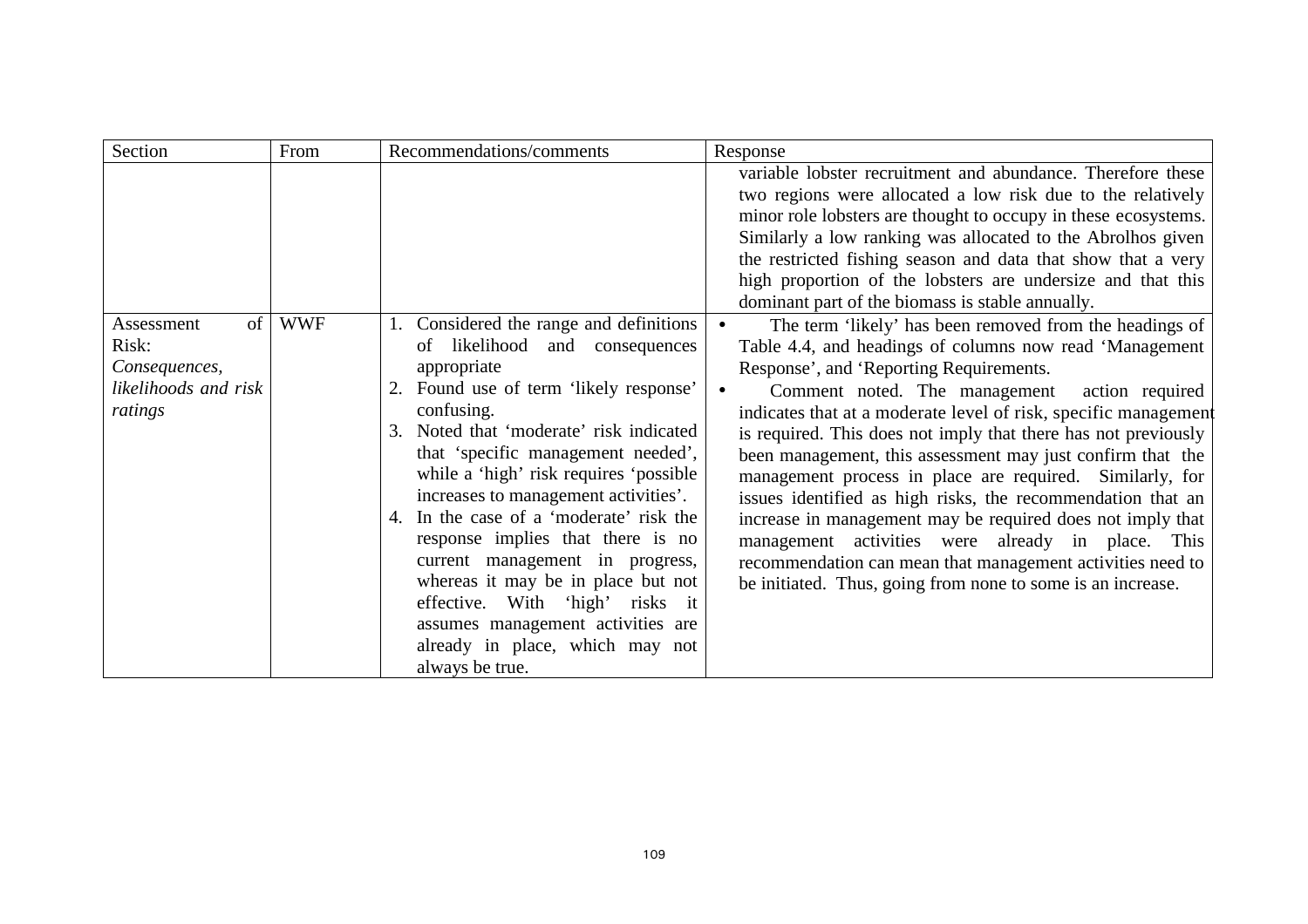| Section | From | Recommendations/comments | Response |
|---|---|---|---|
| | | | variable lobster recruitment and abundance. Therefore these two regions were allocated a low risk due to the relatively minor role lobsters are thought to occupy in these ecosystems. Similarly a low ranking was allocated to the Abrolhos given the restricted fishing season and data that show that a very high proportion of the lobsters are undersize and that this dominant part of the biomass is stable annually. |
| Assessment of Risk: *Consequences, likelihoods and risk ratings* | WWF | 1. Considered the range and definitions of likelihood and consequences appropriate<br>2. Found use of term 'likely response' confusing.<br>3. Noted that 'moderate' risk indicated that 'specific management needed', while a 'high' risk requires 'possible increases to management activities'.<br>4. In the case of a 'moderate' risk the response implies that there is no current management in progress, whereas it may be in place but not effective. With 'high' risks it assumes management activities are already in place, which may not always be true. | • The term 'likely' has been removed from the headings of Table 4.4, and headings of columns now read 'Management Response', and 'Reporting Requirements.<br>• Comment noted. The management action required indicates that at a moderate level of risk, specific management is required. This does not imply that there has not previously been management, this assessment may just confirm that the management process in place are required. Similarly, for issues identified as high risks, the recommendation that an increase in management may be required does not imply that management activities were already in place. This recommendation can mean that management activities need to be initiated. Thus, going from none to some is an increase. |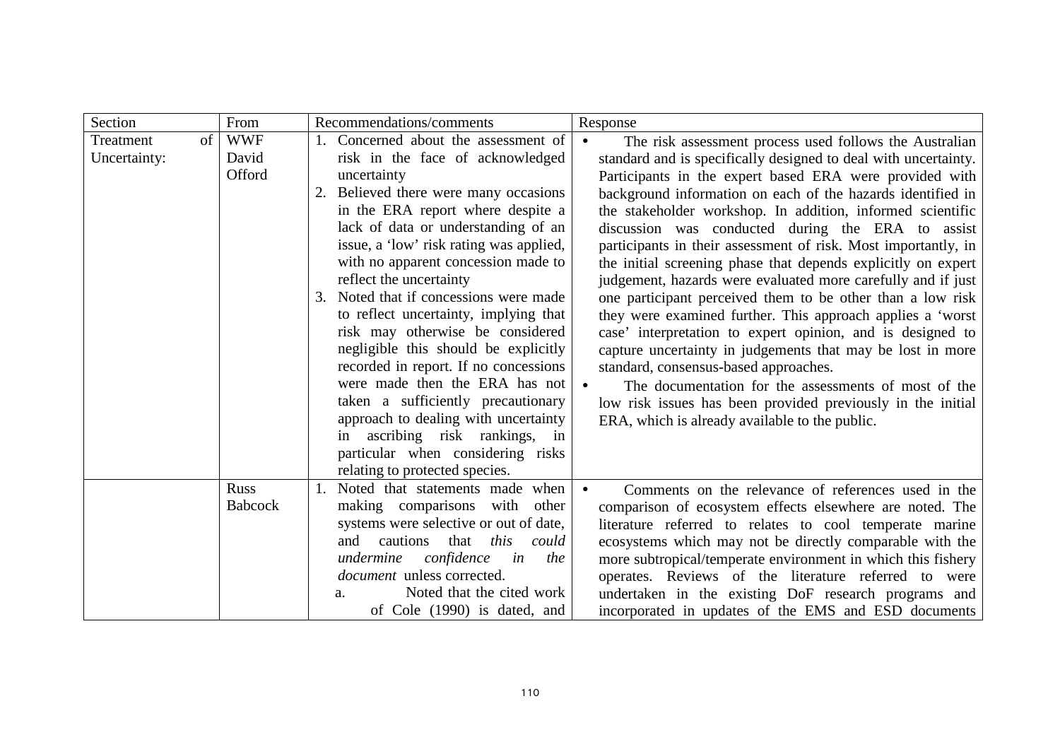| Section | From | Recommendations/comments | Response |
|---|---|---|---|
| Treatment of Uncertainty: | WWF David Offord | 1. Concerned about the assessment of risk in the face of acknowledged uncertainty<br>2. Believed there were many occasions in the ERA report where despite a lack of data or understanding of an issue, a 'low' risk rating was applied, with no apparent concession made to reflect the uncertainty<br>3. Noted that if concessions were made to reflect uncertainty, implying that risk may otherwise be considered negligible this should be explicitly recorded in report. If no concessions were made then the ERA has not taken a sufficiently precautionary approach to dealing with uncertainty in ascribing risk rankings, in particular when considering risks relating to protected species. | • The risk assessment process used follows the Australian standard and is specifically designed to deal with uncertainty. Participants in the expert based ERA were provided with background information on each of the hazards identified in the stakeholder workshop. In addition, informed scientific discussion was conducted during the ERA to assist participants in their assessment of risk. Most importantly, in the initial screening phase that depends explicitly on expert judgement, hazards were evaluated more carefully and if just one participant perceived them to be other than a low risk they were examined further. This approach applies a 'worst case' interpretation to expert opinion, and is designed to capture uncertainty in judgements that may be lost in more standard, consensus-based approaches.<br>• The documentation for the assessments of most of the low risk issues has been provided previously in the initial ERA, which is already available to the public. |
| | Russ Babcock | 1. Noted that statements made when making comparisons with other systems were selective or out of date, and cautions that *this could undermine confidence in the document* unless corrected.<br>a. Noted that the cited work of Cole (1990) is dated, and | • Comments on the relevance of references used in the comparison of ecosystem effects elsewhere are noted. The literature referred to relates to cool temperate marine ecosystems which may not be directly comparable with the more subtropical/temperate environment in which this fishery operates. Reviews of the literature referred to were undertaken in the existing DoF research programs and incorporated in updates of the EMS and ESD documents |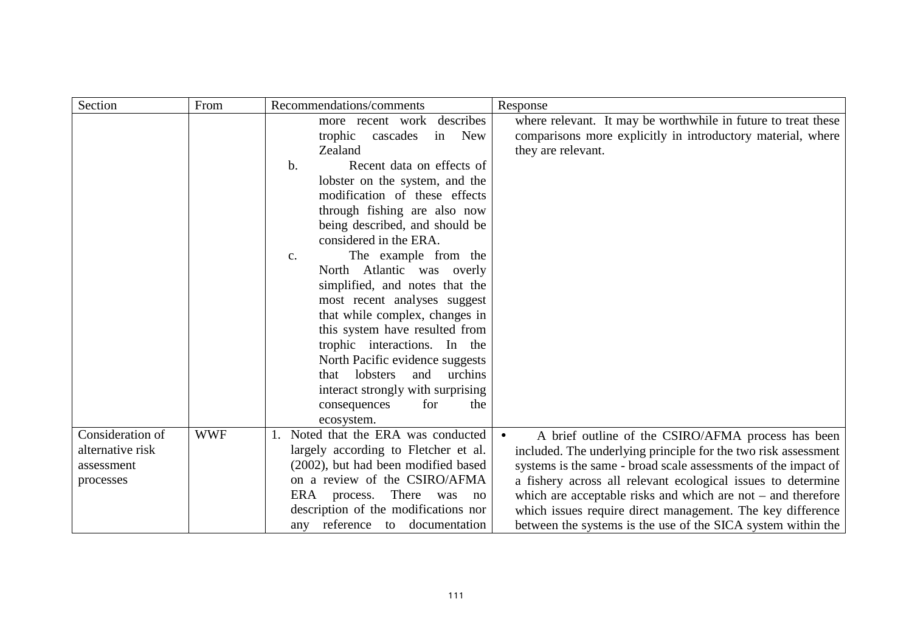| Section | From | Recommendations/comments | Response |
|---|---|---|---|
| | | more recent work describes trophic cascades in New Zealand<br>b. Recent data on effects of lobster on the system, and the modification of these effects through fishing are also now being described, and should be considered in the ERA.<br>c. The example from the North Atlantic was overly simplified, and notes that the most recent analyses suggest that while complex, changes in this system have resulted from trophic interactions. In the North Pacific evidence suggests that lobsters and urchins interact strongly with surprising consequences for the ecosystem. | where relevant. It may be worthwhile in future to treat these comparisons more explicitly in introductory material, where they are relevant. |
| Consideration of alternative risk assessment processes | WWF | 1. Noted that the ERA was conducted largely according to Fletcher et al. (2002), but had been modified based on a review of the CSIRO/AFMA ERA process. There was no description of the modifications nor any reference to documentation | • A brief outline of the CSIRO/AFMA process has been included. The underlying principle for the two risk assessment systems is the same - broad scale assessments of the impact of a fishery across all relevant ecological issues to determine which are acceptable risks and which are not – and therefore which issues require direct management. The key difference between the systems is the use of the SICA system within the |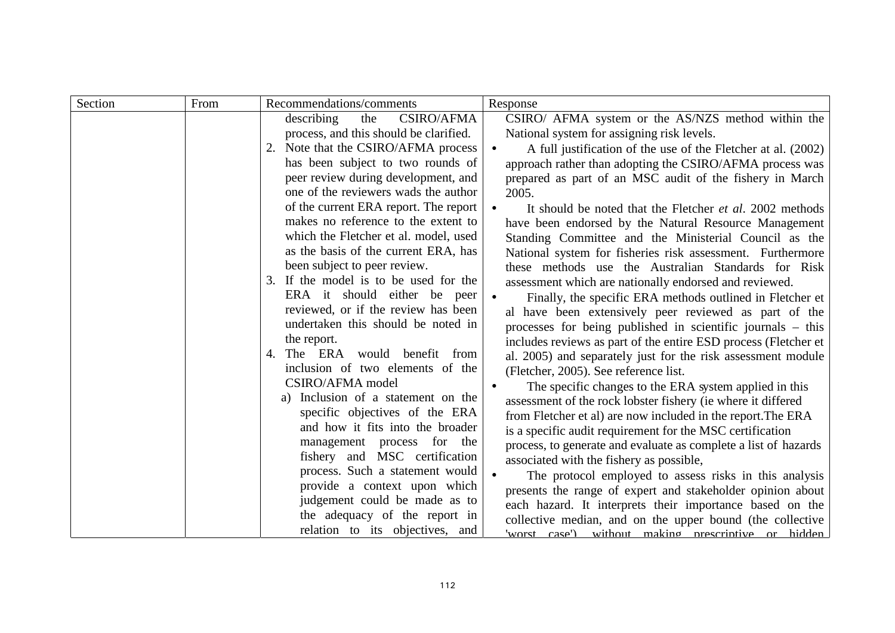| Section | From | Recommendations/comments | Response |
|---|---|---|---|
| | | describing the CSIRO/AFMA process, and this should be clarified.<br>2. Note that the CSIRO/AFMA process has been subject to two rounds of peer review during development, and one of the reviewers wads the author of the current ERA report. The report makes no reference to the extent to which the Fletcher et al. model, used as the basis of the current ERA, has been subject to peer review.<br>3. If the model is to be used for the ERA it should either be peer reviewed, or if the review has been undertaken this should be noted in the report.<br>4. The ERA would benefit from inclusion of two elements of the CSIRO/AFMA model<br>a) Inclusion of a statement on the specific objectives of the ERA and how it fits into the broader management process for the fishery and MSC certification process. Such a statement would provide a context upon which judgement could be made as to the adequacy of the report in relation to its objectives, and | CSIRO/ AFMA system or the AS/NZS method within the National system for assigning risk levels.<br>• A full justification of the use of the Fletcher at al. (2002) approach rather than adopting the CSIRO/AFMA process was prepared as part of an MSC audit of the fishery in March 2005.<br>• It should be noted that the Fletcher *et al*. 2002 methods have been endorsed by the Natural Resource Management Standing Committee and the Ministerial Council as the National system for fisheries risk assessment. Furthermore these methods use the Australian Standards for Risk assessment which are nationally endorsed and reviewed.<br>• Finally, the specific ERA methods outlined in Fletcher et al have been extensively peer reviewed as part of the processes for being published in scientific journals – this includes reviews as part of the entire ESD process (Fletcher et al. 2005) and separately just for the risk assessment module (Fletcher, 2005). See reference list.<br>• The specific changes to the ERA system applied in this assessment of the rock lobster fishery (ie where it differed from Fletcher et al) are now included in the report.The ERA is a specific audit requirement for the MSC certification process, to generate and evaluate as complete a list of hazards associated with the fishery as possible,<br>• The protocol employed to assess risks in this analysis presents the range of expert and stakeholder opinion about each hazard. It interprets their importance based on the collective median, and on the upper bound (the collective 'worst case') without making prescriptive or hidden |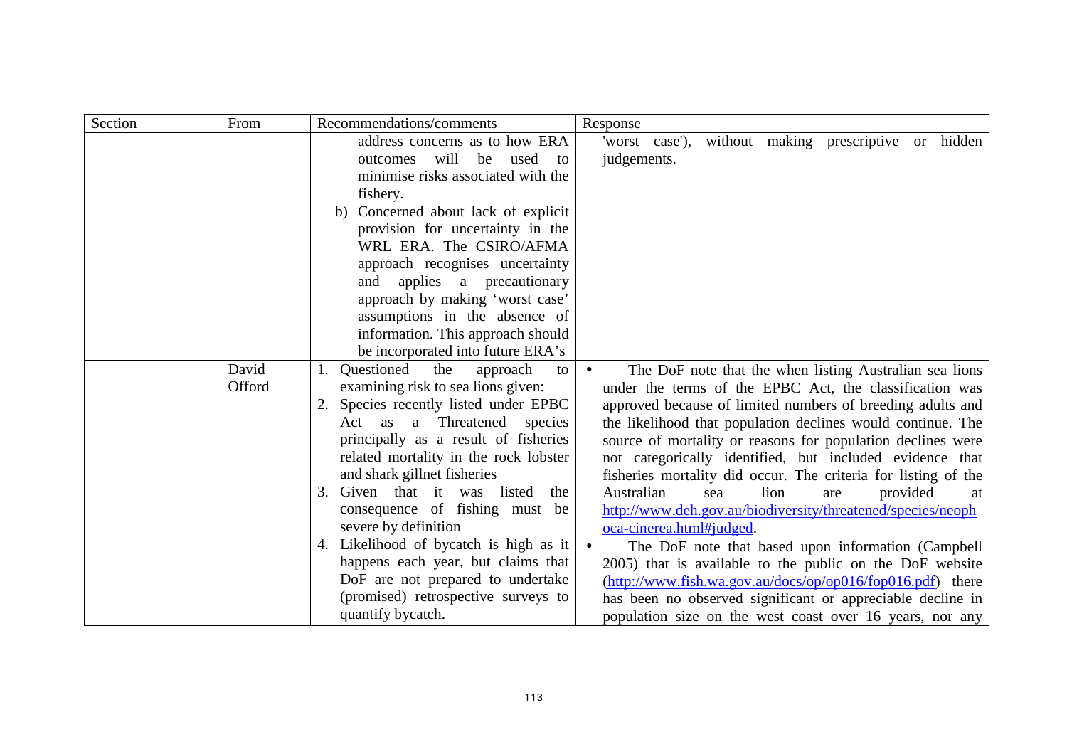| Section | From | Recommendations/comments | Response |
|---|---|---|---|
| | | address concerns as to how ERA outcomes will be used to minimise risks associated with the fishery.<br>b) Concerned about lack of explicit provision for uncertainty in the WRL ERA. The CSIRO/AFMA approach recognises uncertainty and applies a precautionary approach by making 'worst case' assumptions in the absence of information. This approach should be incorporated into future ERA's | 'worst case'), without making prescriptive or hidden judgements. |
| | David Offord | 1. Questioned the approach to examining risk to sea lions given:<br>2. Species recently listed under EPBC Act as a Threatened species principally as a result of fisheries related mortality in the rock lobster and shark gillnet fisheries<br>3. Given that it was listed the consequence of fishing must be severe by definition<br>4. Likelihood of bycatch is high as it happens each year, but claims that DoF are not prepared to undertake (promised) retrospective surveys to quantify bycatch. | • The DoF note that the when listing Australian sea lions under the terms of the EPBC Act, the classification was approved because of limited numbers of breeding adults and the likelihood that population declines would continue. The source of mortality or reasons for population declines were not categorically identified, but included evidence that fisheries mortality did occur. The criteria for listing of the Australian sea lion are provided at http://www.deh.gov.au/biodiversity/threatened/species/neophoca-cinerea.html#judged.<br>• The DoF note that based upon information (Campbell 2005) that is available to the public on the DoF website (http://www.fish.wa.gov.au/docs/op/op016/fop016.pdf) there has been no observed significant or appreciable decline in population size on the west coast over 16 years, nor any |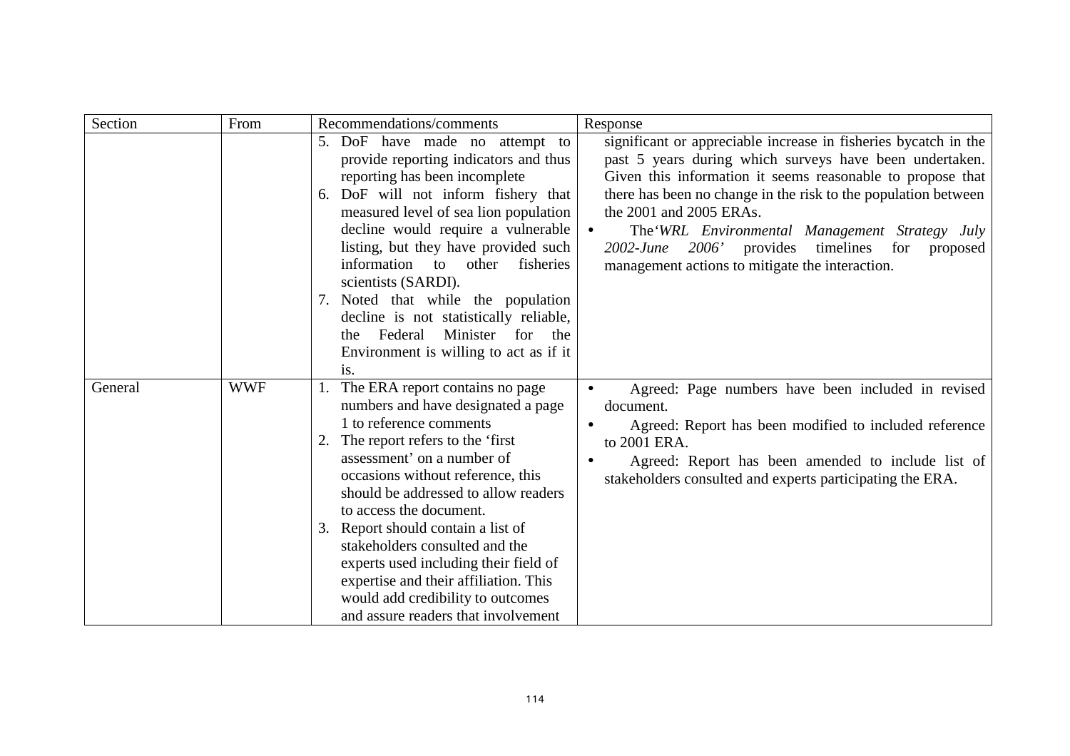| Section | From | Recommendations/comments | Response |
|---|---|---|---|
| | | 5. DoF have made no attempt to provide reporting indicators and thus reporting has been incomplete<br>6. DoF will not inform fishery that measured level of sea lion population decline would require a vulnerable listing, but they have provided such information to other fisheries scientists (SARDI).<br>7. Noted that while the population decline is not statistically reliable, the Federal Minister for the Environment is willing to act as if it is. | significant or appreciable increase in fisheries bycatch in the past 5 years during which surveys have been undertaken. Given this information it seems reasonable to propose that there has been no change in the risk to the population between the 2001 and 2005 ERAs.<br>• The*'WRL Environmental Management Strategy July 2002-June 2006'* provides timelines for proposed management actions to mitigate the interaction. |
| General | WWF | 1. The ERA report contains no page numbers and have designated a page 1 to reference comments<br>2. The report refers to the 'first assessment' on a number of occasions without reference, this should be addressed to allow readers to access the document.<br>3. Report should contain a list of stakeholders consulted and the experts used including their field of expertise and their affiliation. This would add credibility to outcomes and assure readers that involvement | • Agreed: Page numbers have been included in revised document.<br>• Agreed: Report has been modified to included reference to 2001 ERA.<br>• Agreed: Report has been amended to include list of stakeholders consulted and experts participating the ERA. |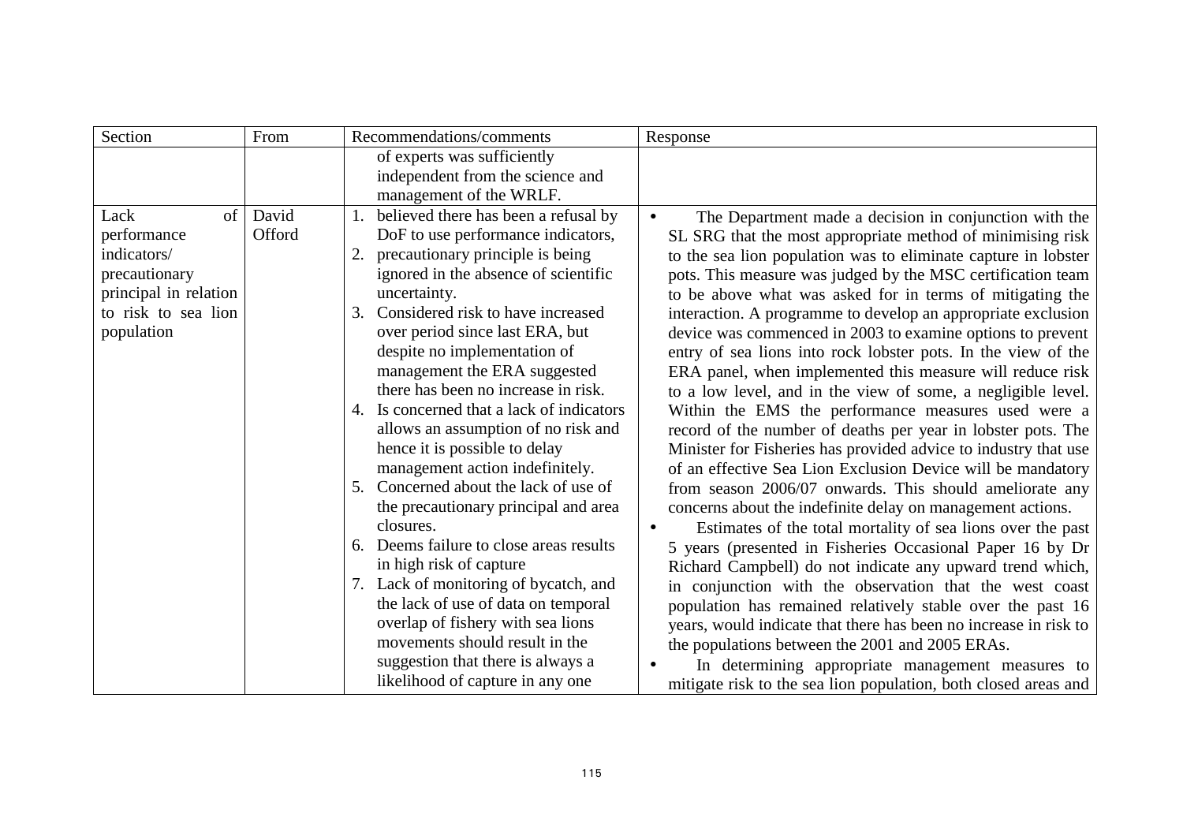| Section | From | Recommendations/comments | Response |
|---|---|---|---|
| | | of experts was sufficiently independent from the science and management of the WRLF. | |
| Lack of performance indicators/ precautionary principal in relation to risk to sea lion population | David Offord | 1. believed there has been a refusal by DoF to use performance indicators,<br>2. precautionary principle is being ignored in the absence of scientific uncertainty.<br>3. Considered risk to have increased over period since last ERA, but despite no implementation of management the ERA suggested there has been no increase in risk.<br>4. Is concerned that a lack of indicators allows an assumption of no risk and hence it is possible to delay management action indefinitely.<br>5. Concerned about the lack of use of the precautionary principal and area closures.<br>6. Deems failure to close areas results in high risk of capture<br>7. Lack of monitoring of bycatch, and the lack of use of data on temporal overlap of fishery with sea lions movements should result in the suggestion that there is always a likelihood of capture in any one | • The Department made a decision in conjunction with the SL SRG that the most appropriate method of minimising risk to the sea lion population was to eliminate capture in lobster pots. This measure was judged by the MSC certification team to be above what was asked for in terms of mitigating the interaction. A programme to develop an appropriate exclusion device was commenced in 2003 to examine options to prevent entry of sea lions into rock lobster pots. In the view of the ERA panel, when implemented this measure will reduce risk to a low level, and in the view of some, a negligible level. Within the EMS the performance measures used were a record of the number of deaths per year in lobster pots. The Minister for Fisheries has provided advice to industry that use of an effective Sea Lion Exclusion Device will be mandatory from season 2006/07 onwards. This should ameliorate any concerns about the indefinite delay on management actions.<br>• Estimates of the total mortality of sea lions over the past 5 years (presented in Fisheries Occasional Paper 16 by Dr Richard Campbell) do not indicate any upward trend which, in conjunction with the observation that the west coast population has remained relatively stable over the past 16 years, would indicate that there has been no increase in risk to the populations between the 2001 and 2005 ERAs.<br>• In determining appropriate management measures to mitigate risk to the sea lion population, both closed areas and |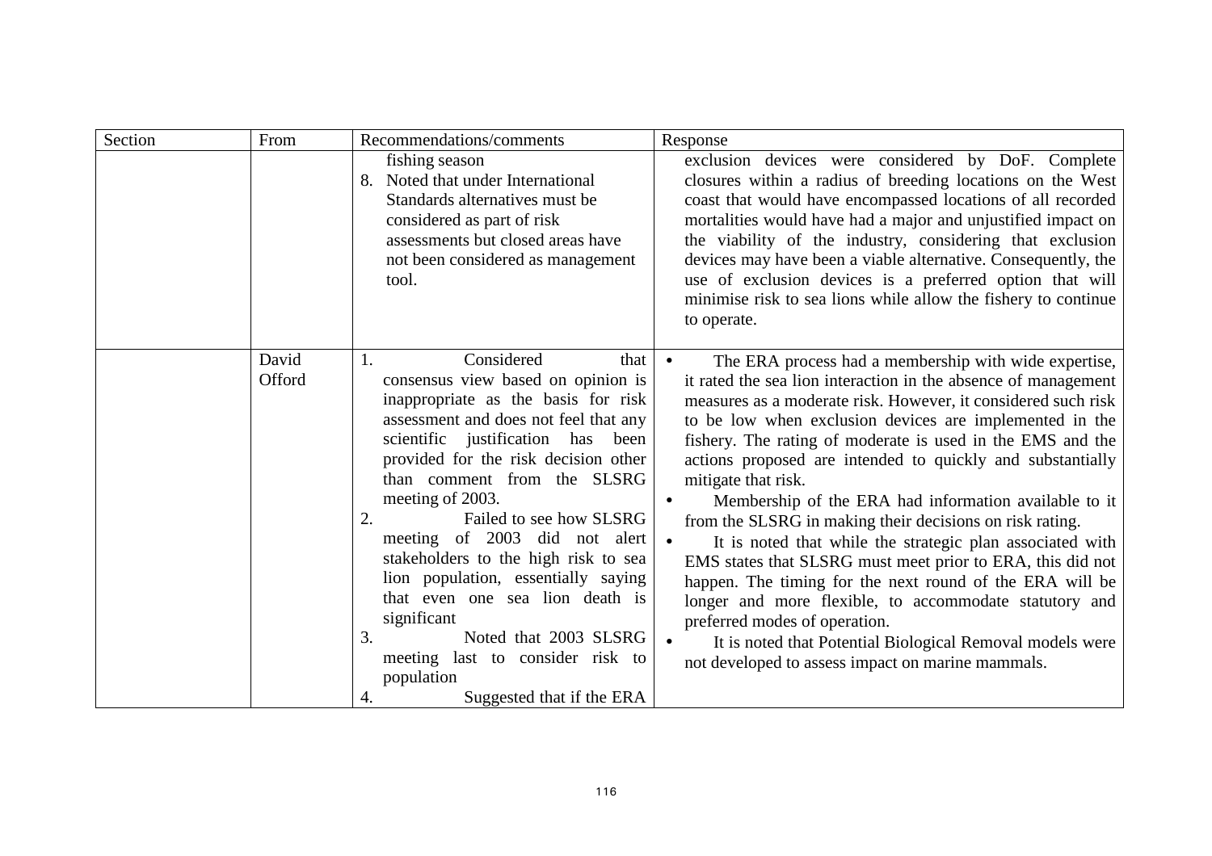| Section | From | Recommendations/comments | Response |
| --- | --- | --- | --- |
| | | fishing season<br>8. Noted that under International Standards alternatives must be considered as part of risk assessments but closed areas have not been considered as management tool. | exclusion devices were considered by DoF. Complete closures within a radius of breeding locations on the West coast that would have encompassed locations of all recorded mortalities would have had a major and unjustified impact on the viability of the industry, considering that exclusion devices may have been a viable alternative. Consequently, the use of exclusion devices is a preferred option that will minimise risk to sea lions while allow the fishery to continue to operate. |
| | David Offord | 1. Considered that consensus view based on opinion is inappropriate as the basis for risk assessment and does not feel that any scientific justification has been provided for the risk decision other than comment from the SLSRG meeting of 2003.<br>2. Failed to see how SLSRG meeting of 2003 did not alert stakeholders to the high risk to sea lion population, essentially saying that even one sea lion death is significant<br>3. Noted that 2003 SLSRG meeting last to consider risk to population<br>4. Suggested that if the ERA | • The ERA process had a membership with wide expertise, it rated the sea lion interaction in the absence of management measures as a moderate risk. However, it considered such risk to be low when exclusion devices are implemented in the fishery. The rating of moderate is used in the EMS and the actions proposed are intended to quickly and substantially mitigate that risk.<br>• Membership of the ERA had information available to it from the SLSRG in making their decisions on risk rating.<br>• It is noted that while the strategic plan associated with EMS states that SLSRG must meet prior to ERA, this did not happen. The timing for the next round of the ERA will be longer and more flexible, to accommodate statutory and preferred modes of operation.<br>• It is noted that Potential Biological Removal models were not developed to assess impact on marine mammals. |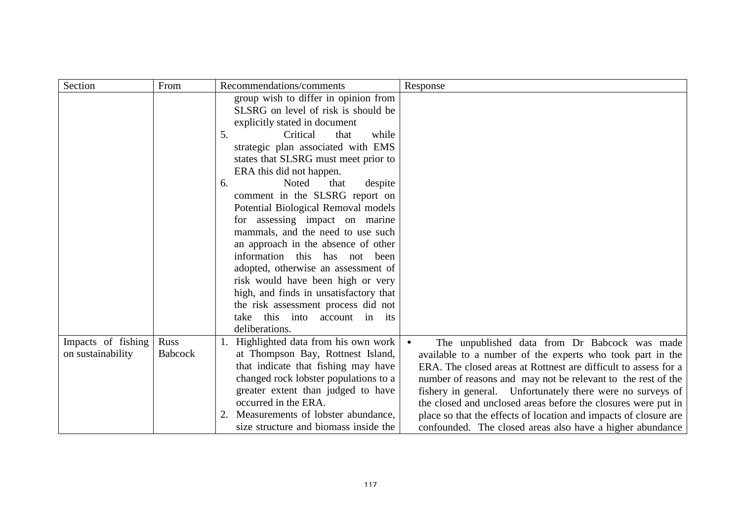| Section | From | Recommendations/comments | Response |
|---|---|---|---|
| | | group wish to differ in opinion from SLSRG on level of risk is should be explicitly stated in document<br>5. Critical that while strategic plan associated with EMS states that SLSRG must meet prior to ERA this did not happen.<br>6. Noted that despite comment in the SLSRG report on Potential Biological Removal models for assessing impact on marine mammals, and the need to use such an approach in the absence of other information this has not been adopted, otherwise an assessment of risk would have been high or very high, and finds in unsatisfactory that the risk assessment process did not take this into account in its deliberations. | |
| Impacts of fishing on sustainability | Russ Babcock | 1. Highlighted data from his own work at Thompson Bay, Rottnest Island, that indicate that fishing may have changed rock lobster populations to a greater extent than judged to have occurred in the ERA.<br>2. Measurements of lobster abundance, size structure and biomass inside the | • The unpublished data from Dr Babcock was made available to a number of the experts who took part in the ERA. The closed areas at Rottnest are difficult to assess for a number of reasons and may not be relevant to the rest of the fishery in general. Unfortunately there were no surveys of the closed and unclosed areas before the closures were put in place so that the effects of location and impacts of closure are confounded. The closed areas also have a higher abundance |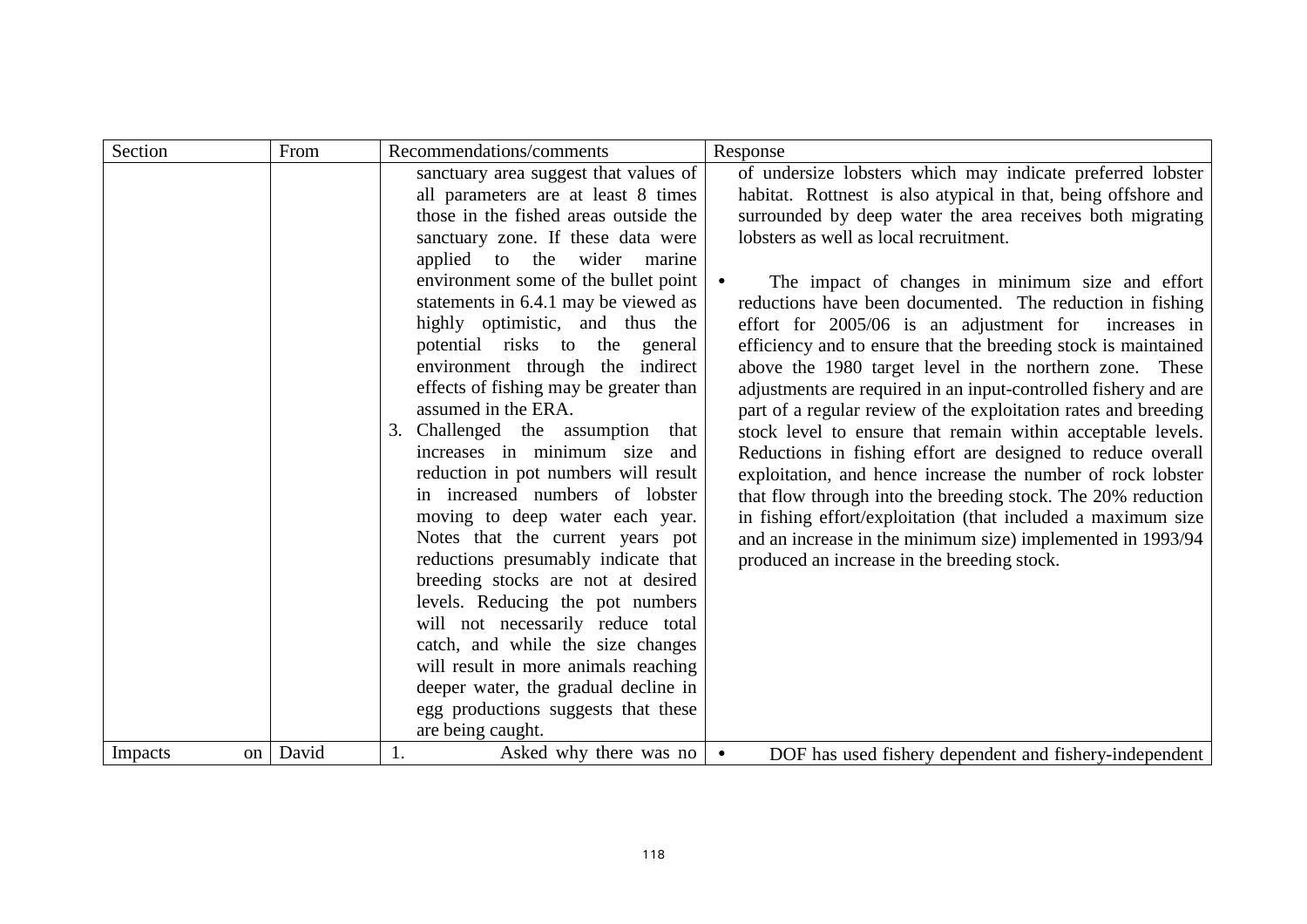| Section | From | Recommendations/comments | Response |
|---|---|---|---|
| | | sanctuary area suggest that values of all parameters are at least 8 times those in the fished areas outside the sanctuary zone. If these data were applied to the wider marine environment some of the bullet point statements in 6.4.1 may be viewed as highly optimistic, and thus the potential risks to the general environment through the indirect effects of fishing may be greater than assumed in the ERA.<br>3. Challenged the assumption that increases in minimum size and reduction in pot numbers will result in increased numbers of lobster moving to deep water each year. Notes that the current years pot reductions presumably indicate that breeding stocks are not at desired levels. Reducing the pot numbers will not necessarily reduce total catch, and while the size changes will result in more animals reaching deeper water, the gradual decline in egg productions suggests that these are being caught. | of undersize lobsters which may indicate preferred lobster habitat. Rottnest is also atypical in that, being offshore and surrounded by deep water the area receives both migrating lobsters as well as local recruitment.<br><br>• The impact of changes in minimum size and effort reductions have been documented. The reduction in fishing effort for 2005/06 is an adjustment for increases in efficiency and to ensure that the breeding stock is maintained above the 1980 target level in the northern zone. These adjustments are required in an input-controlled fishery and are part of a regular review of the exploitation rates and breeding stock level to ensure that remain within acceptable levels. Reductions in fishing effort are designed to reduce overall exploitation, and hence increase the number of rock lobster that flow through into the breeding stock. The 20% reduction in fishing effort/exploitation (that included a maximum size and an increase in the minimum size) implemented in 1993/94 produced an increase in the breeding stock. |
| Impacts on | David | 1. Asked why there was no | • DOF has used fishery dependent and fishery-independent |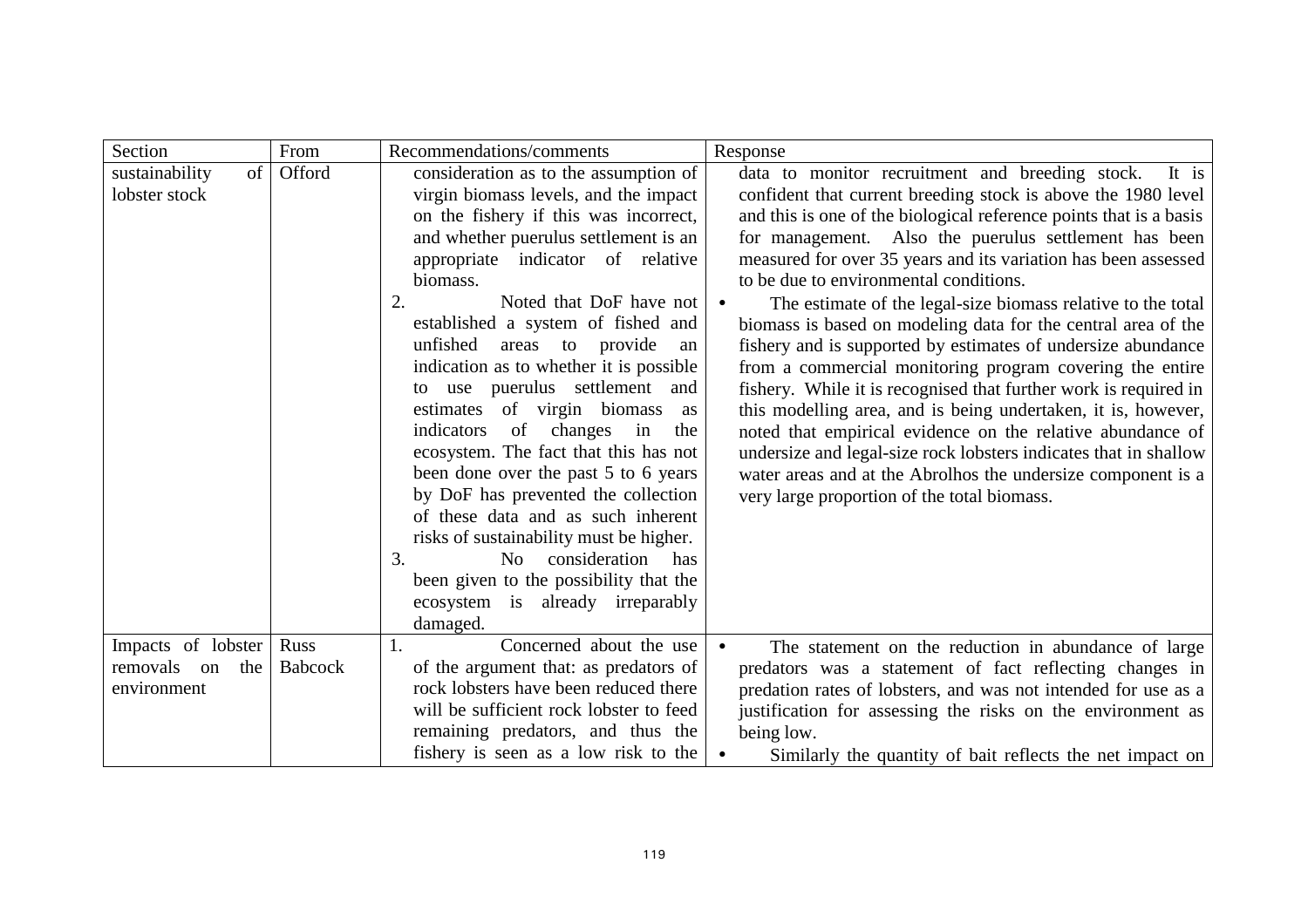| Section | From | Recommendations/comments | Response |
|---|---|---|---|
| sustainability of lobster stock | Offord | consideration as to the assumption of virgin biomass levels, and the impact on the fishery if this was incorrect, and whether puerulus settlement is an appropriate indicator of relative biomass.<br>2. Noted that DoF have not established a system of fished and unfished areas to provide an indication as to whether it is possible to use puerulus settlement and estimates of virgin biomass as indicators of changes in the ecosystem. The fact that this has not been done over the past 5 to 6 years by DoF has prevented the collection of these data and as such inherent risks of sustainability must be higher.<br>3. No consideration has been given to the possibility that the ecosystem is already irreparably damaged. | data to monitor recruitment and breeding stock. It is confident that current breeding stock is above the 1980 level and this is one of the biological reference points that is a basis for management. Also the puerulus settlement has been measured for over 35 years and its variation has been assessed to be due to environmental conditions.<br>• The estimate of the legal-size biomass relative to the total biomass is based on modeling data for the central area of the fishery and is supported by estimates of undersize abundance from a commercial monitoring program covering the entire fishery. While it is recognised that further work is required in this modelling area, and is being undertaken, it is, however, noted that empirical evidence on the relative abundance of undersize and legal-size rock lobsters indicates that in shallow water areas and at the Abrolhos the undersize component is a very large proportion of the total biomass. |
| Impacts of lobster removals on the environment | Russ Babcock | 1. Concerned about the use of the argument that: as predators of rock lobsters have been reduced there will be sufficient rock lobster to feed remaining predators, and thus the fishery is seen as a low risk to the | • The statement on the reduction in abundance of large predators was a statement of fact reflecting changes in predation rates of lobsters, and was not intended for use as a justification for assessing the risks on the environment as being low.<br>• Similarly the quantity of bait reflects the net impact on |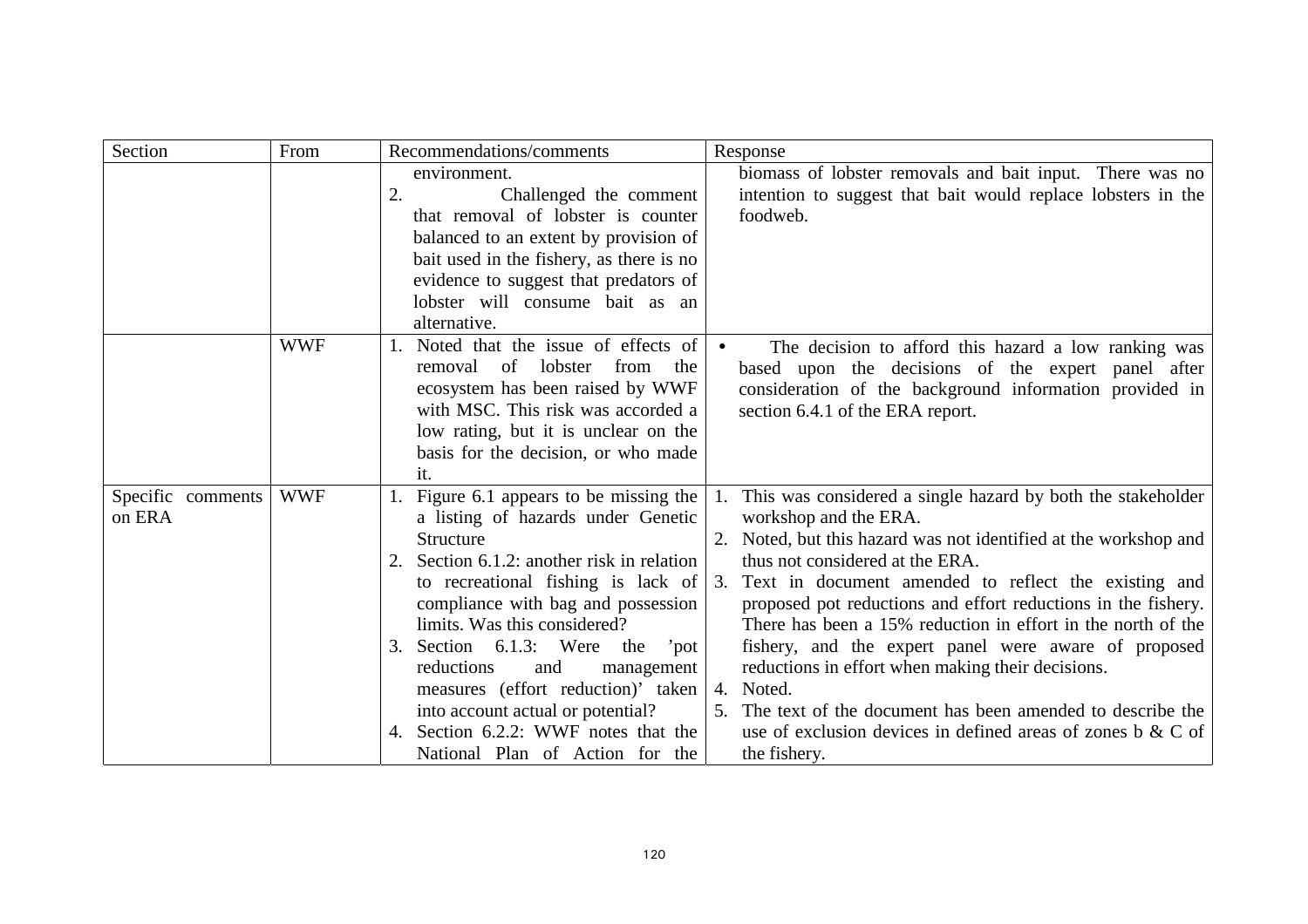| Section | From | Recommendations/comments | Response |
|---|---|---|---|
| | | environment.<br>2. Challenged the comment that removal of lobster is counter balanced to an extent by provision of bait used in the fishery, as there is no evidence to suggest that predators of lobster will consume bait as an alternative. | biomass of lobster removals and bait input. There was no intention to suggest that bait would replace lobsters in the foodweb. |
| | WWF | 1. Noted that the issue of effects of removal of lobster from the ecosystem has been raised by WWF with MSC. This risk was accorded a low rating, but it is unclear on the basis for the decision, or who made it. | • The decision to afford this hazard a low ranking was based upon the decisions of the expert panel after consideration of the background information provided in section 6.4.1 of the ERA report. |
| Specific comments on ERA | WWF | 1. Figure 6.1 appears to be missing the a listing of hazards under Genetic Structure<br>2. Section 6.1.2: another risk in relation to recreational fishing is lack of compliance with bag and possession limits. Was this considered?<br>3. Section 6.1.3: Were the 'pot reductions and management measures (effort reduction)' taken into account actual or potential?<br>4. Section 6.2.2: WWF notes that the National Plan of Action for the | 1. This was considered a single hazard by both the stakeholder workshop and the ERA.<br>2. Noted, but this hazard was not identified at the workshop and thus not considered at the ERA.<br>3. Text in document amended to reflect the existing and proposed pot reductions and effort reductions in the fishery. There has been a 15% reduction in effort in the north of the fishery, and the expert panel were aware of proposed reductions in effort when making their decisions.<br>4. Noted.<br>5. The text of the document has been amended to describe the use of exclusion devices in defined areas of zones b & C of the fishery. |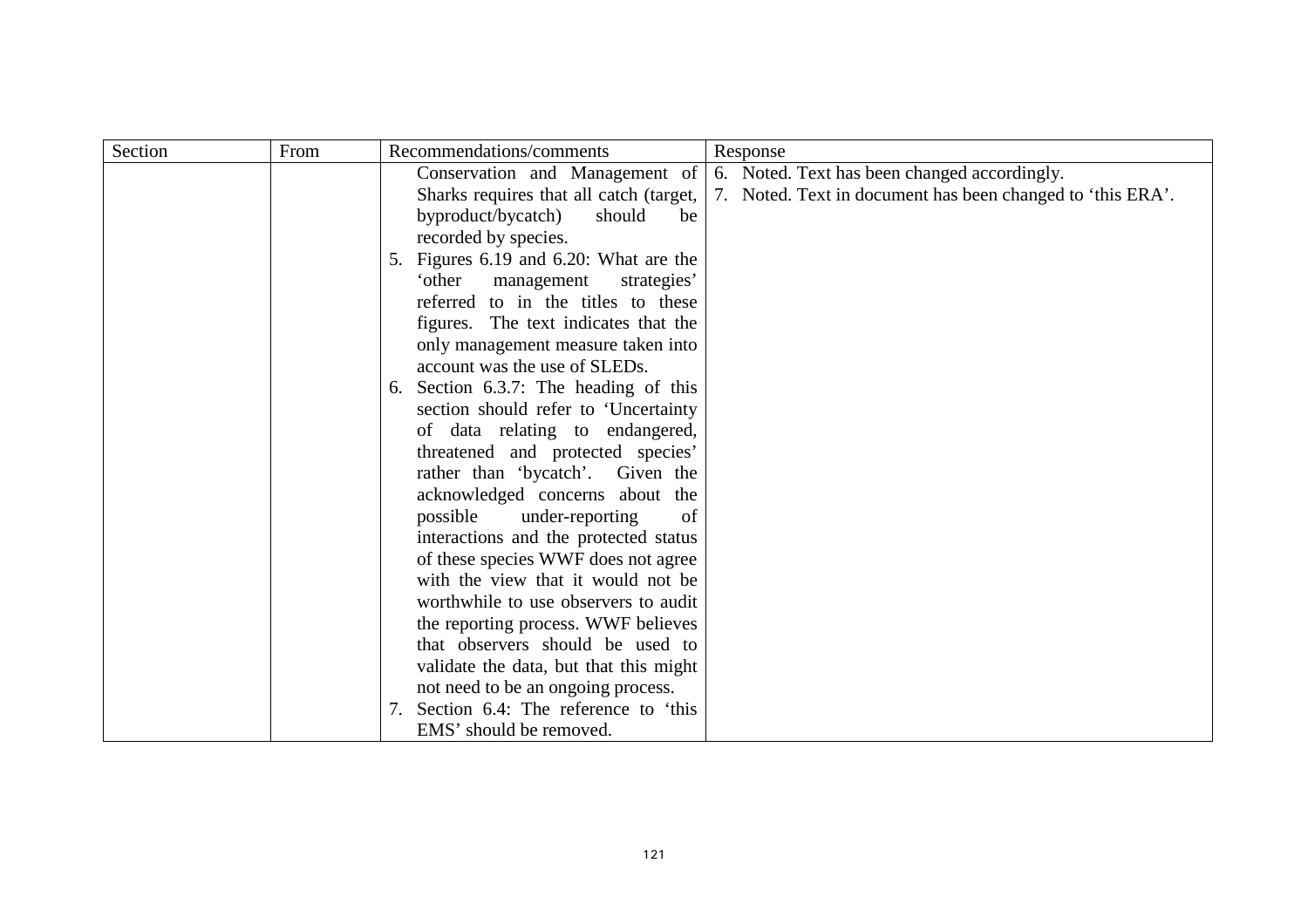| Section | From | Recommendations/comments | Response |
|---|---|---|---|
| | | Conservation and Management of Sharks requires that all catch (target, byproduct/bycatch) should be recorded by species.<br>5. Figures 6.19 and 6.20: What are the 'other management strategies' referred to in the titles to these figures. The text indicates that the only management measure taken into account was the use of SLEDs.<br>6. Section 6.3.7: The heading of this section should refer to 'Uncertainty of data relating to endangered, threatened and protected species' rather than 'bycatch'. Given the acknowledged concerns about the possible under-reporting of interactions and the protected status of these species WWF does not agree with the view that it would not be worthwhile to use observers to audit the reporting process. WWF believes that observers should be used to validate the data, but that this might not need to be an ongoing process.<br>7. Section 6.4: The reference to 'this EMS' should be removed. | 6. Noted. Text has been changed accordingly.<br>7. Noted. Text in document has been changed to 'this ERA'. |